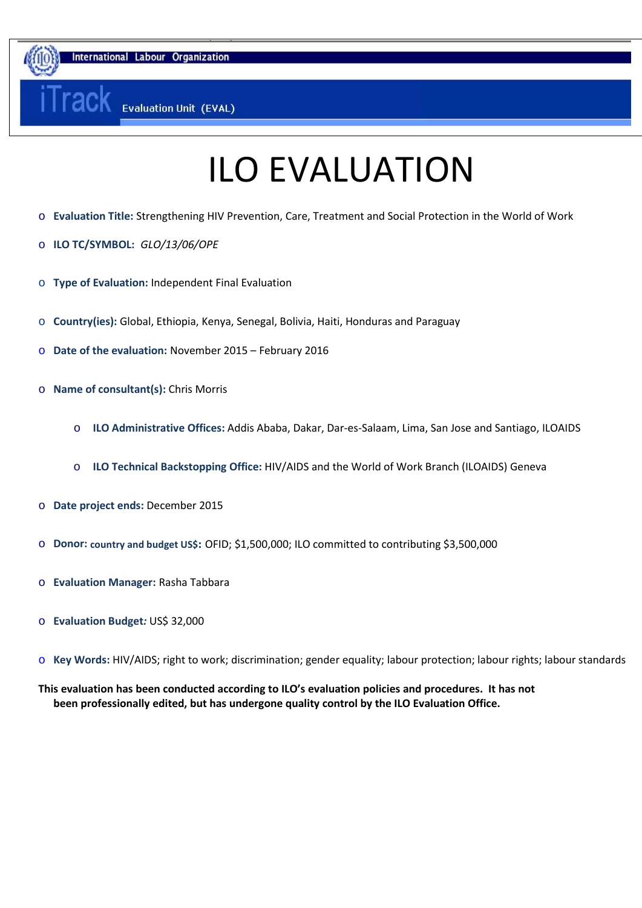International Labour Organization

iTrack Evaluation Unit (EVAL)

# ILO EVALUATION

- **Evaluation Title:** Strengthening HIV Prevention, Care, Treatment and Social Protection in the World of Work
- **ILO TC/SYMBOL:** *GLO/13/06/OPE*
- **Type of Evaluation:** Independent Final Evaluation
- **Country(ies):** Global, Ethiopia, Kenya, Senegal, Bolivia, Haiti, Honduras and Paraguay
- **Date of the evaluation:** November 2015 – February 2016
- **Name of consultant(s):** Chris Morris
    - **ILO Administrative Offices:** Addis Ababa, Dakar, Dar-es-Salaam, Lima, San Jose and Santiago, ILOAIDS
    - **ILO Technical Backstopping Office:** HIV/AIDS and the World of Work Branch (ILOAIDS) Geneva
- **Date project ends:** December 2015
- **Donor: country and budget US$:** OFID; $1,500,000; ILO committed to contributing $3,500,000
- **Evaluation Manager:** Rasha Tabbara
- **Evaluation Budget:** US$ 32,000
- **Key Words:** HIV/AIDS; right to work; discrimination; gender equality; labour protection; labour rights; labour standards

**This evaluation has been conducted according to ILO's evaluation policies and procedures. It has not been professionally edited, but has undergone quality control by the ILO Evaluation Office.**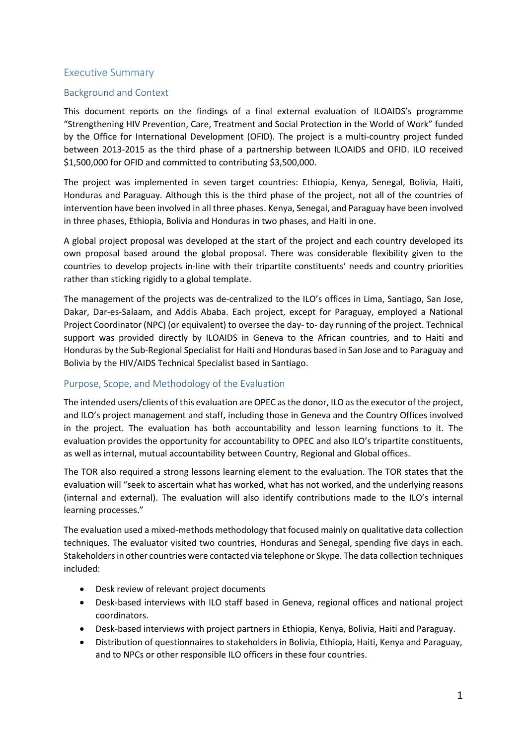## Executive Summary

### Background and Context

This document reports on the findings of a final external evaluation of ILOAIDS's programme "Strengthening HIV Prevention, Care, Treatment and Social Protection in the World of Work" funded by the Office for International Development (OFID). The project is a multi-country project funded between 2013-2015 as the third phase of a partnership between ILOAIDS and OFID. ILO received $1,500,000 for OFID and committed to contributing $3,500,000.

The project was implemented in seven target countries: Ethiopia, Kenya, Senegal, Bolivia, Haiti, Honduras and Paraguay. Although this is the third phase of the project, not all of the countries of intervention have been involved in all three phases. Kenya, Senegal, and Paraguay have been involved in three phases, Ethiopia, Bolivia and Honduras in two phases, and Haiti in one.

A global project proposal was developed at the start of the project and each country developed its own proposal based around the global proposal. There was considerable flexibility given to the countries to develop projects in-line with their tripartite constituents' needs and country priorities rather than sticking rigidly to a global template.

The management of the projects was de-centralized to the ILO's offices in Lima, Santiago, San Jose, Dakar, Dar-es-Salaam, and Addis Ababa. Each project, except for Paraguay, employed a National Project Coordinator (NPC) (or equivalent) to oversee the day- to- day running of the project. Technical support was provided directly by ILOAIDS in Geneva to the African countries, and to Haiti and Honduras by the Sub-Regional Specialist for Haiti and Honduras based in San Jose and to Paraguay and Bolivia by the HIV/AIDS Technical Specialist based in Santiago.

### Purpose, Scope, and Methodology of the Evaluation

The intended users/clients of this evaluation are OPEC as the donor, ILO as the executor of the project, and ILO's project management and staff, including those in Geneva and the Country Offices involved in the project. The evaluation has both accountability and lesson learning functions to it. The evaluation provides the opportunity for accountability to OPEC and also ILO's tripartite constituents, as well as internal, mutual accountability between Country, Regional and Global offices.

The TOR also required a strong lessons learning element to the evaluation. The TOR states that the evaluation will "seek to ascertain what has worked, what has not worked, and the underlying reasons (internal and external). The evaluation will also identify contributions made to the ILO's internal learning processes."

The evaluation used a mixed-methods methodology that focused mainly on qualitative data collection techniques. The evaluator visited two countries, Honduras and Senegal, spending five days in each. Stakeholders in other countries were contacted via telephone or Skype. The data collection techniques included:

- Desk review of relevant project documents
- Desk-based interviews with ILO staff based in Geneva, regional offices and national project coordinators.
- Desk-based interviews with project partners in Ethiopia, Kenya, Bolivia, Haiti and Paraguay.
- Distribution of questionnaires to stakeholders in Bolivia, Ethiopia, Haiti, Kenya and Paraguay, and to NPCs or other responsible ILO officers in these four countries.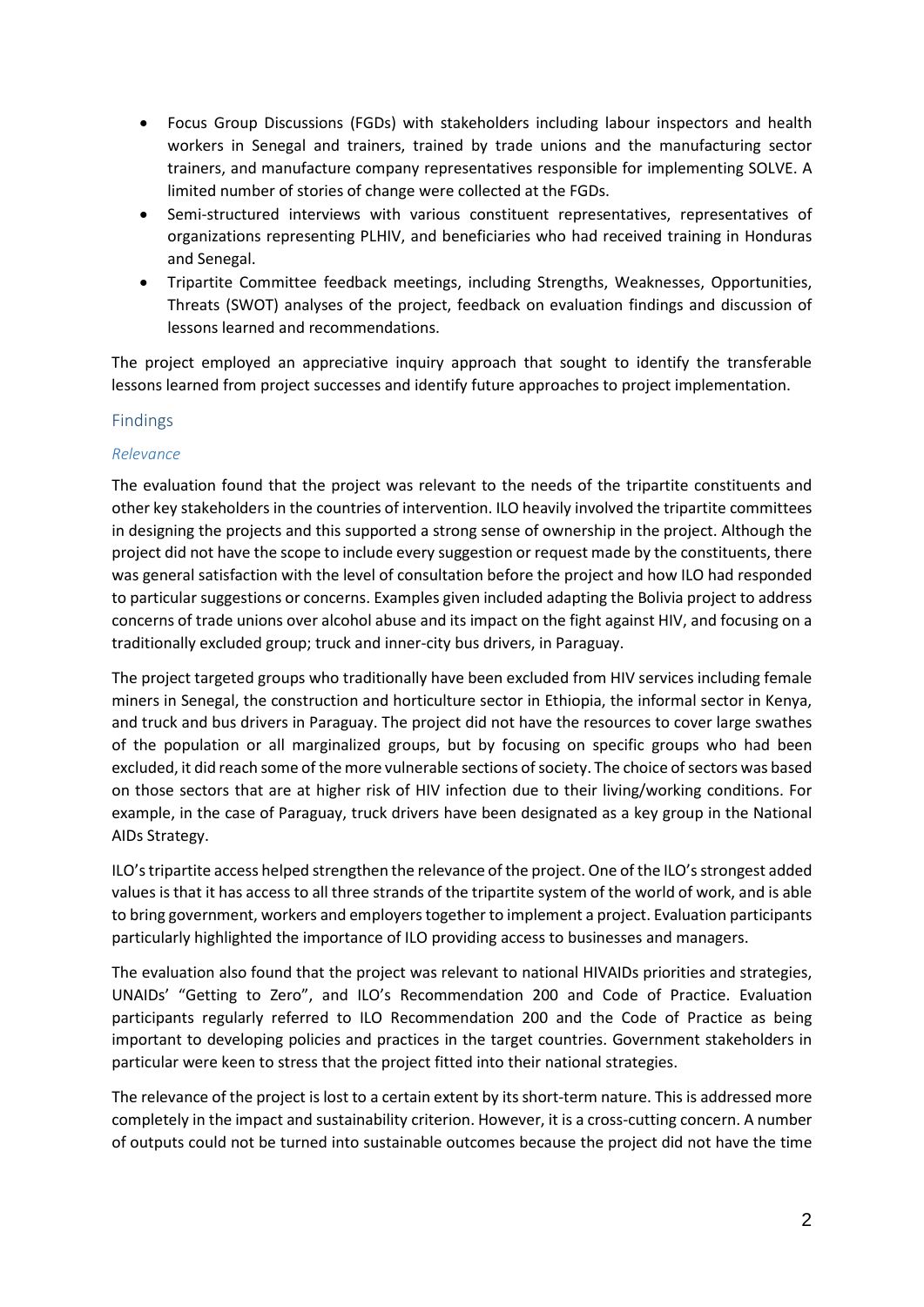- Focus Group Discussions (FGDs) with stakeholders including labour inspectors and health workers in Senegal and trainers, trained by trade unions and the manufacturing sector trainers, and manufacture company representatives responsible for implementing SOLVE. A limited number of stories of change were collected at the FGDs.
- Semi-structured interviews with various constituent representatives, representatives of organizations representing PLHIV, and beneficiaries who had received training in Honduras and Senegal.
- Tripartite Committee feedback meetings, including Strengths, Weaknesses, Opportunities, Threats (SWOT) analyses of the project, feedback on evaluation findings and discussion of lessons learned and recommendations.

The project employed an appreciative inquiry approach that sought to identify the transferable lessons learned from project successes and identify future approaches to project implementation.

## Findings

### *Relevance*

The evaluation found that the project was relevant to the needs of the tripartite constituents and other key stakeholders in the countries of intervention. ILO heavily involved the tripartite committees in designing the projects and this supported a strong sense of ownership in the project. Although the project did not have the scope to include every suggestion or request made by the constituents, there was general satisfaction with the level of consultation before the project and how ILO had responded to particular suggestions or concerns. Examples given included adapting the Bolivia project to address concerns of trade unions over alcohol abuse and its impact on the fight against HIV, and focusing on a traditionally excluded group; truck and inner-city bus drivers, in Paraguay.

The project targeted groups who traditionally have been excluded from HIV services including female miners in Senegal, the construction and horticulture sector in Ethiopia, the informal sector in Kenya, and truck and bus drivers in Paraguay. The project did not have the resources to cover large swathes of the population or all marginalized groups, but by focusing on specific groups who had been excluded, it did reach some of the more vulnerable sections of society. The choice of sectors was based on those sectors that are at higher risk of HIV infection due to their living/working conditions. For example, in the case of Paraguay, truck drivers have been designated as a key group in the National AIDs Strategy.

ILO's tripartite access helped strengthen the relevance of the project. One of the ILO's strongest added values is that it has access to all three strands of the tripartite system of the world of work, and is able to bring government, workers and employers together to implement a project. Evaluation participants particularly highlighted the importance of ILO providing access to businesses and managers.

The evaluation also found that the project was relevant to national HIVAIDs priorities and strategies, UNAIDs' "Getting to Zero", and ILO's Recommendation 200 and Code of Practice. Evaluation participants regularly referred to ILO Recommendation 200 and the Code of Practice as being important to developing policies and practices in the target countries. Government stakeholders in particular were keen to stress that the project fitted into their national strategies.

The relevance of the project is lost to a certain extent by its short-term nature. This is addressed more completely in the impact and sustainability criterion. However, it is a cross-cutting concern. A number of outputs could not be turned into sustainable outcomes because the project did not have the time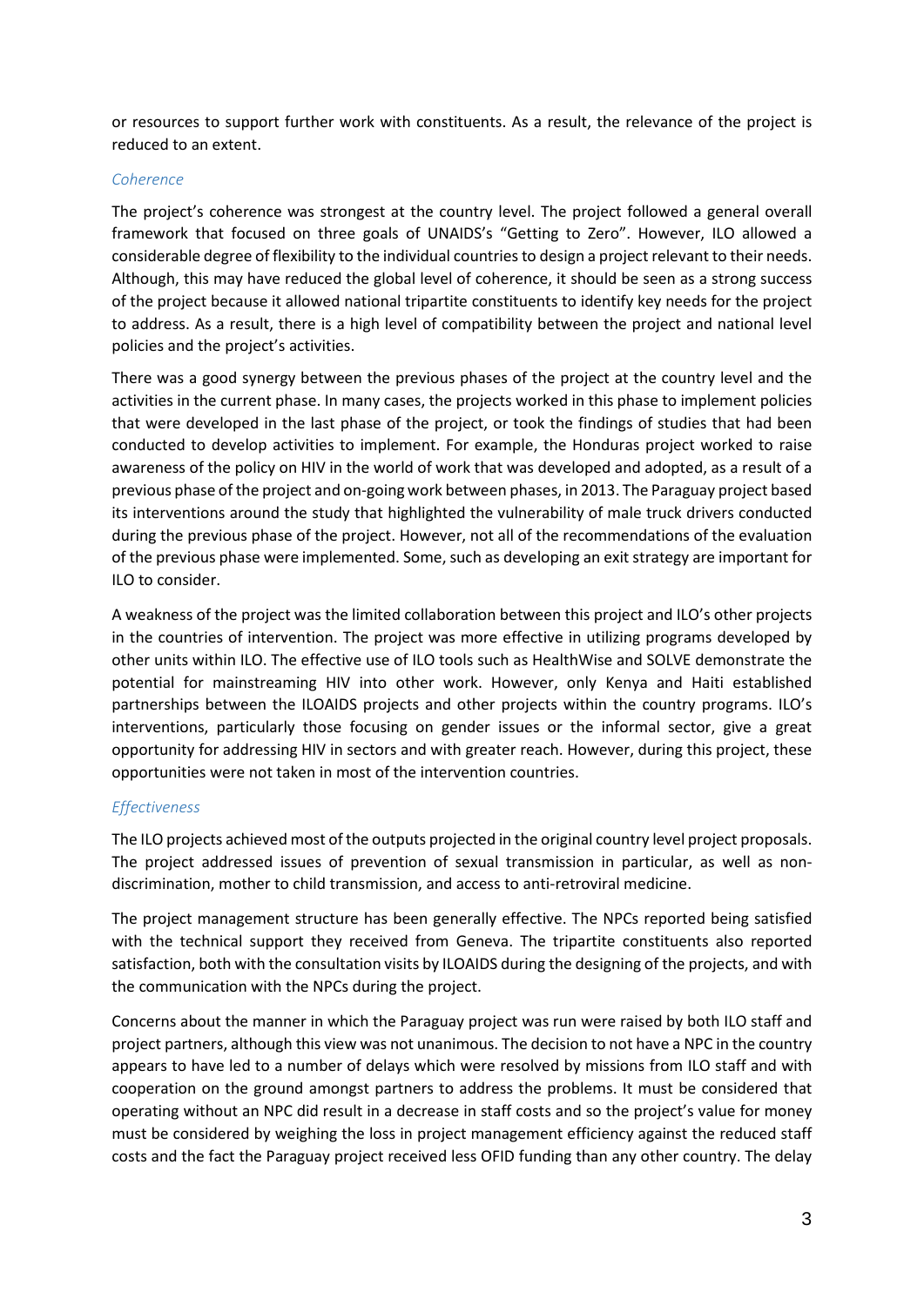or resources to support further work with constituents. As a result, the relevance of the project is reduced to an extent.

*Coherence*

The project's coherence was strongest at the country level. The project followed a general overall framework that focused on three goals of UNAIDS's "Getting to Zero". However, ILO allowed a considerable degree of flexibility to the individual countries to design a project relevant to their needs. Although, this may have reduced the global level of coherence, it should be seen as a strong success of the project because it allowed national tripartite constituents to identify key needs for the project to address. As a result, there is a high level of compatibility between the project and national level policies and the project's activities.

There was a good synergy between the previous phases of the project at the country level and the activities in the current phase. In many cases, the projects worked in this phase to implement policies that were developed in the last phase of the project, or took the findings of studies that had been conducted to develop activities to implement. For example, the Honduras project worked to raise awareness of the policy on HIV in the world of work that was developed and adopted, as a result of a previous phase of the project and on-going work between phases, in 2013. The Paraguay project based its interventions around the study that highlighted the vulnerability of male truck drivers conducted during the previous phase of the project. However, not all of the recommendations of the evaluation of the previous phase were implemented. Some, such as developing an exit strategy are important for ILO to consider.

A weakness of the project was the limited collaboration between this project and ILO's other projects in the countries of intervention. The project was more effective in utilizing programs developed by other units within ILO. The effective use of ILO tools such as HealthWise and SOLVE demonstrate the potential for mainstreaming HIV into other work. However, only Kenya and Haiti established partnerships between the ILOAIDS projects and other projects within the country programs. ILO's interventions, particularly those focusing on gender issues or the informal sector, give a great opportunity for addressing HIV in sectors and with greater reach. However, during this project, these opportunities were not taken in most of the intervention countries.

*Effectiveness*

The ILO projects achieved most of the outputs projected in the original country level project proposals. The project addressed issues of prevention of sexual transmission in particular, as well as non-discrimination, mother to child transmission, and access to anti-retroviral medicine.

The project management structure has been generally effective. The NPCs reported being satisfied with the technical support they received from Geneva. The tripartite constituents also reported satisfaction, both with the consultation visits by ILOAIDS during the designing of the projects, and with the communication with the NPCs during the project.

Concerns about the manner in which the Paraguay project was run were raised by both ILO staff and project partners, although this view was not unanimous. The decision to not have a NPC in the country appears to have led to a number of delays which were resolved by missions from ILO staff and with cooperation on the ground amongst partners to address the problems. It must be considered that operating without an NPC did result in a decrease in staff costs and so the project's value for money must be considered by weighing the loss in project management efficiency against the reduced staff costs and the fact the Paraguay project received less OFID funding than any other country. The delay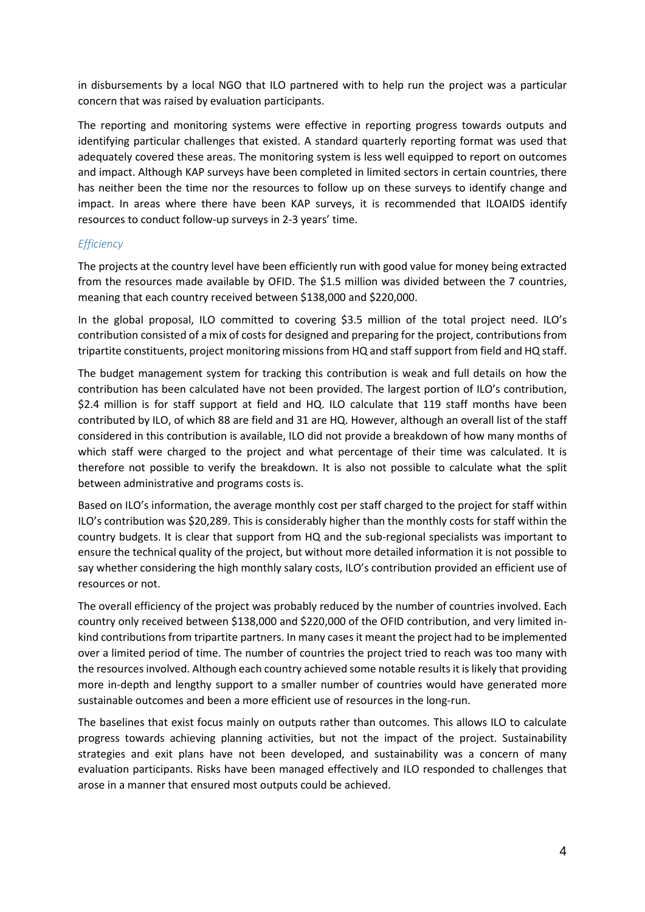in disbursements by a local NGO that ILO partnered with to help run the project was a particular concern that was raised by evaluation participants.

The reporting and monitoring systems were effective in reporting progress towards outputs and identifying particular challenges that existed. A standard quarterly reporting format was used that adequately covered these areas. The monitoring system is less well equipped to report on outcomes and impact. Although KAP surveys have been completed in limited sectors in certain countries, there has neither been the time nor the resources to follow up on these surveys to identify change and impact. In areas where there have been KAP surveys, it is recommended that ILOAIDS identify resources to conduct follow-up surveys in 2-3 years' time.

### *Efficiency*

The projects at the country level have been efficiently run with good value for money being extracted from the resources made available by OFID. The $1.5 million was divided between the 7 countries, meaning that each country received between $138,000 and $220,000.

In the global proposal, ILO committed to covering $3.5 million of the total project need. ILO's contribution consisted of a mix of costs for designed and preparing for the project, contributions from tripartite constituents, project monitoring missions from HQ and staff support from field and HQ staff.

The budget management system for tracking this contribution is weak and full details on how the contribution has been calculated have not been provided. The largest portion of ILO's contribution, $2.4 million is for staff support at field and HQ. ILO calculate that 119 staff months have been contributed by ILO, of which 88 are field and 31 are HQ. However, although an overall list of the staff considered in this contribution is available, ILO did not provide a breakdown of how many months of which staff were charged to the project and what percentage of their time was calculated. It is therefore not possible to verify the breakdown. It is also not possible to calculate what the split between administrative and programs costs is.

Based on ILO's information, the average monthly cost per staff charged to the project for staff within ILO's contribution was $20,289. This is considerably higher than the monthly costs for staff within the country budgets. It is clear that support from HQ and the sub-regional specialists was important to ensure the technical quality of the project, but without more detailed information it is not possible to say whether considering the high monthly salary costs, ILO's contribution provided an efficient use of resources or not.

The overall efficiency of the project was probably reduced by the number of countries involved. Each country only received between $138,000 and $220,000 of the OFID contribution, and very limited in-kind contributions from tripartite partners. In many cases it meant the project had to be implemented over a limited period of time. The number of countries the project tried to reach was too many with the resources involved. Although each country achieved some notable results it is likely that providing more in-depth and lengthy support to a smaller number of countries would have generated more sustainable outcomes and been a more efficient use of resources in the long-run.

The baselines that exist focus mainly on outputs rather than outcomes. This allows ILO to calculate progress towards achieving planning activities, but not the impact of the project. Sustainability strategies and exit plans have not been developed, and sustainability was a concern of many evaluation participants. Risks have been managed effectively and ILO responded to challenges that arose in a manner that ensured most outputs could be achieved.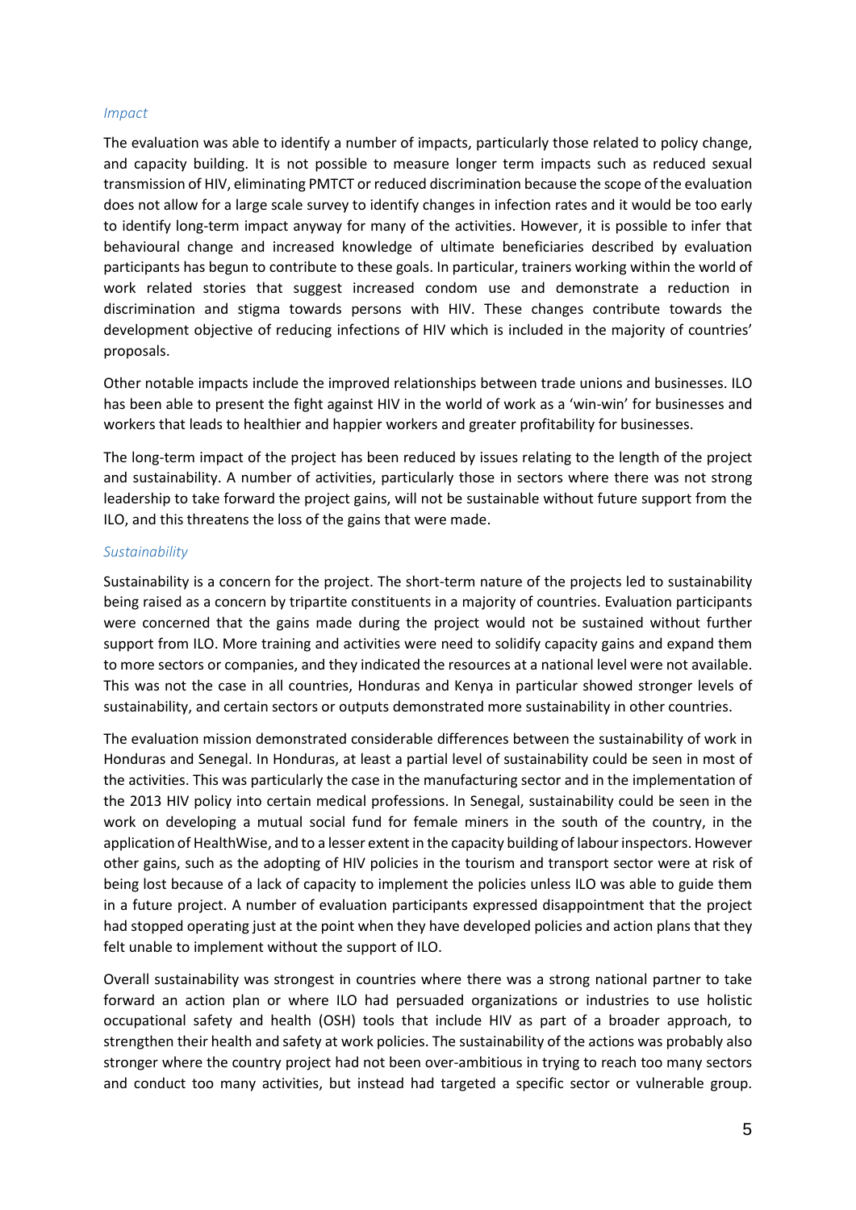*Impact*

The evaluation was able to identify a number of impacts, particularly those related to policy change, and capacity building. It is not possible to measure longer term impacts such as reduced sexual transmission of HIV, eliminating PMTCT or reduced discrimination because the scope of the evaluation does not allow for a large scale survey to identify changes in infection rates and it would be too early to identify long-term impact anyway for many of the activities. However, it is possible to infer that behavioural change and increased knowledge of ultimate beneficiaries described by evaluation participants has begun to contribute to these goals. In particular, trainers working within the world of work related stories that suggest increased condom use and demonstrate a reduction in discrimination and stigma towards persons with HIV. These changes contribute towards the development objective of reducing infections of HIV which is included in the majority of countries' proposals.

Other notable impacts include the improved relationships between trade unions and businesses. ILO has been able to present the fight against HIV in the world of work as a 'win-win' for businesses and workers that leads to healthier and happier workers and greater profitability for businesses.

The long-term impact of the project has been reduced by issues relating to the length of the project and sustainability. A number of activities, particularly those in sectors where there was not strong leadership to take forward the project gains, will not be sustainable without future support from the ILO, and this threatens the loss of the gains that were made.

*Sustainability*

Sustainability is a concern for the project. The short-term nature of the projects led to sustainability being raised as a concern by tripartite constituents in a majority of countries. Evaluation participants were concerned that the gains made during the project would not be sustained without further support from ILO. More training and activities were need to solidify capacity gains and expand them to more sectors or companies, and they indicated the resources at a national level were not available. This was not the case in all countries, Honduras and Kenya in particular showed stronger levels of sustainability, and certain sectors or outputs demonstrated more sustainability in other countries.

The evaluation mission demonstrated considerable differences between the sustainability of work in Honduras and Senegal. In Honduras, at least a partial level of sustainability could be seen in most of the activities. This was particularly the case in the manufacturing sector and in the implementation of the 2013 HIV policy into certain medical professions. In Senegal, sustainability could be seen in the work on developing a mutual social fund for female miners in the south of the country, in the application of HealthWise, and to a lesser extent in the capacity building of labour inspectors. However other gains, such as the adopting of HIV policies in the tourism and transport sector were at risk of being lost because of a lack of capacity to implement the policies unless ILO was able to guide them in a future project. A number of evaluation participants expressed disappointment that the project had stopped operating just at the point when they have developed policies and action plans that they felt unable to implement without the support of ILO.

Overall sustainability was strongest in countries where there was a strong national partner to take forward an action plan or where ILO had persuaded organizations or industries to use holistic occupational safety and health (OSH) tools that include HIV as part of a broader approach, to strengthen their health and safety at work policies. The sustainability of the actions was probably also stronger where the country project had not been over-ambitious in trying to reach too many sectors and conduct too many activities, but instead had targeted a specific sector or vulnerable group.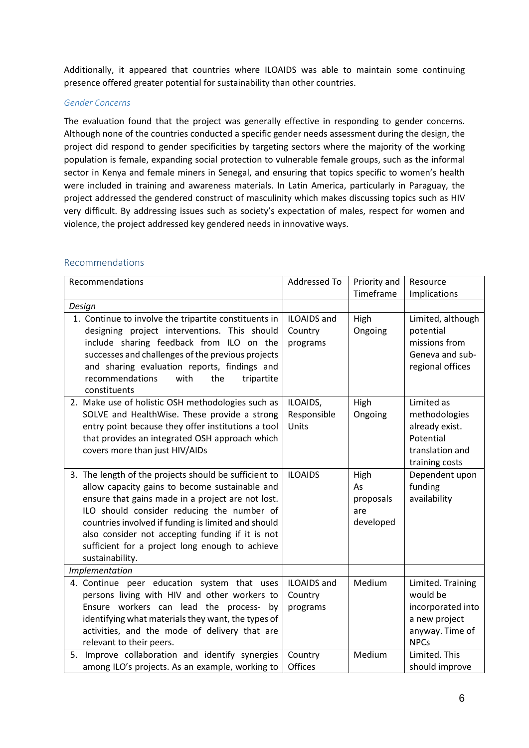Additionally, it appeared that countries where ILOAIDS was able to maintain some continuing presence offered greater potential for sustainability than other countries.

*Gender Concerns*

The evaluation found that the project was generally effective in responding to gender concerns. Although none of the countries conducted a specific gender needs assessment during the design, the project did respond to gender specificities by targeting sectors where the majority of the working population is female, expanding social protection to vulnerable female groups, such as the informal sector in Kenya and female miners in Senegal, and ensuring that topics specific to women's health were included in training and awareness materials. In Latin America, particularly in Paraguay, the project addressed the gendered construct of masculinity which makes discussing topics such as HIV very difficult. By addressing issues such as society's expectation of males, respect for women and violence, the project addressed key gendered needs in innovative ways.

## Recommendations

| Recommendations | Addressed To | Priority and Timeframe | Resource Implications |
|---|---|---|---|
| *Design* | | | |
| 1. Continue to involve the tripartite constituents in designing project interventions. This should include sharing feedback from ILO on the successes and challenges of the previous projects and sharing evaluation reports, findings and recommendations with the tripartite constituents | ILOAIDS and Country programs | High Ongoing | Limited, although potential missions from Geneva and sub-regional offices |
| 2. Make use of holistic OSH methodologies such as SOLVE and HealthWise. These provide a strong entry point because they offer institutions a tool that provides an integrated OSH approach which covers more than just HIV/AIDs | ILOAIDS, Responsible Units | High Ongoing | Limited as methodologies already exist. Potential translation and training costs |
| 3. The length of the projects should be sufficient to allow capacity gains to become sustainable and ensure that gains made in a project are not lost. ILO should consider reducing the number of countries involved if funding is limited and should also consider not accepting funding if it is not sufficient for a project long enough to achieve sustainability. | ILOAIDS | High As proposals are developed | Dependent upon funding availability |
| *Implementation* | | | |
| 4. Continue peer education system that uses persons living with HIV and other workers to Ensure workers can lead the process- by identifying what materials they want, the types of activities, and the mode of delivery that are relevant to their peers. | ILOAIDS and Country programs | Medium | Limited. Training would be incorporated into a new project anyway. Time of NPCs |
| 5. Improve collaboration and identify synergies among ILO's projects. As an example, working to | Country Offices | Medium | Limited. This should improve |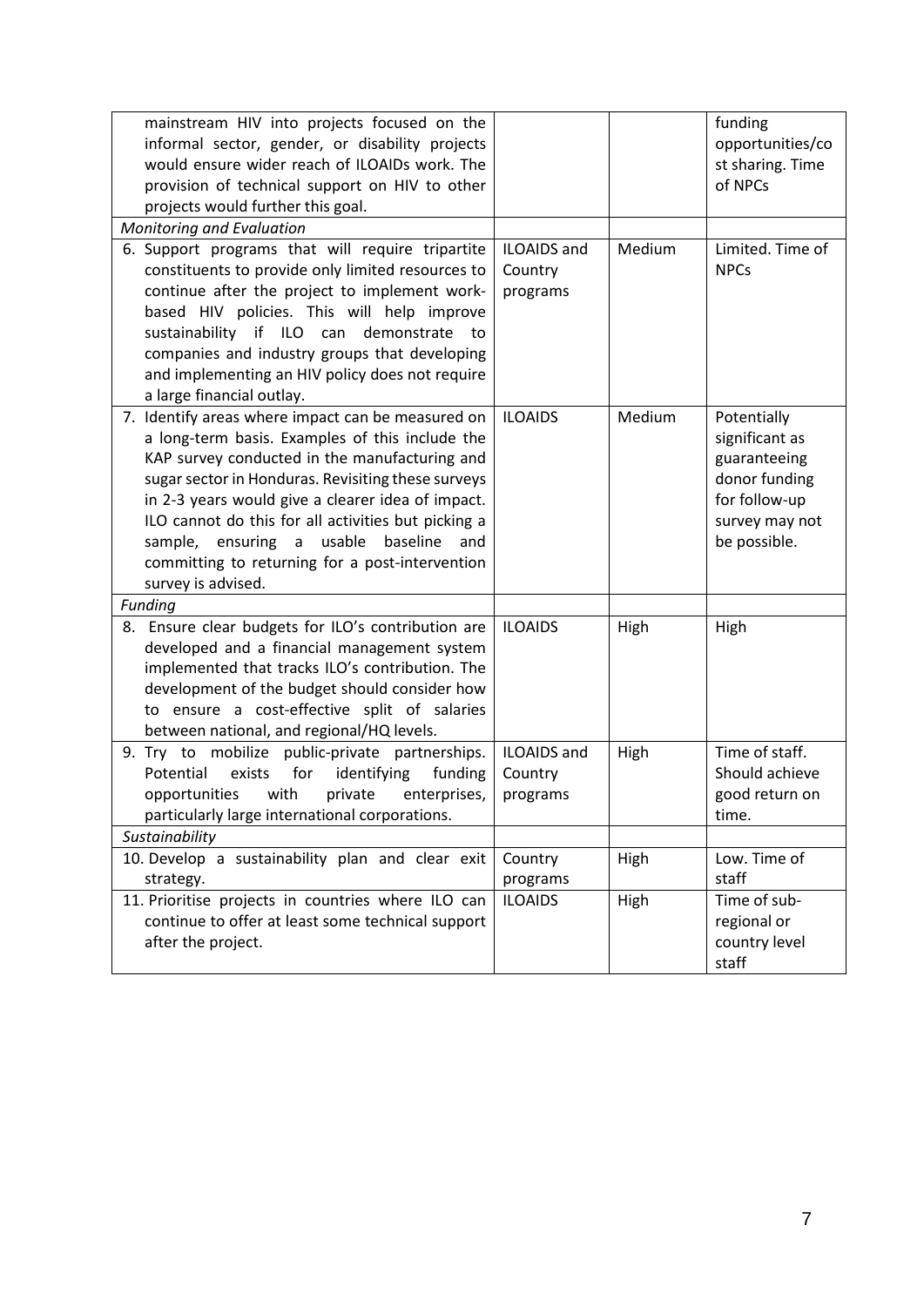| | | | |
|---|---|---|---|
| mainstream HIV into projects focused on the informal sector, gender, or disability projects would ensure wider reach of ILOAIDs work. The provision of technical support on HIV to other projects would further this goal. | | | funding opportunities/cost sharing. Time of NPCs |
| *Monitoring and Evaluation* | | | |
| 6. Support programs that will require tripartite constituents to provide only limited resources to continue after the project to implement work-based HIV policies. This will help improve sustainability if ILO can demonstrate to companies and industry groups that developing and implementing an HIV policy does not require a large financial outlay. | ILOAIDS and Country programs | Medium | Limited. Time of NPCs |
| 7. Identify areas where impact can be measured on a long-term basis. Examples of this include the KAP survey conducted in the manufacturing and sugar sector in Honduras. Revisiting these surveys in 2-3 years would give a clearer idea of impact. ILO cannot do this for all activities but picking a sample, ensuring a usable baseline and committing to returning for a post-intervention survey is advised. | ILOAIDS | Medium | Potentially significant as guaranteeing donor funding for follow-up survey may not be possible. |
| *Funding* | | | |
| 8. Ensure clear budgets for ILO's contribution are developed and a financial management system implemented that tracks ILO's contribution. The development of the budget should consider how to ensure a cost-effective split of salaries between national, and regional/HQ levels. | ILOAIDS | High | High |
| 9. Try to mobilize public-private partnerships. Potential exists for identifying funding opportunities with private enterprises, particularly large international corporations. | ILOAIDS and Country programs | High | Time of staff. Should achieve good return on time. |
| *Sustainability* | | | |
| 10. Develop a sustainability plan and clear exit strategy. | Country programs | High | Low. Time of staff |
| 11. Prioritise projects in countries where ILO can continue to offer at least some technical support after the project. | ILOAIDS | High | Time of sub-regional or country level staff |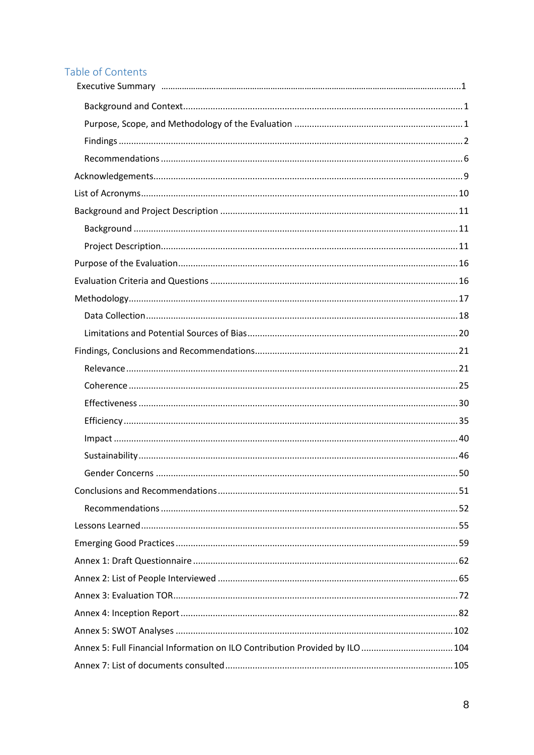## Table of Contents

- Executive Summary ... 1
  - Background and Context ... 1
  - Purpose, Scope, and Methodology of the Evaluation ... 1
  - Findings ... 2
  - Recommendations ... 6
- Acknowledgements ... 9
- List of Acronyms ... 10
- Background and Project Description ... 11
  - Background ... 11
  - Project Description ... 11
- Purpose of the Evaluation ... 16
- Evaluation Criteria and Questions ... 16
- Methodology ... 17
  - Data Collection ... 18
  - Limitations and Potential Sources of Bias ... 20
- Findings, Conclusions and Recommendations ... 21
  - Relevance ... 21
  - Coherence ... 25
  - Effectiveness ... 30
  - Efficiency ... 35
  - Impact ... 40
  - Sustainability ... 46
  - Gender Concerns ... 50
- Conclusions and Recommendations ... 51
  - Recommendations ... 52
- Lessons Learned ... 55
- Emerging Good Practices ... 59
- Annex 1: Draft Questionnaire ... 62
- Annex 2: List of People Interviewed ... 65
- Annex 3: Evaluation TOR ... 72
- Annex 4: Inception Report ... 82
- Annex 5: SWOT Analyses ... 102
- Annex 5: Full Financial Information on ILO Contribution Provided by ILO ... 104
- Annex 7: List of documents consulted ... 105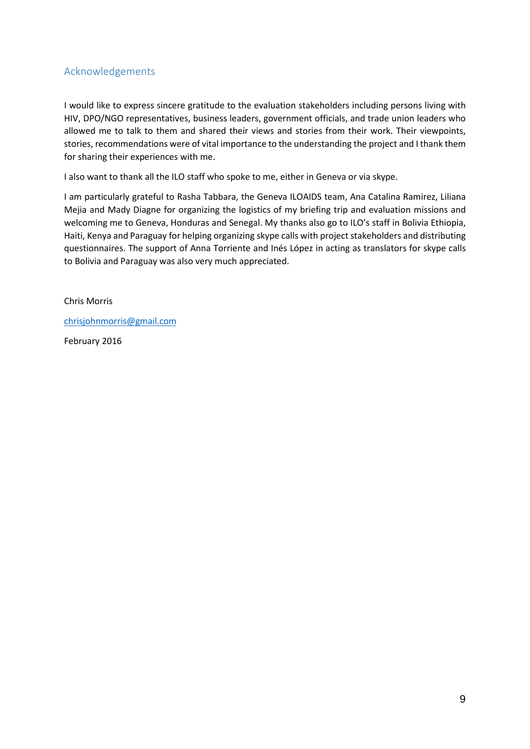## Acknowledgements

I would like to express sincere gratitude to the evaluation stakeholders including persons living with HIV, DPO/NGO representatives, business leaders, government officials, and trade union leaders who allowed me to talk to them and shared their views and stories from their work. Their viewpoints, stories, recommendations were of vital importance to the understanding the project and I thank them for sharing their experiences with me.

I also want to thank all the ILO staff who spoke to me, either in Geneva or via skype.

I am particularly grateful to Rasha Tabbara, the Geneva ILOAIDS team, Ana Catalina Ramirez, Liliana Mejia and Mady Diagne for organizing the logistics of my briefing trip and evaluation missions and welcoming me to Geneva, Honduras and Senegal. My thanks also go to ILO's staff in Bolivia Ethiopia, Haiti, Kenya and Paraguay for helping organizing skype calls with project stakeholders and distributing questionnaires. The support of Anna Torriente and Inés López in acting as translators for skype calls to Bolivia and Paraguay was also very much appreciated.

Chris Morris

chrisjohnmorris@gmail.com

February 2016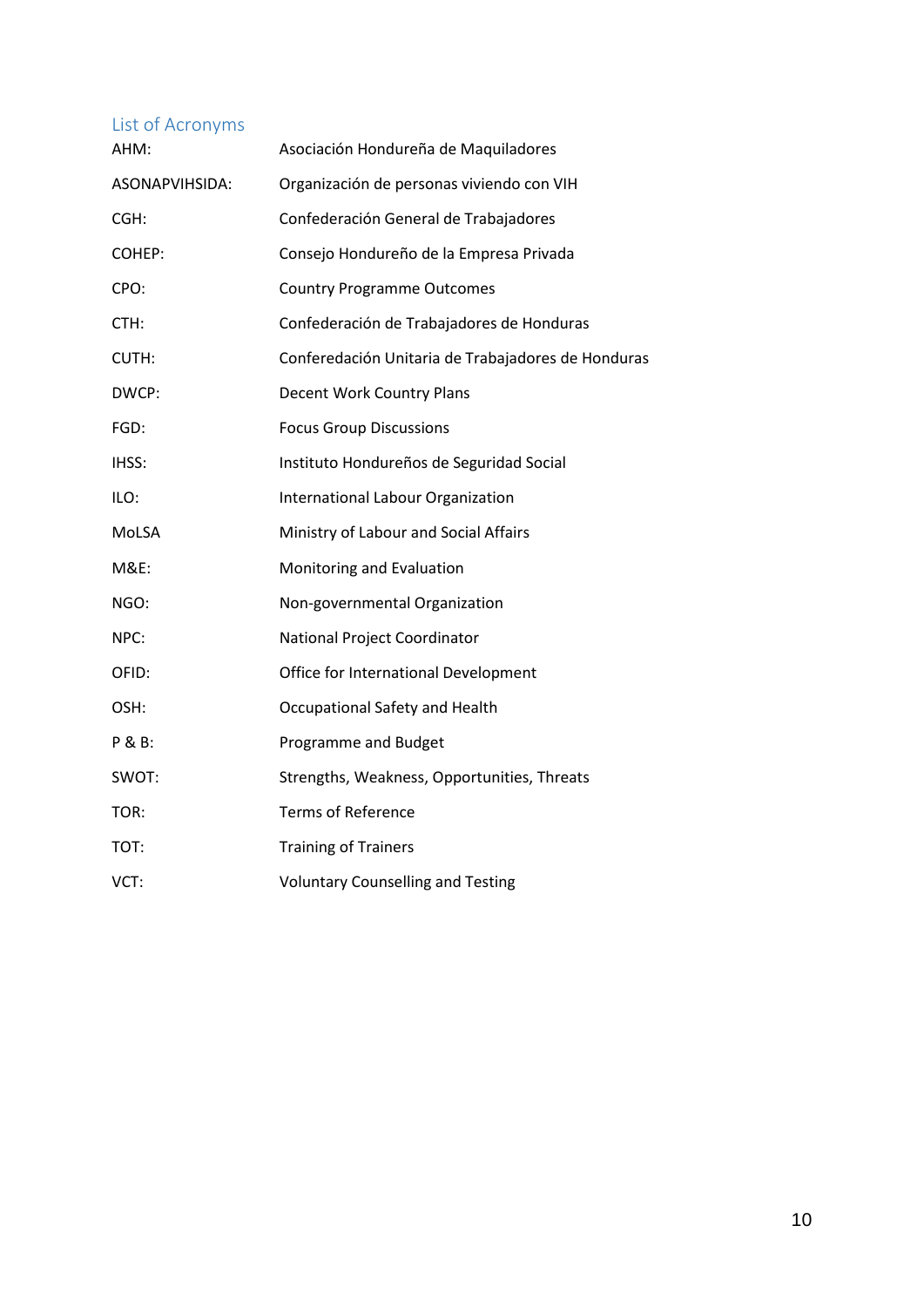## List of Acronyms

| | |
|---|---|
| AHM: | Asociación Hondureña de Maquiladores |
| ASONAPVIHSIDA: | Organización de personas viviendo con VIH |
| CGH: | Confederación General de Trabajadores |
| COHEP: | Consejo Hondureño de la Empresa Privada |
| CPO: | Country Programme Outcomes |
| CTH: | Confederación de Trabajadores de Honduras |
| CUTH: | Conferedación Unitaria de Trabajadores de Honduras |
| DWCP: | Decent Work Country Plans |
| FGD: | Focus Group Discussions |
| IHSS: | Instituto Hondureños de Seguridad Social |
| ILO: | International Labour Organization |
| MoLSA | Ministry of Labour and Social Affairs |
| M&E: | Monitoring and Evaluation |
| NGO: | Non-governmental Organization |
| NPC: | National Project Coordinator |
| OFID: | Office for International Development |
| OSH: | Occupational Safety and Health |
| P & B: | Programme and Budget |
| SWOT: | Strengths, Weakness, Opportunities, Threats |
| TOR: | Terms of Reference |
| TOT: | Training of Trainers |
| VCT: | Voluntary Counselling and Testing |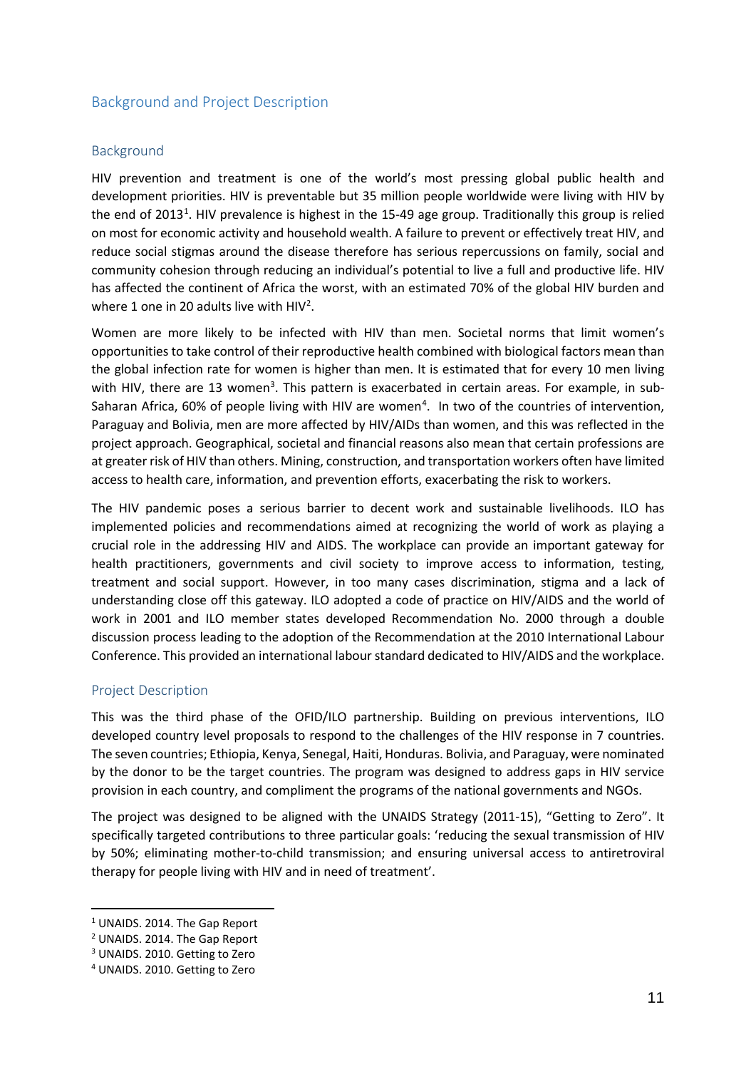## Background and Project Description

### Background

HIV prevention and treatment is one of the world's most pressing global public health and development priorities. HIV is preventable but 35 million people worldwide were living with HIV by the end of 2013[1]. HIV prevalence is highest in the 15-49 age group. Traditionally this group is relied on most for economic activity and household wealth. A failure to prevent or effectively treat HIV, and reduce social stigmas around the disease therefore has serious repercussions on family, social and community cohesion through reducing an individual's potential to live a full and productive life. HIV has affected the continent of Africa the worst, with an estimated 70% of the global HIV burden and where 1 one in 20 adults live with HIV[2].

Women are more likely to be infected with HIV than men. Societal norms that limit women's opportunities to take control of their reproductive health combined with biological factors mean than the global infection rate for women is higher than men. It is estimated that for every 10 men living with HIV, there are 13 women[3]. This pattern is exacerbated in certain areas. For example, in sub-Saharan Africa, 60% of people living with HIV are women[4]. In two of the countries of intervention, Paraguay and Bolivia, men are more affected by HIV/AIDs than women, and this was reflected in the project approach. Geographical, societal and financial reasons also mean that certain professions are at greater risk of HIV than others. Mining, construction, and transportation workers often have limited access to health care, information, and prevention efforts, exacerbating the risk to workers.

The HIV pandemic poses a serious barrier to decent work and sustainable livelihoods. ILO has implemented policies and recommendations aimed at recognizing the world of work as playing a crucial role in the addressing HIV and AIDS. The workplace can provide an important gateway for health practitioners, governments and civil society to improve access to information, testing, treatment and social support. However, in too many cases discrimination, stigma and a lack of understanding close off this gateway. ILO adopted a code of practice on HIV/AIDS and the world of work in 2001 and ILO member states developed Recommendation No. 2000 through a double discussion process leading to the adoption of the Recommendation at the 2010 International Labour Conference. This provided an international labour standard dedicated to HIV/AIDS and the workplace.

### Project Description

This was the third phase of the OFID/ILO partnership. Building on previous interventions, ILO developed country level proposals to respond to the challenges of the HIV response in 7 countries. The seven countries; Ethiopia, Kenya, Senegal, Haiti, Honduras. Bolivia, and Paraguay, were nominated by the donor to be the target countries. The program was designed to address gaps in HIV service provision in each country, and compliment the programs of the national governments and NGOs.

The project was designed to be aligned with the UNAIDS Strategy (2011-15), "Getting to Zero". It specifically targeted contributions to three particular goals: 'reducing the sexual transmission of HIV by 50%; eliminating mother-to-child transmission; and ensuring universal access to antiretroviral therapy for people living with HIV and in need of treatment'.

---

[1] UNAIDS. 2014. The Gap Report

[2] UNAIDS. 2014. The Gap Report

[3] UNAIDS. 2010. Getting to Zero

[4] UNAIDS. 2010. Getting to Zero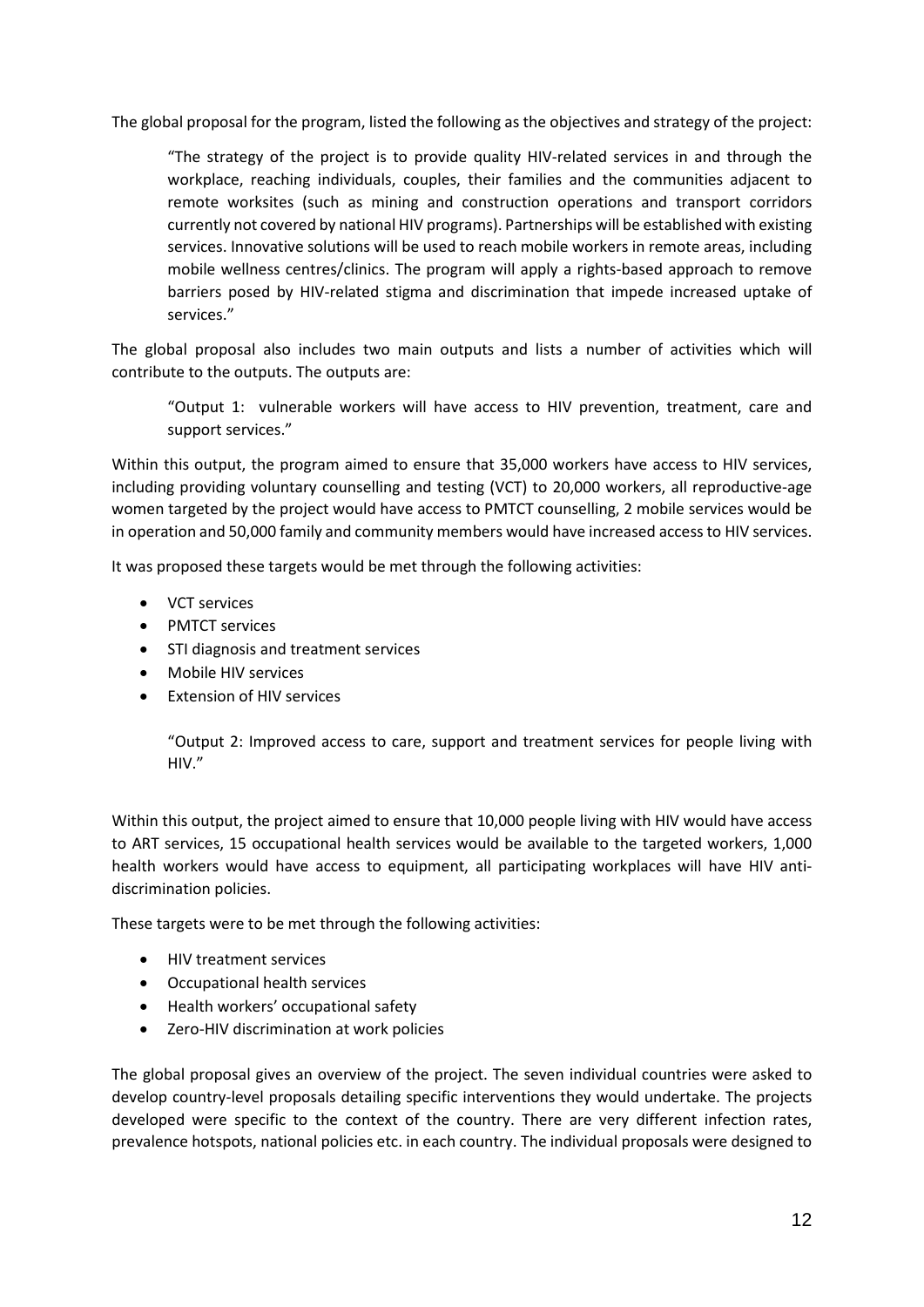The global proposal for the program, listed the following as the objectives and strategy of the project:

> "The strategy of the project is to provide quality HIV-related services in and through the workplace, reaching individuals, couples, their families and the communities adjacent to remote worksites (such as mining and construction operations and transport corridors currently not covered by national HIV programs). Partnerships will be established with existing services. Innovative solutions will be used to reach mobile workers in remote areas, including mobile wellness centres/clinics. The program will apply a rights-based approach to remove barriers posed by HIV-related stigma and discrimination that impede increased uptake of services."

The global proposal also includes two main outputs and lists a number of activities which will contribute to the outputs. The outputs are:

> "Output 1: vulnerable workers will have access to HIV prevention, treatment, care and support services."

Within this output, the program aimed to ensure that 35,000 workers have access to HIV services, including providing voluntary counselling and testing (VCT) to 20,000 workers, all reproductive-age women targeted by the project would have access to PMTCT counselling, 2 mobile services would be in operation and 50,000 family and community members would have increased access to HIV services.

It was proposed these targets would be met through the following activities:

- VCT services
- PMTCT services
- STI diagnosis and treatment services
- Mobile HIV services
- Extension of HIV services

> "Output 2: Improved access to care, support and treatment services for people living with HIV."

Within this output, the project aimed to ensure that 10,000 people living with HIV would have access to ART services, 15 occupational health services would be available to the targeted workers, 1,000 health workers would have access to equipment, all participating workplaces will have HIV anti-discrimination policies.

These targets were to be met through the following activities:

- HIV treatment services
- Occupational health services
- Health workers' occupational safety
- Zero-HIV discrimination at work policies

The global proposal gives an overview of the project. The seven individual countries were asked to develop country-level proposals detailing specific interventions they would undertake. The projects developed were specific to the context of the country. There are very different infection rates, prevalence hotspots, national policies etc. in each country. The individual proposals were designed to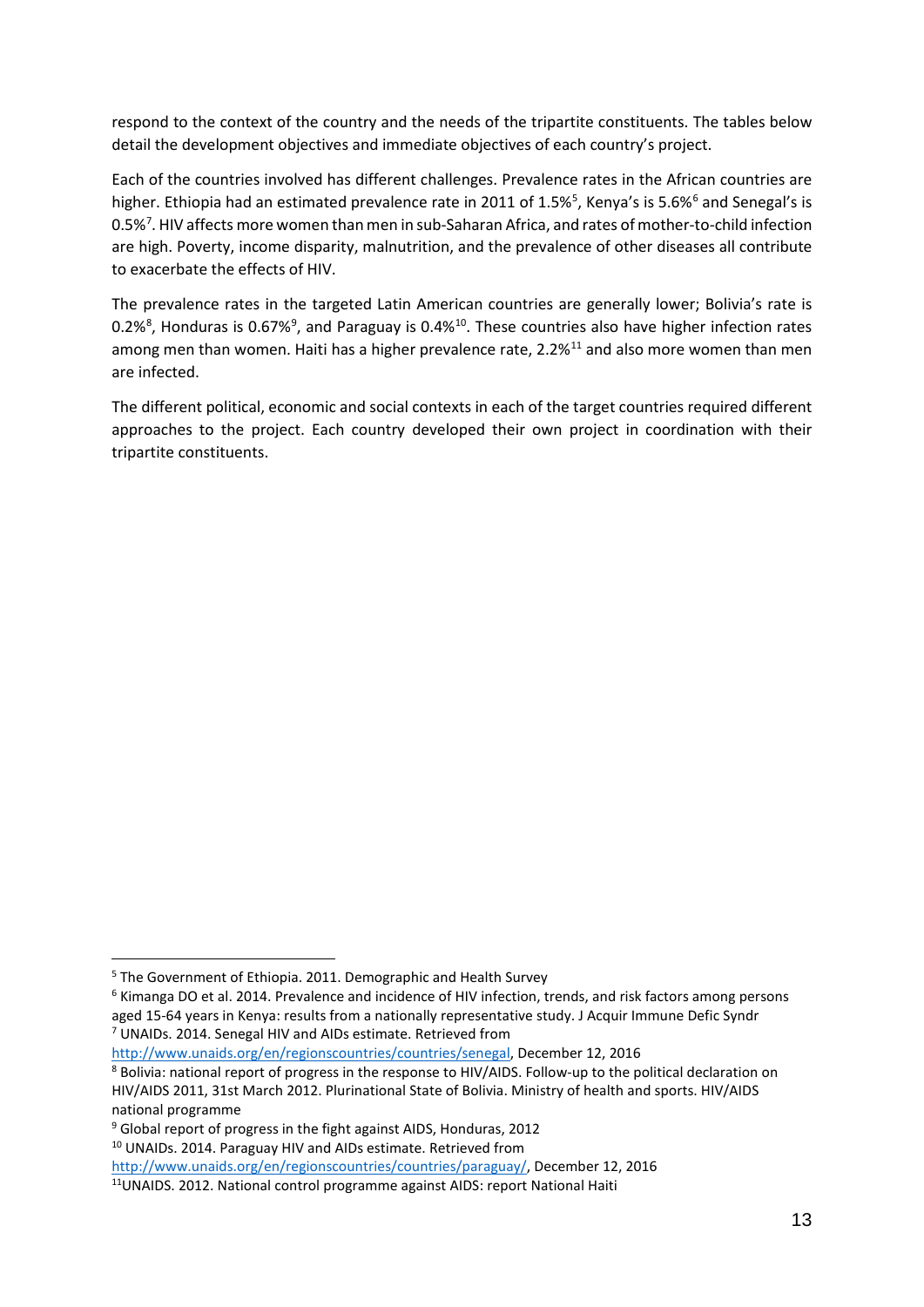respond to the context of the country and the needs of the tripartite constituents. The tables below detail the development objectives and immediate objectives of each country's project.

Each of the countries involved has different challenges. Prevalence rates in the African countries are higher. Ethiopia had an estimated prevalence rate in 2011 of 1.5%[5], Kenya's is 5.6%[6] and Senegal's is 0.5%[7]. HIV affects more women than men in sub-Saharan Africa, and rates of mother-to-child infection are high. Poverty, income disparity, malnutrition, and the prevalence of other diseases all contribute to exacerbate the effects of HIV.

The prevalence rates in the targeted Latin American countries are generally lower; Bolivia's rate is 0.2%[8], Honduras is 0.67%[9], and Paraguay is 0.4%[10]. These countries also have higher infection rates among men than women. Haiti has a higher prevalence rate, 2.2%[11] and also more women than men are infected.

The different political, economic and social contexts in each of the target countries required different approaches to the project. Each country developed their own project in coordination with their tripartite constituents.

---

[5] The Government of Ethiopia. 2011. Demographic and Health Survey

[6] Kimanga DO et al. 2014. Prevalence and incidence of HIV infection, trends, and risk factors among persons aged 15-64 years in Kenya: results from a nationally representative study. J Acquir Immune Defic Syndr

[7] UNAIDs. 2014. Senegal HIV and AIDs estimate. Retrieved from http://www.unaids.org/en/regionscountries/countries/senegal, December 12, 2016

[8] Bolivia: national report of progress in the response to HIV/AIDS. Follow-up to the political declaration on HIV/AIDS 2011, 31st March 2012. Plurinational State of Bolivia. Ministry of health and sports. HIV/AIDS national programme

[9] Global report of progress in the fight against AIDS, Honduras, 2012

[10] UNAIDs. 2014. Paraguay HIV and AIDs estimate. Retrieved from http://www.unaids.org/en/regionscountries/countries/paraguay/, December 12, 2016

[11] UNAIDS. 2012. National control programme against AIDS: report National Haiti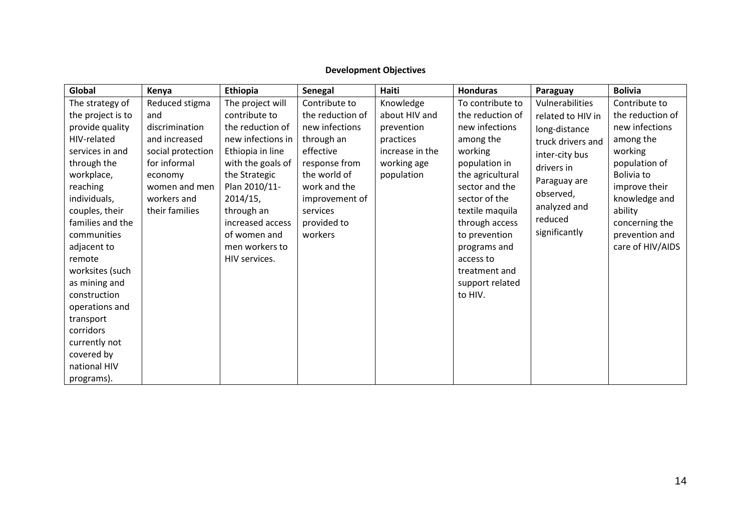**Development Objectives**

| Global | Kenya | Ethiopia | Senegal | Haiti | Honduras | Paraguay | Bolivia |
|---|---|---|---|---|---|---|---|
| The strategy of the project is to provide quality HIV-related services in and through the workplace, reaching individuals, couples, their families and the communities adjacent to remote worksites (such as mining and construction operations and transport corridors currently not covered by national HIV programs). | Reduced stigma and discrimination and increased social protection for informal economy women and men workers and their families | The project will contribute to the reduction of new infections in Ethiopia in line with the goals of the Strategic Plan 2010/11-2014/15, through an increased access of women and men workers to HIV services. | Contribute to the reduction of new infections through an effective response from the world of work and the improvement of services provided to workers | Knowledge about HIV and prevention practices increase in the working age population | To contribute to the reduction of new infections among the working population in the agricultural sector and the sector of the textile maquila through access to prevention programs and access to treatment and support related to HIV. | Vulnerabilities related to HIV in long-distance truck drivers and inter-city bus drivers in Paraguay are observed, analyzed and reduced significantly | Contribute to the reduction of new infections among the working population of Bolivia to improve their knowledge and ability concerning the prevention and care of HIV/AIDS |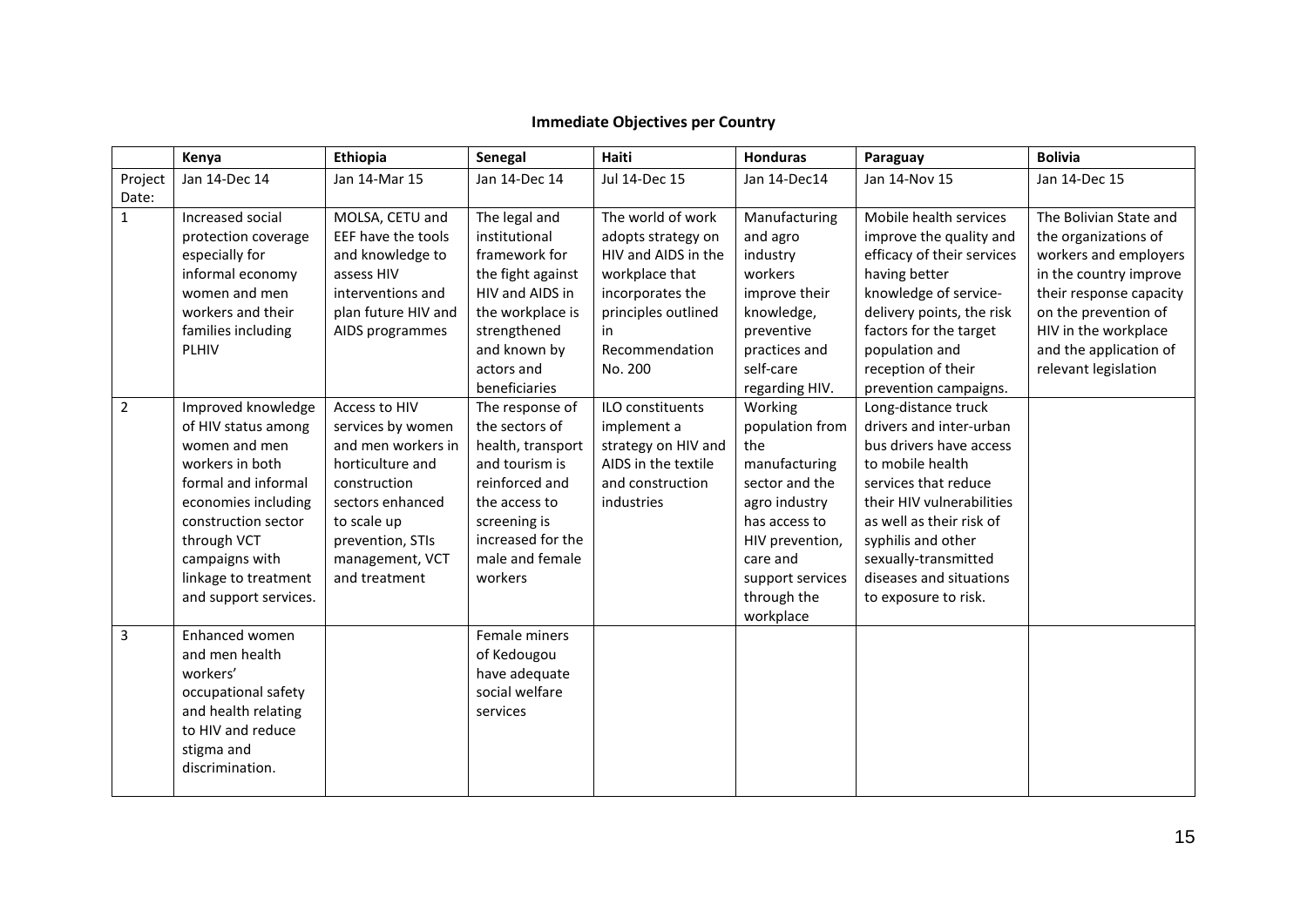**Immediate Objectives per Country**

| | Kenya | Ethiopia | Senegal | Haiti | Honduras | Paraguay | Bolivia |
|---|---|---|---|---|---|---|---|
| Project Date: | Jan 14-Dec 14 | Jan 14-Mar 15 | Jan 14-Dec 14 | Jul 14-Dec 15 | Jan 14-Dec14 | Jan 14-Nov 15 | Jan 14-Dec 15 |
| 1 | Increased social protection coverage especially for informal economy women and men workers and their families including PLHIV | MOLSA, CETU and EEF have the tools and knowledge to assess HIV interventions and plan future HIV and AIDS programmes | The legal and institutional framework for the fight against HIV and AIDS in the workplace is strengthened and known by actors and beneficiaries | The world of work adopts strategy on HIV and AIDS in the workplace that incorporates the principles outlined in Recommendation No. 200 | Manufacturing and agro industry workers improve their knowledge, preventive practices and self-care regarding HIV. | Mobile health services improve the quality and efficacy of their services having better knowledge of service-delivery points, the risk factors for the target population and reception of their prevention campaigns. | The Bolivian State and the organizations of workers and employers in the country improve their response capacity on the prevention of HIV in the workplace and the application of relevant legislation |
| 2 | Improved knowledge of HIV status among women and men workers in both formal and informal economies including construction sector through VCT campaigns with linkage to treatment and support services. | Access to HIV services by women and men workers in horticulture and construction sectors enhanced to scale up prevention, STIs management, VCT and treatment | The response of the sectors of health, transport and tourism is reinforced and the access to screening is increased for the male and female workers | ILO constituents implement a strategy on HIV and AIDS in the textile and construction industries | Working population from the manufacturing sector and the agro industry has access to HIV prevention, care and support services through the workplace | Long-distance truck drivers and inter-urban bus drivers have access to mobile health services that reduce their HIV vulnerabilities as well as their risk of syphilis and other sexually-transmitted diseases and situations to exposure to risk. | |
| 3 | Enhanced women and men health workers' occupational safety and health relating to HIV and reduce stigma and discrimination. | | Female miners of Kedougou have adequate social welfare services | | | | |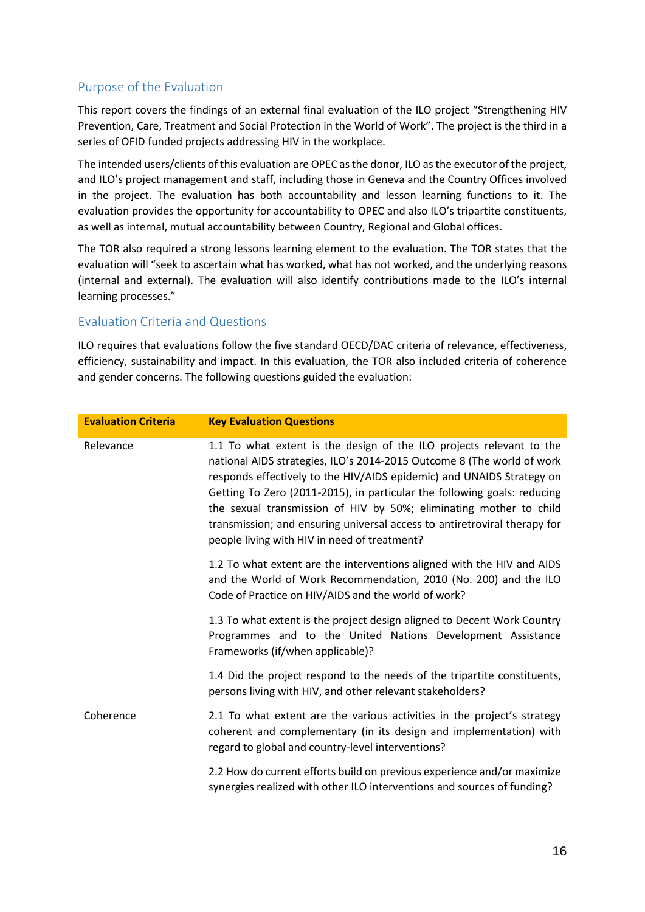## Purpose of the Evaluation

This report covers the findings of an external final evaluation of the ILO project "Strengthening HIV Prevention, Care, Treatment and Social Protection in the World of Work". The project is the third in a series of OFID funded projects addressing HIV in the workplace.

The intended users/clients of this evaluation are OPEC as the donor, ILO as the executor of the project, and ILO's project management and staff, including those in Geneva and the Country Offices involved in the project. The evaluation has both accountability and lesson learning functions to it. The evaluation provides the opportunity for accountability to OPEC and also ILO's tripartite constituents, as well as internal, mutual accountability between Country, Regional and Global offices.

The TOR also required a strong lessons learning element to the evaluation. The TOR states that the evaluation will "seek to ascertain what has worked, what has not worked, and the underlying reasons (internal and external). The evaluation will also identify contributions made to the ILO's internal learning processes."

## Evaluation Criteria and Questions

ILO requires that evaluations follow the five standard OECD/DAC criteria of relevance, effectiveness, efficiency, sustainability and impact. In this evaluation, the TOR also included criteria of coherence and gender concerns. The following questions guided the evaluation:

| Evaluation Criteria | Key Evaluation Questions |
|---|---|
| Relevance | 1.1 To what extent is the design of the ILO projects relevant to the national AIDS strategies, ILO's 2014-2015 Outcome 8 (The world of work responds effectively to the HIV/AIDS epidemic) and UNAIDS Strategy on Getting To Zero (2011-2015), in particular the following goals: reducing the sexual transmission of HIV by 50%; eliminating mother to child transmission; and ensuring universal access to antiretroviral therapy for people living with HIV in need of treatment? |
| | 1.2 To what extent are the interventions aligned with the HIV and AIDS and the World of Work Recommendation, 2010 (No. 200) and the ILO Code of Practice on HIV/AIDS and the world of work? |
| | 1.3 To what extent is the project design aligned to Decent Work Country Programmes and to the United Nations Development Assistance Frameworks (if/when applicable)? |
| | 1.4 Did the project respond to the needs of the tripartite constituents, persons living with HIV, and other relevant stakeholders? |
| Coherence | 2.1 To what extent are the various activities in the project's strategy coherent and complementary (in its design and implementation) with regard to global and country-level interventions? |
| | 2.2 How do current efforts build on previous experience and/or maximize synergies realized with other ILO interventions and sources of funding? |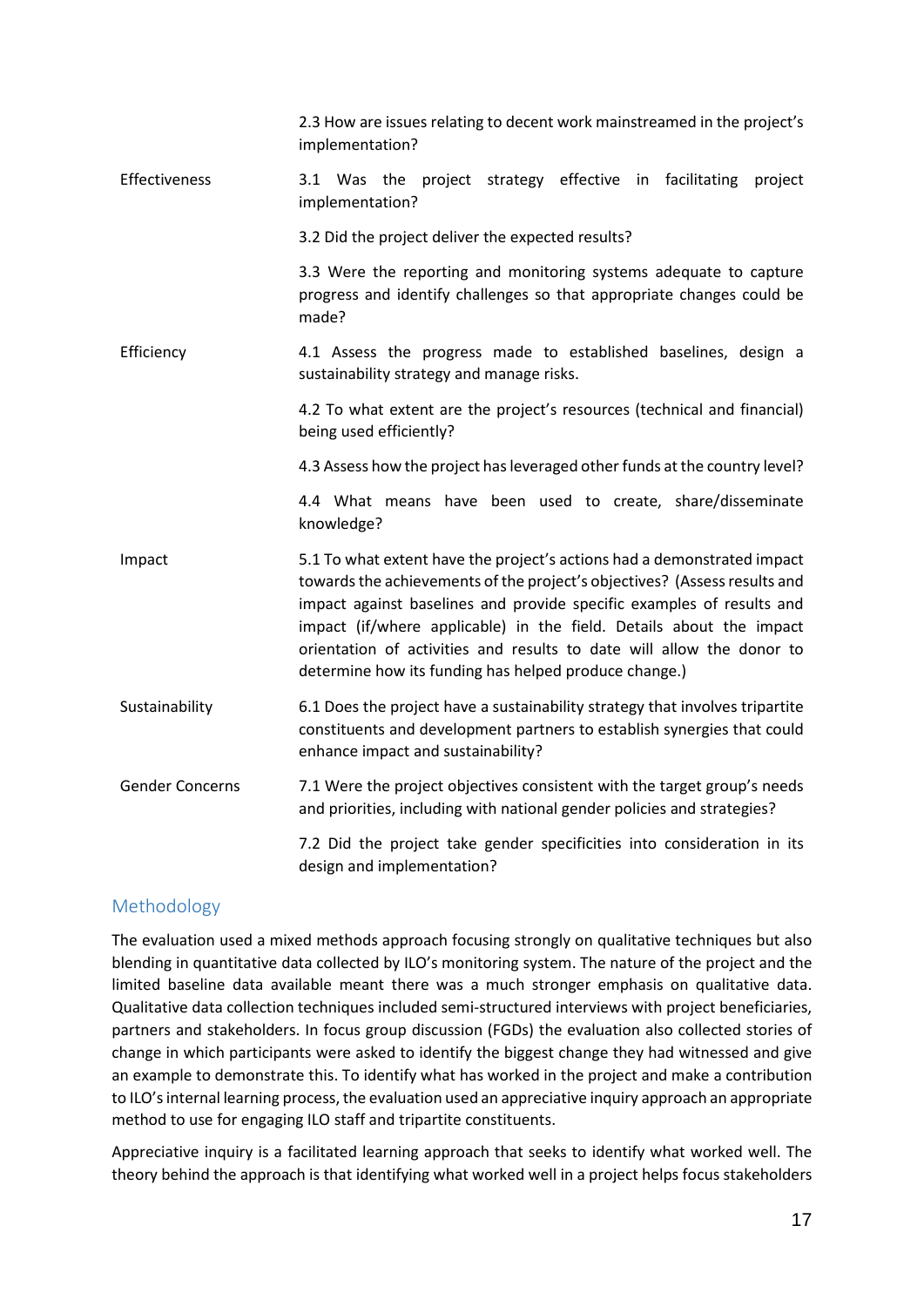| | |
|---|---|
| | 2.3 How are issues relating to decent work mainstreamed in the project's implementation? |
| Effectiveness | 3.1 Was the project strategy effective in facilitating project implementation? |
| | 3.2 Did the project deliver the expected results? |
| | 3.3 Were the reporting and monitoring systems adequate to capture progress and identify challenges so that appropriate changes could be made? |
| Efficiency | 4.1 Assess the progress made to established baselines, design a sustainability strategy and manage risks. |
| | 4.2 To what extent are the project's resources (technical and financial) being used efficiently? |
| | 4.3 Assess how the project has leveraged other funds at the country level? |
| | 4.4 What means have been used to create, share/disseminate knowledge? |
| Impact | 5.1 To what extent have the project's actions had a demonstrated impact towards the achievements of the project's objectives? (Assess results and impact against baselines and provide specific examples of results and impact (if/where applicable) in the field. Details about the impact orientation of activities and results to date will allow the donor to determine how its funding has helped produce change.) |
| Sustainability | 6.1 Does the project have a sustainability strategy that involves tripartite constituents and development partners to establish synergies that could enhance impact and sustainability? |
| Gender Concerns | 7.1 Were the project objectives consistent with the target group's needs and priorities, including with national gender policies and strategies? |
| | 7.2 Did the project take gender specificities into consideration in its design and implementation? |

## Methodology

The evaluation used a mixed methods approach focusing strongly on qualitative techniques but also blending in quantitative data collected by ILO's monitoring system. The nature of the project and the limited baseline data available meant there was a much stronger emphasis on qualitative data. Qualitative data collection techniques included semi-structured interviews with project beneficiaries, partners and stakeholders. In focus group discussion (FGDs) the evaluation also collected stories of change in which participants were asked to identify the biggest change they had witnessed and give an example to demonstrate this. To identify what has worked in the project and make a contribution to ILO's internal learning process, the evaluation used an appreciative inquiry approach an appropriate method to use for engaging ILO staff and tripartite constituents.

Appreciative inquiry is a facilitated learning approach that seeks to identify what worked well. The theory behind the approach is that identifying what worked well in a project helps focus stakeholders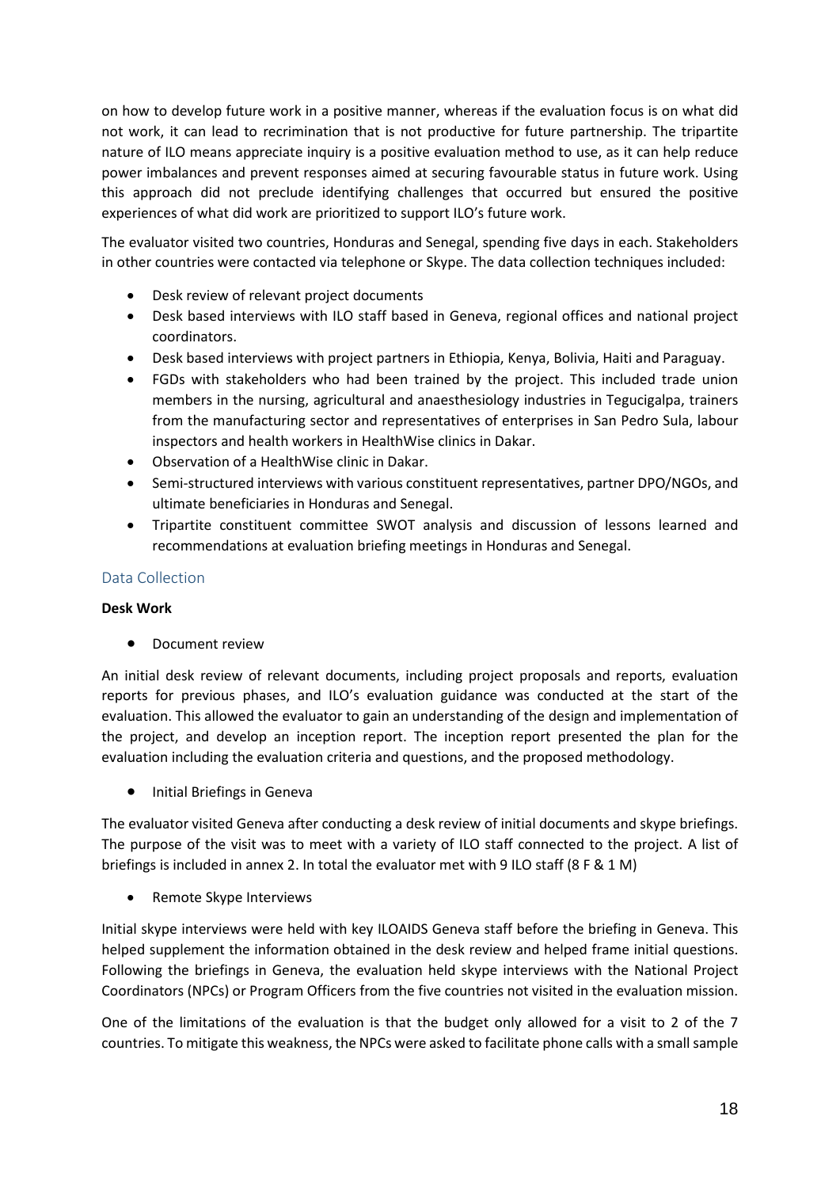on how to develop future work in a positive manner, whereas if the evaluation focus is on what did not work, it can lead to recrimination that is not productive for future partnership. The tripartite nature of ILO means appreciate inquiry is a positive evaluation method to use, as it can help reduce power imbalances and prevent responses aimed at securing favourable status in future work. Using this approach did not preclude identifying challenges that occurred but ensured the positive experiences of what did work are prioritized to support ILO's future work.

The evaluator visited two countries, Honduras and Senegal, spending five days in each. Stakeholders in other countries were contacted via telephone or Skype. The data collection techniques included:

- Desk review of relevant project documents
- Desk based interviews with ILO staff based in Geneva, regional offices and national project coordinators.
- Desk based interviews with project partners in Ethiopia, Kenya, Bolivia, Haiti and Paraguay.
- FGDs with stakeholders who had been trained by the project. This included trade union members in the nursing, agricultural and anaesthesiology industries in Tegucigalpa, trainers from the manufacturing sector and representatives of enterprises in San Pedro Sula, labour inspectors and health workers in HealthWise clinics in Dakar.
- Observation of a HealthWise clinic in Dakar.
- Semi-structured interviews with various constituent representatives, partner DPO/NGOs, and ultimate beneficiaries in Honduras and Senegal.
- Tripartite constituent committee SWOT analysis and discussion of lessons learned and recommendations at evaluation briefing meetings in Honduras and Senegal.

## Data Collection

**Desk Work**

- Document review

An initial desk review of relevant documents, including project proposals and reports, evaluation reports for previous phases, and ILO's evaluation guidance was conducted at the start of the evaluation. This allowed the evaluator to gain an understanding of the design and implementation of the project, and develop an inception report. The inception report presented the plan for the evaluation including the evaluation criteria and questions, and the proposed methodology.

- Initial Briefings in Geneva

The evaluator visited Geneva after conducting a desk review of initial documents and skype briefings. The purpose of the visit was to meet with a variety of ILO staff connected to the project. A list of briefings is included in annex 2. In total the evaluator met with 9 ILO staff (8 F & 1 M)

- Remote Skype Interviews

Initial skype interviews were held with key ILOAIDS Geneva staff before the briefing in Geneva. This helped supplement the information obtained in the desk review and helped frame initial questions. Following the briefings in Geneva, the evaluation held skype interviews with the National Project Coordinators (NPCs) or Program Officers from the five countries not visited in the evaluation mission.

One of the limitations of the evaluation is that the budget only allowed for a visit to 2 of the 7 countries. To mitigate this weakness, the NPCs were asked to facilitate phone calls with a small sample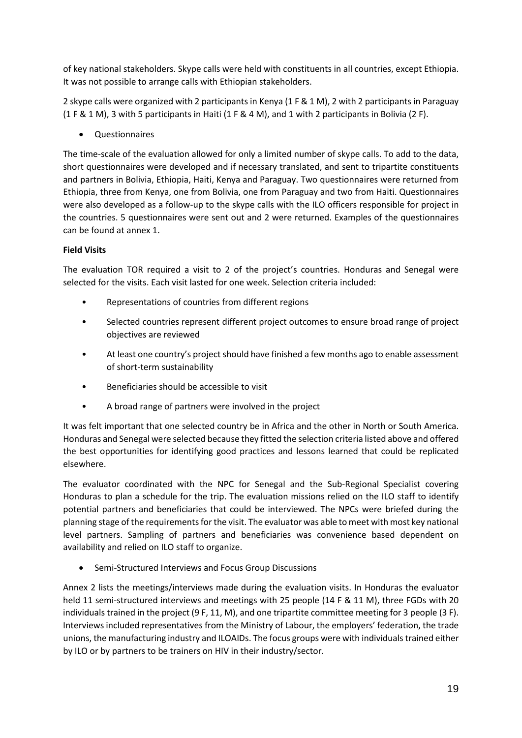of key national stakeholders. Skype calls were held with constituents in all countries, except Ethiopia. It was not possible to arrange calls with Ethiopian stakeholders.

2 skype calls were organized with 2 participants in Kenya (1 F & 1 M), 2 with 2 participants in Paraguay (1 F & 1 M), 3 with 5 participants in Haiti (1 F & 4 M), and 1 with 2 participants in Bolivia (2 F).

- Questionnaires

The time-scale of the evaluation allowed for only a limited number of skype calls. To add to the data, short questionnaires were developed and if necessary translated, and sent to tripartite constituents and partners in Bolivia, Ethiopia, Haiti, Kenya and Paraguay. Two questionnaires were returned from Ethiopia, three from Kenya, one from Bolivia, one from Paraguay and two from Haiti. Questionnaires were also developed as a follow-up to the skype calls with the ILO officers responsible for project in the countries. 5 questionnaires were sent out and 2 were returned. Examples of the questionnaires can be found at annex 1.

**Field Visits**

The evaluation TOR required a visit to 2 of the project's countries. Honduras and Senegal were selected for the visits. Each visit lasted for one week. Selection criteria included:

- Representations of countries from different regions
- Selected countries represent different project outcomes to ensure broad range of project objectives are reviewed
- At least one country's project should have finished a few months ago to enable assessment of short-term sustainability
- Beneficiaries should be accessible to visit
- A broad range of partners were involved in the project

It was felt important that one selected country be in Africa and the other in North or South America. Honduras and Senegal were selected because they fitted the selection criteria listed above and offered the best opportunities for identifying good practices and lessons learned that could be replicated elsewhere.

The evaluator coordinated with the NPC for Senegal and the Sub-Regional Specialist covering Honduras to plan a schedule for the trip. The evaluation missions relied on the ILO staff to identify potential partners and beneficiaries that could be interviewed. The NPCs were briefed during the planning stage of the requirements for the visit. The evaluator was able to meet with most key national level partners. Sampling of partners and beneficiaries was convenience based dependent on availability and relied on ILO staff to organize.

- Semi-Structured Interviews and Focus Group Discussions

Annex 2 lists the meetings/interviews made during the evaluation visits. In Honduras the evaluator held 11 semi-structured interviews and meetings with 25 people (14 F & 11 M), three FGDs with 20 individuals trained in the project (9 F, 11, M), and one tripartite committee meeting for 3 people (3 F). Interviews included representatives from the Ministry of Labour, the employers' federation, the trade unions, the manufacturing industry and ILOAIDs. The focus groups were with individuals trained either by ILO or by partners to be trainers on HIV in their industry/sector.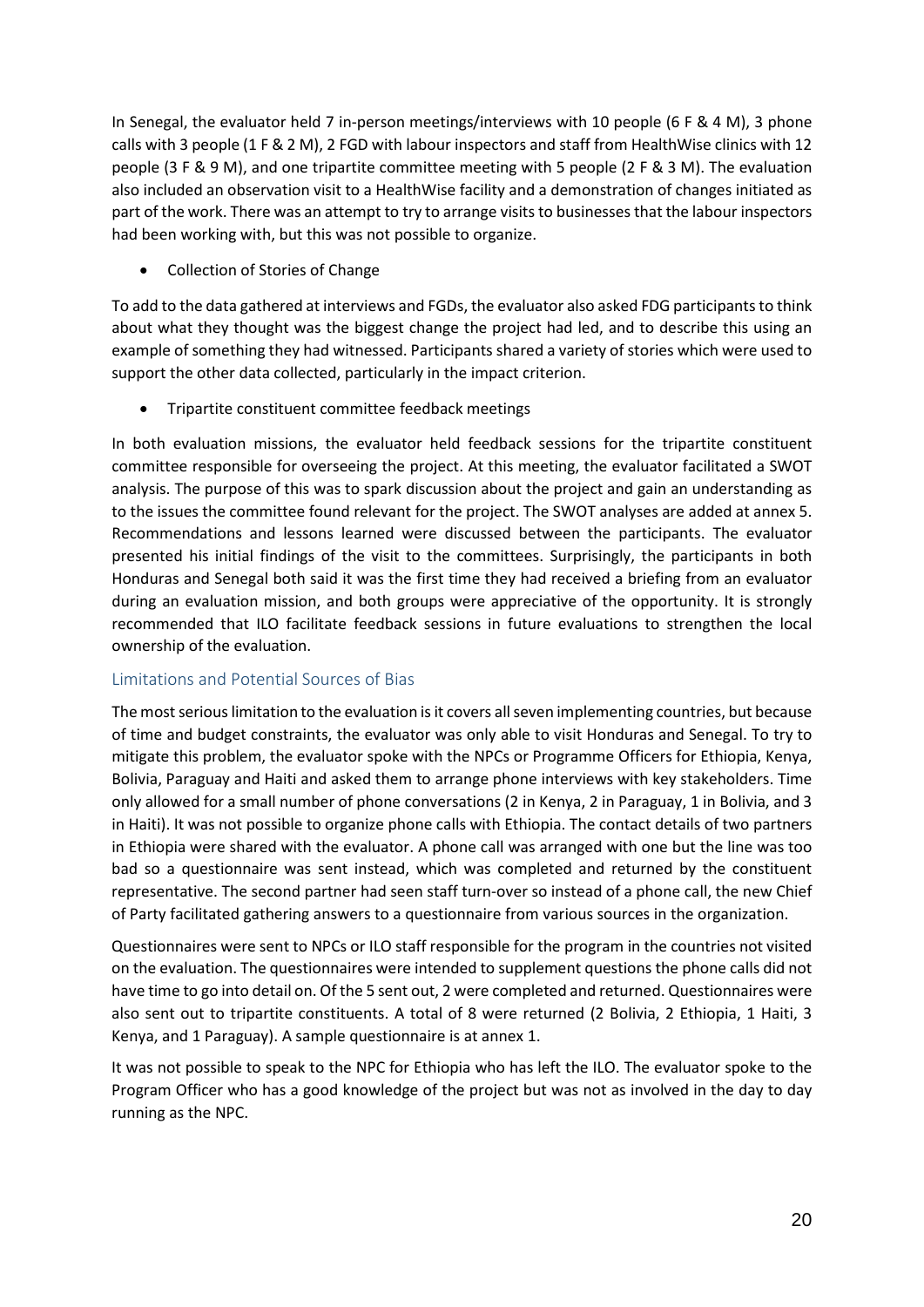In Senegal, the evaluator held 7 in-person meetings/interviews with 10 people (6 F & 4 M), 3 phone calls with 3 people (1 F & 2 M), 2 FGD with labour inspectors and staff from HealthWise clinics with 12 people (3 F & 9 M), and one tripartite committee meeting with 5 people (2 F & 3 M). The evaluation also included an observation visit to a HealthWise facility and a demonstration of changes initiated as part of the work. There was an attempt to try to arrange visits to businesses that the labour inspectors had been working with, but this was not possible to organize.

- Collection of Stories of Change

To add to the data gathered at interviews and FGDs, the evaluator also asked FDG participants to think about what they thought was the biggest change the project had led, and to describe this using an example of something they had witnessed. Participants shared a variety of stories which were used to support the other data collected, particularly in the impact criterion.

- Tripartite constituent committee feedback meetings

In both evaluation missions, the evaluator held feedback sessions for the tripartite constituent committee responsible for overseeing the project. At this meeting, the evaluator facilitated a SWOT analysis. The purpose of this was to spark discussion about the project and gain an understanding as to the issues the committee found relevant for the project. The SWOT analyses are added at annex 5. Recommendations and lessons learned were discussed between the participants. The evaluator presented his initial findings of the visit to the committees. Surprisingly, the participants in both Honduras and Senegal both said it was the first time they had received a briefing from an evaluator during an evaluation mission, and both groups were appreciative of the opportunity. It is strongly recommended that ILO facilitate feedback sessions in future evaluations to strengthen the local ownership of the evaluation.

## Limitations and Potential Sources of Bias

The most serious limitation to the evaluation is it covers all seven implementing countries, but because of time and budget constraints, the evaluator was only able to visit Honduras and Senegal. To try to mitigate this problem, the evaluator spoke with the NPCs or Programme Officers for Ethiopia, Kenya, Bolivia, Paraguay and Haiti and asked them to arrange phone interviews with key stakeholders. Time only allowed for a small number of phone conversations (2 in Kenya, 2 in Paraguay, 1 in Bolivia, and 3 in Haiti). It was not possible to organize phone calls with Ethiopia. The contact details of two partners in Ethiopia were shared with the evaluator. A phone call was arranged with one but the line was too bad so a questionnaire was sent instead, which was completed and returned by the constituent representative. The second partner had seen staff turn-over so instead of a phone call, the new Chief of Party facilitated gathering answers to a questionnaire from various sources in the organization.

Questionnaires were sent to NPCs or ILO staff responsible for the program in the countries not visited on the evaluation. The questionnaires were intended to supplement questions the phone calls did not have time to go into detail on. Of the 5 sent out, 2 were completed and returned. Questionnaires were also sent out to tripartite constituents. A total of 8 were returned (2 Bolivia, 2 Ethiopia, 1 Haiti, 3 Kenya, and 1 Paraguay). A sample questionnaire is at annex 1.

It was not possible to speak to the NPC for Ethiopia who has left the ILO. The evaluator spoke to the Program Officer who has a good knowledge of the project but was not as involved in the day to day running as the NPC.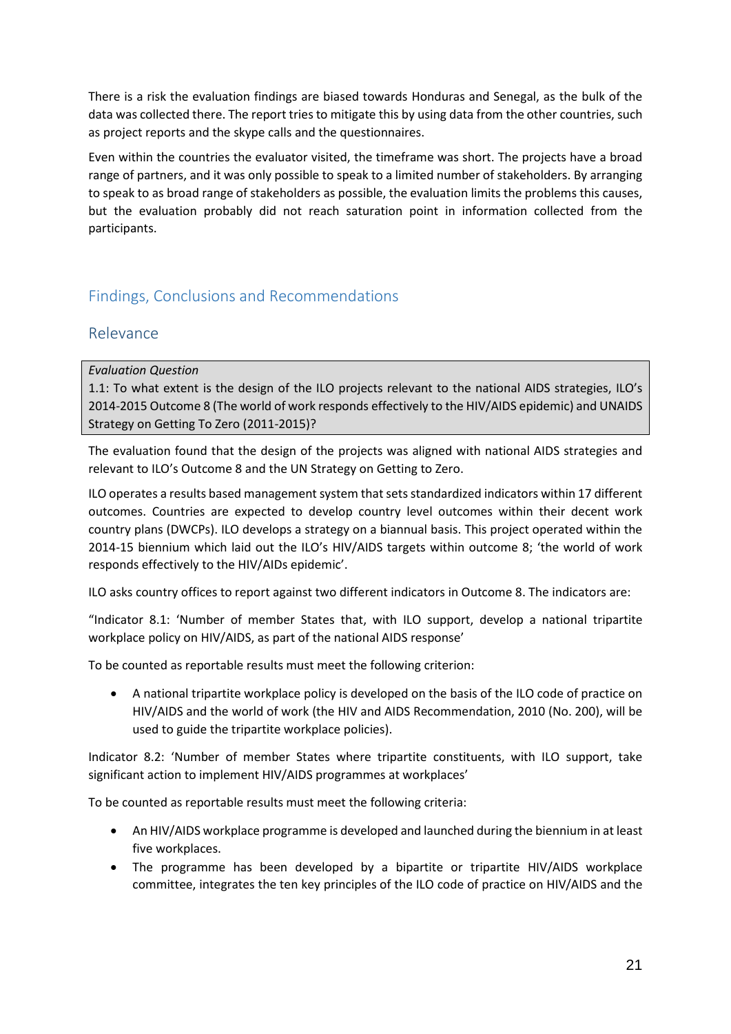There is a risk the evaluation findings are biased towards Honduras and Senegal, as the bulk of the data was collected there. The report tries to mitigate this by using data from the other countries, such as project reports and the skype calls and the questionnaires.

Even within the countries the evaluator visited, the timeframe was short. The projects have a broad range of partners, and it was only possible to speak to a limited number of stakeholders. By arranging to speak to as broad range of stakeholders as possible, the evaluation limits the problems this causes, but the evaluation probably did not reach saturation point in information collected from the participants.

## Findings, Conclusions and Recommendations

## Relevance

> *Evaluation Question*
> 1.1: To what extent is the design of the ILO projects relevant to the national AIDS strategies, ILO's 2014-2015 Outcome 8 (The world of work responds effectively to the HIV/AIDS epidemic) and UNAIDS Strategy on Getting To Zero (2011-2015)?

The evaluation found that the design of the projects was aligned with national AIDS strategies and relevant to ILO's Outcome 8 and the UN Strategy on Getting to Zero.

ILO operates a results based management system that sets standardized indicators within 17 different outcomes. Countries are expected to develop country level outcomes within their decent work country plans (DWCPs). ILO develops a strategy on a biannual basis. This project operated within the 2014-15 biennium which laid out the ILO's HIV/AIDS targets within outcome 8; 'the world of work responds effectively to the HIV/AIDs epidemic'.

ILO asks country offices to report against two different indicators in Outcome 8. The indicators are:

"Indicator 8.1: 'Number of member States that, with ILO support, develop a national tripartite workplace policy on HIV/AIDS, as part of the national AIDS response'

To be counted as reportable results must meet the following criterion:

- A national tripartite workplace policy is developed on the basis of the ILO code of practice on HIV/AIDS and the world of work (the HIV and AIDS Recommendation, 2010 (No. 200), will be used to guide the tripartite workplace policies).

Indicator 8.2: 'Number of member States where tripartite constituents, with ILO support, take significant action to implement HIV/AIDS programmes at workplaces'

To be counted as reportable results must meet the following criteria:

- An HIV/AIDS workplace programme is developed and launched during the biennium in at least five workplaces.
- The programme has been developed by a bipartite or tripartite HIV/AIDS workplace committee, integrates the ten key principles of the ILO code of practice on HIV/AIDS and the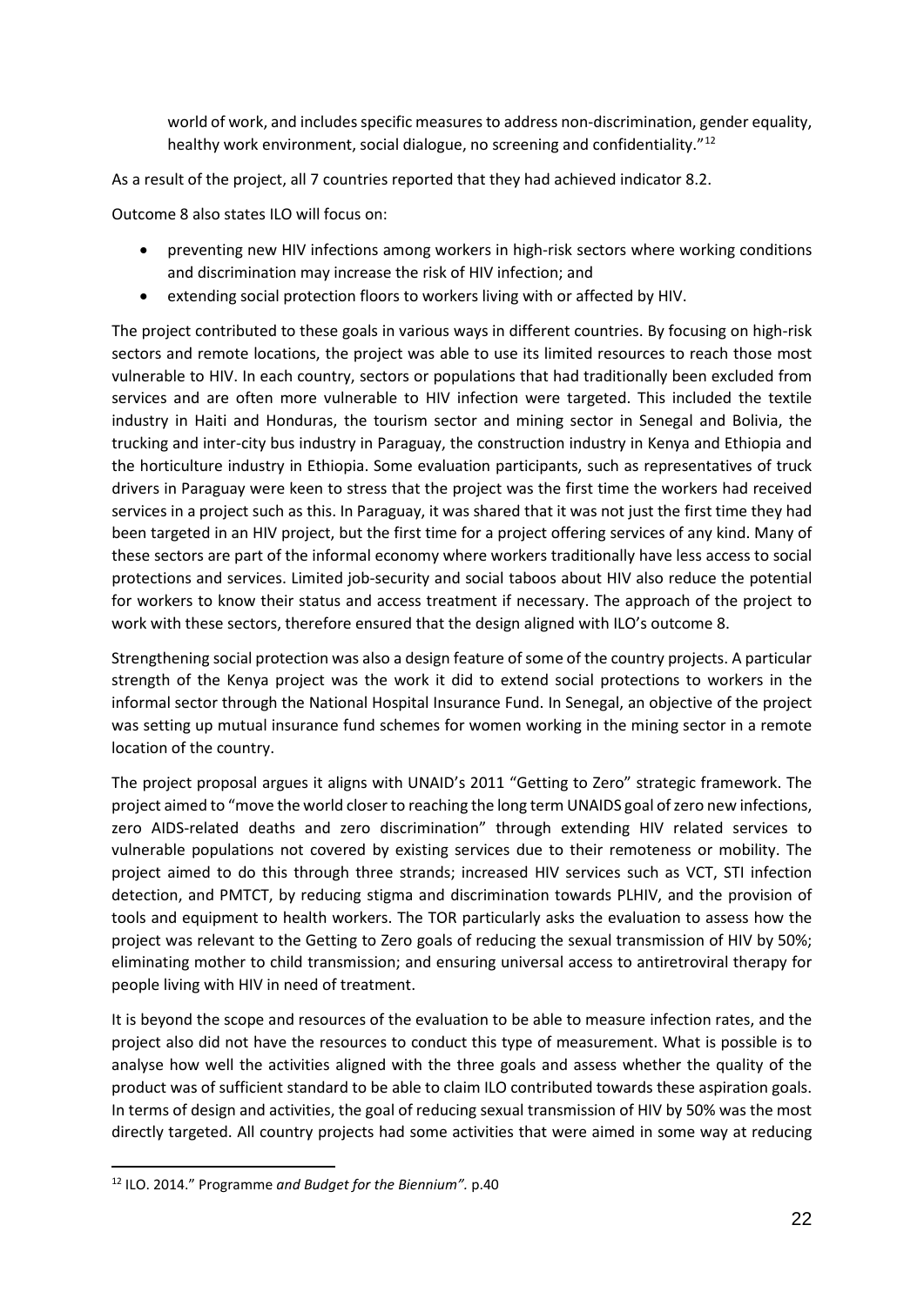world of work, and includes specific measures to address non-discrimination, gender equality, healthy work environment, social dialogue, no screening and confidentiality."[12]

As a result of the project, all 7 countries reported that they had achieved indicator 8.2.

Outcome 8 also states ILO will focus on:

- preventing new HIV infections among workers in high-risk sectors where working conditions and discrimination may increase the risk of HIV infection; and
- extending social protection floors to workers living with or affected by HIV.

The project contributed to these goals in various ways in different countries. By focusing on high-risk sectors and remote locations, the project was able to use its limited resources to reach those most vulnerable to HIV. In each country, sectors or populations that had traditionally been excluded from services and are often more vulnerable to HIV infection were targeted. This included the textile industry in Haiti and Honduras, the tourism sector and mining sector in Senegal and Bolivia, the trucking and inter-city bus industry in Paraguay, the construction industry in Kenya and Ethiopia and the horticulture industry in Ethiopia. Some evaluation participants, such as representatives of truck drivers in Paraguay were keen to stress that the project was the first time the workers had received services in a project such as this. In Paraguay, it was shared that it was not just the first time they had been targeted in an HIV project, but the first time for a project offering services of any kind. Many of these sectors are part of the informal economy where workers traditionally have less access to social protections and services. Limited job-security and social taboos about HIV also reduce the potential for workers to know their status and access treatment if necessary. The approach of the project to work with these sectors, therefore ensured that the design aligned with ILO's outcome 8.

Strengthening social protection was also a design feature of some of the country projects. A particular strength of the Kenya project was the work it did to extend social protections to workers in the informal sector through the National Hospital Insurance Fund. In Senegal, an objective of the project was setting up mutual insurance fund schemes for women working in the mining sector in a remote location of the country.

The project proposal argues it aligns with UNAID's 2011 "Getting to Zero" strategic framework. The project aimed to "move the world closer to reaching the long term UNAIDS goal of zero new infections, zero AIDS-related deaths and zero discrimination" through extending HIV related services to vulnerable populations not covered by existing services due to their remoteness or mobility. The project aimed to do this through three strands; increased HIV services such as VCT, STI infection detection, and PMTCT, by reducing stigma and discrimination towards PLHIV, and the provision of tools and equipment to health workers. The TOR particularly asks the evaluation to assess how the project was relevant to the Getting to Zero goals of reducing the sexual transmission of HIV by 50%; eliminating mother to child transmission; and ensuring universal access to antiretroviral therapy for people living with HIV in need of treatment.

It is beyond the scope and resources of the evaluation to be able to measure infection rates, and the project also did not have the resources to conduct this type of measurement. What is possible is to analyse how well the activities aligned with the three goals and assess whether the quality of the product was of sufficient standard to be able to claim ILO contributed towards these aspiration goals. In terms of design and activities, the goal of reducing sexual transmission of HIV by 50% was the most directly targeted. All country projects had some activities that were aimed in some way at reducing

[12] ILO. 2014." Programme *and Budget for the Biennium".* p.40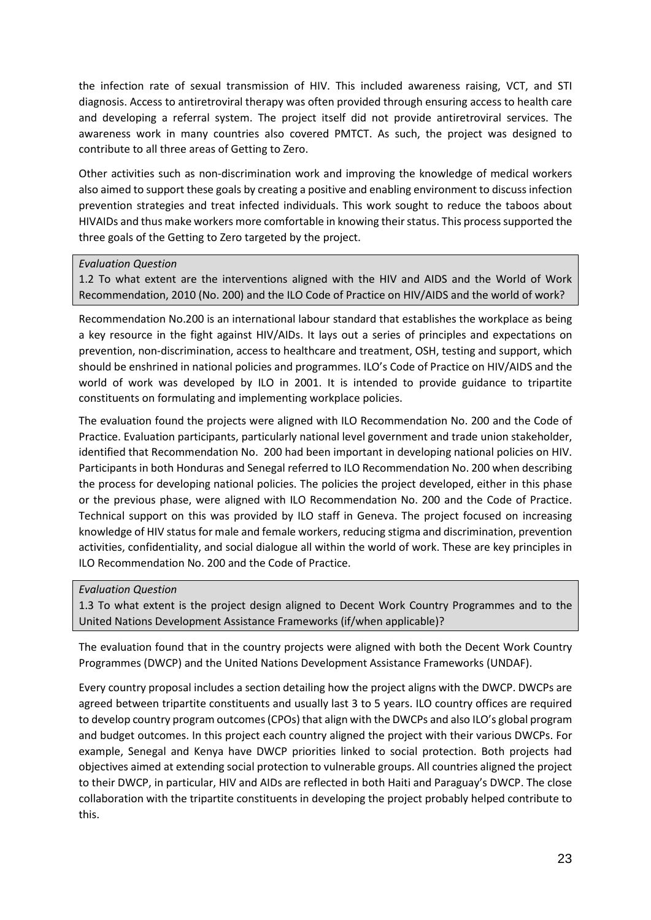the infection rate of sexual transmission of HIV. This included awareness raising, VCT, and STI diagnosis. Access to antiretroviral therapy was often provided through ensuring access to health care and developing a referral system. The project itself did not provide antiretroviral services. The awareness work in many countries also covered PMTCT. As such, the project was designed to contribute to all three areas of Getting to Zero.

Other activities such as non-discrimination work and improving the knowledge of medical workers also aimed to support these goals by creating a positive and enabling environment to discuss infection prevention strategies and treat infected individuals. This work sought to reduce the taboos about HIVAIDs and thus make workers more comfortable in knowing their status. This process supported the three goals of the Getting to Zero targeted by the project.

> *Evaluation Question*
>
> 1.2 To what extent are the interventions aligned with the HIV and AIDS and the World of Work Recommendation, 2010 (No. 200) and the ILO Code of Practice on HIV/AIDS and the world of work?

Recommendation No.200 is an international labour standard that establishes the workplace as being a key resource in the fight against HIV/AIDs. It lays out a series of principles and expectations on prevention, non-discrimination, access to healthcare and treatment, OSH, testing and support, which should be enshrined in national policies and programmes. ILO's Code of Practice on HIV/AIDS and the world of work was developed by ILO in 2001. It is intended to provide guidance to tripartite constituents on formulating and implementing workplace policies.

The evaluation found the projects were aligned with ILO Recommendation No. 200 and the Code of Practice. Evaluation participants, particularly national level government and trade union stakeholder, identified that Recommendation No. 200 had been important in developing national policies on HIV. Participants in both Honduras and Senegal referred to ILO Recommendation No. 200 when describing the process for developing national policies. The policies the project developed, either in this phase or the previous phase, were aligned with ILO Recommendation No. 200 and the Code of Practice. Technical support on this was provided by ILO staff in Geneva. The project focused on increasing knowledge of HIV status for male and female workers, reducing stigma and discrimination, prevention activities, confidentiality, and social dialogue all within the world of work. These are key principles in ILO Recommendation No. 200 and the Code of Practice.

> *Evaluation Question*
>
> 1.3 To what extent is the project design aligned to Decent Work Country Programmes and to the United Nations Development Assistance Frameworks (if/when applicable)?

The evaluation found that in the country projects were aligned with both the Decent Work Country Programmes (DWCP) and the United Nations Development Assistance Frameworks (UNDAF).

Every country proposal includes a section detailing how the project aligns with the DWCP. DWCPs are agreed between tripartite constituents and usually last 3 to 5 years. ILO country offices are required to develop country program outcomes (CPOs) that align with the DWCPs and also ILO's global program and budget outcomes. In this project each country aligned the project with their various DWCPs. For example, Senegal and Kenya have DWCP priorities linked to social protection. Both projects had objectives aimed at extending social protection to vulnerable groups. All countries aligned the project to their DWCP, in particular, HIV and AIDs are reflected in both Haiti and Paraguay's DWCP. The close collaboration with the tripartite constituents in developing the project probably helped contribute to this.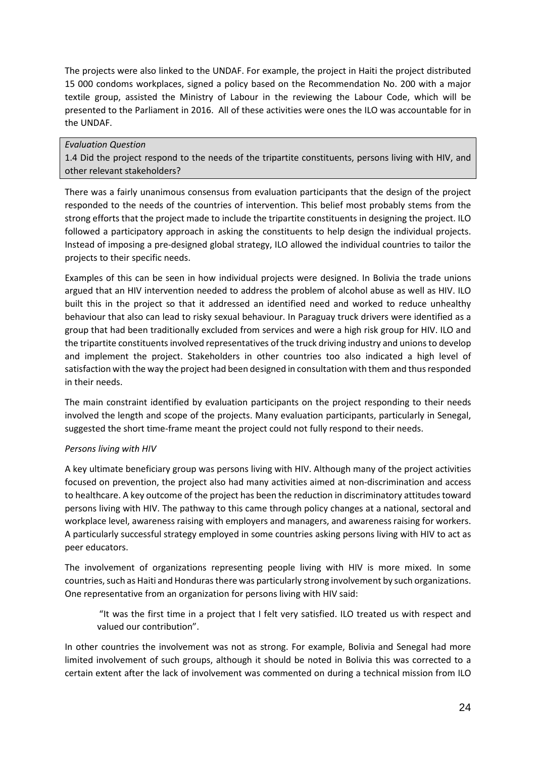The projects were also linked to the UNDAF. For example, the project in Haiti the project distributed 15 000 condoms workplaces, signed a policy based on the Recommendation No. 200 with a major textile group, assisted the Ministry of Labour in the reviewing the Labour Code, which will be presented to the Parliament in 2016. All of these activities were ones the ILO was accountable for in the UNDAF.

*Evaluation Question*

1.4 Did the project respond to the needs of the tripartite constituents, persons living with HIV, and other relevant stakeholders?

There was a fairly unanimous consensus from evaluation participants that the design of the project responded to the needs of the countries of intervention. This belief most probably stems from the strong efforts that the project made to include the tripartite constituents in designing the project. ILO followed a participatory approach in asking the constituents to help design the individual projects. Instead of imposing a pre-designed global strategy, ILO allowed the individual countries to tailor the projects to their specific needs.

Examples of this can be seen in how individual projects were designed. In Bolivia the trade unions argued that an HIV intervention needed to address the problem of alcohol abuse as well as HIV. ILO built this in the project so that it addressed an identified need and worked to reduce unhealthy behaviour that also can lead to risky sexual behaviour. In Paraguay truck drivers were identified as a group that had been traditionally excluded from services and were a high risk group for HIV. ILO and the tripartite constituents involved representatives of the truck driving industry and unions to develop and implement the project. Stakeholders in other countries too also indicated a high level of satisfaction with the way the project had been designed in consultation with them and thus responded in their needs.

The main constraint identified by evaluation participants on the project responding to their needs involved the length and scope of the projects. Many evaluation participants, particularly in Senegal, suggested the short time-frame meant the project could not fully respond to their needs.

*Persons living with HIV*

A key ultimate beneficiary group was persons living with HIV. Although many of the project activities focused on prevention, the project also had many activities aimed at non-discrimination and access to healthcare. A key outcome of the project has been the reduction in discriminatory attitudes toward persons living with HIV. The pathway to this came through policy changes at a national, sectoral and workplace level, awareness raising with employers and managers, and awareness raising for workers. A particularly successful strategy employed in some countries asking persons living with HIV to act as peer educators.

The involvement of organizations representing people living with HIV is more mixed. In some countries, such as Haiti and Honduras there was particularly strong involvement by such organizations. One representative from an organization for persons living with HIV said:

> "It was the first time in a project that I felt very satisfied. ILO treated us with respect and valued our contribution".

In other countries the involvement was not as strong. For example, Bolivia and Senegal had more limited involvement of such groups, although it should be noted in Bolivia this was corrected to a certain extent after the lack of involvement was commented on during a technical mission from ILO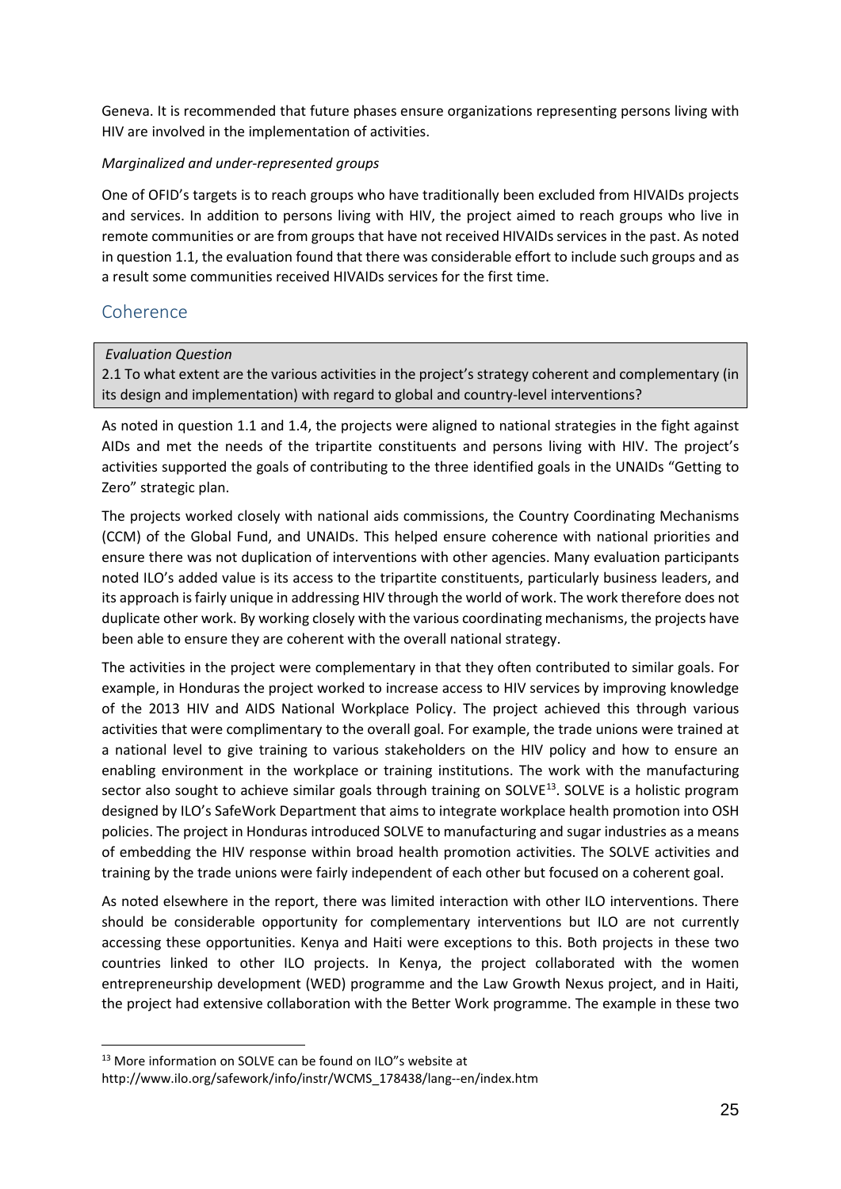Geneva. It is recommended that future phases ensure organizations representing persons living with HIV are involved in the implementation of activities.

*Marginalized and under-represented groups*

One of OFID's targets is to reach groups who have traditionally been excluded from HIVAIDs projects and services. In addition to persons living with HIV, the project aimed to reach groups who live in remote communities or are from groups that have not received HIVAIDs services in the past. As noted in question 1.1, the evaluation found that there was considerable effort to include such groups and as a result some communities received HIVAIDs services for the first time.

## Coherence

| *Evaluation Question* |
| --- |
| 2.1 To what extent are the various activities in the project's strategy coherent and complementary (in its design and implementation) with regard to global and country-level interventions? |

As noted in question 1.1 and 1.4, the projects were aligned to national strategies in the fight against AIDs and met the needs of the tripartite constituents and persons living with HIV. The project's activities supported the goals of contributing to the three identified goals in the UNAIDs "Getting to Zero" strategic plan.

The projects worked closely with national aids commissions, the Country Coordinating Mechanisms (CCM) of the Global Fund, and UNAIDs. This helped ensure coherence with national priorities and ensure there was not duplication of interventions with other agencies. Many evaluation participants noted ILO's added value is its access to the tripartite constituents, particularly business leaders, and its approach is fairly unique in addressing HIV through the world of work. The work therefore does not duplicate other work. By working closely with the various coordinating mechanisms, the projects have been able to ensure they are coherent with the overall national strategy.

The activities in the project were complementary in that they often contributed to similar goals. For example, in Honduras the project worked to increase access to HIV services by improving knowledge of the 2013 HIV and AIDS National Workplace Policy. The project achieved this through various activities that were complimentary to the overall goal. For example, the trade unions were trained at a national level to give training to various stakeholders on the HIV policy and how to ensure an enabling environment in the workplace or training institutions. The work with the manufacturing sector also sought to achieve similar goals through training on SOLVE[13]. SOLVE is a holistic program designed by ILO's SafeWork Department that aims to integrate workplace health promotion into OSH policies. The project in Honduras introduced SOLVE to manufacturing and sugar industries as a means of embedding the HIV response within broad health promotion activities. The SOLVE activities and training by the trade unions were fairly independent of each other but focused on a coherent goal.

As noted elsewhere in the report, there was limited interaction with other ILO interventions. There should be considerable opportunity for complementary interventions but ILO are not currently accessing these opportunities. Kenya and Haiti were exceptions to this. Both projects in these two countries linked to other ILO projects. In Kenya, the project collaborated with the women entrepreneurship development (WED) programme and the Law Growth Nexus project, and in Haiti, the project had extensive collaboration with the Better Work programme. The example in these two

[13] More information on SOLVE can be found on ILO"s website at http://www.ilo.org/safework/info/instr/WCMS_178438/lang--en/index.htm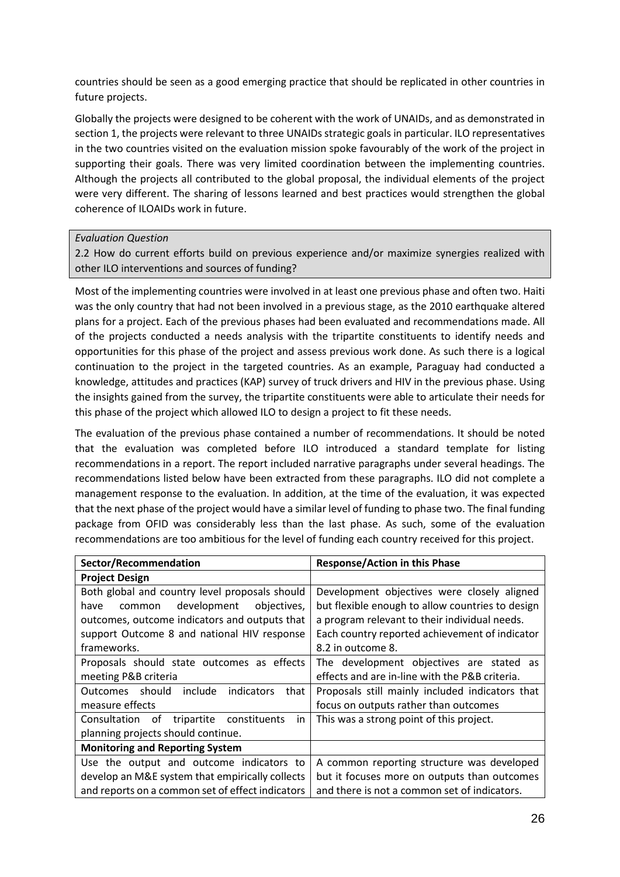countries should be seen as a good emerging practice that should be replicated in other countries in future projects.

Globally the projects were designed to be coherent with the work of UNAIDs, and as demonstrated in section 1, the projects were relevant to three UNAIDs strategic goals in particular. ILO representatives in the two countries visited on the evaluation mission spoke favourably of the work of the project in supporting their goals. There was very limited coordination between the implementing countries. Although the projects all contributed to the global proposal, the individual elements of the project were very different. The sharing of lessons learned and best practices would strengthen the global coherence of ILOAIDs work in future.

*Evaluation Question*

2.2 How do current efforts build on previous experience and/or maximize synergies realized with other ILO interventions and sources of funding?

Most of the implementing countries were involved in at least one previous phase and often two. Haiti was the only country that had not been involved in a previous stage, as the 2010 earthquake altered plans for a project. Each of the previous phases had been evaluated and recommendations made. All of the projects conducted a needs analysis with the tripartite constituents to identify needs and opportunities for this phase of the project and assess previous work done. As such there is a logical continuation to the project in the targeted countries. As an example, Paraguay had conducted a knowledge, attitudes and practices (KAP) survey of truck drivers and HIV in the previous phase. Using the insights gained from the survey, the tripartite constituents were able to articulate their needs for this phase of the project which allowed ILO to design a project to fit these needs.

The evaluation of the previous phase contained a number of recommendations. It should be noted that the evaluation was completed before ILO introduced a standard template for listing recommendations in a report. The report included narrative paragraphs under several headings. The recommendations listed below have been extracted from these paragraphs. ILO did not complete a management response to the evaluation. In addition, at the time of the evaluation, it was expected that the next phase of the project would have a similar level of funding to phase two. The final funding package from OFID was considerably less than the last phase. As such, some of the evaluation recommendations are too ambitious for the level of funding each country received for this project.

| Sector/Recommendation | Response/Action in this Phase |
|---|---|
| **Project Design** | |
| Both global and country level proposals should have common development objectives, outcomes, outcome indicators and outputs that support Outcome 8 and national HIV response frameworks. | Development objectives were closely aligned but flexible enough to allow countries to design a program relevant to their individual needs. Each country reported achievement of indicator 8.2 in outcome 8. |
| Proposals should state outcomes as effects meeting P&B criteria | The development objectives are stated as effects and are in-line with the P&B criteria. |
| Outcomes should include indicators that measure effects | Proposals still mainly included indicators that focus on outputs rather than outcomes |
| Consultation of tripartite constituents in planning projects should continue. | This was a strong point of this project. |
| **Monitoring and Reporting System** | |
| Use the output and outcome indicators to develop an M&E system that empirically collects and reports on a common set of effect indicators | A common reporting structure was developed but it focuses more on outputs than outcomes and there is not a common set of indicators. |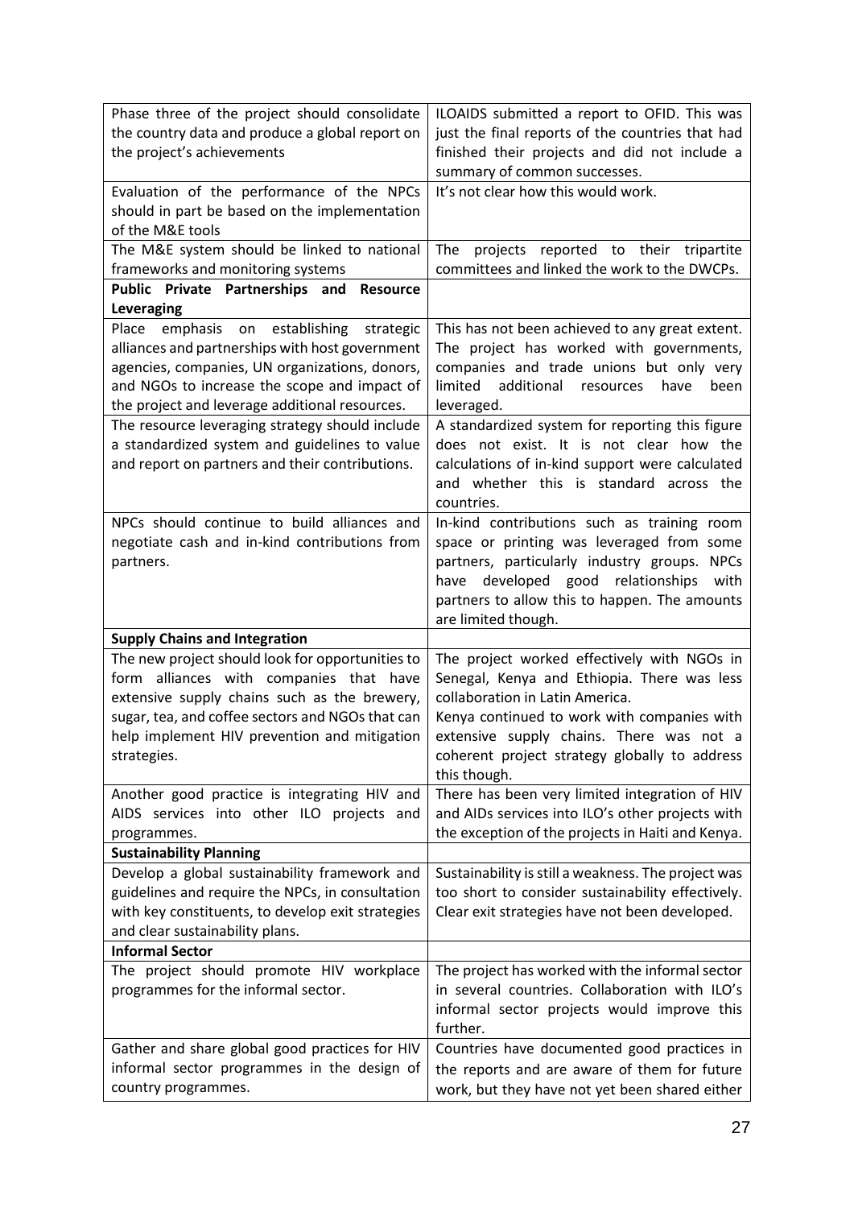| | |
|---|---|
| Phase three of the project should consolidate the country data and produce a global report on the project's achievements | ILOAIDS submitted a report to OFID. This was just the final reports of the countries that had finished their projects and did not include a summary of common successes. |
| Evaluation of the performance of the NPCs should in part be based on the implementation of the M&E tools | It's not clear how this would work. |
| The M&E system should be linked to national frameworks and monitoring systems | The projects reported to their tripartite committees and linked the work to the DWCPs. |
| **Public Private Partnerships and Resource Leveraging** | |
| Place emphasis on establishing strategic alliances and partnerships with host government agencies, companies, UN organizations, donors, and NGOs to increase the scope and impact of the project and leverage additional resources. | This has not been achieved to any great extent. The project has worked with governments, companies and trade unions but only very limited additional resources have been leveraged. |
| The resource leveraging strategy should include a standardized system and guidelines to value and report on partners and their contributions. | A standardized system for reporting this figure does not exist. It is not clear how the calculations of in-kind support were calculated and whether this is standard across the countries. |
| NPCs should continue to build alliances and negotiate cash and in-kind contributions from partners. | In-kind contributions such as training room space or printing was leveraged from some partners, particularly industry groups. NPCs have developed good relationships with partners to allow this to happen. The amounts are limited though. |
| **Supply Chains and Integration** | |
| The new project should look for opportunities to form alliances with companies that have extensive supply chains such as the brewery, sugar, tea, and coffee sectors and NGOs that can help implement HIV prevention and mitigation strategies. | The project worked effectively with NGOs in Senegal, Kenya and Ethiopia. There was less collaboration in Latin America. Kenya continued to work with companies with extensive supply chains. There was not a coherent project strategy globally to address this though. |
| Another good practice is integrating HIV and AIDS services into other ILO projects and programmes. | There has been very limited integration of HIV and AIDs services into ILO's other projects with the exception of the projects in Haiti and Kenya. |
| **Sustainability Planning** | |
| Develop a global sustainability framework and guidelines and require the NPCs, in consultation with key constituents, to develop exit strategies and clear sustainability plans. | Sustainability is still a weakness. The project was too short to consider sustainability effectively. Clear exit strategies have not been developed. |
| **Informal Sector** | |
| The project should promote HIV workplace programmes for the informal sector. | The project has worked with the informal sector in several countries. Collaboration with ILO's informal sector projects would improve this further. |
| Gather and share global good practices for HIV informal sector programmes in the design of country programmes. | Countries have documented good practices in the reports and are aware of them for future work, but they have not yet been shared either |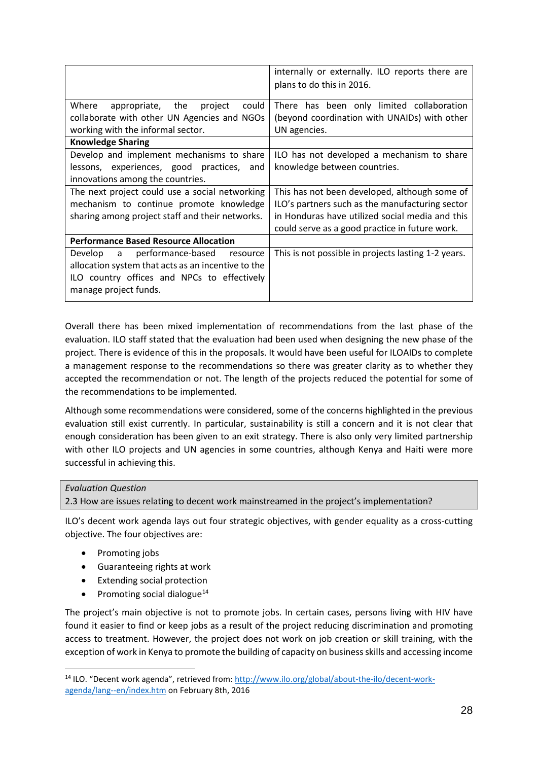| | |
|---|---|
| | internally or externally. ILO reports there are plans to do this in 2016. |
| Where appropriate, the project could collaborate with other UN Agencies and NGOs working with the informal sector. | There has been only limited collaboration (beyond coordination with UNAIDs) with other UN agencies. |
| **Knowledge Sharing** | |
| Develop and implement mechanisms to share lessons, experiences, good practices, and innovations among the countries. | ILO has not developed a mechanism to share knowledge between countries. |
| The next project could use a social networking mechanism to continue promote knowledge sharing among project staff and their networks. | This has not been developed, although some of ILO's partners such as the manufacturing sector in Honduras have utilized social media and this could serve as a good practice in future work. |
| **Performance Based Resource Allocation** | |
| Develop a performance-based resource allocation system that acts as an incentive to the ILO country offices and NPCs to effectively manage project funds. | This is not possible in projects lasting 1-2 years. |

Overall there has been mixed implementation of recommendations from the last phase of the evaluation. ILO staff stated that the evaluation had been used when designing the new phase of the project. There is evidence of this in the proposals. It would have been useful for ILOAIDs to complete a management response to the recommendations so there was greater clarity as to whether they accepted the recommendation or not. The length of the projects reduced the potential for some of the recommendations to be implemented.

Although some recommendations were considered, some of the concerns highlighted in the previous evaluation still exist currently. In particular, sustainability is still a concern and it is not clear that enough consideration has been given to an exit strategy. There is also only very limited partnership with other ILO projects and UN agencies in some countries, although Kenya and Haiti were more successful in achieving this.

*Evaluation Question*

2.3 How are issues relating to decent work mainstreamed in the project's implementation?

ILO's decent work agenda lays out four strategic objectives, with gender equality as a cross-cutting objective. The four objectives are:

- Promoting jobs
- Guaranteeing rights at work
- Extending social protection
- Promoting social dialogue[14]

The project's main objective is not to promote jobs. In certain cases, persons living with HIV have found it easier to find or keep jobs as a result of the project reducing discrimination and promoting access to treatment. However, the project does not work on job creation or skill training, with the exception of work in Kenya to promote the building of capacity on business skills and accessing income

[14] ILO. "Decent work agenda", retrieved from: http://www.ilo.org/global/about-the-ilo/decent-work-agenda/lang--en/index.htm on February 8th, 2016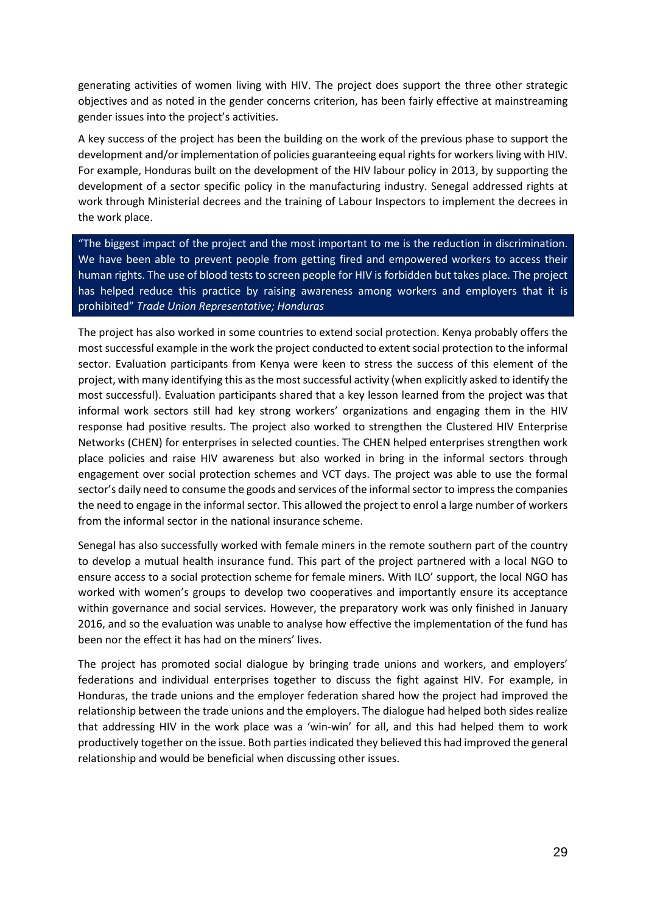generating activities of women living with HIV. The project does support the three other strategic objectives and as noted in the gender concerns criterion, has been fairly effective at mainstreaming gender issues into the project's activities.

A key success of the project has been the building on the work of the previous phase to support the development and/or implementation of policies guaranteeing equal rights for workers living with HIV. For example, Honduras built on the development of the HIV labour policy in 2013, by supporting the development of a sector specific policy in the manufacturing industry. Senegal addressed rights at work through Ministerial decrees and the training of Labour Inspectors to implement the decrees in the work place.

> "The biggest impact of the project and the most important to me is the reduction in discrimination. We have been able to prevent people from getting fired and empowered workers to access their human rights. The use of blood tests to screen people for HIV is forbidden but takes place. The project has helped reduce this practice by raising awareness among workers and employers that it is prohibited" *Trade Union Representative; Honduras*

The project has also worked in some countries to extend social protection. Kenya probably offers the most successful example in the work the project conducted to extent social protection to the informal sector. Evaluation participants from Kenya were keen to stress the success of this element of the project, with many identifying this as the most successful activity (when explicitly asked to identify the most successful). Evaluation participants shared that a key lesson learned from the project was that informal work sectors still had key strong workers' organizations and engaging them in the HIV response had positive results. The project also worked to strengthen the Clustered HIV Enterprise Networks (CHEN) for enterprises in selected counties. The CHEN helped enterprises strengthen work place policies and raise HIV awareness but also worked in bring in the informal sectors through engagement over social protection schemes and VCT days. The project was able to use the formal sector's daily need to consume the goods and services of the informal sector to impress the companies the need to engage in the informal sector. This allowed the project to enrol a large number of workers from the informal sector in the national insurance scheme.

Senegal has also successfully worked with female miners in the remote southern part of the country to develop a mutual health insurance fund. This part of the project partnered with a local NGO to ensure access to a social protection scheme for female miners. With ILO' support, the local NGO has worked with women's groups to develop two cooperatives and importantly ensure its acceptance within governance and social services. However, the preparatory work was only finished in January 2016, and so the evaluation was unable to analyse how effective the implementation of the fund has been nor the effect it has had on the miners' lives.

The project has promoted social dialogue by bringing trade unions and workers, and employers' federations and individual enterprises together to discuss the fight against HIV. For example, in Honduras, the trade unions and the employer federation shared how the project had improved the relationship between the trade unions and the employers. The dialogue had helped both sides realize that addressing HIV in the work place was a 'win-win' for all, and this had helped them to work productively together on the issue. Both parties indicated they believed this had improved the general relationship and would be beneficial when discussing other issues.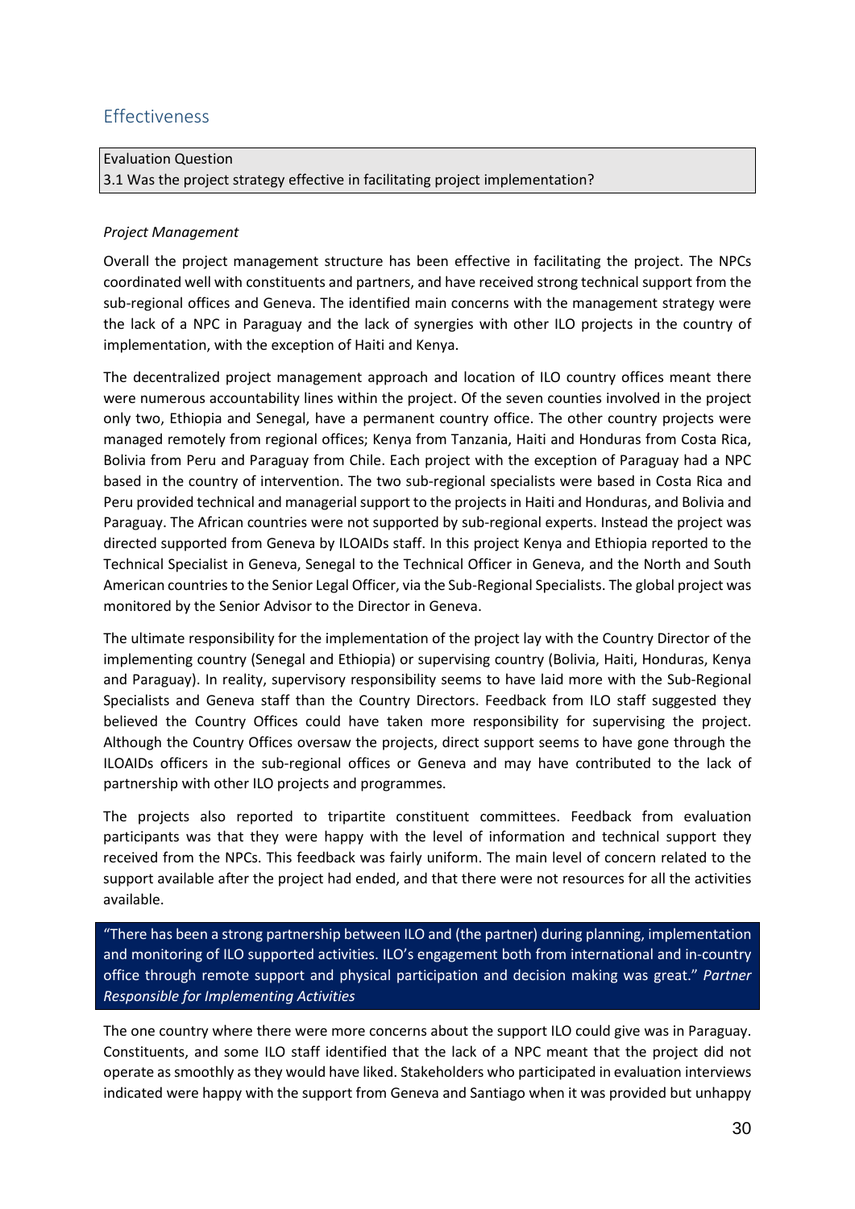## Effectiveness

| Evaluation Question |
| --- |
| 3.1 Was the project strategy effective in facilitating project implementation? |

*Project Management*

Overall the project management structure has been effective in facilitating the project. The NPCs coordinated well with constituents and partners, and have received strong technical support from the sub-regional offices and Geneva. The identified main concerns with the management strategy were the lack of a NPC in Paraguay and the lack of synergies with other ILO projects in the country of implementation, with the exception of Haiti and Kenya.

The decentralized project management approach and location of ILO country offices meant there were numerous accountability lines within the project. Of the seven counties involved in the project only two, Ethiopia and Senegal, have a permanent country office. The other country projects were managed remotely from regional offices; Kenya from Tanzania, Haiti and Honduras from Costa Rica, Bolivia from Peru and Paraguay from Chile. Each project with the exception of Paraguay had a NPC based in the country of intervention. The two sub-regional specialists were based in Costa Rica and Peru provided technical and managerial support to the projects in Haiti and Honduras, and Bolivia and Paraguay. The African countries were not supported by sub-regional experts. Instead the project was directed supported from Geneva by ILOAIDs staff. In this project Kenya and Ethiopia reported to the Technical Specialist in Geneva, Senegal to the Technical Officer in Geneva, and the North and South American countries to the Senior Legal Officer, via the Sub-Regional Specialists. The global project was monitored by the Senior Advisor to the Director in Geneva.

The ultimate responsibility for the implementation of the project lay with the Country Director of the implementing country (Senegal and Ethiopia) or supervising country (Bolivia, Haiti, Honduras, Kenya and Paraguay). In reality, supervisory responsibility seems to have laid more with the Sub-Regional Specialists and Geneva staff than the Country Directors. Feedback from ILO staff suggested they believed the Country Offices could have taken more responsibility for supervising the project. Although the Country Offices oversaw the projects, direct support seems to have gone through the ILOAIDs officers in the sub-regional offices or Geneva and may have contributed to the lack of partnership with other ILO projects and programmes.

The projects also reported to tripartite constituent committees. Feedback from evaluation participants was that they were happy with the level of information and technical support they received from the NPCs. This feedback was fairly uniform. The main level of concern related to the support available after the project had ended, and that there were not resources for all the activities available.

> "There has been a strong partnership between ILO and (the partner) during planning, implementation and monitoring of ILO supported activities. ILO's engagement both from international and in-country office through remote support and physical participation and decision making was great." *Partner Responsible for Implementing Activities*

The one country where there were more concerns about the support ILO could give was in Paraguay. Constituents, and some ILO staff identified that the lack of a NPC meant that the project did not operate as smoothly as they would have liked. Stakeholders who participated in evaluation interviews indicated were happy with the support from Geneva and Santiago when it was provided but unhappy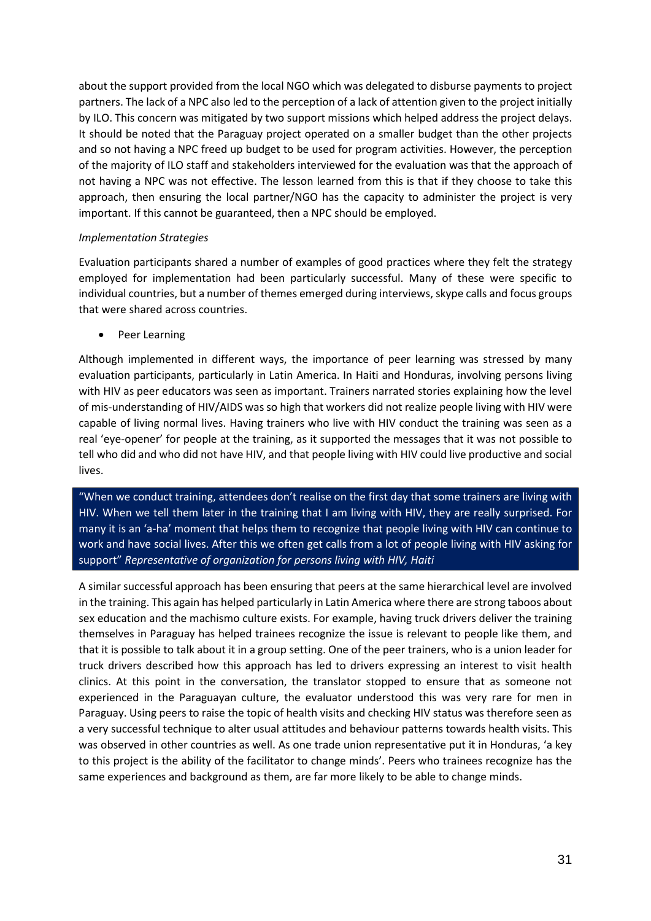about the support provided from the local NGO which was delegated to disburse payments to project partners. The lack of a NPC also led to the perception of a lack of attention given to the project initially by ILO. This concern was mitigated by two support missions which helped address the project delays. It should be noted that the Paraguay project operated on a smaller budget than the other projects and so not having a NPC freed up budget to be used for program activities. However, the perception of the majority of ILO staff and stakeholders interviewed for the evaluation was that the approach of not having a NPC was not effective. The lesson learned from this is that if they choose to take this approach, then ensuring the local partner/NGO has the capacity to administer the project is very important. If this cannot be guaranteed, then a NPC should be employed.

*Implementation Strategies*

Evaluation participants shared a number of examples of good practices where they felt the strategy employed for implementation had been particularly successful. Many of these were specific to individual countries, but a number of themes emerged during interviews, skype calls and focus groups that were shared across countries.

- Peer Learning

Although implemented in different ways, the importance of peer learning was stressed by many evaluation participants, particularly in Latin America. In Haiti and Honduras, involving persons living with HIV as peer educators was seen as important. Trainers narrated stories explaining how the level of mis-understanding of HIV/AIDS was so high that workers did not realize people living with HIV were capable of living normal lives. Having trainers who live with HIV conduct the training was seen as a real 'eye-opener' for people at the training, as it supported the messages that it was not possible to tell who did and who did not have HIV, and that people living with HIV could live productive and social lives.

> "When we conduct training, attendees don't realise on the first day that some trainers are living with HIV. When we tell them later in the training that I am living with HIV, they are really surprised. For many it is an 'a-ha' moment that helps them to recognize that people living with HIV can continue to work and have social lives. After this we often get calls from a lot of people living with HIV asking for support" *Representative of organization for persons living with HIV, Haiti*

A similar successful approach has been ensuring that peers at the same hierarchical level are involved in the training. This again has helped particularly in Latin America where there are strong taboos about sex education and the machismo culture exists. For example, having truck drivers deliver the training themselves in Paraguay has helped trainees recognize the issue is relevant to people like them, and that it is possible to talk about it in a group setting. One of the peer trainers, who is a union leader for truck drivers described how this approach has led to drivers expressing an interest to visit health clinics. At this point in the conversation, the translator stopped to ensure that as someone not experienced in the Paraguayan culture, the evaluator understood this was very rare for men in Paraguay. Using peers to raise the topic of health visits and checking HIV status was therefore seen as a very successful technique to alter usual attitudes and behaviour patterns towards health visits. This was observed in other countries as well. As one trade union representative put it in Honduras, 'a key to this project is the ability of the facilitator to change minds'. Peers who trainees recognize has the same experiences and background as them, are far more likely to be able to change minds.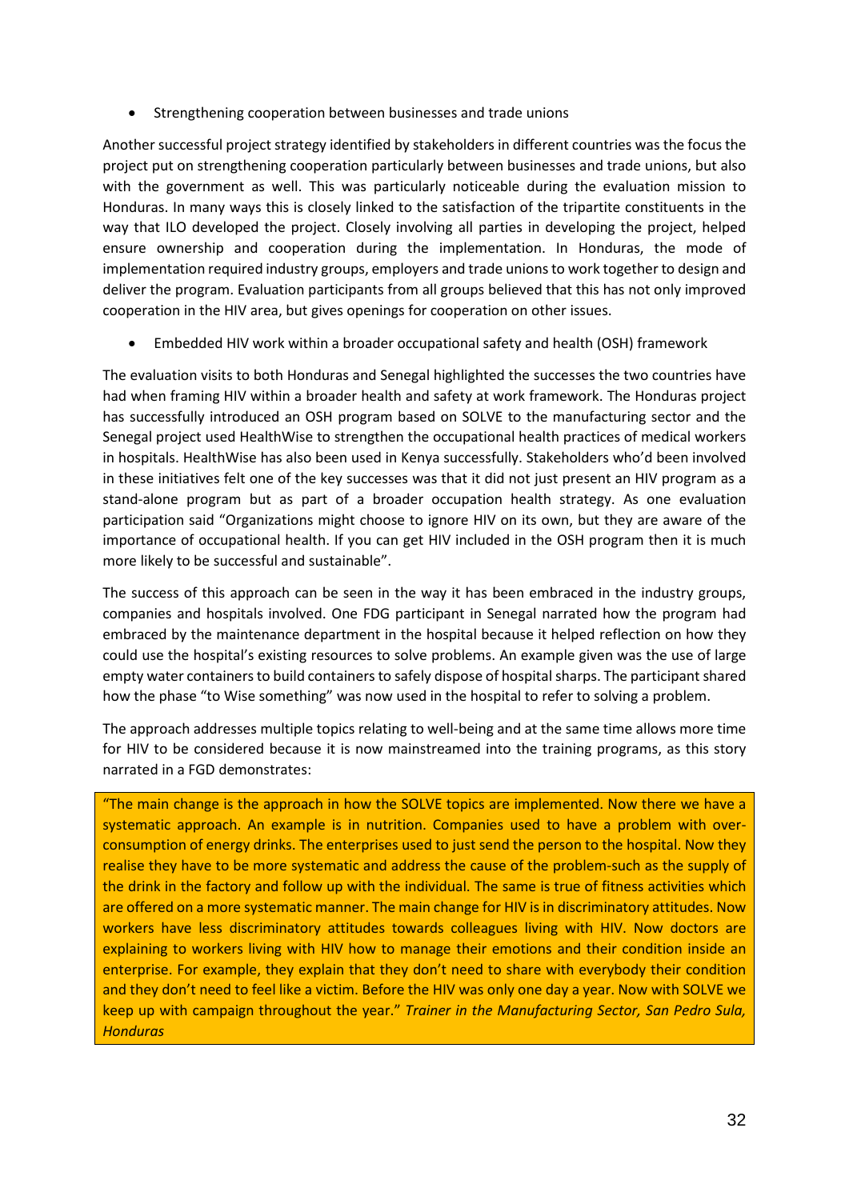- Strengthening cooperation between businesses and trade unions

Another successful project strategy identified by stakeholders in different countries was the focus the project put on strengthening cooperation particularly between businesses and trade unions, but also with the government as well. This was particularly noticeable during the evaluation mission to Honduras. In many ways this is closely linked to the satisfaction of the tripartite constituents in the way that ILO developed the project. Closely involving all parties in developing the project, helped ensure ownership and cooperation during the implementation. In Honduras, the mode of implementation required industry groups, employers and trade unions to work together to design and deliver the program. Evaluation participants from all groups believed that this has not only improved cooperation in the HIV area, but gives openings for cooperation on other issues.

- Embedded HIV work within a broader occupational safety and health (OSH) framework

The evaluation visits to both Honduras and Senegal highlighted the successes the two countries have had when framing HIV within a broader health and safety at work framework. The Honduras project has successfully introduced an OSH program based on SOLVE to the manufacturing sector and the Senegal project used HealthWise to strengthen the occupational health practices of medical workers in hospitals. HealthWise has also been used in Kenya successfully. Stakeholders who'd been involved in these initiatives felt one of the key successes was that it did not just present an HIV program as a stand-alone program but as part of a broader occupation health strategy. As one evaluation participation said "Organizations might choose to ignore HIV on its own, but they are aware of the importance of occupational health. If you can get HIV included in the OSH program then it is much more likely to be successful and sustainable".

The success of this approach can be seen in the way it has been embraced in the industry groups, companies and hospitals involved. One FDG participant in Senegal narrated how the program had embraced by the maintenance department in the hospital because it helped reflection on how they could use the hospital's existing resources to solve problems. An example given was the use of large empty water containers to build containers to safely dispose of hospital sharps. The participant shared how the phase "to Wise something" was now used in the hospital to refer to solving a problem.

The approach addresses multiple topics relating to well-being and at the same time allows more time for HIV to be considered because it is now mainstreamed into the training programs, as this story narrated in a FGD demonstrates:

> "The main change is the approach in how the SOLVE topics are implemented. Now there we have a systematic approach. An example is in nutrition. Companies used to have a problem with over-consumption of energy drinks. The enterprises used to just send the person to the hospital. Now they realise they have to be more systematic and address the cause of the problem-such as the supply of the drink in the factory and follow up with the individual. The same is true of fitness activities which are offered on a more systematic manner. The main change for HIV is in discriminatory attitudes. Now workers have less discriminatory attitudes towards colleagues living with HIV. Now doctors are explaining to workers living with HIV how to manage their emotions and their condition inside an enterprise. For example, they explain that they don't need to share with everybody their condition and they don't need to feel like a victim. Before the HIV was only one day a year. Now with SOLVE we keep up with campaign throughout the year." *Trainer in the Manufacturing Sector, San Pedro Sula, Honduras*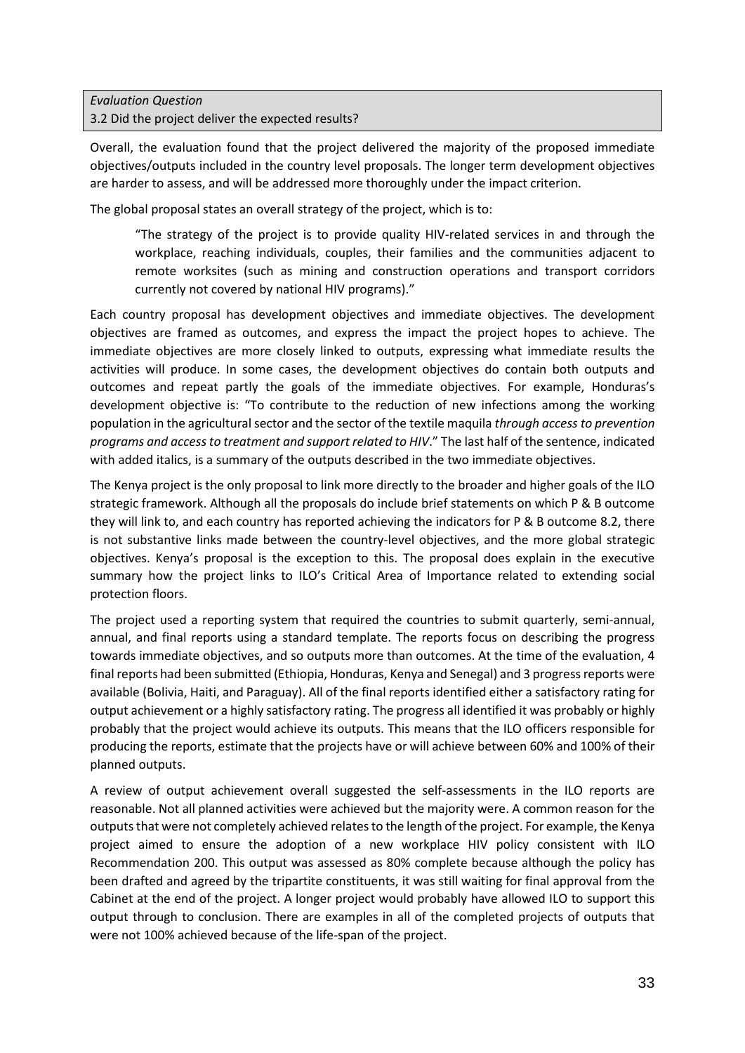*Evaluation Question*
3.2 Did the project deliver the expected results?

Overall, the evaluation found that the project delivered the majority of the proposed immediate objectives/outputs included in the country level proposals. The longer term development objectives are harder to assess, and will be addressed more thoroughly under the impact criterion.

The global proposal states an overall strategy of the project, which is to:

> "The strategy of the project is to provide quality HIV-related services in and through the workplace, reaching individuals, couples, their families and the communities adjacent to remote worksites (such as mining and construction operations and transport corridors currently not covered by national HIV programs)."

Each country proposal has development objectives and immediate objectives. The development objectives are framed as outcomes, and express the impact the project hopes to achieve. The immediate objectives are more closely linked to outputs, expressing what immediate results the activities will produce. In some cases, the development objectives do contain both outputs and outcomes and repeat partly the goals of the immediate objectives. For example, Honduras's development objective is: "To contribute to the reduction of new infections among the working population in the agricultural sector and the sector of the textile maquila *through access to prevention programs and access to treatment and support related to HIV*." The last half of the sentence, indicated with added italics, is a summary of the outputs described in the two immediate objectives.

The Kenya project is the only proposal to link more directly to the broader and higher goals of the ILO strategic framework. Although all the proposals do include brief statements on which P & B outcome they will link to, and each country has reported achieving the indicators for P & B outcome 8.2, there is not substantive links made between the country-level objectives, and the more global strategic objectives. Kenya's proposal is the exception to this. The proposal does explain in the executive summary how the project links to ILO's Critical Area of Importance related to extending social protection floors.

The project used a reporting system that required the countries to submit quarterly, semi-annual, annual, and final reports using a standard template. The reports focus on describing the progress towards immediate objectives, and so outputs more than outcomes. At the time of the evaluation, 4 final reports had been submitted (Ethiopia, Honduras, Kenya and Senegal) and 3 progress reports were available (Bolivia, Haiti, and Paraguay). All of the final reports identified either a satisfactory rating for output achievement or a highly satisfactory rating. The progress all identified it was probably or highly probably that the project would achieve its outputs. This means that the ILO officers responsible for producing the reports, estimate that the projects have or will achieve between 60% and 100% of their planned outputs.

A review of output achievement overall suggested the self-assessments in the ILO reports are reasonable. Not all planned activities were achieved but the majority were. A common reason for the outputs that were not completely achieved relates to the length of the project. For example, the Kenya project aimed to ensure the adoption of a new workplace HIV policy consistent with ILO Recommendation 200. This output was assessed as 80% complete because although the policy has been drafted and agreed by the tripartite constituents, it was still waiting for final approval from the Cabinet at the end of the project. A longer project would probably have allowed ILO to support this output through to conclusion. There are examples in all of the completed projects of outputs that were not 100% achieved because of the life-span of the project.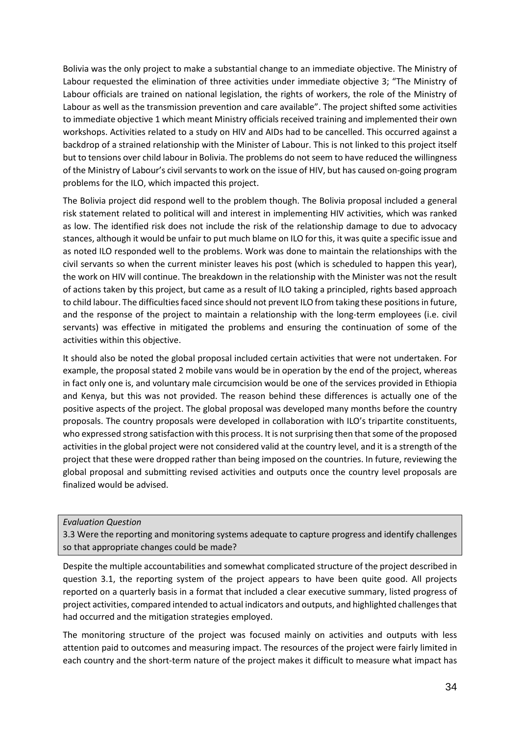Bolivia was the only project to make a substantial change to an immediate objective. The Ministry of Labour requested the elimination of three activities under immediate objective 3; "The Ministry of Labour officials are trained on national legislation, the rights of workers, the role of the Ministry of Labour as well as the transmission prevention and care available". The project shifted some activities to immediate objective 1 which meant Ministry officials received training and implemented their own workshops. Activities related to a study on HIV and AIDs had to be cancelled. This occurred against a backdrop of a strained relationship with the Minister of Labour. This is not linked to this project itself but to tensions over child labour in Bolivia. The problems do not seem to have reduced the willingness of the Ministry of Labour's civil servants to work on the issue of HIV, but has caused on-going program problems for the ILO, which impacted this project.

The Bolivia project did respond well to the problem though. The Bolivia proposal included a general risk statement related to political will and interest in implementing HIV activities, which was ranked as low. The identified risk does not include the risk of the relationship damage to due to advocacy stances, although it would be unfair to put much blame on ILO for this, it was quite a specific issue and as noted ILO responded well to the problems. Work was done to maintain the relationships with the civil servants so when the current minister leaves his post (which is scheduled to happen this year), the work on HIV will continue. The breakdown in the relationship with the Minister was not the result of actions taken by this project, but came as a result of ILO taking a principled, rights based approach to child labour. The difficulties faced since should not prevent ILO from taking these positions in future, and the response of the project to maintain a relationship with the long-term employees (i.e. civil servants) was effective in mitigated the problems and ensuring the continuation of some of the activities within this objective.

It should also be noted the global proposal included certain activities that were not undertaken. For example, the proposal stated 2 mobile vans would be in operation by the end of the project, whereas in fact only one is, and voluntary male circumcision would be one of the services provided in Ethiopia and Kenya, but this was not provided. The reason behind these differences is actually one of the positive aspects of the project. The global proposal was developed many months before the country proposals. The country proposals were developed in collaboration with ILO's tripartite constituents, who expressed strong satisfaction with this process. It is not surprising then that some of the proposed activities in the global project were not considered valid at the country level, and it is a strength of the project that these were dropped rather than being imposed on the countries. In future, reviewing the global proposal and submitting revised activities and outputs once the country level proposals are finalized would be advised.

*Evaluation Question*
3.3 Were the reporting and monitoring systems adequate to capture progress and identify challenges so that appropriate changes could be made?

Despite the multiple accountabilities and somewhat complicated structure of the project described in question 3.1, the reporting system of the project appears to have been quite good. All projects reported on a quarterly basis in a format that included a clear executive summary, listed progress of project activities, compared intended to actual indicators and outputs, and highlighted challenges that had occurred and the mitigation strategies employed.

The monitoring structure of the project was focused mainly on activities and outputs with less attention paid to outcomes and measuring impact. The resources of the project were fairly limited in each country and the short-term nature of the project makes it difficult to measure what impact has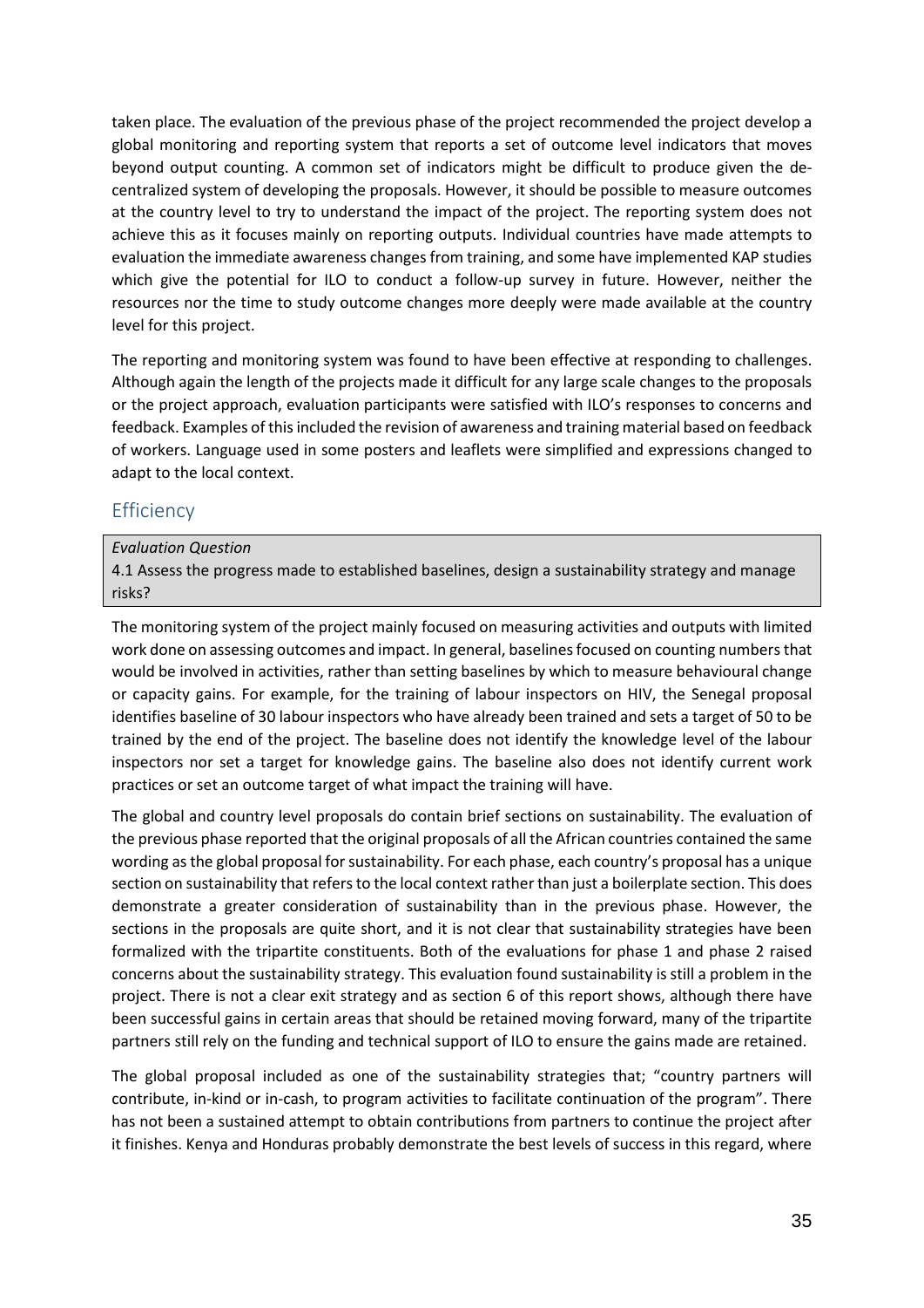taken place. The evaluation of the previous phase of the project recommended the project develop a global monitoring and reporting system that reports a set of outcome level indicators that moves beyond output counting. A common set of indicators might be difficult to produce given the de-centralized system of developing the proposals. However, it should be possible to measure outcomes at the country level to try to understand the impact of the project. The reporting system does not achieve this as it focuses mainly on reporting outputs. Individual countries have made attempts to evaluation the immediate awareness changes from training, and some have implemented KAP studies which give the potential for ILO to conduct a follow-up survey in future. However, neither the resources nor the time to study outcome changes more deeply were made available at the country level for this project.

The reporting and monitoring system was found to have been effective at responding to challenges. Although again the length of the projects made it difficult for any large scale changes to the proposals or the project approach, evaluation participants were satisfied with ILO's responses to concerns and feedback. Examples of this included the revision of awareness and training material based on feedback of workers. Language used in some posters and leaflets were simplified and expressions changed to adapt to the local context.

## Efficiency

> *Evaluation Question*
>
> 4.1 Assess the progress made to established baselines, design a sustainability strategy and manage risks?

The monitoring system of the project mainly focused on measuring activities and outputs with limited work done on assessing outcomes and impact. In general, baselines focused on counting numbers that would be involved in activities, rather than setting baselines by which to measure behavioural change or capacity gains. For example, for the training of labour inspectors on HIV, the Senegal proposal identifies baseline of 30 labour inspectors who have already been trained and sets a target of 50 to be trained by the end of the project. The baseline does not identify the knowledge level of the labour inspectors nor set a target for knowledge gains. The baseline also does not identify current work practices or set an outcome target of what impact the training will have.

The global and country level proposals do contain brief sections on sustainability. The evaluation of the previous phase reported that the original proposals of all the African countries contained the same wording as the global proposal for sustainability. For each phase, each country's proposal has a unique section on sustainability that refers to the local context rather than just a boilerplate section. This does demonstrate a greater consideration of sustainability than in the previous phase. However, the sections in the proposals are quite short, and it is not clear that sustainability strategies have been formalized with the tripartite constituents. Both of the evaluations for phase 1 and phase 2 raised concerns about the sustainability strategy. This evaluation found sustainability is still a problem in the project. There is not a clear exit strategy and as section 6 of this report shows, although there have been successful gains in certain areas that should be retained moving forward, many of the tripartite partners still rely on the funding and technical support of ILO to ensure the gains made are retained.

The global proposal included as one of the sustainability strategies that; "country partners will contribute, in-kind or in-cash, to program activities to facilitate continuation of the program". There has not been a sustained attempt to obtain contributions from partners to continue the project after it finishes. Kenya and Honduras probably demonstrate the best levels of success in this regard, where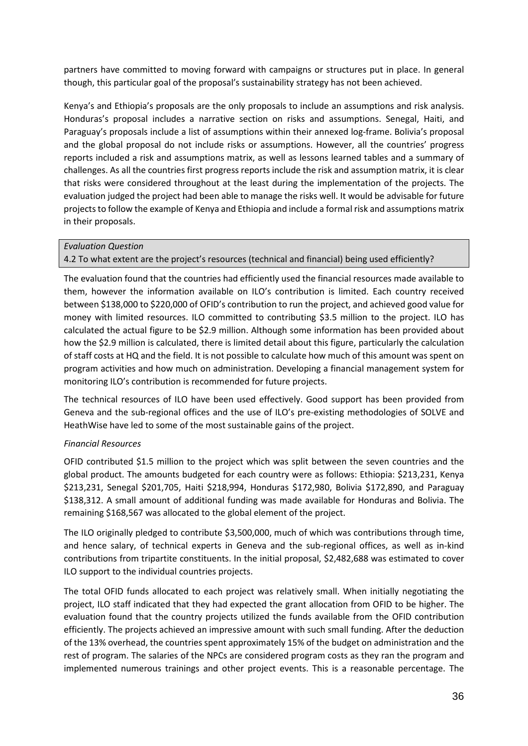partners have committed to moving forward with campaigns or structures put in place. In general though, this particular goal of the proposal's sustainability strategy has not been achieved.

Kenya's and Ethiopia's proposals are the only proposals to include an assumptions and risk analysis. Honduras's proposal includes a narrative section on risks and assumptions. Senegal, Haiti, and Paraguay's proposals include a list of assumptions within their annexed log-frame. Bolivia's proposal and the global proposal do not include risks or assumptions. However, all the countries' progress reports included a risk and assumptions matrix, as well as lessons learned tables and a summary of challenges. As all the countries first progress reports include the risk and assumption matrix, it is clear that risks were considered throughout at the least during the implementation of the projects. The evaluation judged the project had been able to manage the risks well. It would be advisable for future projects to follow the example of Kenya and Ethiopia and include a formal risk and assumptions matrix in their proposals.

*Evaluation Question*

4.2 To what extent are the project's resources (technical and financial) being used efficiently?

The evaluation found that the countries had efficiently used the financial resources made available to them, however the information available on ILO's contribution is limited. Each country received between \$138,000 to \$220,000 of OFID's contribution to run the project, and achieved good value for money with limited resources. ILO committed to contributing \$3.5 million to the project. ILO has calculated the actual figure to be \$2.9 million. Although some information has been provided about how the \$2.9 million is calculated, there is limited detail about this figure, particularly the calculation of staff costs at HQ and the field. It is not possible to calculate how much of this amount was spent on program activities and how much on administration. Developing a financial management system for monitoring ILO's contribution is recommended for future projects.

The technical resources of ILO have been used effectively. Good support has been provided from Geneva and the sub-regional offices and the use of ILO's pre-existing methodologies of SOLVE and HeathWise have led to some of the most sustainable gains of the project.

*Financial Resources*

OFID contributed \$1.5 million to the project which was split between the seven countries and the global product. The amounts budgeted for each country were as follows: Ethiopia: \$213,231, Kenya \$213,231, Senegal \$201,705, Haiti \$218,994, Honduras \$172,980, Bolivia \$172,890, and Paraguay \$138,312. A small amount of additional funding was made available for Honduras and Bolivia. The remaining \$168,567 was allocated to the global element of the project.

The ILO originally pledged to contribute \$3,500,000, much of which was contributions through time, and hence salary, of technical experts in Geneva and the sub-regional offices, as well as in-kind contributions from tripartite constituents. In the initial proposal, \$2,482,688 was estimated to cover ILO support to the individual countries projects.

The total OFID funds allocated to each project was relatively small. When initially negotiating the project, ILO staff indicated that they had expected the grant allocation from OFID to be higher. The evaluation found that the country projects utilized the funds available from the OFID contribution efficiently. The projects achieved an impressive amount with such small funding. After the deduction of the 13% overhead, the countries spent approximately 15% of the budget on administration and the rest of program. The salaries of the NPCs are considered program costs as they ran the program and implemented numerous trainings and other project events. This is a reasonable percentage. The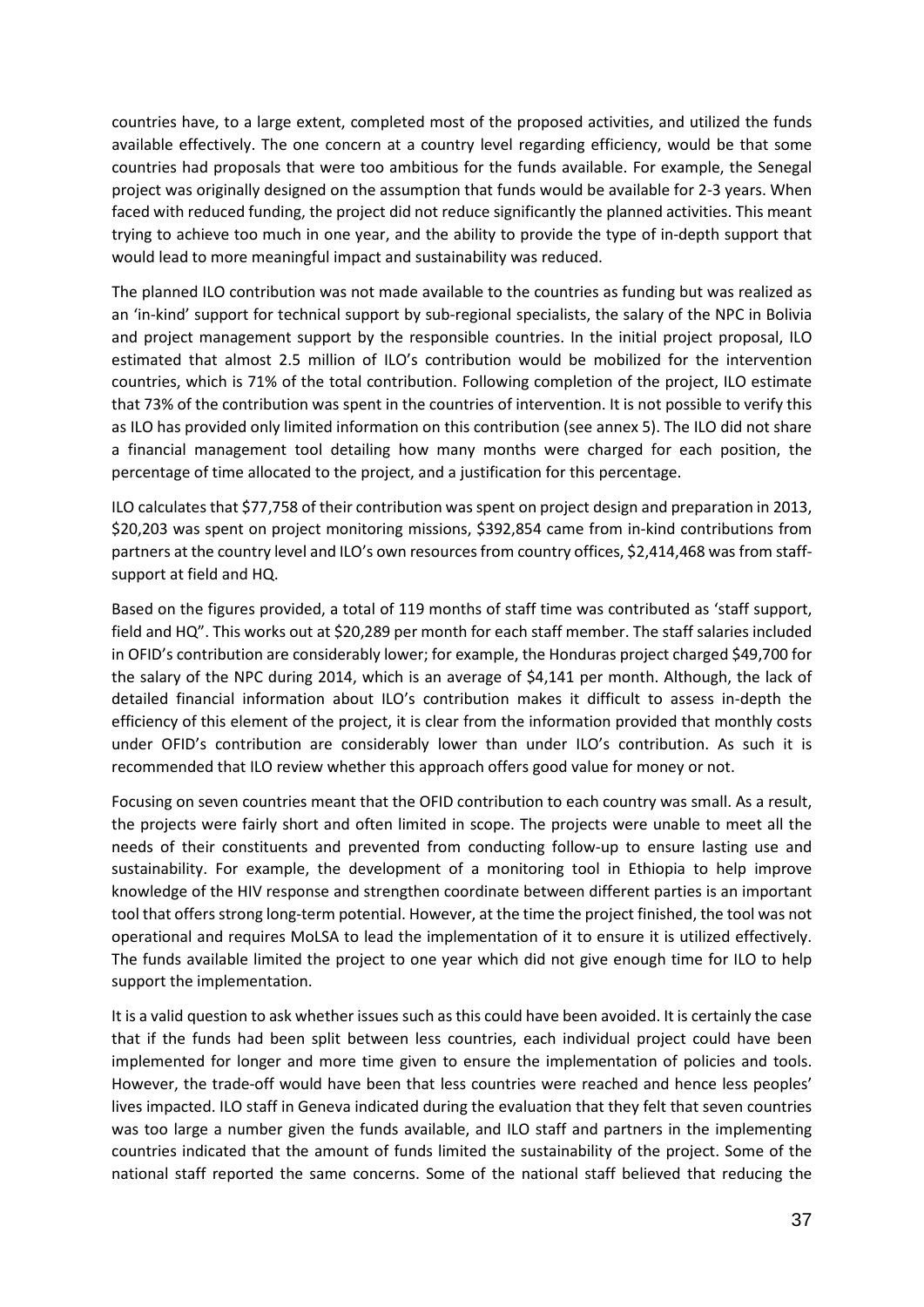countries have, to a large extent, completed most of the proposed activities, and utilized the funds available effectively. The one concern at a country level regarding efficiency, would be that some countries had proposals that were too ambitious for the funds available. For example, the Senegal project was originally designed on the assumption that funds would be available for 2-3 years. When faced with reduced funding, the project did not reduce significantly the planned activities. This meant trying to achieve too much in one year, and the ability to provide the type of in-depth support that would lead to more meaningful impact and sustainability was reduced.

The planned ILO contribution was not made available to the countries as funding but was realized as an 'in-kind' support for technical support by sub-regional specialists, the salary of the NPC in Bolivia and project management support by the responsible countries. In the initial project proposal, ILO estimated that almost 2.5 million of ILO's contribution would be mobilized for the intervention countries, which is 71% of the total contribution. Following completion of the project, ILO estimate that 73% of the contribution was spent in the countries of intervention. It is not possible to verify this as ILO has provided only limited information on this contribution (see annex 5). The ILO did not share a financial management tool detailing how many months were charged for each position, the percentage of time allocated to the project, and a justification for this percentage.

ILO calculates that \$77,758 of their contribution was spent on project design and preparation in 2013, \$20,203 was spent on project monitoring missions, \$392,854 came from in-kind contributions from partners at the country level and ILO's own resources from country offices, \$2,414,468 was from staff-support at field and HQ.

Based on the figures provided, a total of 119 months of staff time was contributed as 'staff support, field and HQ". This works out at \$20,289 per month for each staff member. The staff salaries included in OFID's contribution are considerably lower; for example, the Honduras project charged \$49,700 for the salary of the NPC during 2014, which is an average of \$4,141 per month. Although, the lack of detailed financial information about ILO's contribution makes it difficult to assess in-depth the efficiency of this element of the project, it is clear from the information provided that monthly costs under OFID's contribution are considerably lower than under ILO's contribution. As such it is recommended that ILO review whether this approach offers good value for money or not.

Focusing on seven countries meant that the OFID contribution to each country was small. As a result, the projects were fairly short and often limited in scope. The projects were unable to meet all the needs of their constituents and prevented from conducting follow-up to ensure lasting use and sustainability. For example, the development of a monitoring tool in Ethiopia to help improve knowledge of the HIV response and strengthen coordinate between different parties is an important tool that offers strong long-term potential. However, at the time the project finished, the tool was not operational and requires MoLSA to lead the implementation of it to ensure it is utilized effectively. The funds available limited the project to one year which did not give enough time for ILO to help support the implementation.

It is a valid question to ask whether issues such as this could have been avoided. It is certainly the case that if the funds had been split between less countries, each individual project could have been implemented for longer and more time given to ensure the implementation of policies and tools. However, the trade-off would have been that less countries were reached and hence less peoples' lives impacted. ILO staff in Geneva indicated during the evaluation that they felt that seven countries was too large a number given the funds available, and ILO staff and partners in the implementing countries indicated that the amount of funds limited the sustainability of the project. Some of the national staff reported the same concerns. Some of the national staff believed that reducing the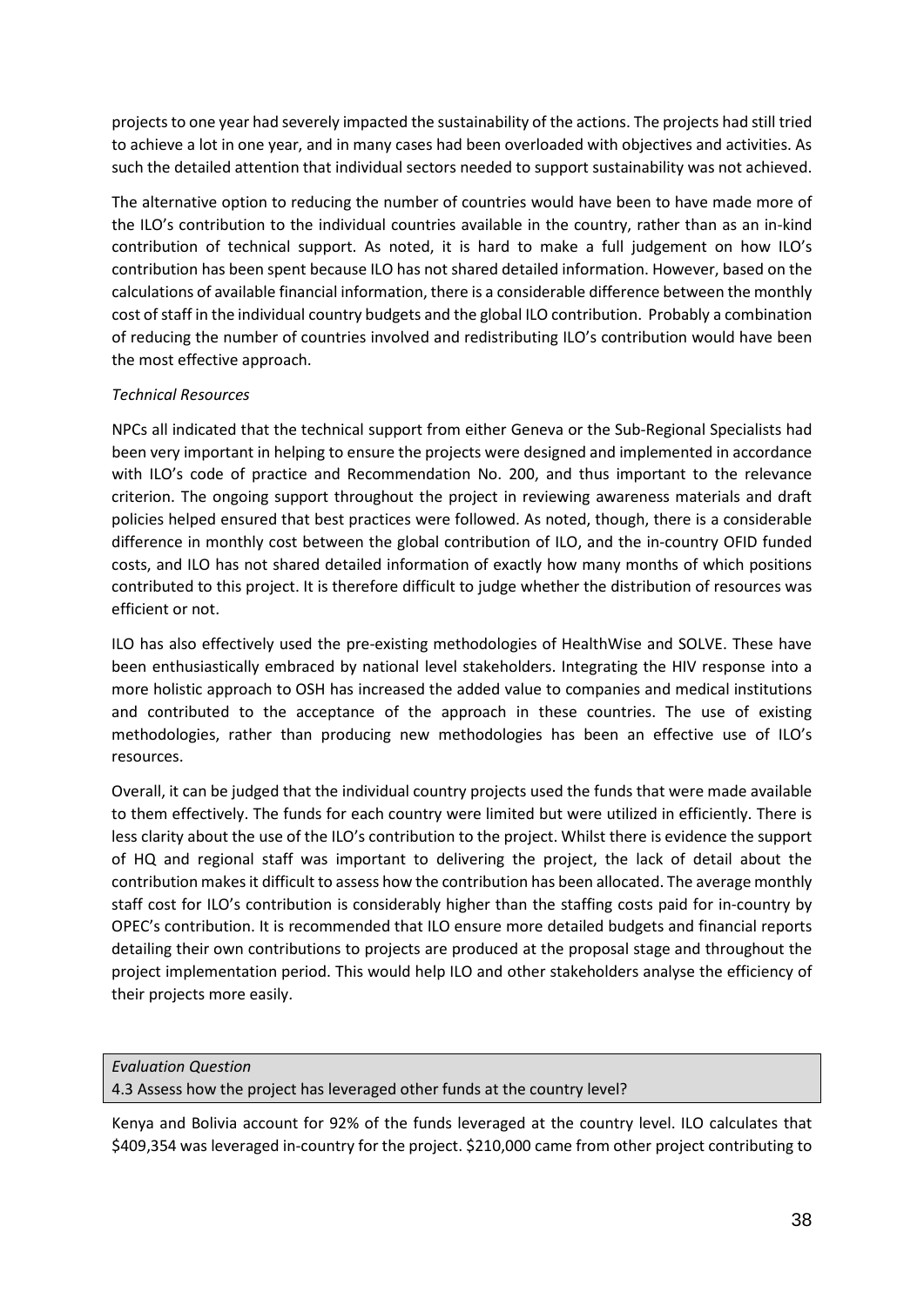projects to one year had severely impacted the sustainability of the actions. The projects had still tried to achieve a lot in one year, and in many cases had been overloaded with objectives and activities. As such the detailed attention that individual sectors needed to support sustainability was not achieved.

The alternative option to reducing the number of countries would have been to have made more of the ILO's contribution to the individual countries available in the country, rather than as an in-kind contribution of technical support. As noted, it is hard to make a full judgement on how ILO's contribution has been spent because ILO has not shared detailed information. However, based on the calculations of available financial information, there is a considerable difference between the monthly cost of staff in the individual country budgets and the global ILO contribution. Probably a combination of reducing the number of countries involved and redistributing ILO's contribution would have been the most effective approach.

*Technical Resources*

NPCs all indicated that the technical support from either Geneva or the Sub-Regional Specialists had been very important in helping to ensure the projects were designed and implemented in accordance with ILO's code of practice and Recommendation No. 200, and thus important to the relevance criterion. The ongoing support throughout the project in reviewing awareness materials and draft policies helped ensured that best practices were followed. As noted, though, there is a considerable difference in monthly cost between the global contribution of ILO, and the in-country OFID funded costs, and ILO has not shared detailed information of exactly how many months of which positions contributed to this project. It is therefore difficult to judge whether the distribution of resources was efficient or not.

ILO has also effectively used the pre-existing methodologies of HealthWise and SOLVE. These have been enthusiastically embraced by national level stakeholders. Integrating the HIV response into a more holistic approach to OSH has increased the added value to companies and medical institutions and contributed to the acceptance of the approach in these countries. The use of existing methodologies, rather than producing new methodologies has been an effective use of ILO's resources.

Overall, it can be judged that the individual country projects used the funds that were made available to them effectively. The funds for each country were limited but were utilized in efficiently. There is less clarity about the use of the ILO's contribution to the project. Whilst there is evidence the support of HQ and regional staff was important to delivering the project, the lack of detail about the contribution makes it difficult to assess how the contribution has been allocated. The average monthly staff cost for ILO's contribution is considerably higher than the staffing costs paid for in-country by OPEC's contribution. It is recommended that ILO ensure more detailed budgets and financial reports detailing their own contributions to projects are produced at the proposal stage and throughout the project implementation period. This would help ILO and other stakeholders analyse the efficiency of their projects more easily.

| *Evaluation Question* |
| --- |
| 4.3 Assess how the project has leveraged other funds at the country level? |

Kenya and Bolivia account for 92% of the funds leveraged at the country level. ILO calculates that $409,354 was leveraged in-country for the project. $210,000 came from other project contributing to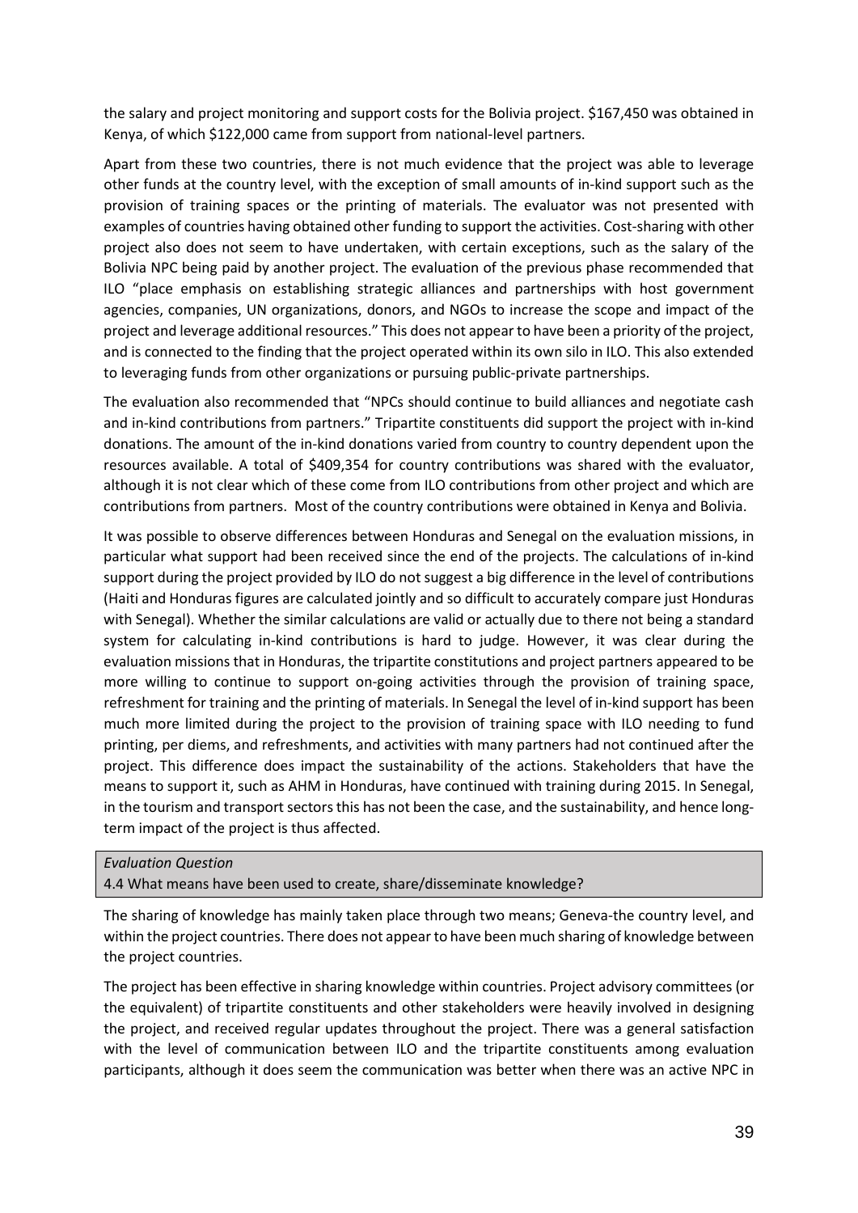the salary and project monitoring and support costs for the Bolivia project. $167,450 was obtained in Kenya, of which $122,000 came from support from national-level partners.

Apart from these two countries, there is not much evidence that the project was able to leverage other funds at the country level, with the exception of small amounts of in-kind support such as the provision of training spaces or the printing of materials. The evaluator was not presented with examples of countries having obtained other funding to support the activities. Cost-sharing with other project also does not seem to have undertaken, with certain exceptions, such as the salary of the Bolivia NPC being paid by another project. The evaluation of the previous phase recommended that ILO "place emphasis on establishing strategic alliances and partnerships with host government agencies, companies, UN organizations, donors, and NGOs to increase the scope and impact of the project and leverage additional resources." This does not appear to have been a priority of the project, and is connected to the finding that the project operated within its own silo in ILO. This also extended to leveraging funds from other organizations or pursuing public-private partnerships.

The evaluation also recommended that "NPCs should continue to build alliances and negotiate cash and in-kind contributions from partners." Tripartite constituents did support the project with in-kind donations. The amount of the in-kind donations varied from country to country dependent upon the resources available. A total of $409,354 for country contributions was shared with the evaluator, although it is not clear which of these come from ILO contributions from other project and which are contributions from partners. Most of the country contributions were obtained in Kenya and Bolivia.

It was possible to observe differences between Honduras and Senegal on the evaluation missions, in particular what support had been received since the end of the projects. The calculations of in-kind support during the project provided by ILO do not suggest a big difference in the level of contributions (Haiti and Honduras figures are calculated jointly and so difficult to accurately compare just Honduras with Senegal). Whether the similar calculations are valid or actually due to there not being a standard system for calculating in-kind contributions is hard to judge. However, it was clear during the evaluation missions that in Honduras, the tripartite constitutions and project partners appeared to be more willing to continue to support on-going activities through the provision of training space, refreshment for training and the printing of materials. In Senegal the level of in-kind support has been much more limited during the project to the provision of training space with ILO needing to fund printing, per diems, and refreshments, and activities with many partners had not continued after the project. This difference does impact the sustainability of the actions. Stakeholders that have the means to support it, such as AHM in Honduras, have continued with training during 2015. In Senegal, in the tourism and transport sectors this has not been the case, and the sustainability, and hence long-term impact of the project is thus affected.

*Evaluation Question*

4.4 What means have been used to create, share/disseminate knowledge?

The sharing of knowledge has mainly taken place through two means; Geneva-the country level, and within the project countries. There does not appear to have been much sharing of knowledge between the project countries.

The project has been effective in sharing knowledge within countries. Project advisory committees (or the equivalent) of tripartite constituents and other stakeholders were heavily involved in designing the project, and received regular updates throughout the project. There was a general satisfaction with the level of communication between ILO and the tripartite constituents among evaluation participants, although it does seem the communication was better when there was an active NPC in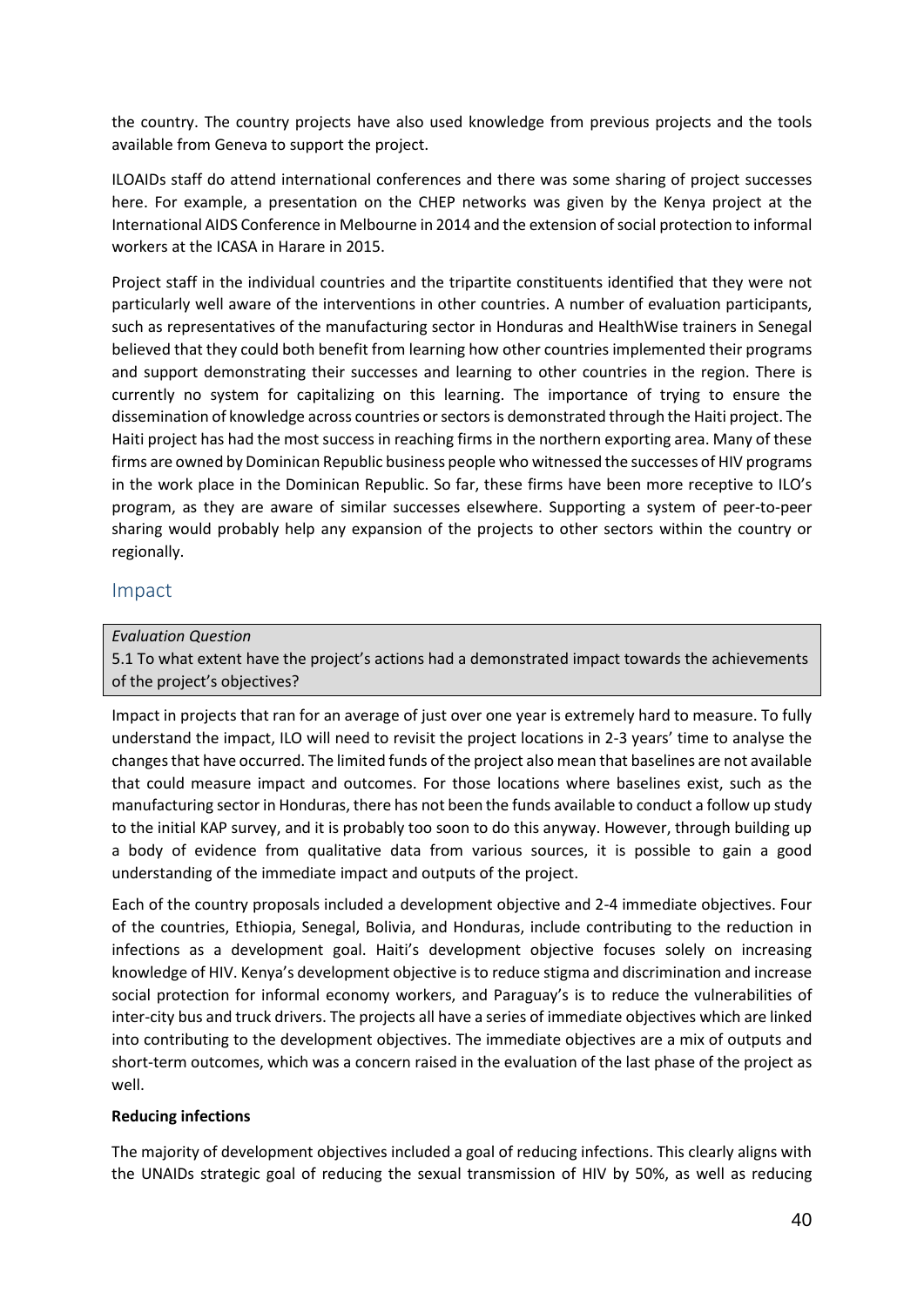the country. The country projects have also used knowledge from previous projects and the tools available from Geneva to support the project.

ILOAIDs staff do attend international conferences and there was some sharing of project successes here. For example, a presentation on the CHEP networks was given by the Kenya project at the International AIDS Conference in Melbourne in 2014 and the extension of social protection to informal workers at the ICASA in Harare in 2015.

Project staff in the individual countries and the tripartite constituents identified that they were not particularly well aware of the interventions in other countries. A number of evaluation participants, such as representatives of the manufacturing sector in Honduras and HealthWise trainers in Senegal believed that they could both benefit from learning how other countries implemented their programs and support demonstrating their successes and learning to other countries in the region. There is currently no system for capitalizing on this learning. The importance of trying to ensure the dissemination of knowledge across countries or sectors is demonstrated through the Haiti project. The Haiti project has had the most success in reaching firms in the northern exporting area. Many of these firms are owned by Dominican Republic business people who witnessed the successes of HIV programs in the work place in the Dominican Republic. So far, these firms have been more receptive to ILO's program, as they are aware of similar successes elsewhere. Supporting a system of peer-to-peer sharing would probably help any expansion of the projects to other sectors within the country or regionally.

## Impact

*Evaluation Question*

5.1 To what extent have the project's actions had a demonstrated impact towards the achievements of the project's objectives?

Impact in projects that ran for an average of just over one year is extremely hard to measure. To fully understand the impact, ILO will need to revisit the project locations in 2-3 years' time to analyse the changes that have occurred. The limited funds of the project also mean that baselines are not available that could measure impact and outcomes. For those locations where baselines exist, such as the manufacturing sector in Honduras, there has not been the funds available to conduct a follow up study to the initial KAP survey, and it is probably too soon to do this anyway. However, through building up a body of evidence from qualitative data from various sources, it is possible to gain a good understanding of the immediate impact and outputs of the project.

Each of the country proposals included a development objective and 2-4 immediate objectives. Four of the countries, Ethiopia, Senegal, Bolivia, and Honduras, include contributing to the reduction in infections as a development goal. Haiti's development objective focuses solely on increasing knowledge of HIV. Kenya's development objective is to reduce stigma and discrimination and increase social protection for informal economy workers, and Paraguay's is to reduce the vulnerabilities of inter-city bus and truck drivers. The projects all have a series of immediate objectives which are linked into contributing to the development objectives. The immediate objectives are a mix of outputs and short-term outcomes, which was a concern raised in the evaluation of the last phase of the project as well.

**Reducing infections**

The majority of development objectives included a goal of reducing infections. This clearly aligns with the UNAIDs strategic goal of reducing the sexual transmission of HIV by 50%, as well as reducing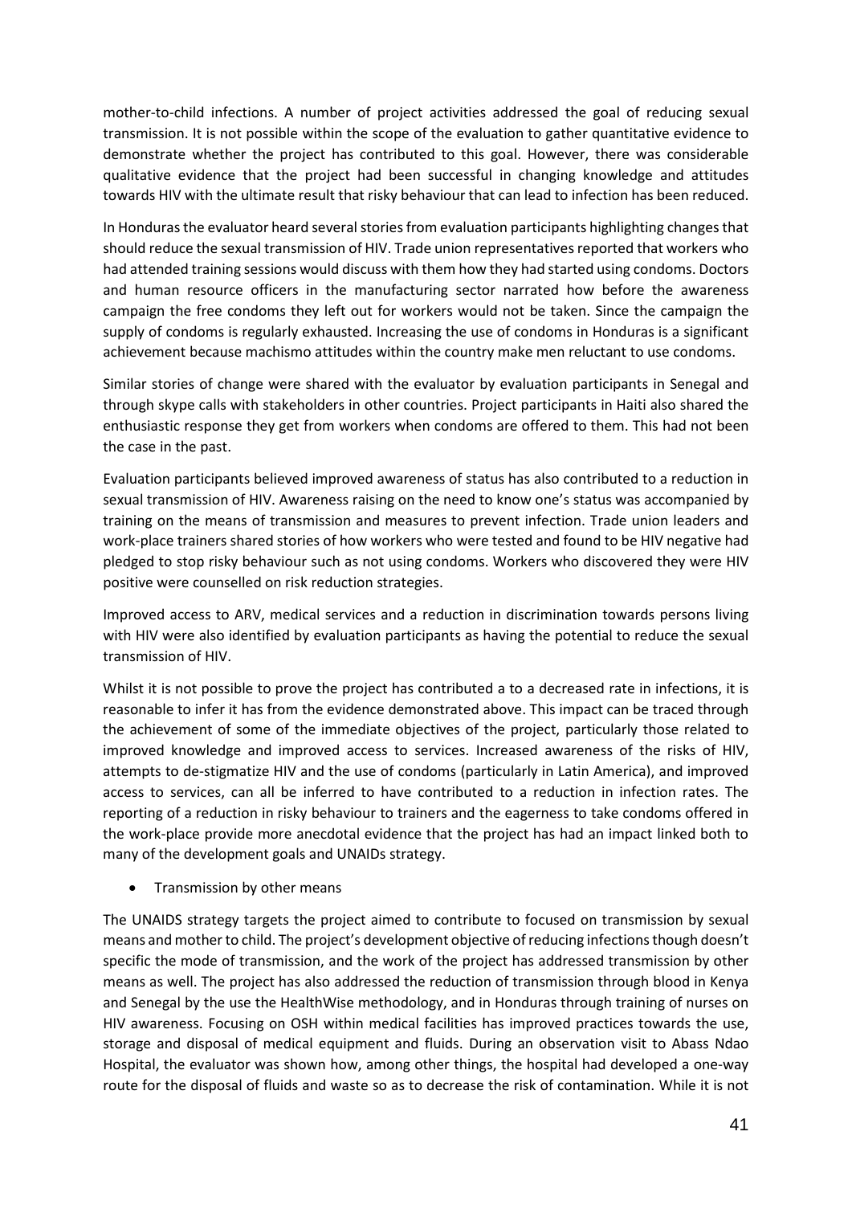mother-to-child infections. A number of project activities addressed the goal of reducing sexual transmission. It is not possible within the scope of the evaluation to gather quantitative evidence to demonstrate whether the project has contributed to this goal. However, there was considerable qualitative evidence that the project had been successful in changing knowledge and attitudes towards HIV with the ultimate result that risky behaviour that can lead to infection has been reduced.

In Honduras the evaluator heard several stories from evaluation participants highlighting changes that should reduce the sexual transmission of HIV. Trade union representatives reported that workers who had attended training sessions would discuss with them how they had started using condoms. Doctors and human resource officers in the manufacturing sector narrated how before the awareness campaign the free condoms they left out for workers would not be taken. Since the campaign the supply of condoms is regularly exhausted. Increasing the use of condoms in Honduras is a significant achievement because machismo attitudes within the country make men reluctant to use condoms.

Similar stories of change were shared with the evaluator by evaluation participants in Senegal and through skype calls with stakeholders in other countries. Project participants in Haiti also shared the enthusiastic response they get from workers when condoms are offered to them. This had not been the case in the past.

Evaluation participants believed improved awareness of status has also contributed to a reduction in sexual transmission of HIV. Awareness raising on the need to know one's status was accompanied by training on the means of transmission and measures to prevent infection. Trade union leaders and work-place trainers shared stories of how workers who were tested and found to be HIV negative had pledged to stop risky behaviour such as not using condoms. Workers who discovered they were HIV positive were counselled on risk reduction strategies.

Improved access to ARV, medical services and a reduction in discrimination towards persons living with HIV were also identified by evaluation participants as having the potential to reduce the sexual transmission of HIV.

Whilst it is not possible to prove the project has contributed a to a decreased rate in infections, it is reasonable to infer it has from the evidence demonstrated above. This impact can be traced through the achievement of some of the immediate objectives of the project, particularly those related to improved knowledge and improved access to services. Increased awareness of the risks of HIV, attempts to de-stigmatize HIV and the use of condoms (particularly in Latin America), and improved access to services, can all be inferred to have contributed to a reduction in infection rates. The reporting of a reduction in risky behaviour to trainers and the eagerness to take condoms offered in the work-place provide more anecdotal evidence that the project has had an impact linked both to many of the development goals and UNAIDs strategy.

- Transmission by other means

The UNAIDS strategy targets the project aimed to contribute to focused on transmission by sexual means and mother to child. The project's development objective of reducing infections though doesn't specific the mode of transmission, and the work of the project has addressed transmission by other means as well. The project has also addressed the reduction of transmission through blood in Kenya and Senegal by the use the HealthWise methodology, and in Honduras through training of nurses on HIV awareness. Focusing on OSH within medical facilities has improved practices towards the use, storage and disposal of medical equipment and fluids. During an observation visit to Abass Ndao Hospital, the evaluator was shown how, among other things, the hospital had developed a one-way route for the disposal of fluids and waste so as to decrease the risk of contamination. While it is not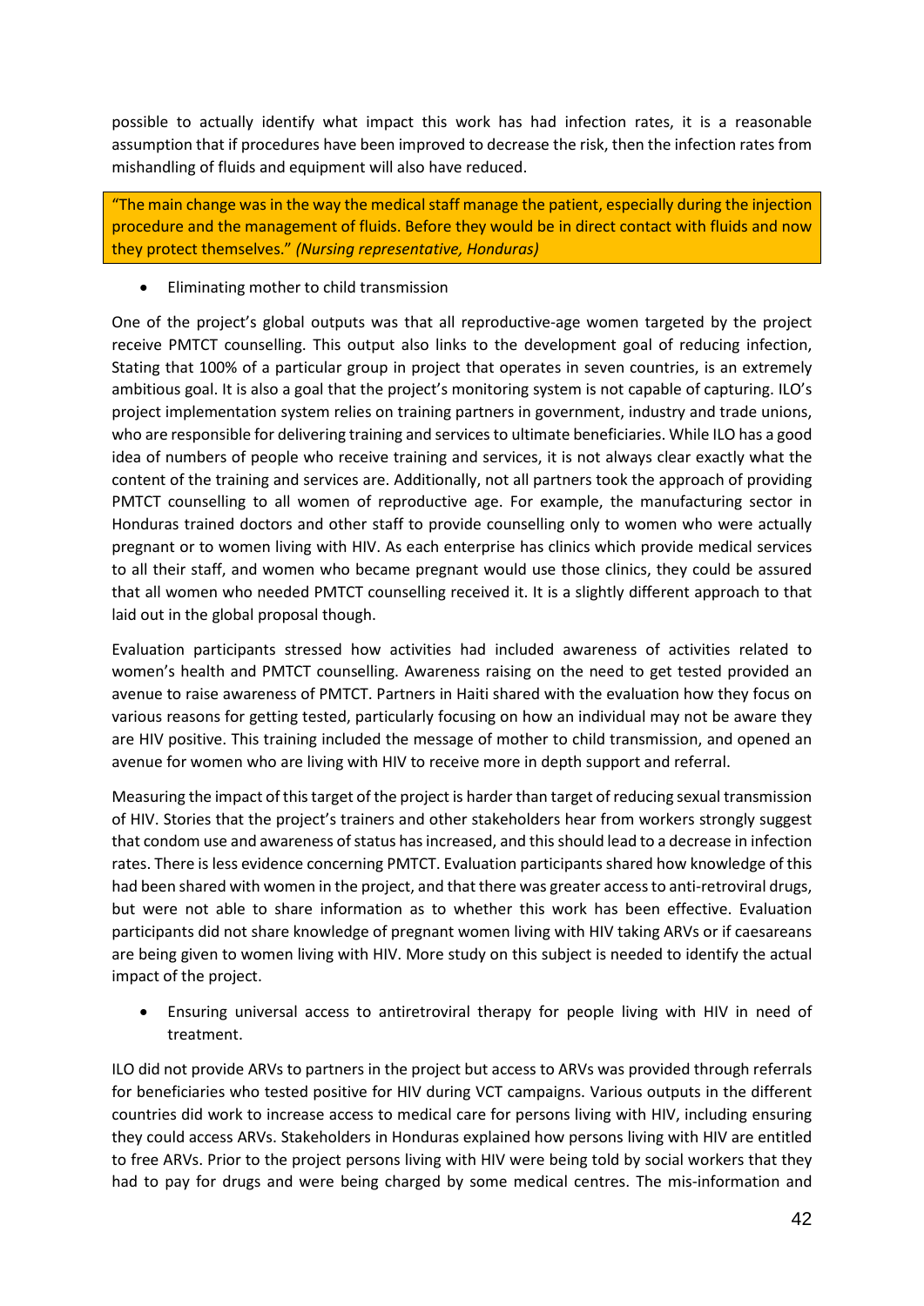possible to actually identify what impact this work has had infection rates, it is a reasonable assumption that if procedures have been improved to decrease the risk, then the infection rates from mishandling of fluids and equipment will also have reduced.

> "The main change was in the way the medical staff manage the patient, especially during the injection procedure and the management of fluids. Before they would be in direct contact with fluids and now they protect themselves." *(Nursing representative, Honduras)*

- Eliminating mother to child transmission

One of the project's global outputs was that all reproductive-age women targeted by the project receive PMTCT counselling. This output also links to the development goal of reducing infection, Stating that 100% of a particular group in project that operates in seven countries, is an extremely ambitious goal. It is also a goal that the project's monitoring system is not capable of capturing. ILO's project implementation system relies on training partners in government, industry and trade unions, who are responsible for delivering training and services to ultimate beneficiaries. While ILO has a good idea of numbers of people who receive training and services, it is not always clear exactly what the content of the training and services are. Additionally, not all partners took the approach of providing PMTCT counselling to all women of reproductive age. For example, the manufacturing sector in Honduras trained doctors and other staff to provide counselling only to women who were actually pregnant or to women living with HIV. As each enterprise has clinics which provide medical services to all their staff, and women who became pregnant would use those clinics, they could be assured that all women who needed PMTCT counselling received it. It is a slightly different approach to that laid out in the global proposal though.

Evaluation participants stressed how activities had included awareness of activities related to women's health and PMTCT counselling. Awareness raising on the need to get tested provided an avenue to raise awareness of PMTCT. Partners in Haiti shared with the evaluation how they focus on various reasons for getting tested, particularly focusing on how an individual may not be aware they are HIV positive. This training included the message of mother to child transmission, and opened an avenue for women who are living with HIV to receive more in depth support and referral.

Measuring the impact of this target of the project is harder than target of reducing sexual transmission of HIV. Stories that the project's trainers and other stakeholders hear from workers strongly suggest that condom use and awareness of status has increased, and this should lead to a decrease in infection rates. There is less evidence concerning PMTCT. Evaluation participants shared how knowledge of this had been shared with women in the project, and that there was greater access to anti-retroviral drugs, but were not able to share information as to whether this work has been effective. Evaluation participants did not share knowledge of pregnant women living with HIV taking ARVs or if caesareans are being given to women living with HIV. More study on this subject is needed to identify the actual impact of the project.

- Ensuring universal access to antiretroviral therapy for people living with HIV in need of treatment.

ILO did not provide ARVs to partners in the project but access to ARVs was provided through referrals for beneficiaries who tested positive for HIV during VCT campaigns. Various outputs in the different countries did work to increase access to medical care for persons living with HIV, including ensuring they could access ARVs. Stakeholders in Honduras explained how persons living with HIV are entitled to free ARVs. Prior to the project persons living with HIV were being told by social workers that they had to pay for drugs and were being charged by some medical centres. The mis-information and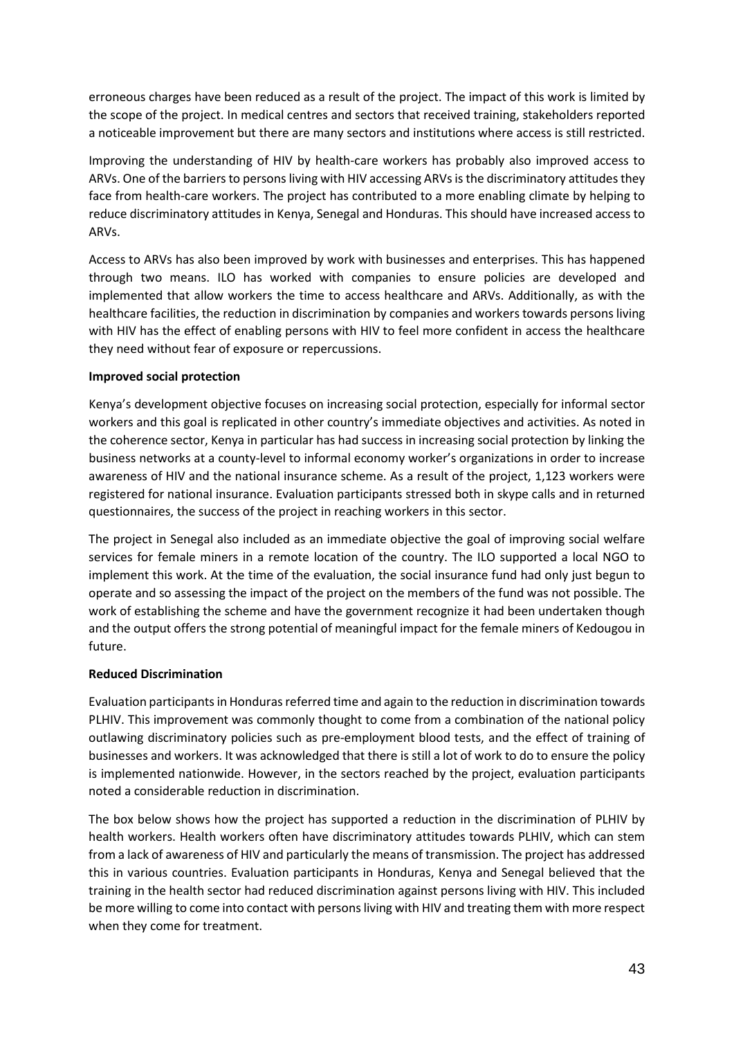erroneous charges have been reduced as a result of the project. The impact of this work is limited by the scope of the project. In medical centres and sectors that received training, stakeholders reported a noticeable improvement but there are many sectors and institutions where access is still restricted.

Improving the understanding of HIV by health-care workers has probably also improved access to ARVs. One of the barriers to persons living with HIV accessing ARVs is the discriminatory attitudes they face from health-care workers. The project has contributed to a more enabling climate by helping to reduce discriminatory attitudes in Kenya, Senegal and Honduras. This should have increased access to ARVs.

Access to ARVs has also been improved by work with businesses and enterprises. This has happened through two means. ILO has worked with companies to ensure policies are developed and implemented that allow workers the time to access healthcare and ARVs. Additionally, as with the healthcare facilities, the reduction in discrimination by companies and workers towards persons living with HIV has the effect of enabling persons with HIV to feel more confident in access the healthcare they need without fear of exposure or repercussions.

**Improved social protection**

Kenya's development objective focuses on increasing social protection, especially for informal sector workers and this goal is replicated in other country's immediate objectives and activities. As noted in the coherence sector, Kenya in particular has had success in increasing social protection by linking the business networks at a county-level to informal economy worker's organizations in order to increase awareness of HIV and the national insurance scheme. As a result of the project, 1,123 workers were registered for national insurance. Evaluation participants stressed both in skype calls and in returned questionnaires, the success of the project in reaching workers in this sector.

The project in Senegal also included as an immediate objective the goal of improving social welfare services for female miners in a remote location of the country. The ILO supported a local NGO to implement this work. At the time of the evaluation, the social insurance fund had only just begun to operate and so assessing the impact of the project on the members of the fund was not possible. The work of establishing the scheme and have the government recognize it had been undertaken though and the output offers the strong potential of meaningful impact for the female miners of Kedougou in future.

**Reduced Discrimination**

Evaluation participants in Honduras referred time and again to the reduction in discrimination towards PLHIV. This improvement was commonly thought to come from a combination of the national policy outlawing discriminatory policies such as pre-employment blood tests, and the effect of training of businesses and workers. It was acknowledged that there is still a lot of work to do to ensure the policy is implemented nationwide. However, in the sectors reached by the project, evaluation participants noted a considerable reduction in discrimination.

The box below shows how the project has supported a reduction in the discrimination of PLHIV by health workers. Health workers often have discriminatory attitudes towards PLHIV, which can stem from a lack of awareness of HIV and particularly the means of transmission. The project has addressed this in various countries. Evaluation participants in Honduras, Kenya and Senegal believed that the training in the health sector had reduced discrimination against persons living with HIV. This included be more willing to come into contact with persons living with HIV and treating them with more respect when they come for treatment.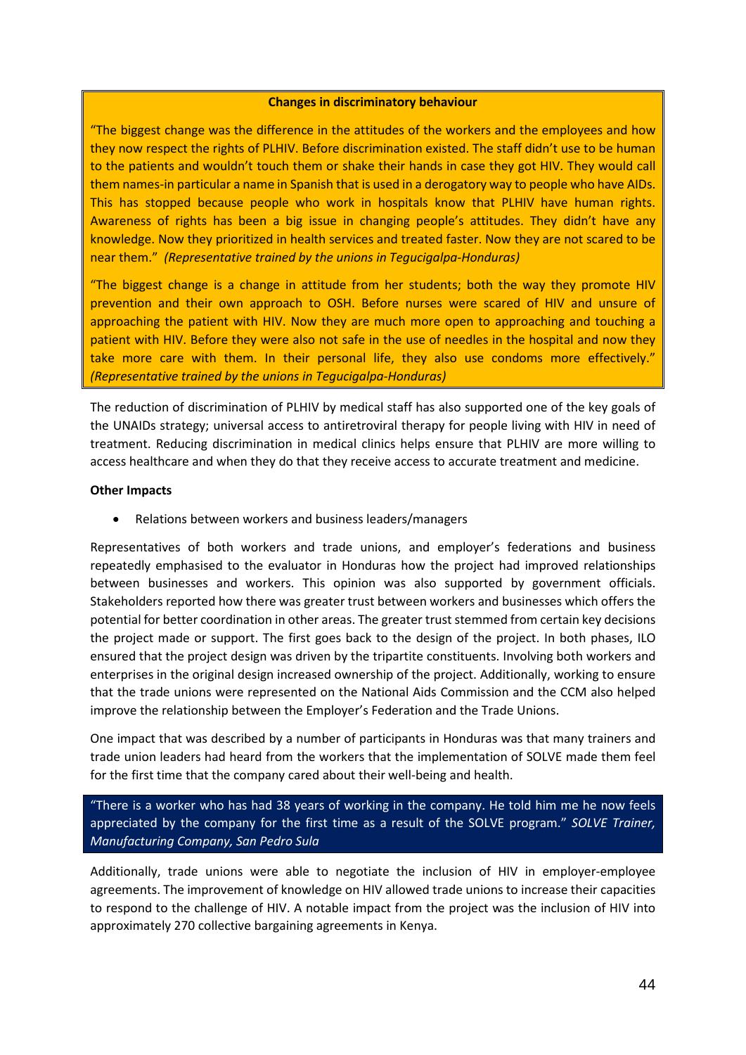**Changes in discriminatory behaviour**

"The biggest change was the difference in the attitudes of the workers and the employees and how they now respect the rights of PLHIV. Before discrimination existed. The staff didn't use to be human to the patients and wouldn't touch them or shake their hands in case they got HIV. They would call them names-in particular a name in Spanish that is used in a derogatory way to people who have AIDs. This has stopped because people who work in hospitals know that PLHIV have human rights. Awareness of rights has been a big issue in changing people's attitudes. They didn't have any knowledge. Now they prioritized in health services and treated faster. Now they are not scared to be near them." *(Representative trained by the unions in Tegucigalpa-Honduras)*

"The biggest change is a change in attitude from her students; both the way they promote HIV prevention and their own approach to OSH. Before nurses were scared of HIV and unsure of approaching the patient with HIV. Now they are much more open to approaching and touching a patient with HIV. Before they were also not safe in the use of needles in the hospital and now they take more care with them. In their personal life, they also use condoms more effectively." *(Representative trained by the unions in Tegucigalpa-Honduras)*

The reduction of discrimination of PLHIV by medical staff has also supported one of the key goals of the UNAIDs strategy; universal access to antiretroviral therapy for people living with HIV in need of treatment. Reducing discrimination in medical clinics helps ensure that PLHIV are more willing to access healthcare and when they do that they receive access to accurate treatment and medicine.

**Other Impacts**

- Relations between workers and business leaders/managers

Representatives of both workers and trade unions, and employer's federations and business repeatedly emphasised to the evaluator in Honduras how the project had improved relationships between businesses and workers. This opinion was also supported by government officials. Stakeholders reported how there was greater trust between workers and businesses which offers the potential for better coordination in other areas. The greater trust stemmed from certain key decisions the project made or support. The first goes back to the design of the project. In both phases, ILO ensured that the project design was driven by the tripartite constituents. Involving both workers and enterprises in the original design increased ownership of the project. Additionally, working to ensure that the trade unions were represented on the National Aids Commission and the CCM also helped improve the relationship between the Employer's Federation and the Trade Unions.

One impact that was described by a number of participants in Honduras was that many trainers and trade union leaders had heard from the workers that the implementation of SOLVE made them feel for the first time that the company cared about their well-being and health.

"There is a worker who has had 38 years of working in the company. He told him me he now feels appreciated by the company for the first time as a result of the SOLVE program." *SOLVE Trainer, Manufacturing Company, San Pedro Sula*

Additionally, trade unions were able to negotiate the inclusion of HIV in employer-employee agreements. The improvement of knowledge on HIV allowed trade unions to increase their capacities to respond to the challenge of HIV. A notable impact from the project was the inclusion of HIV into approximately 270 collective bargaining agreements in Kenya.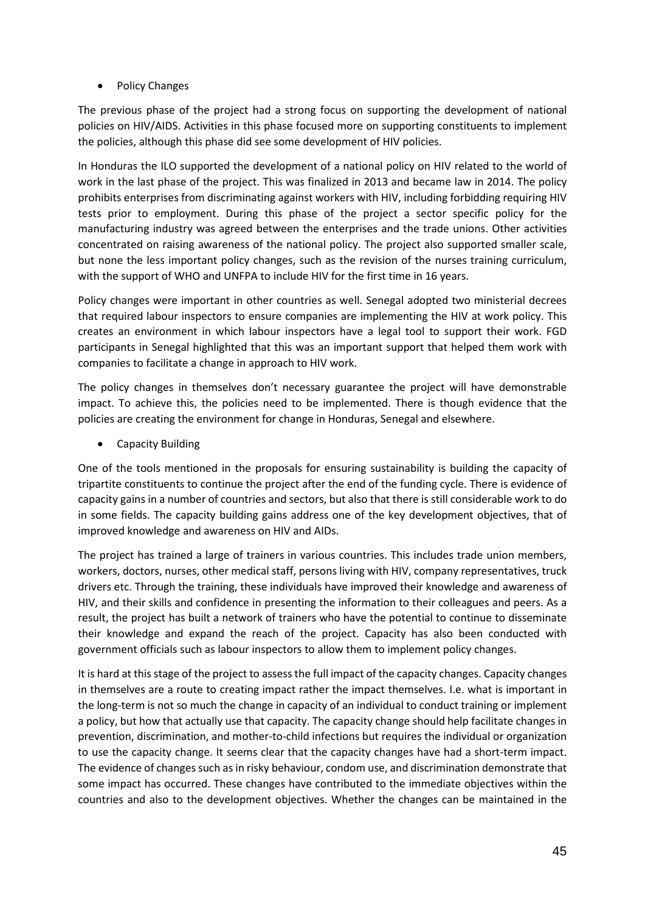- Policy Changes

The previous phase of the project had a strong focus on supporting the development of national policies on HIV/AIDS. Activities in this phase focused more on supporting constituents to implement the policies, although this phase did see some development of HIV policies.

In Honduras the ILO supported the development of a national policy on HIV related to the world of work in the last phase of the project. This was finalized in 2013 and became law in 2014. The policy prohibits enterprises from discriminating against workers with HIV, including forbidding requiring HIV tests prior to employment. During this phase of the project a sector specific policy for the manufacturing industry was agreed between the enterprises and the trade unions. Other activities concentrated on raising awareness of the national policy. The project also supported smaller scale, but none the less important policy changes, such as the revision of the nurses training curriculum, with the support of WHO and UNFPA to include HIV for the first time in 16 years.

Policy changes were important in other countries as well. Senegal adopted two ministerial decrees that required labour inspectors to ensure companies are implementing the HIV at work policy. This creates an environment in which labour inspectors have a legal tool to support their work. FGD participants in Senegal highlighted that this was an important support that helped them work with companies to facilitate a change in approach to HIV work.

The policy changes in themselves don't necessary guarantee the project will have demonstrable impact. To achieve this, the policies need to be implemented. There is though evidence that the policies are creating the environment for change in Honduras, Senegal and elsewhere.

- Capacity Building

One of the tools mentioned in the proposals for ensuring sustainability is building the capacity of tripartite constituents to continue the project after the end of the funding cycle. There is evidence of capacity gains in a number of countries and sectors, but also that there is still considerable work to do in some fields. The capacity building gains address one of the key development objectives, that of improved knowledge and awareness on HIV and AIDs.

The project has trained a large of trainers in various countries. This includes trade union members, workers, doctors, nurses, other medical staff, persons living with HIV, company representatives, truck drivers etc. Through the training, these individuals have improved their knowledge and awareness of HIV, and their skills and confidence in presenting the information to their colleagues and peers. As a result, the project has built a network of trainers who have the potential to continue to disseminate their knowledge and expand the reach of the project. Capacity has also been conducted with government officials such as labour inspectors to allow them to implement policy changes.

It is hard at this stage of the project to assess the full impact of the capacity changes. Capacity changes in themselves are a route to creating impact rather the impact themselves. I.e. what is important in the long-term is not so much the change in capacity of an individual to conduct training or implement a policy, but how that actually use that capacity. The capacity change should help facilitate changes in prevention, discrimination, and mother-to-child infections but requires the individual or organization to use the capacity change. It seems clear that the capacity changes have had a short-term impact. The evidence of changes such as in risky behaviour, condom use, and discrimination demonstrate that some impact has occurred. These changes have contributed to the immediate objectives within the countries and also to the development objectives. Whether the changes can be maintained in the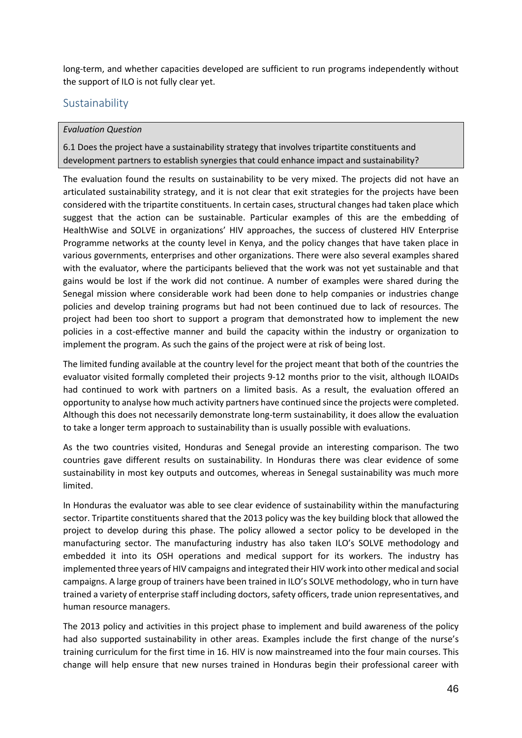long-term, and whether capacities developed are sufficient to run programs independently without the support of ILO is not fully clear yet.

## Sustainability

*Evaluation Question*

6.1 Does the project have a sustainability strategy that involves tripartite constituents and development partners to establish synergies that could enhance impact and sustainability?

The evaluation found the results on sustainability to be very mixed. The projects did not have an articulated sustainability strategy, and it is not clear that exit strategies for the projects have been considered with the tripartite constituents. In certain cases, structural changes had taken place which suggest that the action can be sustainable. Particular examples of this are the embedding of HealthWise and SOLVE in organizations' HIV approaches, the success of clustered HIV Enterprise Programme networks at the county level in Kenya, and the policy changes that have taken place in various governments, enterprises and other organizations. There were also several examples shared with the evaluator, where the participants believed that the work was not yet sustainable and that gains would be lost if the work did not continue. A number of examples were shared during the Senegal mission where considerable work had been done to help companies or industries change policies and develop training programs but had not been continued due to lack of resources. The project had been too short to support a program that demonstrated how to implement the new policies in a cost-effective manner and build the capacity within the industry or organization to implement the program. As such the gains of the project were at risk of being lost.

The limited funding available at the country level for the project meant that both of the countries the evaluator visited formally completed their projects 9-12 months prior to the visit, although ILOAIDs had continued to work with partners on a limited basis. As a result, the evaluation offered an opportunity to analyse how much activity partners have continued since the projects were completed. Although this does not necessarily demonstrate long-term sustainability, it does allow the evaluation to take a longer term approach to sustainability than is usually possible with evaluations.

As the two countries visited, Honduras and Senegal provide an interesting comparison. The two countries gave different results on sustainability. In Honduras there was clear evidence of some sustainability in most key outputs and outcomes, whereas in Senegal sustainability was much more limited.

In Honduras the evaluator was able to see clear evidence of sustainability within the manufacturing sector. Tripartite constituents shared that the 2013 policy was the key building block that allowed the project to develop during this phase. The policy allowed a sector policy to be developed in the manufacturing sector. The manufacturing industry has also taken ILO's SOLVE methodology and embedded it into its OSH operations and medical support for its workers. The industry has implemented three years of HIV campaigns and integrated their HIV work into other medical and social campaigns. A large group of trainers have been trained in ILO's SOLVE methodology, who in turn have trained a variety of enterprise staff including doctors, safety officers, trade union representatives, and human resource managers.

The 2013 policy and activities in this project phase to implement and build awareness of the policy had also supported sustainability in other areas. Examples include the first change of the nurse's training curriculum for the first time in 16. HIV is now mainstreamed into the four main courses. This change will help ensure that new nurses trained in Honduras begin their professional career with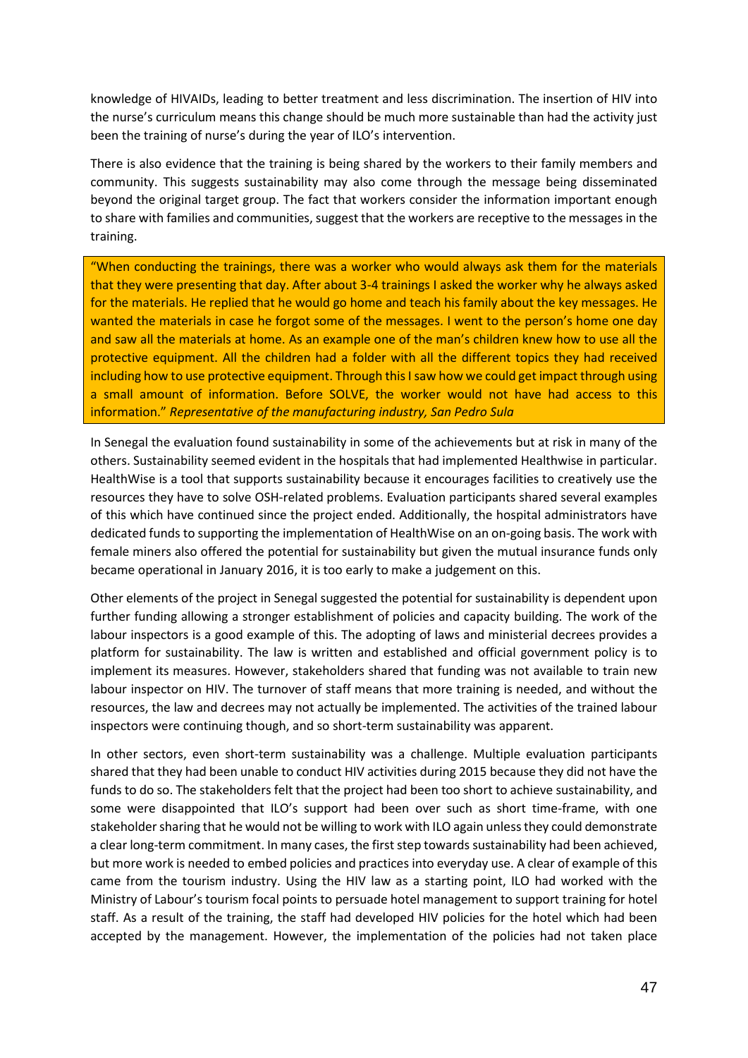knowledge of HIVAIDs, leading to better treatment and less discrimination. The insertion of HIV into the nurse's curriculum means this change should be much more sustainable than had the activity just been the training of nurse's during the year of ILO's intervention.

There is also evidence that the training is being shared by the workers to their family members and community. This suggests sustainability may also come through the message being disseminated beyond the original target group. The fact that workers consider the information important enough to share with families and communities, suggest that the workers are receptive to the messages in the training.

> "When conducting the trainings, there was a worker who would always ask them for the materials that they were presenting that day. After about 3-4 trainings I asked the worker why he always asked for the materials. He replied that he would go home and teach his family about the key messages. He wanted the materials in case he forgot some of the messages. I went to the person's home one day and saw all the materials at home. As an example one of the man's children knew how to use all the protective equipment. All the children had a folder with all the different topics they had received including how to use protective equipment. Through this I saw how we could get impact through using a small amount of information. Before SOLVE, the worker would not have had access to this information." *Representative of the manufacturing industry, San Pedro Sula*

In Senegal the evaluation found sustainability in some of the achievements but at risk in many of the others. Sustainability seemed evident in the hospitals that had implemented Healthwise in particular. HealthWise is a tool that supports sustainability because it encourages facilities to creatively use the resources they have to solve OSH-related problems. Evaluation participants shared several examples of this which have continued since the project ended. Additionally, the hospital administrators have dedicated funds to supporting the implementation of HealthWise on an on-going basis. The work with female miners also offered the potential for sustainability but given the mutual insurance funds only became operational in January 2016, it is too early to make a judgement on this.

Other elements of the project in Senegal suggested the potential for sustainability is dependent upon further funding allowing a stronger establishment of policies and capacity building. The work of the labour inspectors is a good example of this. The adopting of laws and ministerial decrees provides a platform for sustainability. The law is written and established and official government policy is to implement its measures. However, stakeholders shared that funding was not available to train new labour inspector on HIV. The turnover of staff means that more training is needed, and without the resources, the law and decrees may not actually be implemented. The activities of the trained labour inspectors were continuing though, and so short-term sustainability was apparent.

In other sectors, even short-term sustainability was a challenge. Multiple evaluation participants shared that they had been unable to conduct HIV activities during 2015 because they did not have the funds to do so. The stakeholders felt that the project had been too short to achieve sustainability, and some were disappointed that ILO's support had been over such as short time-frame, with one stakeholder sharing that he would not be willing to work with ILO again unless they could demonstrate a clear long-term commitment. In many cases, the first step towards sustainability had been achieved, but more work is needed to embed policies and practices into everyday use. A clear of example of this came from the tourism industry. Using the HIV law as a starting point, ILO had worked with the Ministry of Labour's tourism focal points to persuade hotel management to support training for hotel staff. As a result of the training, the staff had developed HIV policies for the hotel which had been accepted by the management. However, the implementation of the policies had not taken place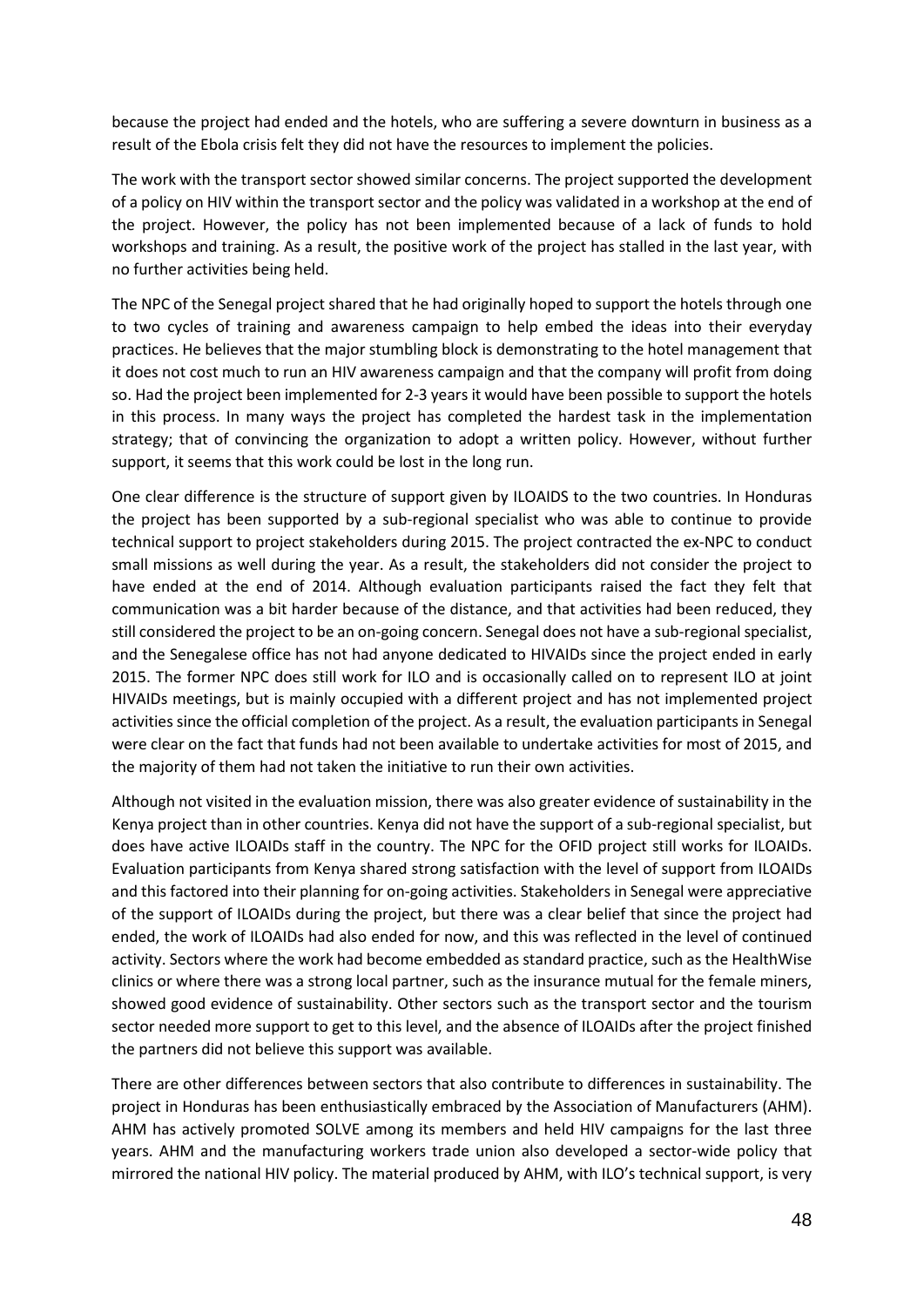because the project had ended and the hotels, who are suffering a severe downturn in business as a result of the Ebola crisis felt they did not have the resources to implement the policies.

The work with the transport sector showed similar concerns. The project supported the development of a policy on HIV within the transport sector and the policy was validated in a workshop at the end of the project. However, the policy has not been implemented because of a lack of funds to hold workshops and training. As a result, the positive work of the project has stalled in the last year, with no further activities being held.

The NPC of the Senegal project shared that he had originally hoped to support the hotels through one to two cycles of training and awareness campaign to help embed the ideas into their everyday practices. He believes that the major stumbling block is demonstrating to the hotel management that it does not cost much to run an HIV awareness campaign and that the company will profit from doing so. Had the project been implemented for 2-3 years it would have been possible to support the hotels in this process. In many ways the project has completed the hardest task in the implementation strategy; that of convincing the organization to adopt a written policy. However, without further support, it seems that this work could be lost in the long run.

One clear difference is the structure of support given by ILOAIDS to the two countries. In Honduras the project has been supported by a sub-regional specialist who was able to continue to provide technical support to project stakeholders during 2015. The project contracted the ex-NPC to conduct small missions as well during the year. As a result, the stakeholders did not consider the project to have ended at the end of 2014. Although evaluation participants raised the fact they felt that communication was a bit harder because of the distance, and that activities had been reduced, they still considered the project to be an on-going concern. Senegal does not have a sub-regional specialist, and the Senegalese office has not had anyone dedicated to HIVAIDs since the project ended in early 2015. The former NPC does still work for ILO and is occasionally called on to represent ILO at joint HIVAIDs meetings, but is mainly occupied with a different project and has not implemented project activities since the official completion of the project. As a result, the evaluation participants in Senegal were clear on the fact that funds had not been available to undertake activities for most of 2015, and the majority of them had not taken the initiative to run their own activities.

Although not visited in the evaluation mission, there was also greater evidence of sustainability in the Kenya project than in other countries. Kenya did not have the support of a sub-regional specialist, but does have active ILOAIDs staff in the country. The NPC for the OFID project still works for ILOAIDs. Evaluation participants from Kenya shared strong satisfaction with the level of support from ILOAIDs and this factored into their planning for on-going activities. Stakeholders in Senegal were appreciative of the support of ILOAIDs during the project, but there was a clear belief that since the project had ended, the work of ILOAIDs had also ended for now, and this was reflected in the level of continued activity. Sectors where the work had become embedded as standard practice, such as the HealthWise clinics or where there was a strong local partner, such as the insurance mutual for the female miners, showed good evidence of sustainability. Other sectors such as the transport sector and the tourism sector needed more support to get to this level, and the absence of ILOAIDs after the project finished the partners did not believe this support was available.

There are other differences between sectors that also contribute to differences in sustainability. The project in Honduras has been enthusiastically embraced by the Association of Manufacturers (AHM). AHM has actively promoted SOLVE among its members and held HIV campaigns for the last three years. AHM and the manufacturing workers trade union also developed a sector-wide policy that mirrored the national HIV policy. The material produced by AHM, with ILO's technical support, is very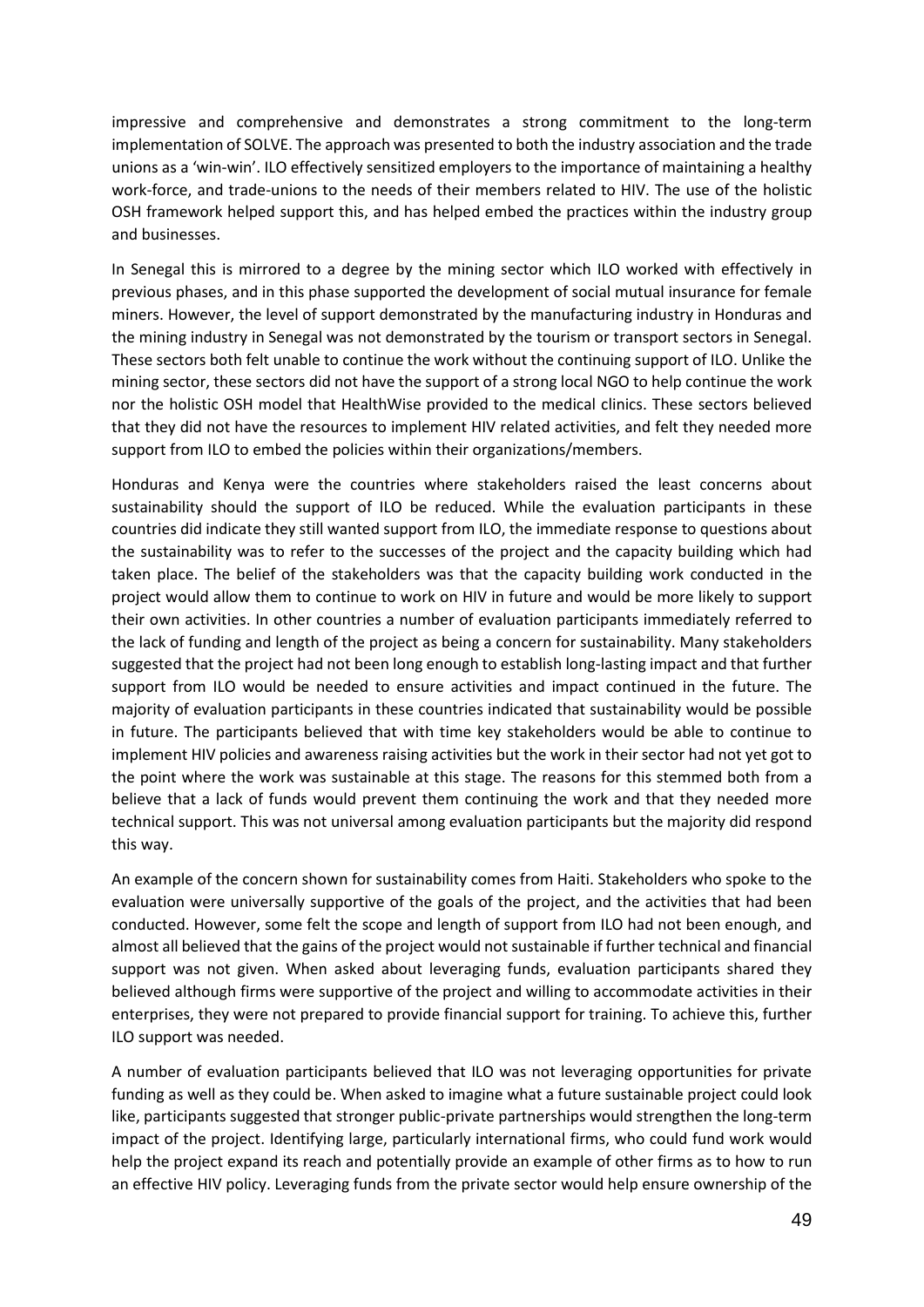impressive and comprehensive and demonstrates a strong commitment to the long-term implementation of SOLVE. The approach was presented to both the industry association and the trade unions as a 'win-win'. ILO effectively sensitized employers to the importance of maintaining a healthy work-force, and trade-unions to the needs of their members related to HIV. The use of the holistic OSH framework helped support this, and has helped embed the practices within the industry group and businesses.

In Senegal this is mirrored to a degree by the mining sector which ILO worked with effectively in previous phases, and in this phase supported the development of social mutual insurance for female miners. However, the level of support demonstrated by the manufacturing industry in Honduras and the mining industry in Senegal was not demonstrated by the tourism or transport sectors in Senegal. These sectors both felt unable to continue the work without the continuing support of ILO. Unlike the mining sector, these sectors did not have the support of a strong local NGO to help continue the work nor the holistic OSH model that HealthWise provided to the medical clinics. These sectors believed that they did not have the resources to implement HIV related activities, and felt they needed more support from ILO to embed the policies within their organizations/members.

Honduras and Kenya were the countries where stakeholders raised the least concerns about sustainability should the support of ILO be reduced. While the evaluation participants in these countries did indicate they still wanted support from ILO, the immediate response to questions about the sustainability was to refer to the successes of the project and the capacity building which had taken place. The belief of the stakeholders was that the capacity building work conducted in the project would allow them to continue to work on HIV in future and would be more likely to support their own activities. In other countries a number of evaluation participants immediately referred to the lack of funding and length of the project as being a concern for sustainability. Many stakeholders suggested that the project had not been long enough to establish long-lasting impact and that further support from ILO would be needed to ensure activities and impact continued in the future. The majority of evaluation participants in these countries indicated that sustainability would be possible in future. The participants believed that with time key stakeholders would be able to continue to implement HIV policies and awareness raising activities but the work in their sector had not yet got to the point where the work was sustainable at this stage. The reasons for this stemmed both from a believe that a lack of funds would prevent them continuing the work and that they needed more technical support. This was not universal among evaluation participants but the majority did respond this way.

An example of the concern shown for sustainability comes from Haiti. Stakeholders who spoke to the evaluation were universally supportive of the goals of the project, and the activities that had been conducted. However, some felt the scope and length of support from ILO had not been enough, and almost all believed that the gains of the project would not sustainable if further technical and financial support was not given. When asked about leveraging funds, evaluation participants shared they believed although firms were supportive of the project and willing to accommodate activities in their enterprises, they were not prepared to provide financial support for training. To achieve this, further ILO support was needed.

A number of evaluation participants believed that ILO was not leveraging opportunities for private funding as well as they could be. When asked to imagine what a future sustainable project could look like, participants suggested that stronger public-private partnerships would strengthen the long-term impact of the project. Identifying large, particularly international firms, who could fund work would help the project expand its reach and potentially provide an example of other firms as to how to run an effective HIV policy. Leveraging funds from the private sector would help ensure ownership of the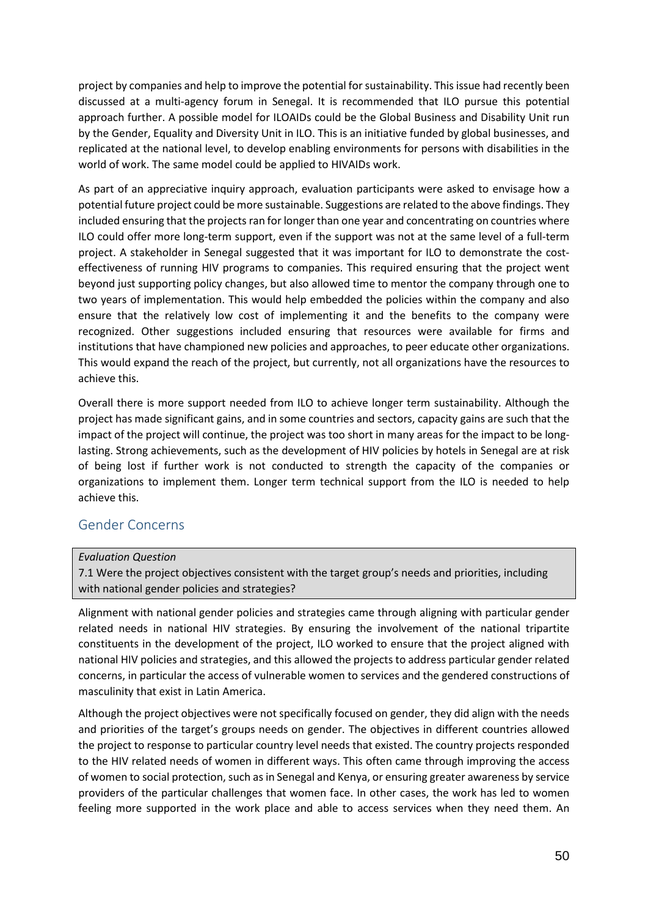project by companies and help to improve the potential for sustainability. This issue had recently been discussed at a multi-agency forum in Senegal. It is recommended that ILO pursue this potential approach further. A possible model for ILOAIDs could be the Global Business and Disability Unit run by the Gender, Equality and Diversity Unit in ILO. This is an initiative funded by global businesses, and replicated at the national level, to develop enabling environments for persons with disabilities in the world of work. The same model could be applied to HIVAIDs work.

As part of an appreciative inquiry approach, evaluation participants were asked to envisage how a potential future project could be more sustainable. Suggestions are related to the above findings. They included ensuring that the projects ran for longer than one year and concentrating on countries where ILO could offer more long-term support, even if the support was not at the same level of a full-term project. A stakeholder in Senegal suggested that it was important for ILO to demonstrate the cost-effectiveness of running HIV programs to companies. This required ensuring that the project went beyond just supporting policy changes, but also allowed time to mentor the company through one to two years of implementation. This would help embedded the policies within the company and also ensure that the relatively low cost of implementing it and the benefits to the company were recognized. Other suggestions included ensuring that resources were available for firms and institutions that have championed new policies and approaches, to peer educate other organizations. This would expand the reach of the project, but currently, not all organizations have the resources to achieve this.

Overall there is more support needed from ILO to achieve longer term sustainability. Although the project has made significant gains, and in some countries and sectors, capacity gains are such that the impact of the project will continue, the project was too short in many areas for the impact to be long-lasting. Strong achievements, such as the development of HIV policies by hotels in Senegal are at risk of being lost if further work is not conducted to strength the capacity of the companies or organizations to implement them. Longer term technical support from the ILO is needed to help achieve this.

## Gender Concerns

*Evaluation Question*

7.1 Were the project objectives consistent with the target group's needs and priorities, including with national gender policies and strategies?

Alignment with national gender policies and strategies came through aligning with particular gender related needs in national HIV strategies. By ensuring the involvement of the national tripartite constituents in the development of the project, ILO worked to ensure that the project aligned with national HIV policies and strategies, and this allowed the projects to address particular gender related concerns, in particular the access of vulnerable women to services and the gendered constructions of masculinity that exist in Latin America.

Although the project objectives were not specifically focused on gender, they did align with the needs and priorities of the target's groups needs on gender. The objectives in different countries allowed the project to response to particular country level needs that existed. The country projects responded to the HIV related needs of women in different ways. This often came through improving the access of women to social protection, such as in Senegal and Kenya, or ensuring greater awareness by service providers of the particular challenges that women face. In other cases, the work has led to women feeling more supported in the work place and able to access services when they need them. An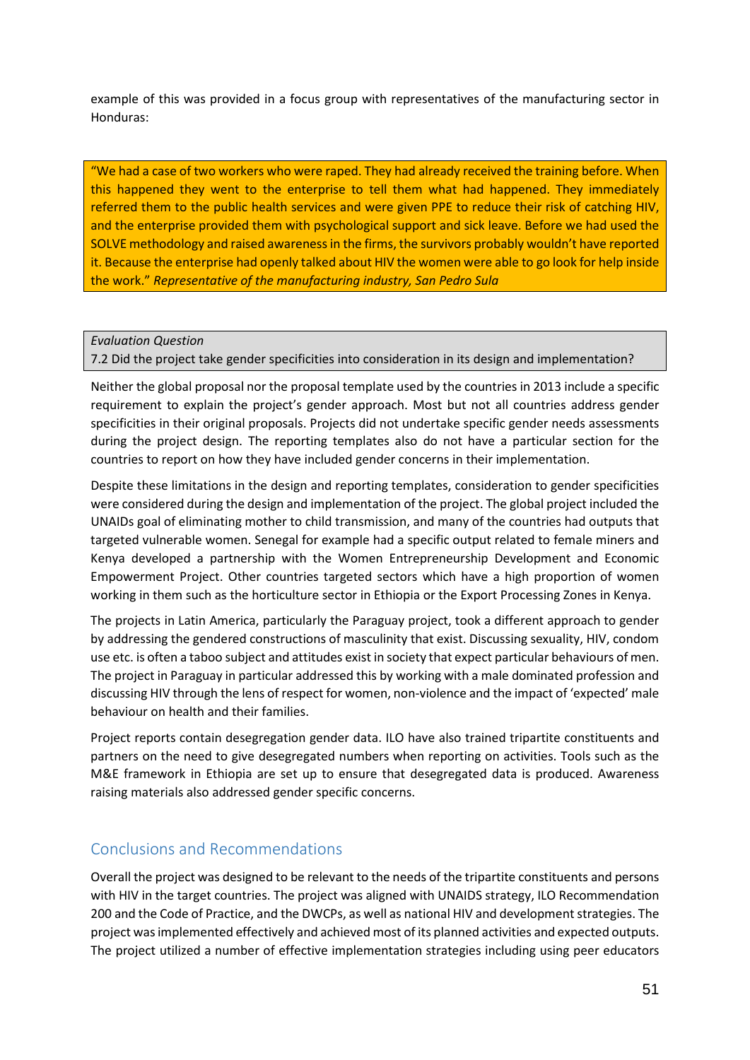example of this was provided in a focus group with representatives of the manufacturing sector in Honduras:

> "We had a case of two workers who were raped. They had already received the training before. When this happened they went to the enterprise to tell them what had happened. They immediately referred them to the public health services and were given PPE to reduce their risk of catching HIV, and the enterprise provided them with psychological support and sick leave. Before we had used the SOLVE methodology and raised awareness in the firms, the survivors probably wouldn't have reported it. Because the enterprise had openly talked about HIV the women were able to go look for help inside the work." *Representative of the manufacturing industry, San Pedro Sula*

| *Evaluation Question* |
|---|
| 7.2 Did the project take gender specificities into consideration in its design and implementation? |

Neither the global proposal nor the proposal template used by the countries in 2013 include a specific requirement to explain the project's gender approach. Most but not all countries address gender specificities in their original proposals. Projects did not undertake specific gender needs assessments during the project design. The reporting templates also do not have a particular section for the countries to report on how they have included gender concerns in their implementation.

Despite these limitations in the design and reporting templates, consideration to gender specificities were considered during the design and implementation of the project. The global project included the UNAIDs goal of eliminating mother to child transmission, and many of the countries had outputs that targeted vulnerable women. Senegal for example had a specific output related to female miners and Kenya developed a partnership with the Women Entrepreneurship Development and Economic Empowerment Project. Other countries targeted sectors which have a high proportion of women working in them such as the horticulture sector in Ethiopia or the Export Processing Zones in Kenya.

The projects in Latin America, particularly the Paraguay project, took a different approach to gender by addressing the gendered constructions of masculinity that exist. Discussing sexuality, HIV, condom use etc. is often a taboo subject and attitudes exist in society that expect particular behaviours of men. The project in Paraguay in particular addressed this by working with a male dominated profession and discussing HIV through the lens of respect for women, non-violence and the impact of 'expected' male behaviour on health and their families.

Project reports contain desegregation gender data. ILO have also trained tripartite constituents and partners on the need to give desegregated numbers when reporting on activities. Tools such as the M&E framework in Ethiopia are set up to ensure that desegregated data is produced. Awareness raising materials also addressed gender specific concerns.

## Conclusions and Recommendations

Overall the project was designed to be relevant to the needs of the tripartite constituents and persons with HIV in the target countries. The project was aligned with UNAIDS strategy, ILO Recommendation 200 and the Code of Practice, and the DWCPs, as well as national HIV and development strategies. The project was implemented effectively and achieved most of its planned activities and expected outputs. The project utilized a number of effective implementation strategies including using peer educators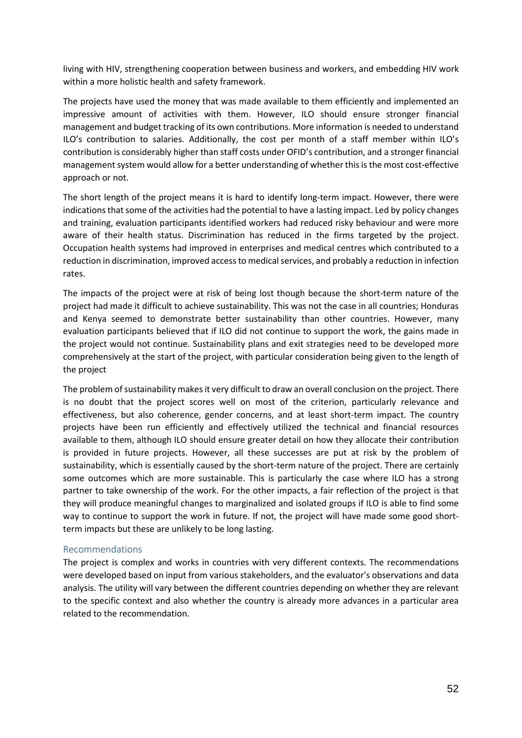living with HIV, strengthening cooperation between business and workers, and embedding HIV work within a more holistic health and safety framework.

The projects have used the money that was made available to them efficiently and implemented an impressive amount of activities with them. However, ILO should ensure stronger financial management and budget tracking of its own contributions. More information is needed to understand ILO's contribution to salaries. Additionally, the cost per month of a staff member within ILO's contribution is considerably higher than staff costs under OFID's contribution, and a stronger financial management system would allow for a better understanding of whether this is the most cost-effective approach or not.

The short length of the project means it is hard to identify long-term impact. However, there were indications that some of the activities had the potential to have a lasting impact. Led by policy changes and training, evaluation participants identified workers had reduced risky behaviour and were more aware of their health status. Discrimination has reduced in the firms targeted by the project. Occupation health systems had improved in enterprises and medical centres which contributed to a reduction in discrimination, improved access to medical services, and probably a reduction in infection rates.

The impacts of the project were at risk of being lost though because the short-term nature of the project had made it difficult to achieve sustainability. This was not the case in all countries; Honduras and Kenya seemed to demonstrate better sustainability than other countries. However, many evaluation participants believed that if ILO did not continue to support the work, the gains made in the project would not continue. Sustainability plans and exit strategies need to be developed more comprehensively at the start of the project, with particular consideration being given to the length of the project

The problem of sustainability makes it very difficult to draw an overall conclusion on the project. There is no doubt that the project scores well on most of the criterion, particularly relevance and effectiveness, but also coherence, gender concerns, and at least short-term impact. The country projects have been run efficiently and effectively utilized the technical and financial resources available to them, although ILO should ensure greater detail on how they allocate their contribution is provided in future projects. However, all these successes are put at risk by the problem of sustainability, which is essentially caused by the short-term nature of the project. There are certainly some outcomes which are more sustainable. This is particularly the case where ILO has a strong partner to take ownership of the work. For the other impacts, a fair reflection of the project is that they will produce meaningful changes to marginalized and isolated groups if ILO is able to find some way to continue to support the work in future. If not, the project will have made some good short-term impacts but these are unlikely to be long lasting.

### Recommendations

The project is complex and works in countries with very different contexts. The recommendations were developed based on input from various stakeholders, and the evaluator's observations and data analysis. The utility will vary between the different countries depending on whether they are relevant to the specific context and also whether the country is already more advances in a particular area related to the recommendation.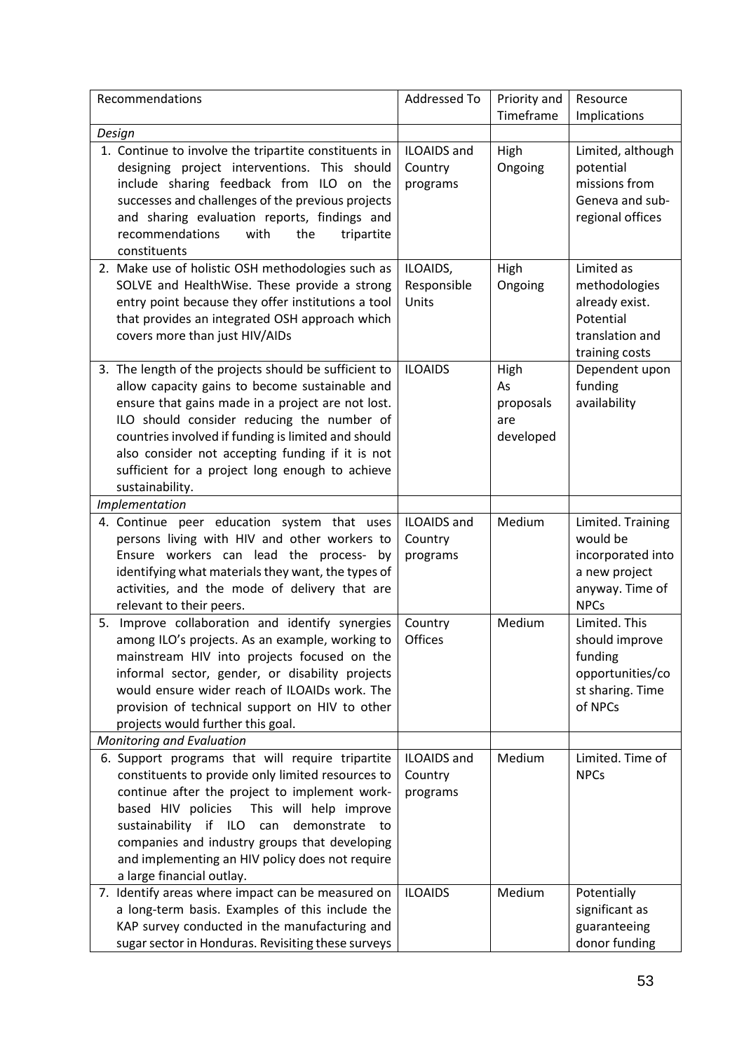| Recommendations | Addressed To | Priority and Timeframe | Resource Implications |
|---|---|---|---|
| *Design* | | | |
| 1. Continue to involve the tripartite constituents in designing project interventions. This should include sharing feedback from ILO on the successes and challenges of the previous projects and sharing evaluation reports, findings and recommendations with the tripartite constituents | ILOAIDS and Country programs | High Ongoing | Limited, although potential missions from Geneva and sub-regional offices |
| 2. Make use of holistic OSH methodologies such as SOLVE and HealthWise. These provide a strong entry point because they offer institutions a tool that provides an integrated OSH approach which covers more than just HIV/AIDs | ILOAIDS, Responsible Units | High Ongoing | Limited as methodologies already exist. Potential translation and training costs |
| 3. The length of the projects should be sufficient to allow capacity gains to become sustainable and ensure that gains made in a project are not lost. ILO should consider reducing the number of countries involved if funding is limited and should also consider not accepting funding if it is not sufficient for a project long enough to achieve sustainability. | ILOAIDS | High As proposals are developed | Dependent upon funding availability |
| *Implementation* | | | |
| 4. Continue peer education system that uses persons living with HIV and other workers to Ensure workers can lead the process- by identifying what materials they want, the types of activities, and the mode of delivery that are relevant to their peers. | ILOAIDS and Country programs | Medium | Limited. Training would be incorporated into a new project anyway. Time of NPCs |
| 5. Improve collaboration and identify synergies among ILO's projects. As an example, working to mainstream HIV into projects focused on the informal sector, gender, or disability projects would ensure wider reach of ILOAIDs work. The provision of technical support on HIV to other projects would further this goal. | Country Offices | Medium | Limited. This should improve funding opportunities/cost sharing. Time of NPCs |
| *Monitoring and Evaluation* | | | |
| 6. Support programs that will require tripartite constituents to provide only limited resources to continue after the project to implement work-based HIV policies This will help improve sustainability if ILO can demonstrate to companies and industry groups that developing and implementing an HIV policy does not require a large financial outlay. | ILOAIDS and Country programs | Medium | Limited. Time of NPCs |
| 7. Identify areas where impact can be measured on a long-term basis. Examples of this include the KAP survey conducted in the manufacturing and sugar sector in Honduras. Revisiting these surveys | ILOAIDS | Medium | Potentially significant as guaranteeing donor funding |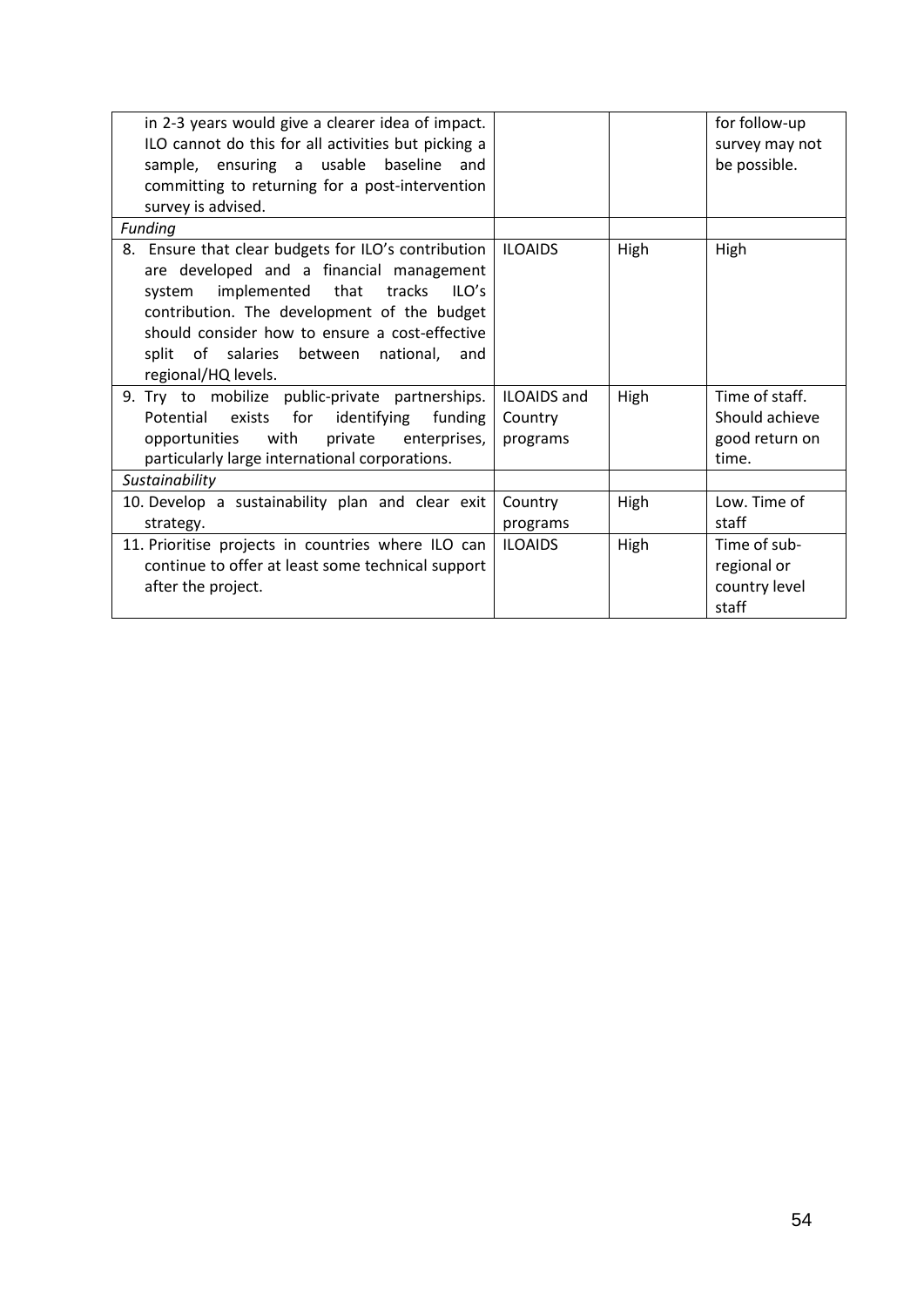| | | | |
|---|---|---|---|
| in 2-3 years would give a clearer idea of impact. ILO cannot do this for all activities but picking a sample, ensuring a usable baseline and committing to returning for a post-intervention survey is advised. | | | for follow-up survey may not be possible. |
| *Funding* | | | |
| 8. Ensure that clear budgets for ILO's contribution are developed and a financial management system implemented that tracks ILO's contribution. The development of the budget should consider how to ensure a cost-effective split of salaries between national, and regional/HQ levels. | ILOAIDS | High | High |
| 9. Try to mobilize public-private partnerships. Potential exists for identifying funding opportunities with private enterprises, particularly large international corporations. | ILOAIDS and Country programs | High | Time of staff. Should achieve good return on time. |
| *Sustainability* | | | |
| 10. Develop a sustainability plan and clear exit strategy. | Country programs | High | Low. Time of staff |
| 11. Prioritise projects in countries where ILO can continue to offer at least some technical support after the project. | ILOAIDS | High | Time of sub-regional or country level staff |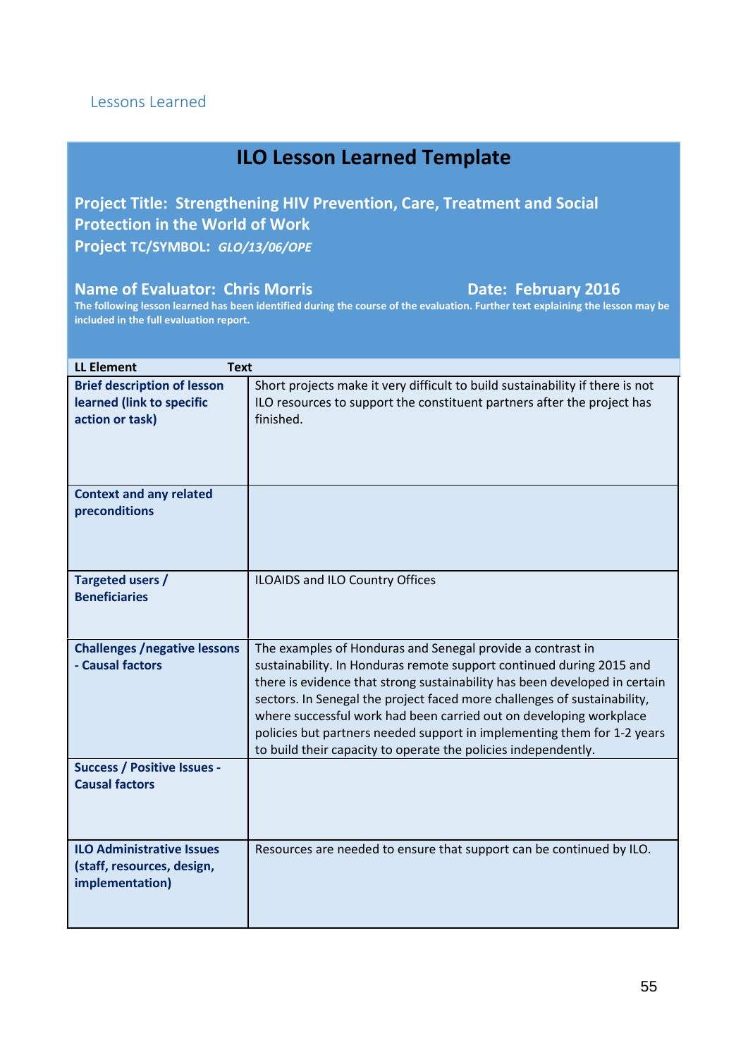## Lessons Learned

# ILO Lesson Learned Template

**Project Title: Strengthening HIV Prevention, Care, Treatment and Social Protection in the World of Work**

**Project TC/SYMBOL:** ***GLO/13/06/OPE***

**Name of Evaluator: Chris Morris** **Date: February 2016**

**The following lesson learned has been identified during the course of the evaluation. Further text explaining the lesson may be included in the full evaluation report.**

| LL Element | Text |
|---|---|
| **Brief description of lesson learned (link to specific action or task)** | Short projects make it very difficult to build sustainability if there is not ILO resources to support the constituent partners after the project has finished. |
| **Context and any related preconditions** | |
| **Targeted users / Beneficiaries** | ILOAIDS and ILO Country Offices |
| **Challenges /negative lessons - Causal factors** | The examples of Honduras and Senegal provide a contrast in sustainability. In Honduras remote support continued during 2015 and there is evidence that strong sustainability has been developed in certain sectors. In Senegal the project faced more challenges of sustainability, where successful work had been carried out on developing workplace policies but partners needed support in implementing them for 1-2 years to build their capacity to operate the policies independently. |
| **Success / Positive Issues - Causal factors** | |
| **ILO Administrative Issues (staff, resources, design, implementation)** | Resources are needed to ensure that support can be continued by ILO. |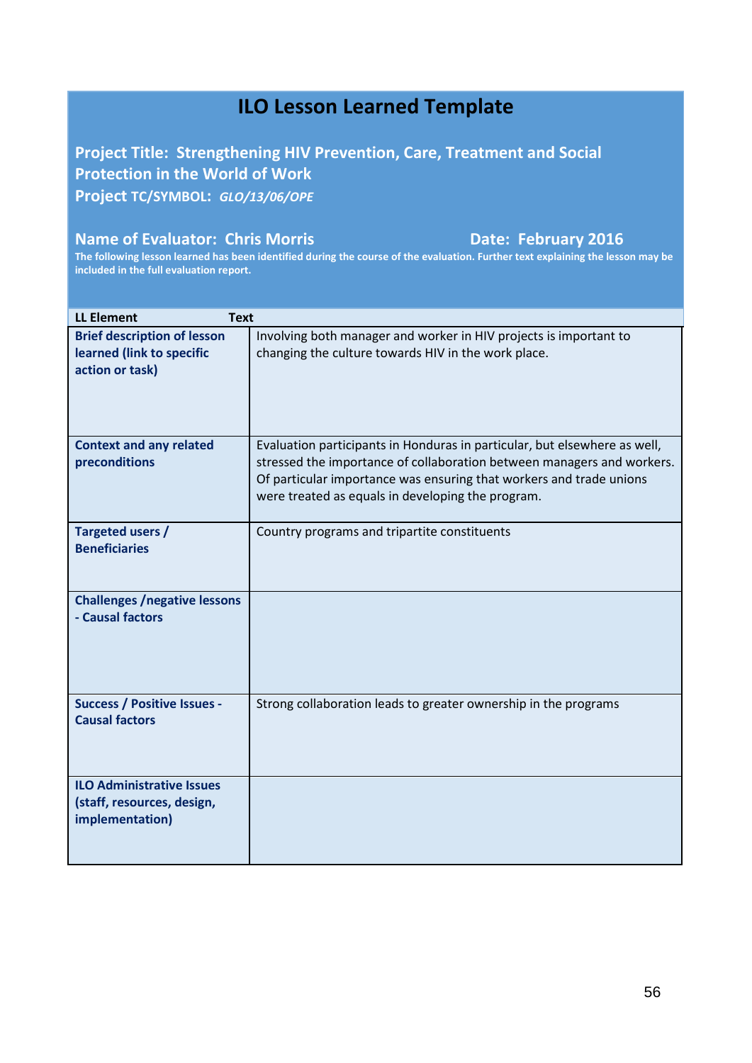# ILO Lesson Learned Template

**Project Title: Strengthening HIV Prevention, Care, Treatment and Social Protection in the World of Work**

**Project TC/SYMBOL:** ***GLO/13/06/OPE***

**Name of Evaluator: Chris Morris** **Date: February 2016**

**The following lesson learned has been identified during the course of the evaluation. Further text explaining the lesson may be included in the full evaluation report.**

| LL Element | Text |
|---|---|
| **Brief description of lesson learned (link to specific action or task)** | Involving both manager and worker in HIV projects is important to changing the culture towards HIV in the work place. |
| **Context and any related preconditions** | Evaluation participants in Honduras in particular, but elsewhere as well, stressed the importance of collaboration between managers and workers. Of particular importance was ensuring that workers and trade unions were treated as equals in developing the program. |
| **Targeted users / Beneficiaries** | Country programs and tripartite constituents |
| **Challenges /negative lessons - Causal factors** | |
| **Success / Positive Issues - Causal factors** | Strong collaboration leads to greater ownership in the programs |
| **ILO Administrative Issues (staff, resources, design, implementation)** | |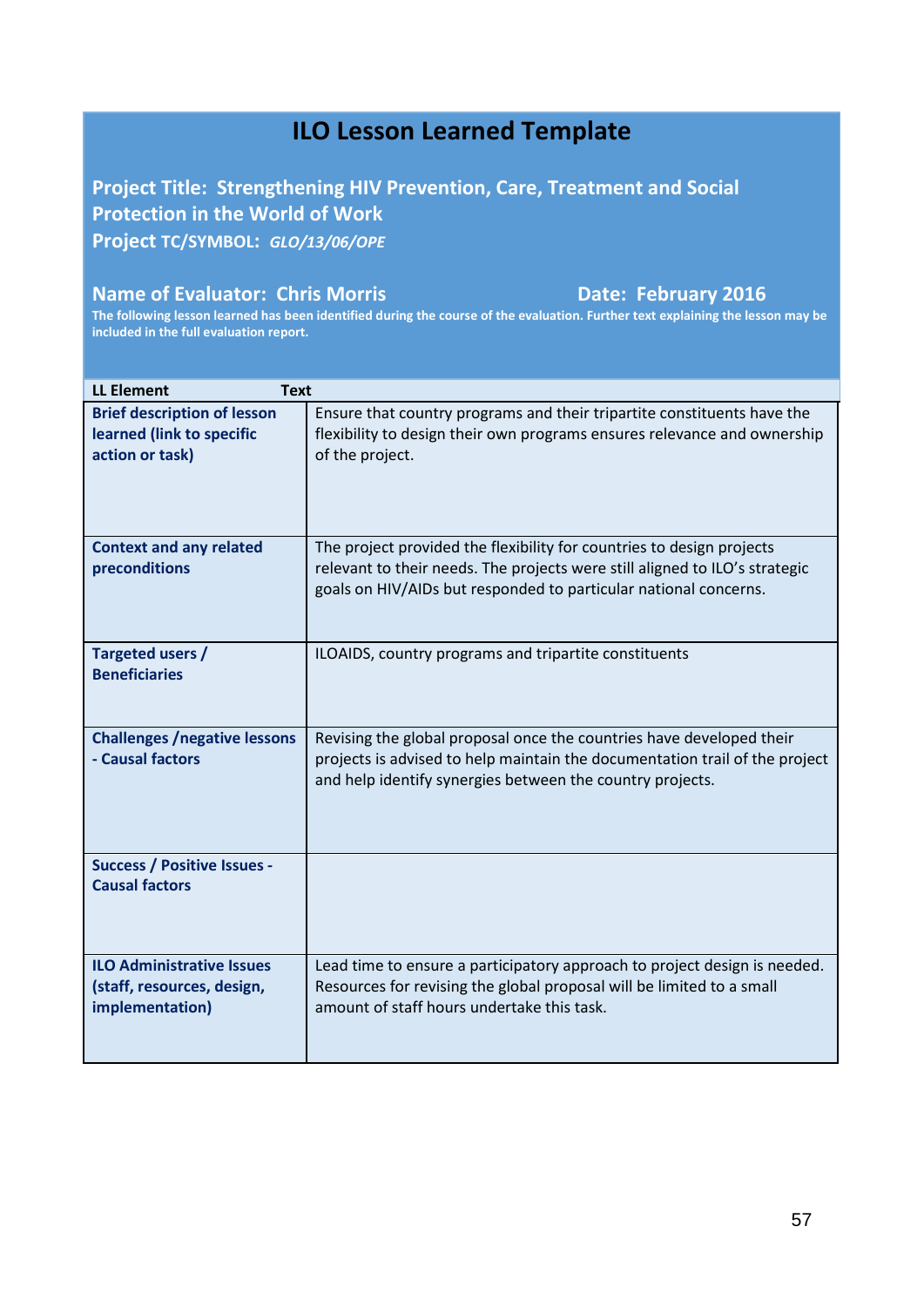# ILO Lesson Learned Template

**Project Title: Strengthening HIV Prevention, Care, Treatment and Social Protection in the World of Work**

**Project TC/SYMBOL:** ***GLO/13/06/OPE***

**Name of Evaluator: Chris Morris** **Date: February 2016**

**The following lesson learned has been identified during the course of the evaluation. Further text explaining the lesson may be included in the full evaluation report.**

| LL Element | Text |
|---|---|
| **Brief description of lesson learned (link to specific action or task)** | Ensure that country programs and their tripartite constituents have the flexibility to design their own programs ensures relevance and ownership of the project. |
| **Context and any related preconditions** | The project provided the flexibility for countries to design projects relevant to their needs. The projects were still aligned to ILO's strategic goals on HIV/AIDs but responded to particular national concerns. |
| **Targeted users / Beneficiaries** | ILOAIDS, country programs and tripartite constituents |
| **Challenges /negative lessons - Causal factors** | Revising the global proposal once the countries have developed their projects is advised to help maintain the documentation trail of the project and help identify synergies between the country projects. |
| **Success / Positive Issues - Causal factors** | |
| **ILO Administrative Issues (staff, resources, design, implementation)** | Lead time to ensure a participatory approach to project design is needed. Resources for revising the global proposal will be limited to a small amount of staff hours undertake this task. |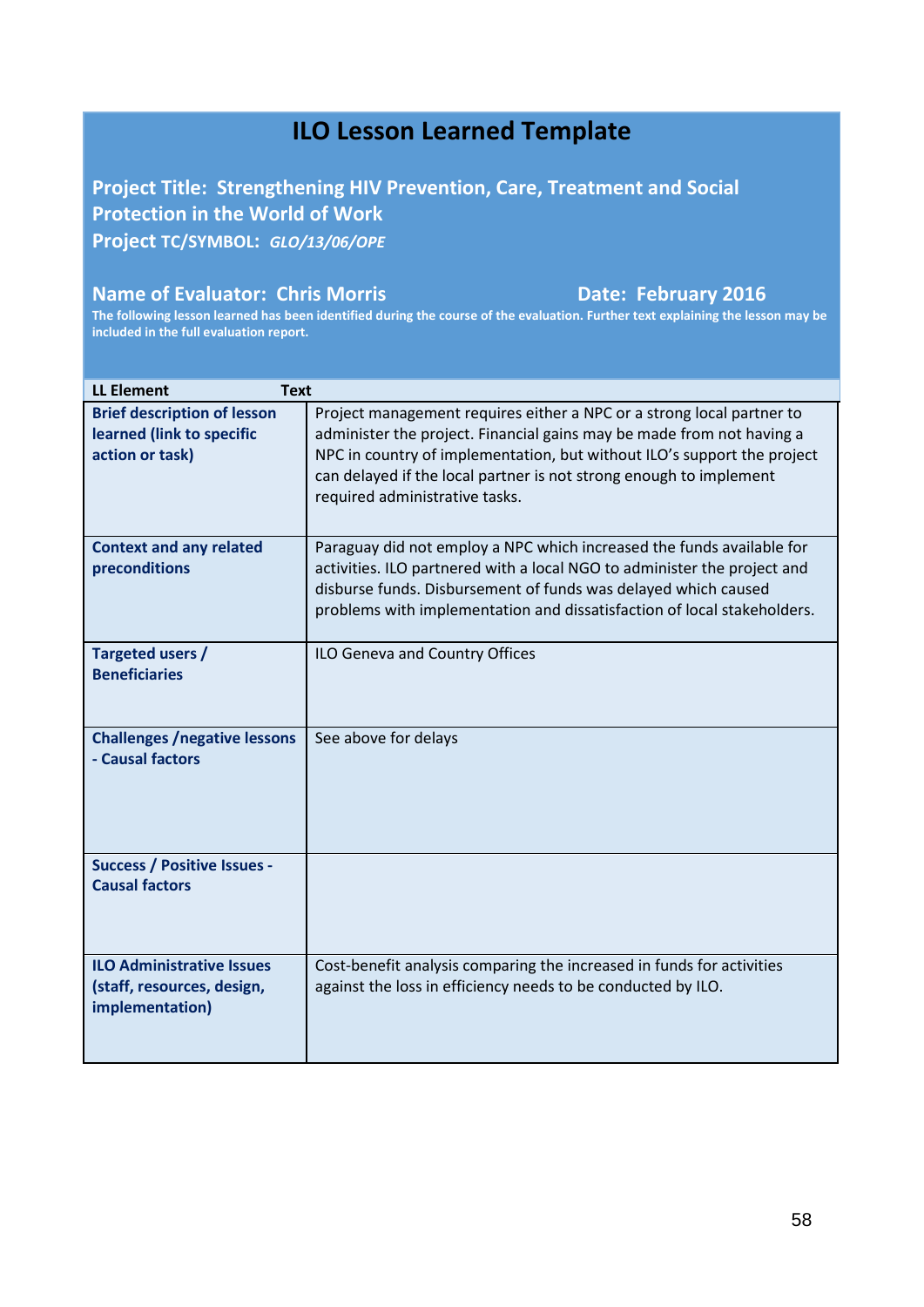# ILO Lesson Learned Template

**Project Title: Strengthening HIV Prevention, Care, Treatment and Social Protection in the World of Work**
**Project TC/SYMBOL:** ***GLO/13/06/OPE***

**Name of Evaluator: Chris Morris** **Date: February 2016**

**The following lesson learned has been identified during the course of the evaluation. Further text explaining the lesson may be included in the full evaluation report.**

| LL Element | Text |
|---|---|
| **Brief description of lesson learned (link to specific action or task)** | Project management requires either a NPC or a strong local partner to administer the project. Financial gains may be made from not having a NPC in country of implementation, but without ILO's support the project can delayed if the local partner is not strong enough to implement required administrative tasks. |
| **Context and any related preconditions** | Paraguay did not employ a NPC which increased the funds available for activities. ILO partnered with a local NGO to administer the project and disburse funds. Disbursement of funds was delayed which caused problems with implementation and dissatisfaction of local stakeholders. |
| **Targeted users / Beneficiaries** | ILO Geneva and Country Offices |
| **Challenges /negative lessons - Causal factors** | See above for delays |
| **Success / Positive Issues - Causal factors** | |
| **ILO Administrative Issues (staff, resources, design, implementation)** | Cost-benefit analysis comparing the increased in funds for activities against the loss in efficiency needs to be conducted by ILO. |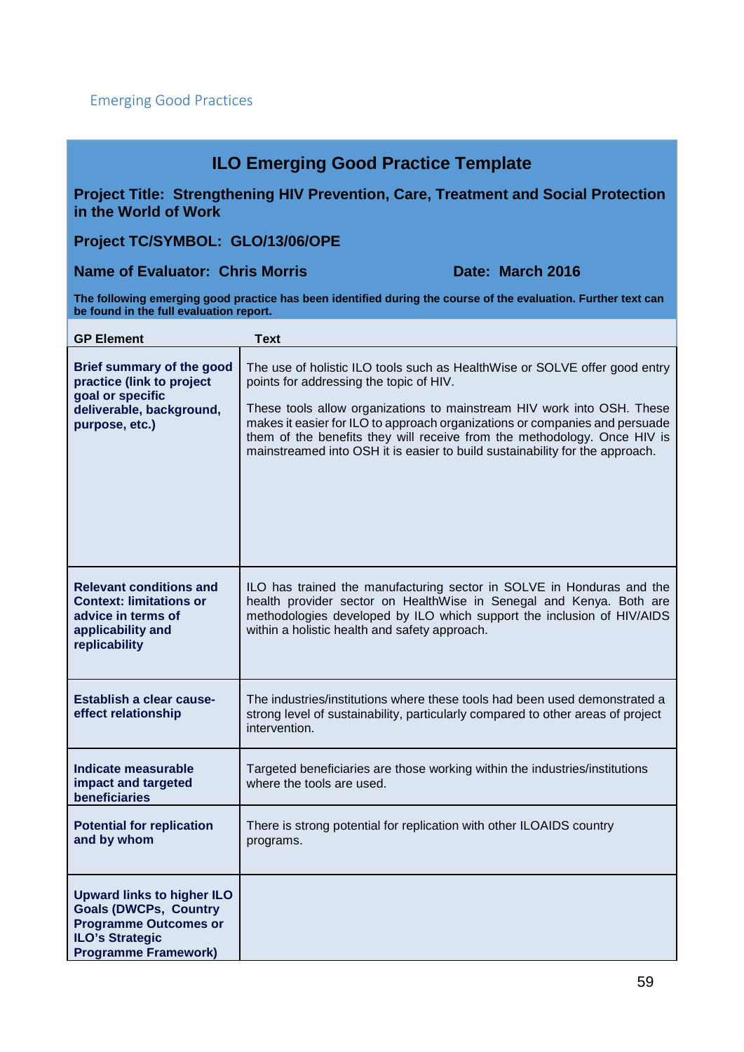Emerging Good Practices

## ILO Emerging Good Practice Template

**Project Title: Strengthening HIV Prevention, Care, Treatment and Social Protection in the World of Work**

**Project TC/SYMBOL: GLO/13/06/OPE**

**Name of Evaluator: Chris Morris** **Date: March 2016**

**The following emerging good practice has been identified during the course of the evaluation. Further text can be found in the full evaluation report.**

| GP Element | Text |
|---|---|
| **Brief summary of the good practice (link to project goal or specific deliverable, background, purpose, etc.)** | The use of holistic ILO tools such as HealthWise or SOLVE offer good entry points for addressing the topic of HIV.<br><br>These tools allow organizations to mainstream HIV work into OSH. These makes it easier for ILO to approach organizations or companies and persuade them of the benefits they will receive from the methodology. Once HIV is mainstreamed into OSH it is easier to build sustainability for the approach. |
| **Relevant conditions and Context: limitations or advice in terms of applicability and replicability** | ILO has trained the manufacturing sector in SOLVE in Honduras and the health provider sector on HealthWise in Senegal and Kenya. Both are methodologies developed by ILO which support the inclusion of HIV/AIDS within a holistic health and safety approach. |
| **Establish a clear cause-effect relationship** | The industries/institutions where these tools had been used demonstrated a strong level of sustainability, particularly compared to other areas of project intervention. |
| **Indicate measurable impact and targeted beneficiaries** | Targeted beneficiaries are those working within the industries/institutions where the tools are used. |
| **Potential for replication and by whom** | There is strong potential for replication with other ILOAIDS country programs. |
| **Upward links to higher ILO Goals (DWCPs, Country Programme Outcomes or ILO's Strategic Programme Framework)** | |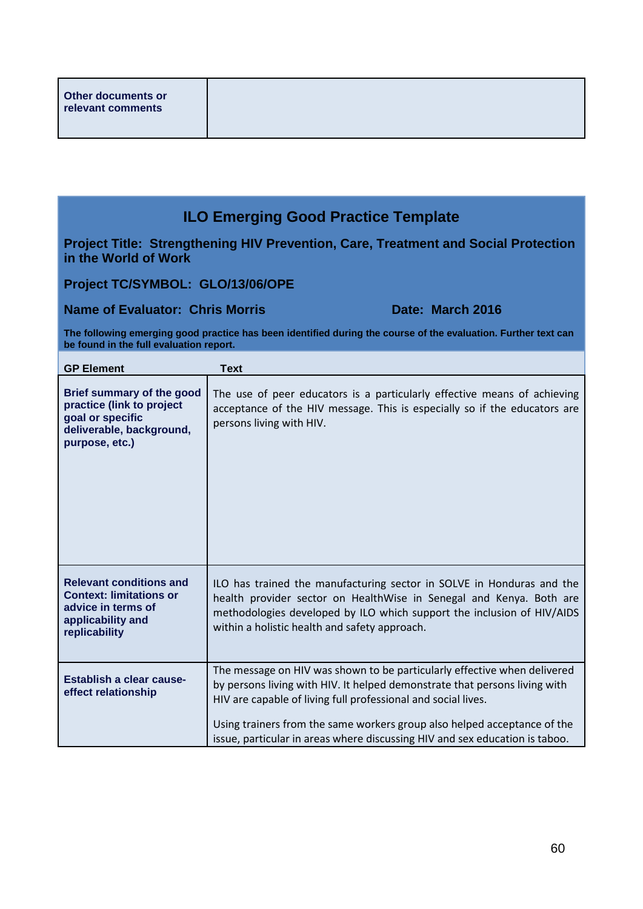| Other documents or relevant comments | |
|---|---|

## ILO Emerging Good Practice Template

**Project Title: Strengthening HIV Prevention, Care, Treatment and Social Protection in the World of Work**

**Project TC/SYMBOL: GLO/13/06/OPE**

**Name of Evaluator: Chris Morris** **Date: March 2016**

**The following emerging good practice has been identified during the course of the evaluation. Further text can be found in the full evaluation report.**

| GP Element | Text |
|---|---|
| **Brief summary of the good practice (link to project goal or specific deliverable, background, purpose, etc.)** | The use of peer educators is a particularly effective means of achieving acceptance of the HIV message. This is especially so if the educators are persons living with HIV. |
| **Relevant conditions and Context: limitations or advice in terms of applicability and replicability** | ILO has trained the manufacturing sector in SOLVE in Honduras and the health provider sector on HealthWise in Senegal and Kenya. Both are methodologies developed by ILO which support the inclusion of HIV/AIDS within a holistic health and safety approach. |
| **Establish a clear cause-effect relationship** | The message on HIV was shown to be particularly effective when delivered by persons living with HIV. It helped demonstrate that persons living with HIV are capable of living full professional and social lives.<br><br>Using trainers from the same workers group also helped acceptance of the issue, particular in areas where discussing HIV and sex education is taboo. |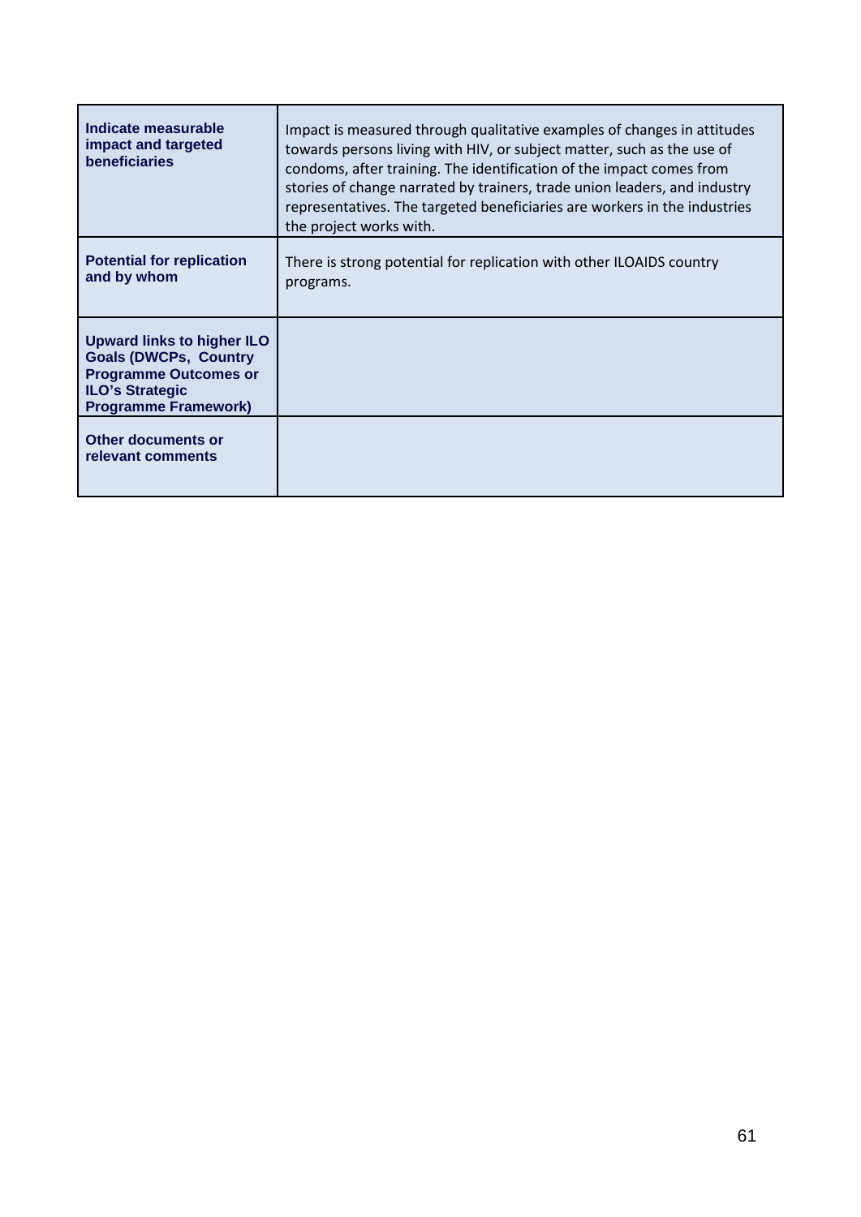| | |
|---|---|
| **Indicate measurable impact and targeted beneficiaries** | Impact is measured through qualitative examples of changes in attitudes towards persons living with HIV, or subject matter, such as the use of condoms, after training. The identification of the impact comes from stories of change narrated by trainers, trade union leaders, and industry representatives. The targeted beneficiaries are workers in the industries the project works with. |
| **Potential for replication and by whom** | There is strong potential for replication with other ILOAIDS country programs. |
| **Upward links to higher ILO Goals (DWCPs, Country Programme Outcomes or ILO's Strategic Programme Framework)** | |
| **Other documents or relevant comments** | |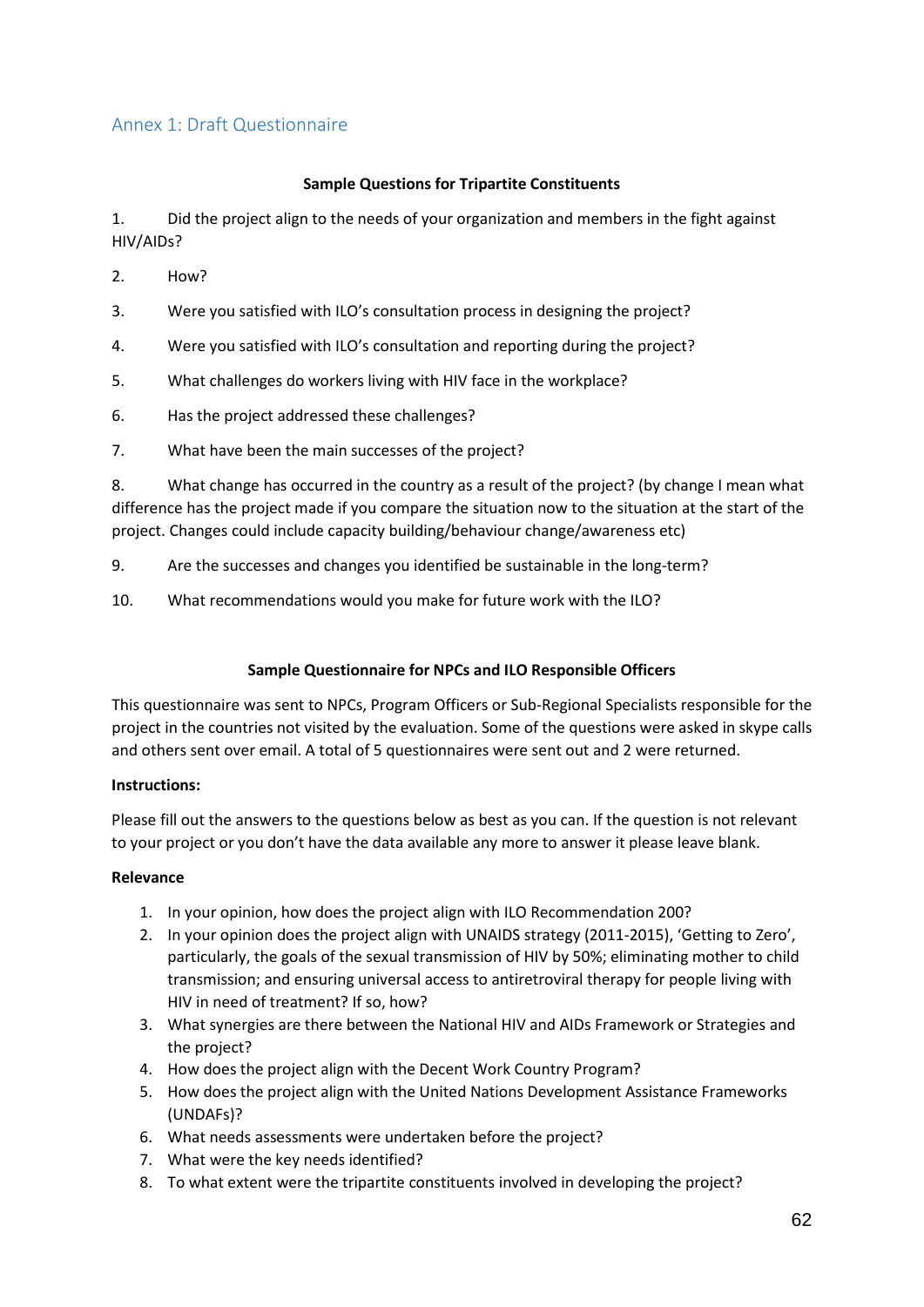## Annex 1: Draft Questionnaire

**Sample Questions for Tripartite Constituents**

1. Did the project align to the needs of your organization and members in the fight against HIV/AIDs?

2. How?

3. Were you satisfied with ILO's consultation process in designing the project?

4. Were you satisfied with ILO's consultation and reporting during the project?

5. What challenges do workers living with HIV face in the workplace?

6. Has the project addressed these challenges?

7. What have been the main successes of the project?

8. What change has occurred in the country as a result of the project? (by change I mean what difference has the project made if you compare the situation now to the situation at the start of the project. Changes could include capacity building/behaviour change/awareness etc)

9. Are the successes and changes you identified be sustainable in the long-term?

10. What recommendations would you make for future work with the ILO?

**Sample Questionnaire for NPCs and ILO Responsible Officers**

This questionnaire was sent to NPCs, Program Officers or Sub-Regional Specialists responsible for the project in the countries not visited by the evaluation. Some of the questions were asked in skype calls and others sent over email. A total of 5 questionnaires were sent out and 2 were returned.

**Instructions:**

Please fill out the answers to the questions below as best as you can. If the question is not relevant to your project or you don't have the data available any more to answer it please leave blank.

**Relevance**

1. In your opinion, how does the project align with ILO Recommendation 200?
2. In your opinion does the project align with UNAIDS strategy (2011-2015), 'Getting to Zero', particularly, the goals of the sexual transmission of HIV by 50%; eliminating mother to child transmission; and ensuring universal access to antiretroviral therapy for people living with HIV in need of treatment? If so, how?
3. What synergies are there between the National HIV and AIDs Framework or Strategies and the project?
4. How does the project align with the Decent Work Country Program?
5. How does the project align with the United Nations Development Assistance Frameworks (UNDAFs)?
6. What needs assessments were undertaken before the project?
7. What were the key needs identified?
8. To what extent were the tripartite constituents involved in developing the project?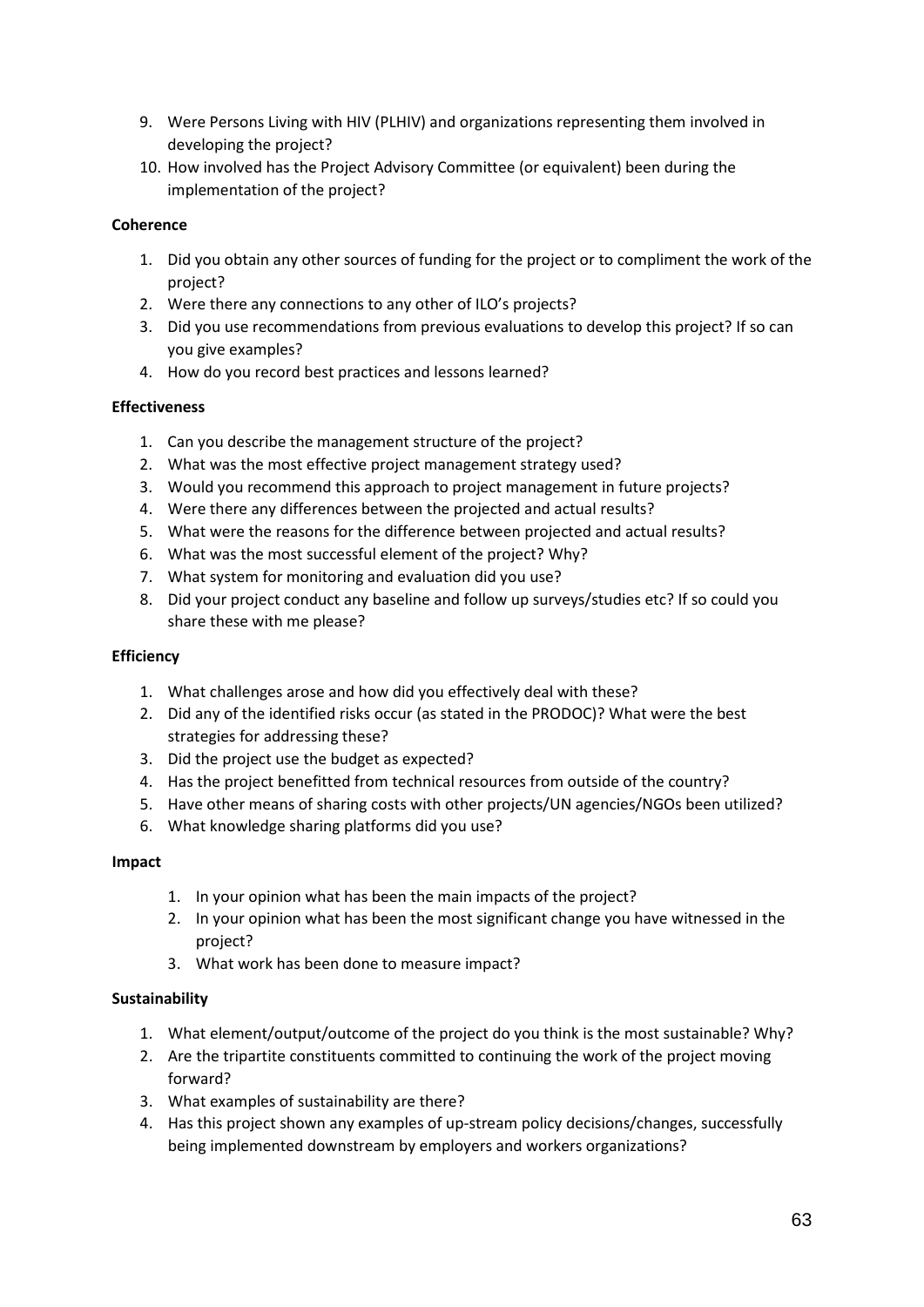9. Were Persons Living with HIV (PLHIV) and organizations representing them involved in developing the project?
10. How involved has the Project Advisory Committee (or equivalent) been during the implementation of the project?

**Coherence**

1. Did you obtain any other sources of funding for the project or to compliment the work of the project?
2. Were there any connections to any other of ILO's projects?
3. Did you use recommendations from previous evaluations to develop this project? If so can you give examples?
4. How do you record best practices and lessons learned?

**Effectiveness**

1. Can you describe the management structure of the project?
2. What was the most effective project management strategy used?
3. Would you recommend this approach to project management in future projects?
4. Were there any differences between the projected and actual results?
5. What were the reasons for the difference between projected and actual results?
6. What was the most successful element of the project? Why?
7. What system for monitoring and evaluation did you use?
8. Did your project conduct any baseline and follow up surveys/studies etc? If so could you share these with me please?

**Efficiency**

1. What challenges arose and how did you effectively deal with these?
2. Did any of the identified risks occur (as stated in the PRODOC)? What were the best strategies for addressing these?
3. Did the project use the budget as expected?
4. Has the project benefitted from technical resources from outside of the country?
5. Have other means of sharing costs with other projects/UN agencies/NGOs been utilized?
6. What knowledge sharing platforms did you use?

**Impact**

1. In your opinion what has been the main impacts of the project?
2. In your opinion what has been the most significant change you have witnessed in the project?
3. What work has been done to measure impact?

**Sustainability**

1. What element/output/outcome of the project do you think is the most sustainable? Why?
2. Are the tripartite constituents committed to continuing the work of the project moving forward?
3. What examples of sustainability are there?
4. Has this project shown any examples of up-stream policy decisions/changes, successfully being implemented downstream by employers and workers organizations?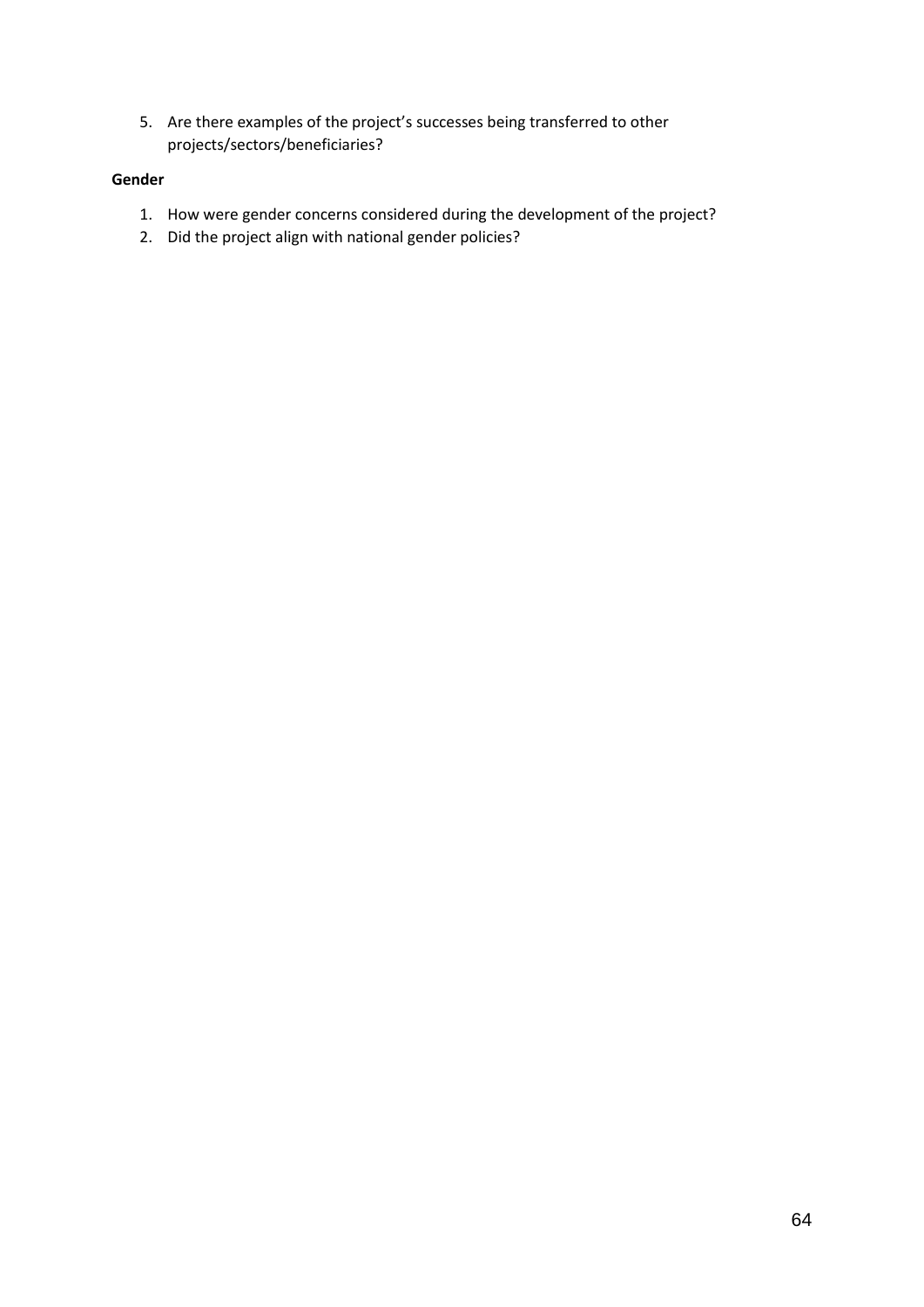5. Are there examples of the project's successes being transferred to other projects/sectors/beneficiaries?

**Gender**

1. How were gender concerns considered during the development of the project?
2. Did the project align with national gender policies?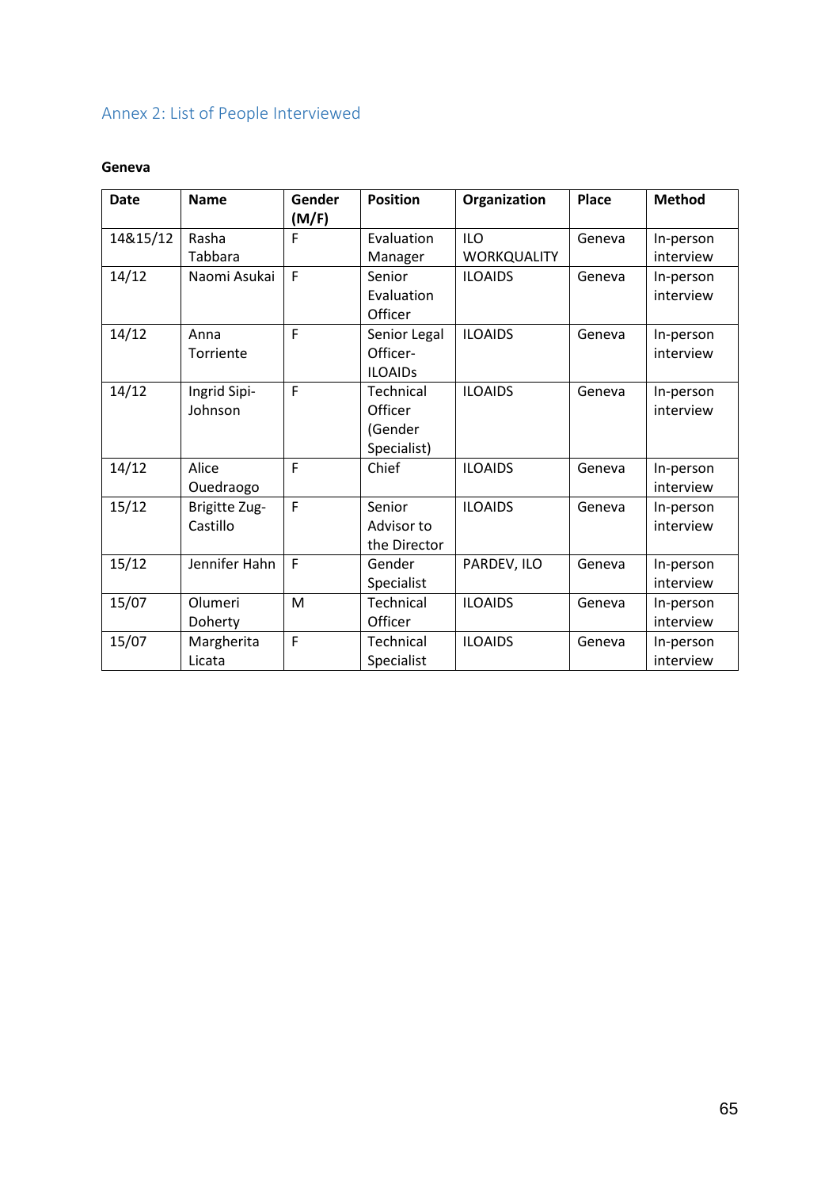## Annex 2: List of People Interviewed

**Geneva**

| Date | Name | Gender (M/F) | Position | Organization | Place | Method |
|---|---|---|---|---|---|---|
| 14&15/12 | Rasha Tabbara | F | Evaluation Manager | ILO WORKQUALITY | Geneva | In-person interview |
| 14/12 | Naomi Asukai | F | Senior Evaluation Officer | ILOAIDS | Geneva | In-person interview |
| 14/12 | Anna Torriente | F | Senior Legal Officer-ILOAIDs | ILOAIDS | Geneva | In-person interview |
| 14/12 | Ingrid Sipi-Johnson | F | Technical Officer (Gender Specialist) | ILOAIDS | Geneva | In-person interview |
| 14/12 | Alice Ouedraogo | F | Chief | ILOAIDS | Geneva | In-person interview |
| 15/12 | Brigitte Zug-Castillo | F | Senior Advisor to the Director | ILOAIDS | Geneva | In-person interview |
| 15/12 | Jennifer Hahn | F | Gender Specialist | PARDEV, ILO | Geneva | In-person interview |
| 15/07 | Olumeri Doherty | M | Technical Officer | ILOAIDS | Geneva | In-person interview |
| 15/07 | Margherita Licata | F | Technical Specialist | ILOAIDS | Geneva | In-person interview |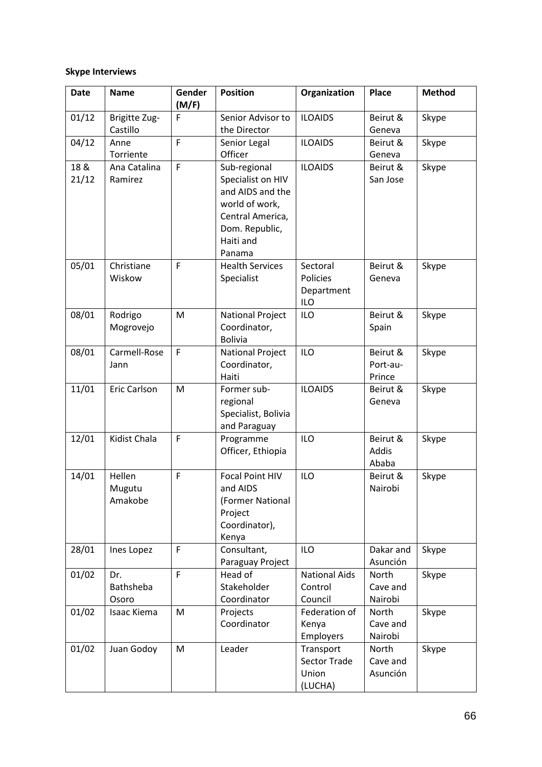**Skype Interviews**

| Date | Name | Gender (M/F) | Position | Organization | Place | Method |
|---|---|---|---|---|---|---|
| 01/12 | Brigitte Zug-Castillo | F | Senior Advisor to the Director | ILOAIDS | Beirut & Geneva | Skype |
| 04/12 | Anne Torriente | F | Senior Legal Officer | ILOAIDS | Beirut & Geneva | Skype |
| 18 & 21/12 | Ana Catalina Ramirez | F | Sub-regional Specialist on HIV and AIDS and the world of work, Central America, Dom. Republic, Haiti and Panama | ILOAIDS | Beirut & San Jose | Skype |
| 05/01 | Christiane Wiskow | F | Health Services Specialist | Sectoral Policies Department ILO | Beirut & Geneva | Skype |
| 08/01 | Rodrigo Mogrovejo | M | National Project Coordinator, Bolivia | ILO | Beirut & Spain | Skype |
| 08/01 | Carmell-Rose Jann | F | National Project Coordinator, Haiti | ILO | Beirut & Port-au-Prince | Skype |
| 11/01 | Eric Carlson | M | Former sub-regional Specialist, Bolivia and Paraguay | ILOAIDS | Beirut & Geneva | Skype |
| 12/01 | Kidist Chala | F | Programme Officer, Ethiopia | ILO | Beirut & Addis Ababa | Skype |
| 14/01 | Hellen Mugutu Amakobe | F | Focal Point HIV and AIDS (Former National Project Coordinator), Kenya | ILO | Beirut & Nairobi | Skype |
| 28/01 | Ines Lopez | F | Consultant, Paraguay Project | ILO | Dakar and Asunción | Skype |
| 01/02 | Dr. Bathsheba Osoro | F | Head of Stakeholder Coordinator | National Aids Control Council | North Cave and Nairobi | Skype |
| 01/02 | Isaac Kiema | M | Projects Coordinator | Federation of Kenya Employers | North Cave and Nairobi | Skype |
| 01/02 | Juan Godoy | M | Leader | Transport Sector Trade Union (LUCHA) | North Cave and Asunción | Skype |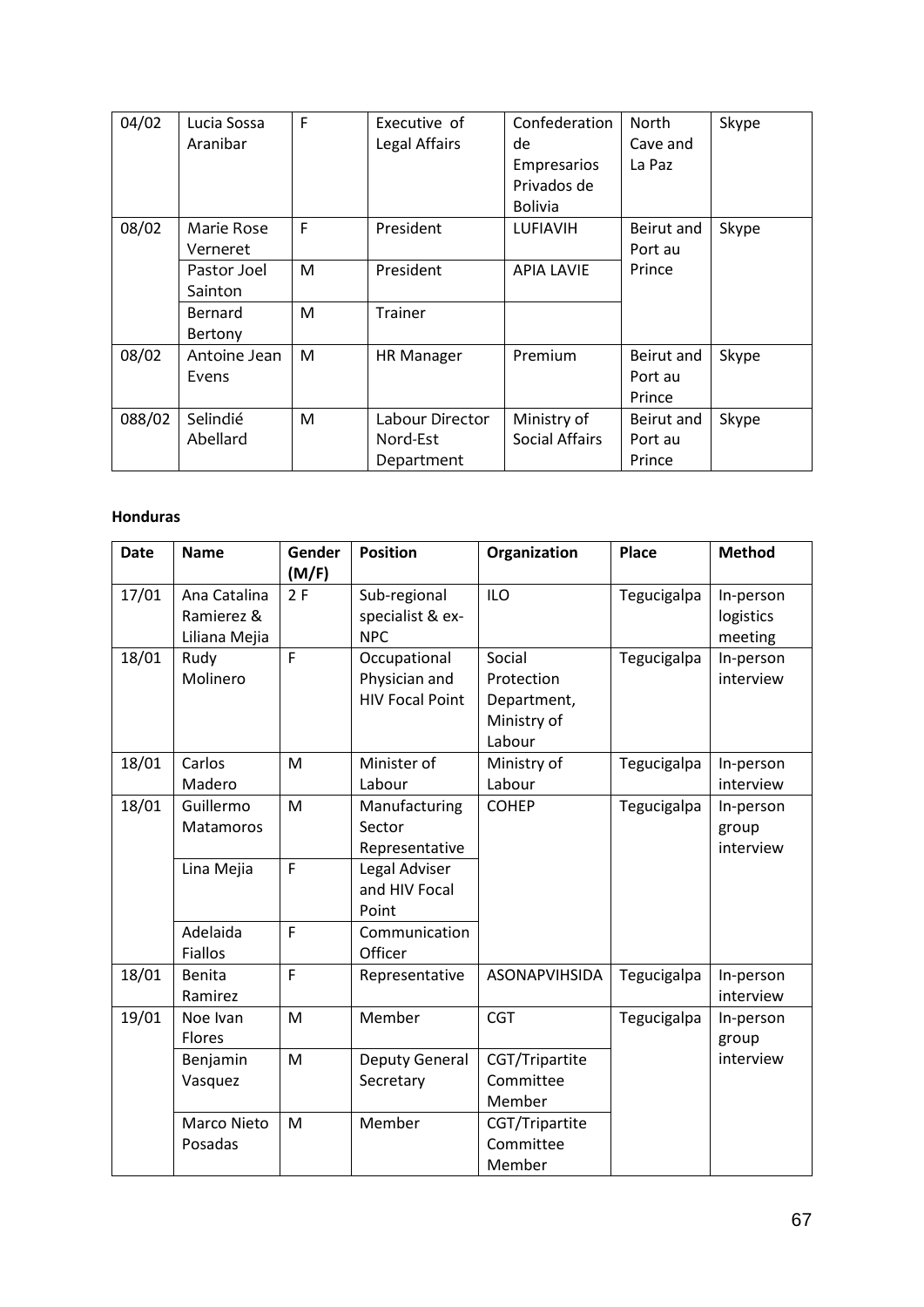| 04/02 | Lucia Sossa Aranibar | F | Executive of Legal Affairs | Confederation de Empresarios Privados de Bolivia | North Cave and La Paz | Skype |
|---|---|---|---|---|---|---|
| 08/02 | Marie Rose Verneret | F | President | LUFIAVIH | Beirut and Port au Prince | Skype |
| | Pastor Joel Sainton | M | President | APIA LAVIE | | |
| | Bernard Bertony | M | Trainer | | | |
| 08/02 | Antoine Jean Evens | M | HR Manager | Premium | Beirut and Port au Prince | Skype |
| 088/02 | Selindié Abellard | M | Labour Director Nord-Est Department | Ministry of Social Affairs | Beirut and Port au Prince | Skype |

**Honduras**

| Date | Name | Gender (M/F) | Position | Organization | Place | Method |
|---|---|---|---|---|---|---|
| 17/01 | Ana Catalina Ramierez & Liliana Mejia | 2 F | Sub-regional specialist & ex-NPC | ILO | Tegucigalpa | In-person logistics meeting |
| 18/01 | Rudy Molinero | F | Occupational Physician and HIV Focal Point | Social Protection Department, Ministry of Labour | Tegucigalpa | In-person interview |
| 18/01 | Carlos Madero | M | Minister of Labour | Ministry of Labour | Tegucigalpa | In-person interview |
| 18/01 | Guillermo Matamoros | M | Manufacturing Sector Representative | COHEP | Tegucigalpa | In-person group interview |
| | Lina Mejia | F | Legal Adviser and HIV Focal Point | | | |
| | Adelaida Fiallos | F | Communication Officer | | | |
| 18/01 | Benita Ramirez | F | Representative | ASONAPVIHSIDA | Tegucigalpa | In-person interview |
| 19/01 | Noe Ivan Flores | M | Member | CGT | Tegucigalpa | In-person group interview |
| | Benjamin Vasquez | M | Deputy General Secretary | CGT/Tripartite Committee Member | | |
| | Marco Nieto Posadas | M | Member | CGT/Tripartite Committee Member | | |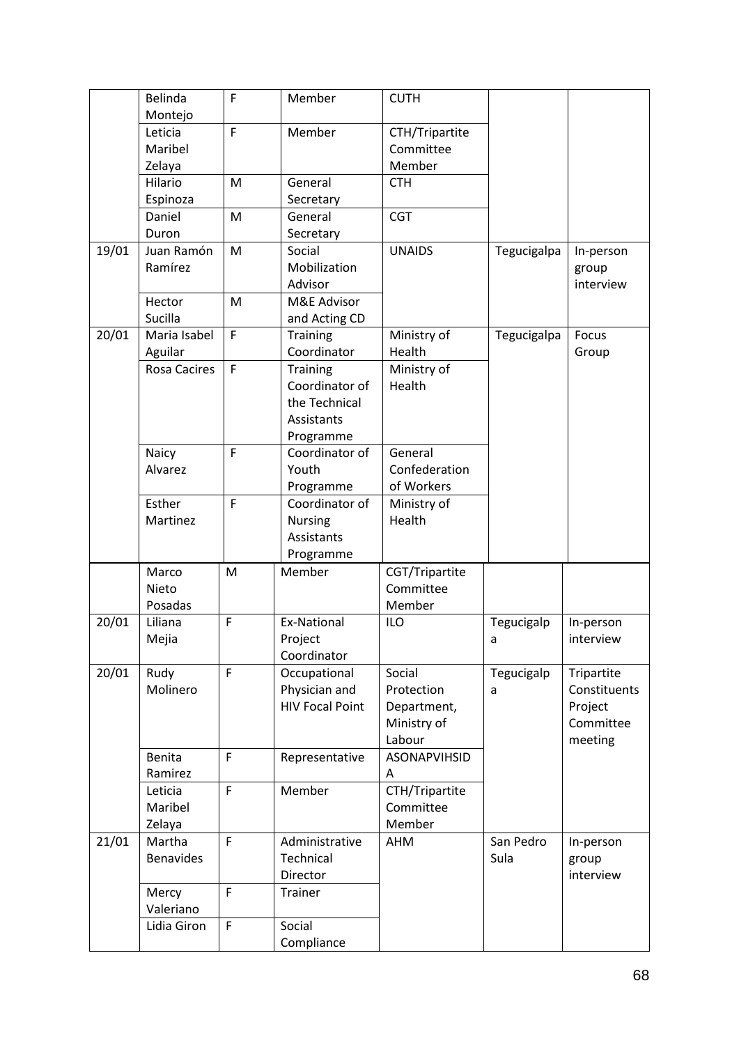| | | | | | | |
|---|---|---|---|---|---|---|
| | Belinda Montejo | F | Member | CUTH | | |
| | Leticia Maribel Zelaya | F | Member | CTH/Tripartite Committee Member | | |
| | Hilario Espinoza | M | General Secretary | CTH | | |
| | Daniel Duron | M | General Secretary | CGT | | |
| 19/01 | Juan Ramón Ramírez | M | Social Mobilization Advisor | UNAIDS | Tegucigalpa | In-person group interview |
| | Hector Sucilla | M | M&E Advisor and Acting CD | | | |
| 20/01 | Maria Isabel Aguilar | F | Training Coordinator | Ministry of Health | Tegucigalpa | Focus Group |
| | Rosa Cacires | F | Training Coordinator of the Technical Assistants Programme | Ministry of Health | | |
| | Naicy Alvarez | F | Coordinator of Youth Programme | General Confederation of Workers | | |
| | Esther Martinez | F | Coordinator of Nursing Assistants Programme | Ministry of Health | | |
| | Marco Nieto Posadas | M | Member | CGT/Tripartite Committee Member | | |
| 20/01 | Liliana Mejia | F | Ex-National Project Coordinator | ILO | Tegucigalpa | In-person interview |
| 20/01 | Rudy Molinero | F | Occupational Physician and HIV Focal Point | Social Protection Department, Ministry of Labour | Tegucigalpa | Tripartite Constituents Project Committee meeting |
| | Benita Ramirez | F | Representative | ASONAPVIHSIDA | | |
| | Leticia Maribel Zelaya | F | Member | CTH/Tripartite Committee Member | | |
| 21/01 | Martha Benavides | F | Administrative Technical Director | AHM | San Pedro Sula | In-person group interview |
| | Mercy Valeriano | F | Trainer | | | |
| | Lidia Giron | F | Social Compliance | | | |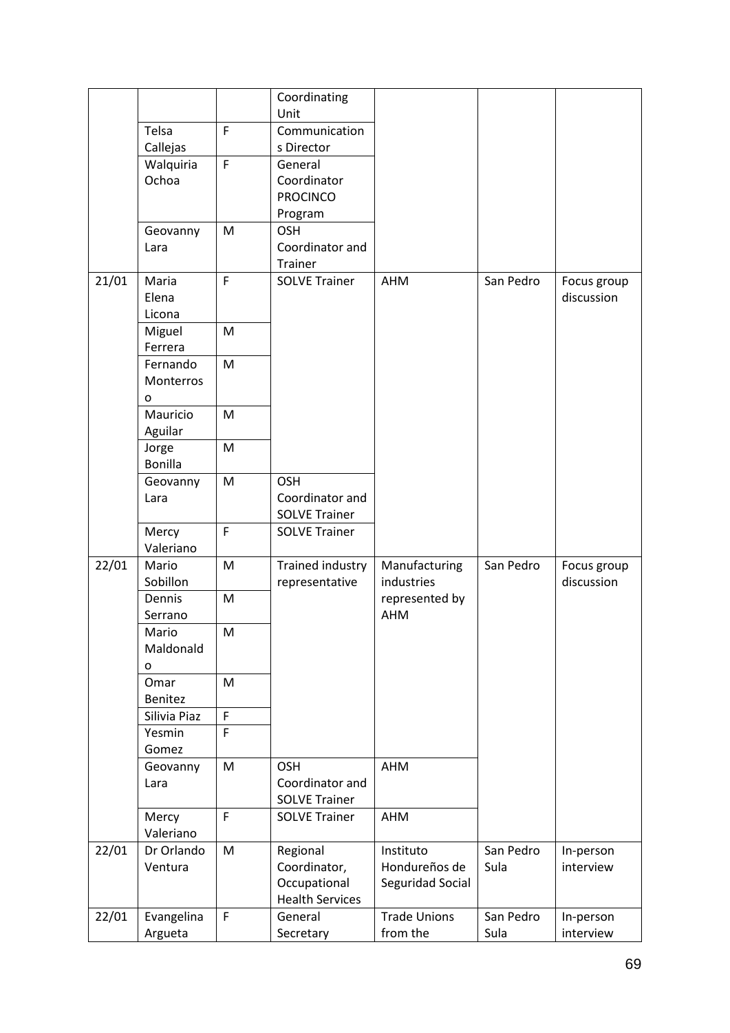| | | | | | | |
|---|---|---|---|---|---|---|
| | | | Coordinating Unit | | | |
| | Telsa Callejas | F | Communications Director | | | |
| | Walquiria Ochoa | F | General Coordinator PROCINCO Program | | | |
| | Geovanny Lara | M | OSH Coordinator and Trainer | | | |
| 21/01 | Maria Elena Licona | F | SOLVE Trainer | AHM | San Pedro | Focus group discussion |
| | Miguel Ferrera | M | | | | |
| | Fernando Monterroso | M | | | | |
| | Mauricio Aguilar | M | | | | |
| | Jorge Bonilla | M | | | | |
| | Geovanny Lara | M | OSH Coordinator and SOLVE Trainer | | | |
| | Mercy Valeriano | F | SOLVE Trainer | | | |
| 22/01 | Mario Sobillon | M | Trained industry representative | Manufacturing industries represented by AHM | San Pedro | Focus group discussion |
| | Dennis Serrano | M | | | | |
| | Mario Maldonaldo | M | | | | |
| | Omar Benitez | M | | | | |
| | Silivia Piaz | F | | | | |
| | Yesmin Gomez | F | | | | |
| | Geovanny Lara | M | OSH Coordinator and SOLVE Trainer | AHM | | |
| | Mercy Valeriano | F | SOLVE Trainer | AHM | | |
| 22/01 | Dr Orlando Ventura | M | Regional Coordinator, Occupational Health Services | Instituto Hondureños de Seguridad Social | San Pedro Sula | In-person interview |
| 22/01 | Evangelina Argueta | F | General Secretary | Trade Unions from the | San Pedro Sula | In-person interview |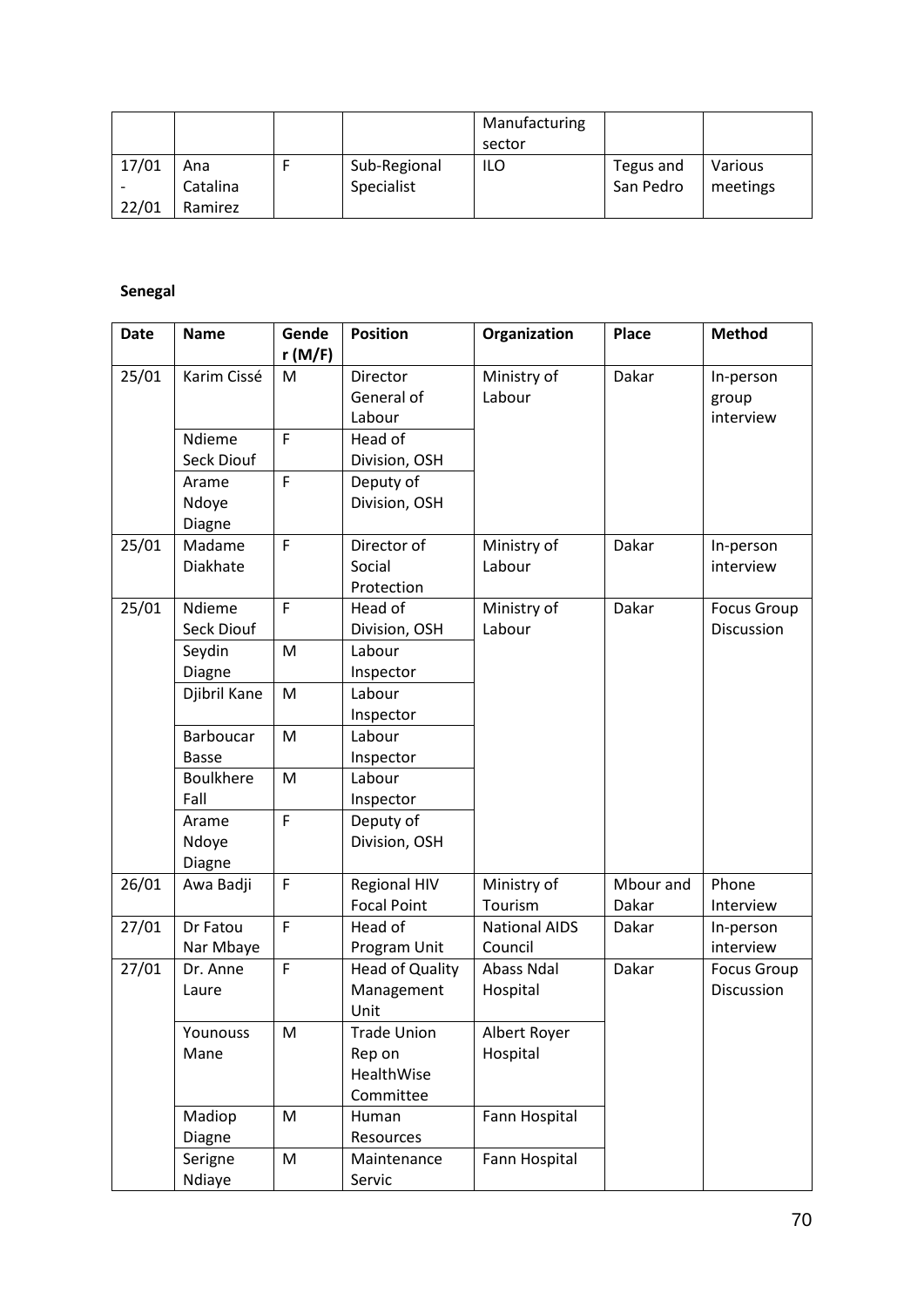|  |  |  |  | Manufacturing sector |  |  |
|---|---|---|---|---|---|---|
| 17/01 - 22/01 | Ana Catalina Ramirez | F | Sub-Regional Specialist | ILO | Tegus and San Pedro | Various meetings |

**Senegal**

| Date | Name | Gender (M/F) | Position | Organization | Place | Method |
|---|---|---|---|---|---|---|
| 25/01 | Karim Cissé | M | Director General of Labour | Ministry of Labour | Dakar | In-person group interview |
|  | Ndieme Seck Diouf | F | Head of Division, OSH |  |  |  |
|  | Arame Ndoye Diagne | F | Deputy of Division, OSH |  |  |  |
| 25/01 | Madame Diakhate | F | Director of Social Protection | Ministry of Labour | Dakar | In-person interview |
| 25/01 | Ndieme Seck Diouf | F | Head of Division, OSH | Ministry of Labour | Dakar | Focus Group Discussion |
|  | Seydin Diagne | M | Labour Inspector |  |  |  |
|  | Djibril Kane | M | Labour Inspector |  |  |  |
|  | Barboucar Basse | M | Labour Inspector |  |  |  |
|  | Boulkhere Fall | M | Labour Inspector |  |  |  |
|  | Arame Ndoye Diagne | F | Deputy of Division, OSH |  |  |  |
| 26/01 | Awa Badji | F | Regional HIV Focal Point | Ministry of Tourism | Mbour and Dakar | Phone Interview |
| 27/01 | Dr Fatou Nar Mbaye | F | Head of Program Unit | National AIDS Council | Dakar | In-person interview |
| 27/01 | Dr. Anne Laure | F | Head of Quality Management Unit | Abass Ndal Hospital | Dakar | Focus Group Discussion |
|  | Younouss Mane | M | Trade Union Rep on HealthWise Committee | Albert Royer Hospital |  |  |
|  | Madiop Diagne | M | Human Resources | Fann Hospital |  |  |
|  | Serigne Ndiaye | M | Maintenance Servic | Fann Hospital |  |  |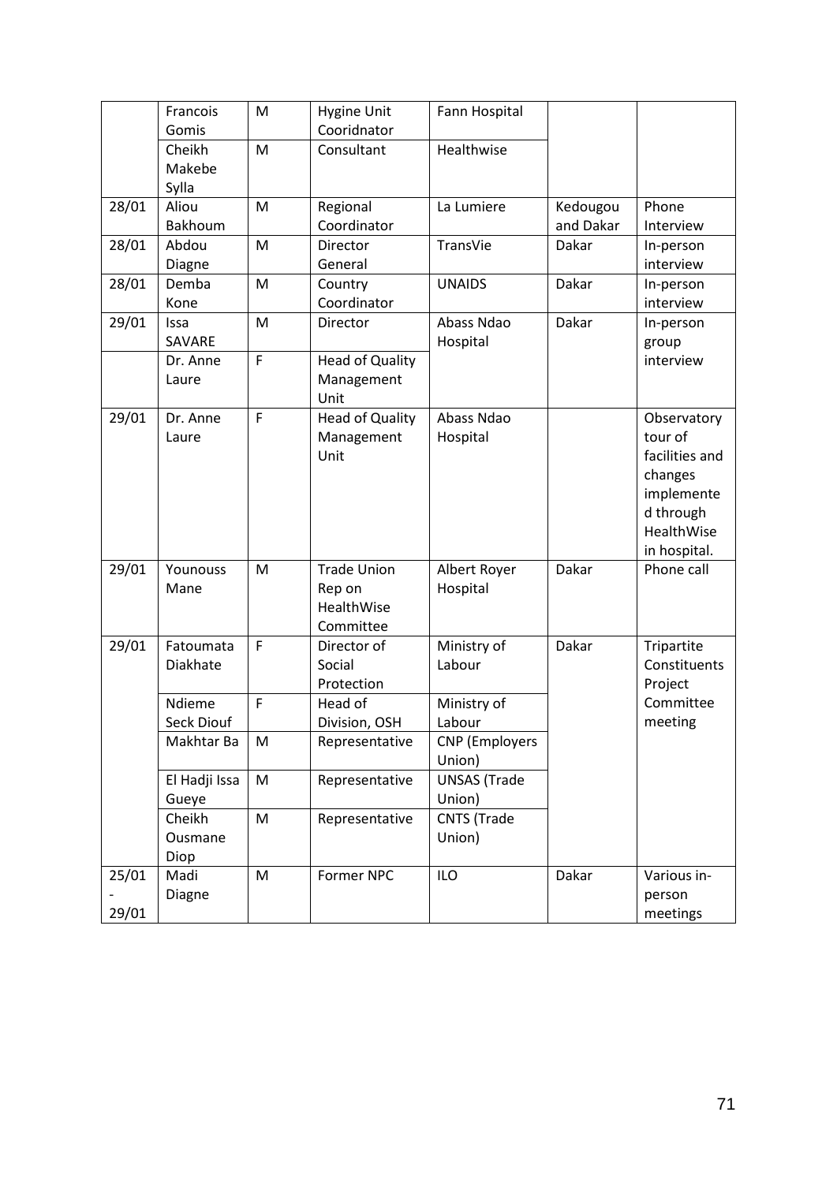| | | | | | | |
|---|---|---|---|---|---|---|
| | Francois Gomis | M | Hygine Unit Cooridnator | Fann Hospital | | |
| | Cheikh Makebe Sylla | M | Consultant | Healthwise | | |
| 28/01 | Aliou Bakhoum | M | Regional Coordinator | La Lumiere | Kedougou and Dakar | Phone Interview |
| 28/01 | Abdou Diagne | M | Director General | TransVie | Dakar | In-person interview |
| 28/01 | Demba Kone | M | Country Coordinator | UNAIDS | Dakar | In-person interview |
| 29/01 | Issa SAVARE | M | Director | Abass Ndao Hospital | Dakar | In-person group interview |
| | Dr. Anne Laure | F | Head of Quality Management Unit | | | |
| 29/01 | Dr. Anne Laure | F | Head of Quality Management Unit | Abass Ndao Hospital | | Observatory tour of facilities and changes implemented through HealthWise in hospital. |
| 29/01 | Younouss Mane | M | Trade Union Rep on HealthWise Committee | Albert Royer Hospital | Dakar | Phone call |
| 29/01 | Fatoumata Diakhate | F | Director of Social Protection | Ministry of Labour | Dakar | Tripartite Constituents Project Committee meeting |
| | Ndieme Seck Diouf | F | Head of Division, OSH | Ministry of Labour | | |
| | Makhtar Ba | M | Representative | CNP (Employers Union) | | |
| | El Hadji Issa Gueye | M | Representative | UNSAS (Trade Union) | | |
| | Cheikh Ousmane Diop | M | Representative | CNTS (Trade Union) | | |
| 25/01 - 29/01 | Madi Diagne | M | Former NPC | ILO | Dakar | Various in-person meetings |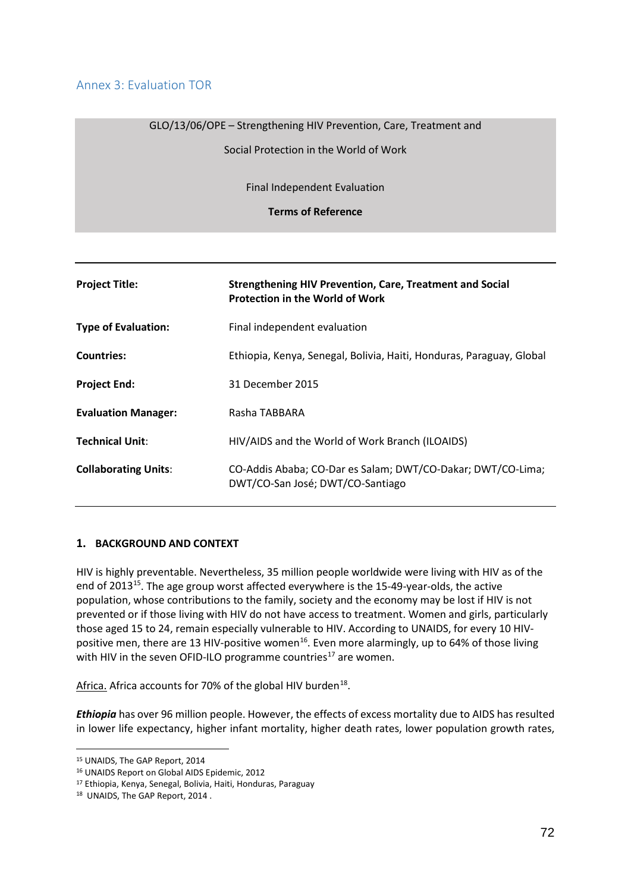## Annex 3: Evaluation TOR

GLO/13/06/OPE – Strengthening HIV Prevention, Care, Treatment and Social Protection in the World of Work

Final Independent Evaluation

**Terms of Reference**

| | |
|---|---|
| **Project Title:** | **Strengthening HIV Prevention, Care, Treatment and Social Protection in the World of Work** |
| **Type of Evaluation:** | Final independent evaluation |
| **Countries:** | Ethiopia, Kenya, Senegal, Bolivia, Haiti, Honduras, Paraguay, Global |
| **Project End:** | 31 December 2015 |
| **Evaluation Manager:** | Rasha TABBARA |
| **Technical Unit:** | HIV/AIDS and the World of Work Branch (ILOAIDS) |
| **Collaborating Units:** | CO-Addis Ababa; CO-Dar es Salam; DWT/CO-Dakar; DWT/CO-Lima; DWT/CO-San José; DWT/CO-Santiago |

### 1. BACKGROUND AND CONTEXT

HIV is highly preventable. Nevertheless, 35 million people worldwide were living with HIV as of the end of 2013[15]. The age group worst affected everywhere is the 15-49-year-olds, the active population, whose contributions to the family, society and the economy may be lost if HIV is not prevented or if those living with HIV do not have access to treatment. Women and girls, particularly those aged 15 to 24, remain especially vulnerable to HIV. According to UNAIDS, for every 10 HIV-positive men, there are 13 HIV-positive women[16]. Even more alarmingly, up to 64% of those living with HIV in the seven OFID-ILO programme countries[17] are women.

Africa. Africa accounts for 70% of the global HIV burden[18].

***Ethiopia*** has over 96 million people. However, the effects of excess mortality due to AIDS has resulted in lower life expectancy, higher infant mortality, higher death rates, lower population growth rates,

---

[15] UNAIDS, The GAP Report, 2014

[16] UNAIDS Report on Global AIDS Epidemic, 2012

[17] Ethiopia, Kenya, Senegal, Bolivia, Haiti, Honduras, Paraguay

[18] UNAIDS, The GAP Report, 2014 .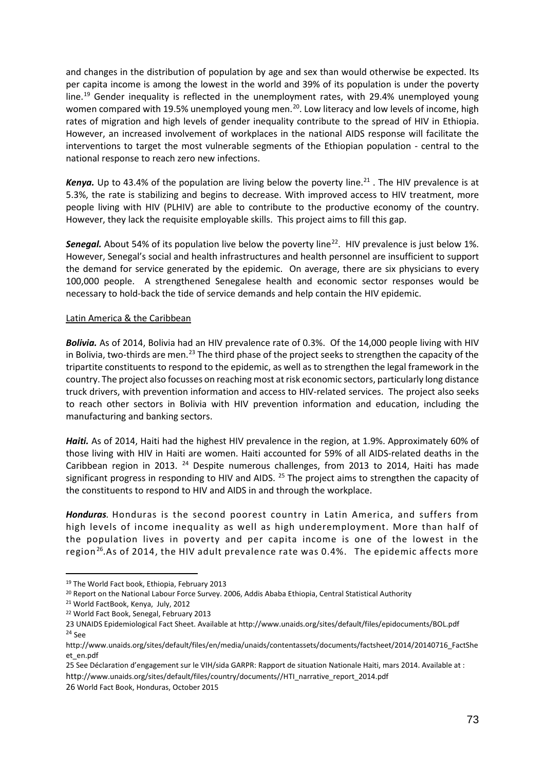and changes in the distribution of population by age and sex than would otherwise be expected. Its per capita income is among the lowest in the world and 39% of its population is under the poverty line.[19] Gender inequality is reflected in the unemployment rates, with 29.4% unemployed young women compared with 19.5% unemployed young men.[20]. Low literacy and low levels of income, high rates of migration and high levels of gender inequality contribute to the spread of HIV in Ethiopia. However, an increased involvement of workplaces in the national AIDS response will facilitate the interventions to target the most vulnerable segments of the Ethiopian population - central to the national response to reach zero new infections.

***Kenya.*** Up to 43.4% of the population are living below the poverty line.[21] . The HIV prevalence is at 5.3%, the rate is stabilizing and begins to decrease. With improved access to HIV treatment, more people living with HIV (PLHIV) are able to contribute to the productive economy of the country. However, they lack the requisite employable skills. This project aims to fill this gap.

***Senegal.*** About 54% of its population live below the poverty line[22]. HIV prevalence is just below 1%. However, Senegal's social and health infrastructures and health personnel are insufficient to support the demand for service generated by the epidemic. On average, there are six physicians to every 100,000 people. A strengthened Senegalese health and economic sector responses would be necessary to hold-back the tide of service demands and help contain the HIV epidemic.

<u>Latin America & the Caribbean</u>

***Bolivia.*** As of 2014, Bolivia had an HIV prevalence rate of 0.3%. Of the 14,000 people living with HIV in Bolivia, two-thirds are men.[23] The third phase of the project seeks to strengthen the capacity of the tripartite constituents to respond to the epidemic, as well as to strengthen the legal framework in the country. The project also focusses on reaching most at risk economic sectors, particularly long distance truck drivers, with prevention information and access to HIV-related services. The project also seeks to reach other sectors in Bolivia with HIV prevention information and education, including the manufacturing and banking sectors.

***Haiti.*** As of 2014, Haiti had the highest HIV prevalence in the region, at 1.9%. Approximately 60% of those living with HIV in Haiti are women. Haiti accounted for 59% of all AIDS-related deaths in the Caribbean region in 2013. [24] Despite numerous challenges, from 2013 to 2014, Haiti has made significant progress in responding to HIV and AIDS. [25] The project aims to strengthen the capacity of the constituents to respond to HIV and AIDS in and through the workplace.

***Honduras.*** Honduras is the second poorest country in Latin America, and suffers from high levels of income inequality as well as high underemployment. More than half of the population lives in poverty and per capita income is one of the lowest in the region[26].As of 2014, the HIV adult prevalence rate was 0.4%. The epidemic affects more

---

[19] The World Fact book, Ethiopia, February 2013

[20] Report on the National Labour Force Survey. 2006, Addis Ababa Ethiopia, Central Statistical Authority

[21] World FactBook, Kenya, July, 2012

[22] World Fact Book, Senegal, February 2013

23 UNAIDS Epidemiological Fact Sheet. Available at http://www.unaids.org/sites/default/files/epidocuments/BOL.pdf

[24] See http://www.unaids.org/sites/default/files/en/media/unaids/contentassets/documents/factsheet/2014/20140716_FactSheet_en.pdf

25 See Déclaration d'engagement sur le VIH/sida GARPR: Rapport de situation Nationale Haiti, mars 2014. Available at : http://www.unaids.org/sites/default/files/country/documents//HTI_narrative_report_2014.pdf

26 World Fact Book, Honduras, October 2015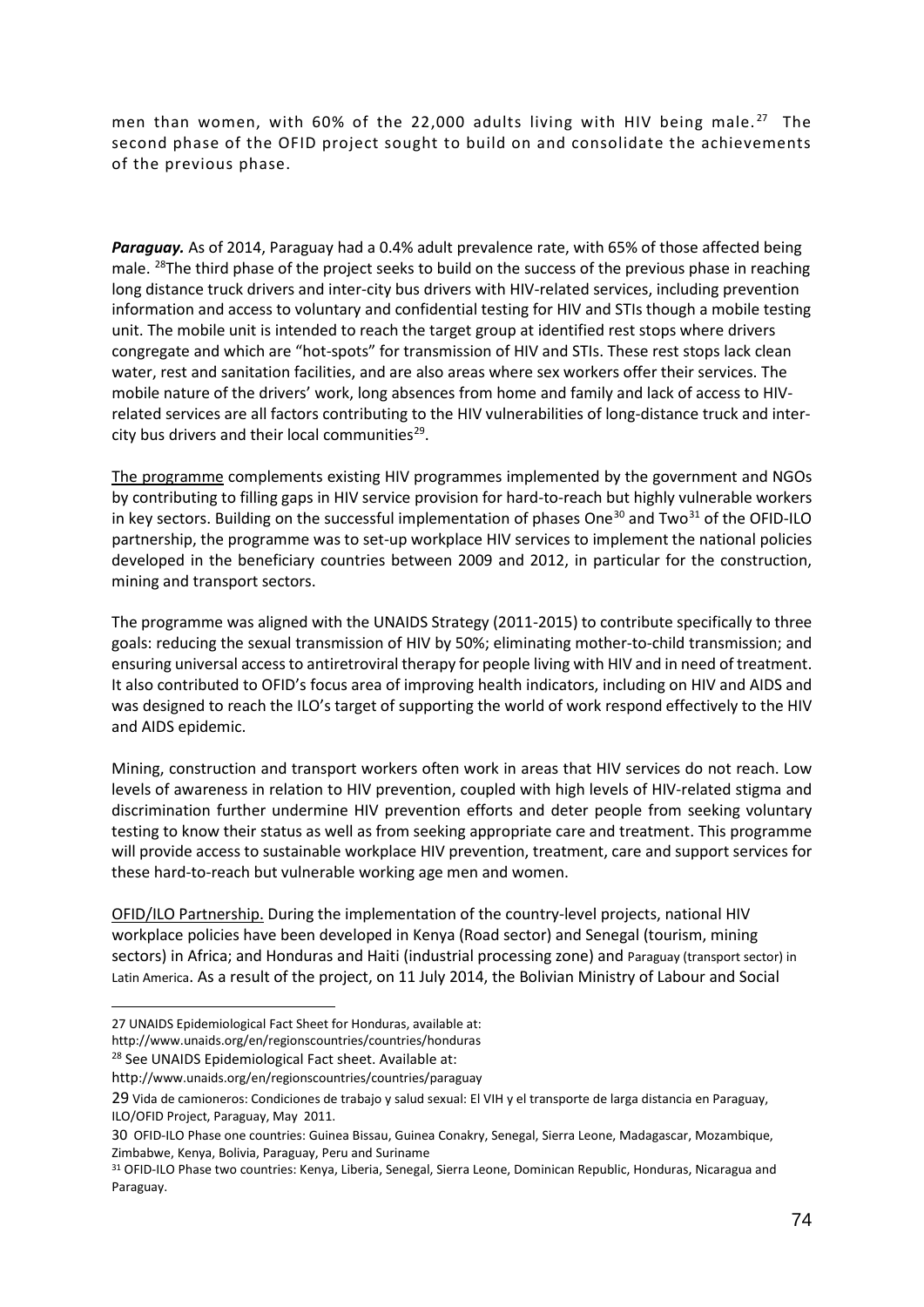men than women, with 60% of the 22,000 adults living with HIV being male.[27] The second phase of the OFID project sought to build on and consolidate the achievements of the previous phase.

***Paraguay.*** As of 2014, Paraguay had a 0.4% adult prevalence rate, with 65% of those affected being male. [28]The third phase of the project seeks to build on the success of the previous phase in reaching long distance truck drivers and inter-city bus drivers with HIV-related services, including prevention information and access to voluntary and confidential testing for HIV and STIs though a mobile testing unit. The mobile unit is intended to reach the target group at identified rest stops where drivers congregate and which are "hot-spots" for transmission of HIV and STIs. These rest stops lack clean water, rest and sanitation facilities, and are also areas where sex workers offer their services. The mobile nature of the drivers' work, long absences from home and family and lack of access to HIV-related services are all factors contributing to the HIV vulnerabilities of long-distance truck and inter-city bus drivers and their local communities[29].

The programme complements existing HIV programmes implemented by the government and NGOs by contributing to filling gaps in HIV service provision for hard-to-reach but highly vulnerable workers in key sectors. Building on the successful implementation of phases One[30] and Two[31] of the OFID-ILO partnership, the programme was to set-up workplace HIV services to implement the national policies developed in the beneficiary countries between 2009 and 2012, in particular for the construction, mining and transport sectors.

The programme was aligned with the UNAIDS Strategy (2011-2015) to contribute specifically to three goals: reducing the sexual transmission of HIV by 50%; eliminating mother-to-child transmission; and ensuring universal access to antiretroviral therapy for people living with HIV and in need of treatment. It also contributed to OFID's focus area of improving health indicators, including on HIV and AIDS and was designed to reach the ILO's target of supporting the world of work respond effectively to the HIV and AIDS epidemic.

Mining, construction and transport workers often work in areas that HIV services do not reach. Low levels of awareness in relation to HIV prevention, coupled with high levels of HIV-related stigma and discrimination further undermine HIV prevention efforts and deter people from seeking voluntary testing to know their status as well as from seeking appropriate care and treatment. This programme will provide access to sustainable workplace HIV prevention, treatment, care and support services for these hard-to-reach but vulnerable working age men and women.

OFID/ILO Partnership. During the implementation of the country-level projects, national HIV workplace policies have been developed in Kenya (Road sector) and Senegal (tourism, mining sectors) in Africa; and Honduras and Haiti (industrial processing zone) and Paraguay (transport sector) in Latin America. As a result of the project, on 11 July 2014, the Bolivian Ministry of Labour and Social

---

27 UNAIDS Epidemiological Fact Sheet for Honduras, available at: http://www.unaids.org/en/regionscountries/countries/honduras

28 See UNAIDS Epidemiological Fact sheet. Available at: http://www.unaids.org/en/regionscountries/countries/paraguay

29 Vida de camioneros: Condiciones de trabajo y salud sexual: El VIH y el transporte de larga distancia en Paraguay, ILO/OFID Project, Paraguay, May 2011.

30 OFID-ILO Phase one countries: Guinea Bissau, Guinea Conakry, Senegal, Sierra Leone, Madagascar, Mozambique, Zimbabwe, Kenya, Bolivia, Paraguay, Peru and Suriname

31 OFID-ILO Phase two countries: Kenya, Liberia, Senegal, Sierra Leone, Dominican Republic, Honduras, Nicaragua and Paraguay.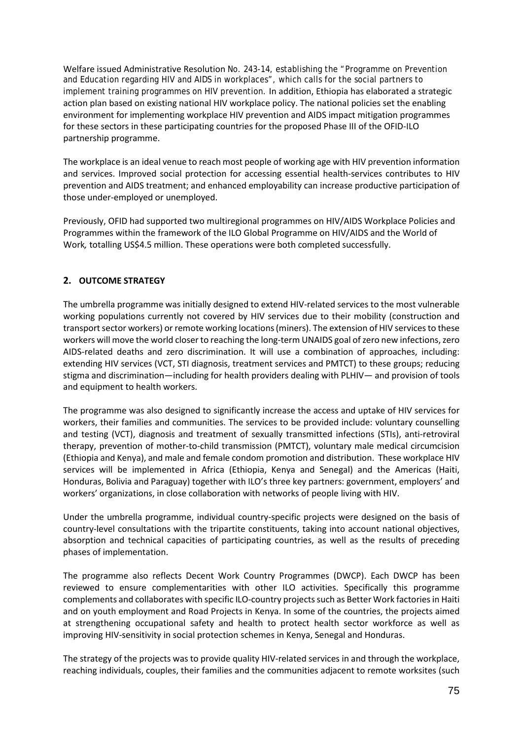Welfare issued Administrative Resolution No. 243-14, *establishing the "Programme on Prevention and Education regarding HIV and AIDS in workplaces", which calls for the social partners to implement training programmes on HIV prevention.* In addition, Ethiopia has elaborated a strategic action plan based on existing national HIV workplace policy. The national policies set the enabling environment for implementing workplace HIV prevention and AIDS impact mitigation programmes for these sectors in these participating countries for the proposed Phase III of the OFID-ILO partnership programme.

The workplace is an ideal venue to reach most people of working age with HIV prevention information and services. Improved social protection for accessing essential health-services contributes to HIV prevention and AIDS treatment; and enhanced employability can increase productive participation of those under-employed or unemployed.

Previously, OFID had supported two multiregional programmes on HIV/AIDS Workplace Policies and Programmes within the framework of the ILO Global Programme on HIV/AIDS and the World of Work*,* totalling US$4.5 million. These operations were both completed successfully.

## 2. OUTCOME STRATEGY

The umbrella programme was initially designed to extend HIV-related services to the most vulnerable working populations currently not covered by HIV services due to their mobility (construction and transport sector workers) or remote working locations (miners). The extension of HIV services to these workers will move the world closer to reaching the long-term UNAIDS goal of zero new infections, zero AIDS-related deaths and zero discrimination. It will use a combination of approaches, including: extending HIV services (VCT, STI diagnosis, treatment services and PMTCT) to these groups; reducing stigma and discrimination—including for health providers dealing with PLHIV— and provision of tools and equipment to health workers.

The programme was also designed to significantly increase the access and uptake of HIV services for workers, their families and communities. The services to be provided include: voluntary counselling and testing (VCT), diagnosis and treatment of sexually transmitted infections (STIs), anti-retroviral therapy, prevention of mother-to-child transmission (PMTCT), voluntary male medical circumcision (Ethiopia and Kenya), and male and female condom promotion and distribution. These workplace HIV services will be implemented in Africa (Ethiopia, Kenya and Senegal) and the Americas (Haiti, Honduras, Bolivia and Paraguay) together with ILO's three key partners: government, employers' and workers' organizations, in close collaboration with networks of people living with HIV.

Under the umbrella programme, individual country-specific projects were designed on the basis of country-level consultations with the tripartite constituents, taking into account national objectives, absorption and technical capacities of participating countries, as well as the results of preceding phases of implementation.

The programme also reflects Decent Work Country Programmes (DWCP). Each DWCP has been reviewed to ensure complementarities with other ILO activities. Specifically this programme complements and collaborates with specific ILO-country projects such as Better Work factories in Haiti and on youth employment and Road Projects in Kenya. In some of the countries, the projects aimed at strengthening occupational safety and health to protect health sector workforce as well as improving HIV-sensitivity in social protection schemes in Kenya, Senegal and Honduras.

The strategy of the projects was to provide quality HIV-related services in and through the workplace, reaching individuals, couples, their families and the communities adjacent to remote worksites (such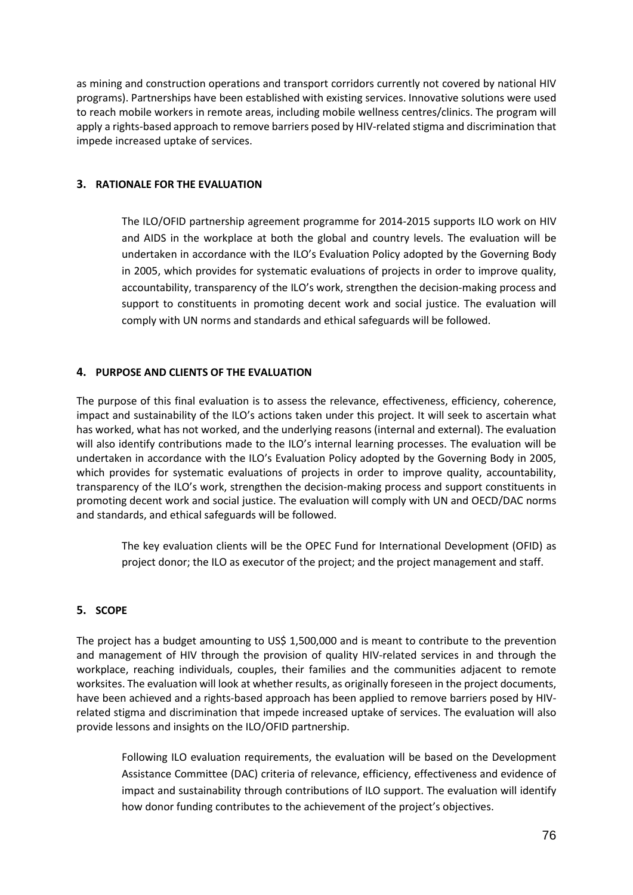as mining and construction operations and transport corridors currently not covered by national HIV programs). Partnerships have been established with existing services. Innovative solutions were used to reach mobile workers in remote areas, including mobile wellness centres/clinics. The program will apply a rights-based approach to remove barriers posed by HIV-related stigma and discrimination that impede increased uptake of services.

## 3. RATIONALE FOR THE EVALUATION

The ILO/OFID partnership agreement programme for 2014-2015 supports ILO work on HIV and AIDS in the workplace at both the global and country levels. The evaluation will be undertaken in accordance with the ILO's Evaluation Policy adopted by the Governing Body in 2005, which provides for systematic evaluations of projects in order to improve quality, accountability, transparency of the ILO's work, strengthen the decision-making process and support to constituents in promoting decent work and social justice. The evaluation will comply with UN norms and standards and ethical safeguards will be followed.

## 4. PURPOSE AND CLIENTS OF THE EVALUATION

The purpose of this final evaluation is to assess the relevance, effectiveness, efficiency, coherence, impact and sustainability of the ILO's actions taken under this project. It will seek to ascertain what has worked, what has not worked, and the underlying reasons (internal and external). The evaluation will also identify contributions made to the ILO's internal learning processes. The evaluation will be undertaken in accordance with the ILO's Evaluation Policy adopted by the Governing Body in 2005, which provides for systematic evaluations of projects in order to improve quality, accountability, transparency of the ILO's work, strengthen the decision-making process and support constituents in promoting decent work and social justice. The evaluation will comply with UN and OECD/DAC norms and standards, and ethical safeguards will be followed.

The key evaluation clients will be the OPEC Fund for International Development (OFID) as project donor; the ILO as executor of the project; and the project management and staff.

## 5. SCOPE

The project has a budget amounting to US$ 1,500,000 and is meant to contribute to the prevention and management of HIV through the provision of quality HIV-related services in and through the workplace, reaching individuals, couples, their families and the communities adjacent to remote worksites. The evaluation will look at whether results, as originally foreseen in the project documents, have been achieved and a rights-based approach has been applied to remove barriers posed by HIV-related stigma and discrimination that impede increased uptake of services. The evaluation will also provide lessons and insights on the ILO/OFID partnership.

Following ILO evaluation requirements, the evaluation will be based on the Development Assistance Committee (DAC) criteria of relevance, efficiency, effectiveness and evidence of impact and sustainability through contributions of ILO support. The evaluation will identify how donor funding contributes to the achievement of the project's objectives.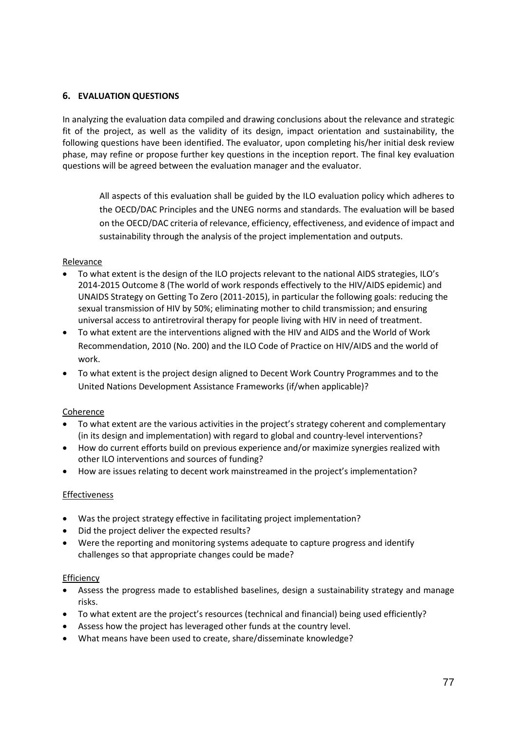## 6. EVALUATION QUESTIONS

In analyzing the evaluation data compiled and drawing conclusions about the relevance and strategic fit of the project, as well as the validity of its design, impact orientation and sustainability, the following questions have been identified. The evaluator, upon completing his/her initial desk review phase, may refine or propose further key questions in the inception report. The final key evaluation questions will be agreed between the evaluation manager and the evaluator.

> All aspects of this evaluation shall be guided by the ILO evaluation policy which adheres to the OECD/DAC Principles and the UNEG norms and standards. The evaluation will be based on the OECD/DAC criteria of relevance, efficiency, effectiveness, and evidence of impact and sustainability through the analysis of the project implementation and outputs.

Relevance

- To what extent is the design of the ILO projects relevant to the national AIDS strategies, ILO's 2014-2015 Outcome 8 (The world of work responds effectively to the HIV/AIDS epidemic) and UNAIDS Strategy on Getting To Zero (2011-2015), in particular the following goals: reducing the sexual transmission of HIV by 50%; eliminating mother to child transmission; and ensuring universal access to antiretroviral therapy for people living with HIV in need of treatment.
- To what extent are the interventions aligned with the HIV and AIDS and the World of Work Recommendation, 2010 (No. 200) and the ILO Code of Practice on HIV/AIDS and the world of work.
- To what extent is the project design aligned to Decent Work Country Programmes and to the United Nations Development Assistance Frameworks (if/when applicable)?

Coherence

- To what extent are the various activities in the project's strategy coherent and complementary (in its design and implementation) with regard to global and country-level interventions?
- How do current efforts build on previous experience and/or maximize synergies realized with other ILO interventions and sources of funding?
- How are issues relating to decent work mainstreamed in the project's implementation?

Effectiveness

- Was the project strategy effective in facilitating project implementation?
- Did the project deliver the expected results?
- Were the reporting and monitoring systems adequate to capture progress and identify challenges so that appropriate changes could be made?

Efficiency

- Assess the progress made to established baselines, design a sustainability strategy and manage risks.
- To what extent are the project's resources (technical and financial) being used efficiently?
- Assess how the project has leveraged other funds at the country level.
- What means have been used to create, share/disseminate knowledge?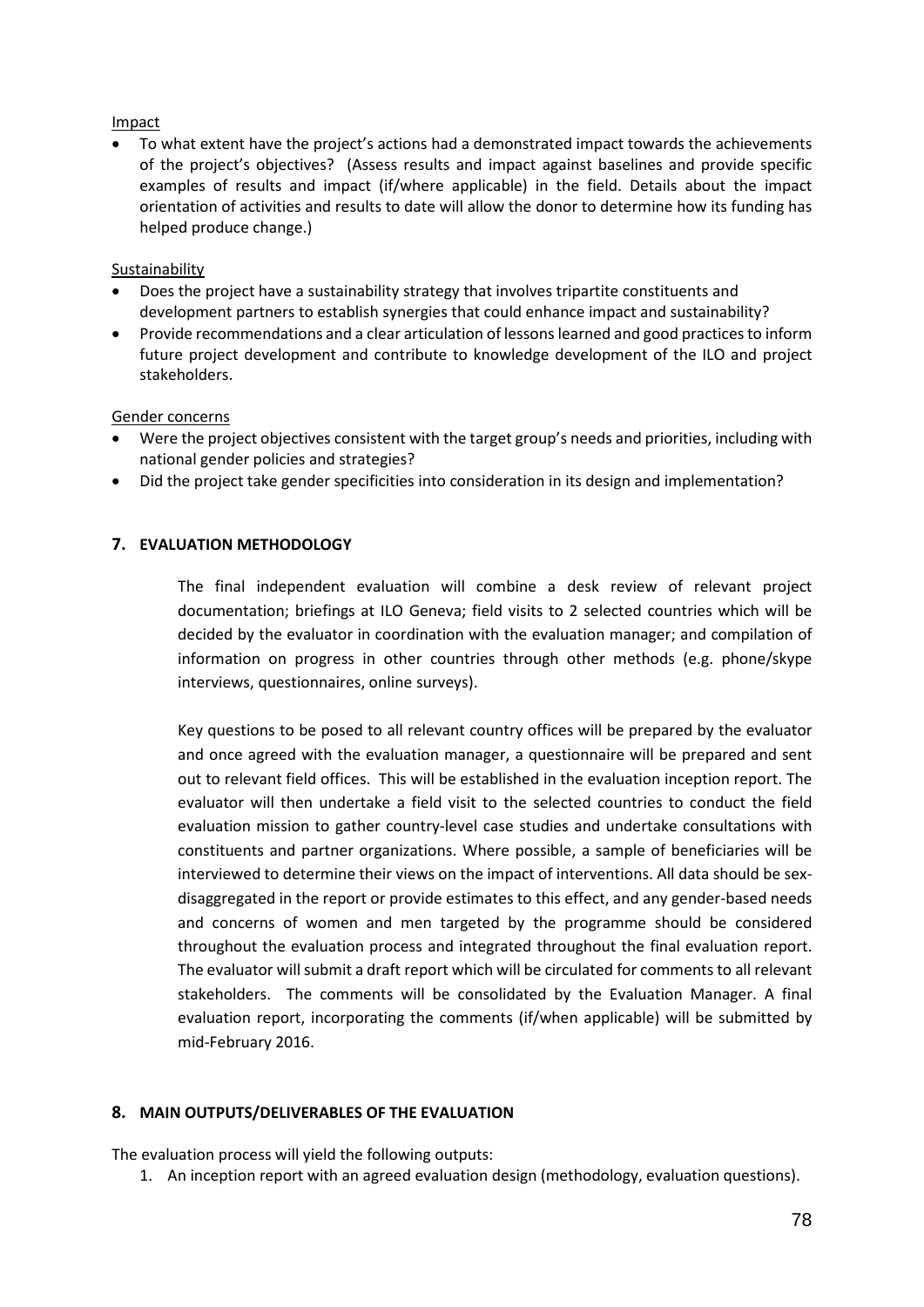Impact

- To what extent have the project's actions had a demonstrated impact towards the achievements of the project's objectives? (Assess results and impact against baselines and provide specific examples of results and impact (if/where applicable) in the field. Details about the impact orientation of activities and results to date will allow the donor to determine how its funding has helped produce change.)

Sustainability

- Does the project have a sustainability strategy that involves tripartite constituents and development partners to establish synergies that could enhance impact and sustainability?
- Provide recommendations and a clear articulation of lessons learned and good practices to inform future project development and contribute to knowledge development of the ILO and project stakeholders.

Gender concerns

- Were the project objectives consistent with the target group's needs and priorities, including with national gender policies and strategies?
- Did the project take gender specificities into consideration in its design and implementation?

## 7. EVALUATION METHODOLOGY

The final independent evaluation will combine a desk review of relevant project documentation; briefings at ILO Geneva; field visits to 2 selected countries which will be decided by the evaluator in coordination with the evaluation manager; and compilation of information on progress in other countries through other methods (e.g. phone/skype interviews, questionnaires, online surveys).

Key questions to be posed to all relevant country offices will be prepared by the evaluator and once agreed with the evaluation manager, a questionnaire will be prepared and sent out to relevant field offices. This will be established in the evaluation inception report. The evaluator will then undertake a field visit to the selected countries to conduct the field evaluation mission to gather country-level case studies and undertake consultations with constituents and partner organizations. Where possible, a sample of beneficiaries will be interviewed to determine their views on the impact of interventions. All data should be sex-disaggregated in the report or provide estimates to this effect, and any gender-based needs and concerns of women and men targeted by the programme should be considered throughout the evaluation process and integrated throughout the final evaluation report. The evaluator will submit a draft report which will be circulated for comments to all relevant stakeholders. The comments will be consolidated by the Evaluation Manager. A final evaluation report, incorporating the comments (if/when applicable) will be submitted by mid-February 2016.

## 8. MAIN OUTPUTS/DELIVERABLES OF THE EVALUATION

The evaluation process will yield the following outputs:

1. An inception report with an agreed evaluation design (methodology, evaluation questions).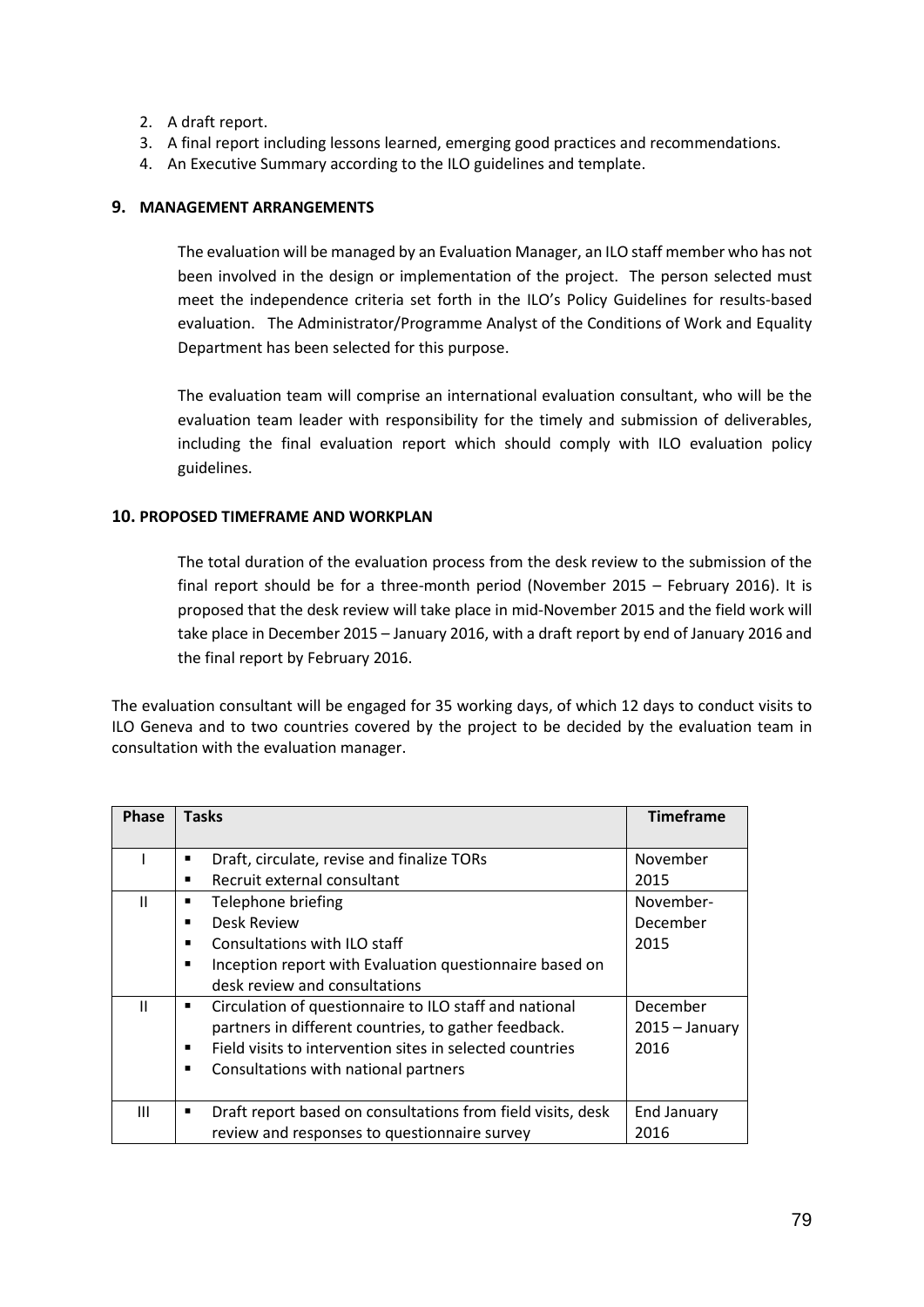2. A draft report.
3. A final report including lessons learned, emerging good practices and recommendations.
4. An Executive Summary according to the ILO guidelines and template.

## 9. MANAGEMENT ARRANGEMENTS

The evaluation will be managed by an Evaluation Manager, an ILO staff member who has not been involved in the design or implementation of the project. The person selected must meet the independence criteria set forth in the ILO's Policy Guidelines for results-based evaluation. The Administrator/Programme Analyst of the Conditions of Work and Equality Department has been selected for this purpose.

The evaluation team will comprise an international evaluation consultant, who will be the evaluation team leader with responsibility for the timely and submission of deliverables, including the final evaluation report which should comply with ILO evaluation policy guidelines.

## 10. PROPOSED TIMEFRAME AND WORKPLAN

The total duration of the evaluation process from the desk review to the submission of the final report should be for a three-month period (November 2015 – February 2016). It is proposed that the desk review will take place in mid-November 2015 and the field work will take place in December 2015 – January 2016, with a draft report by end of January 2016 and the final report by February 2016.

The evaluation consultant will be engaged for 35 working days, of which 12 days to conduct visits to ILO Geneva and to two countries covered by the project to be decided by the evaluation team in consultation with the evaluation manager.

| Phase | Tasks | Timeframe |
|---|---|---|
| I | ▪ Draft, circulate, revise and finalize TORs<br>▪ Recruit external consultant | November 2015 |
| II | ▪ Telephone briefing<br>▪ Desk Review<br>▪ Consultations with ILO staff<br>▪ Inception report with Evaluation questionnaire based on desk review and consultations | November-December 2015 |
| II | ▪ Circulation of questionnaire to ILO staff and national partners in different countries, to gather feedback.<br>▪ Field visits to intervention sites in selected countries<br>▪ Consultations with national partners | December 2015 – January 2016 |
| III | ▪ Draft report based on consultations from field visits, desk review and responses to questionnaire survey | End January 2016 |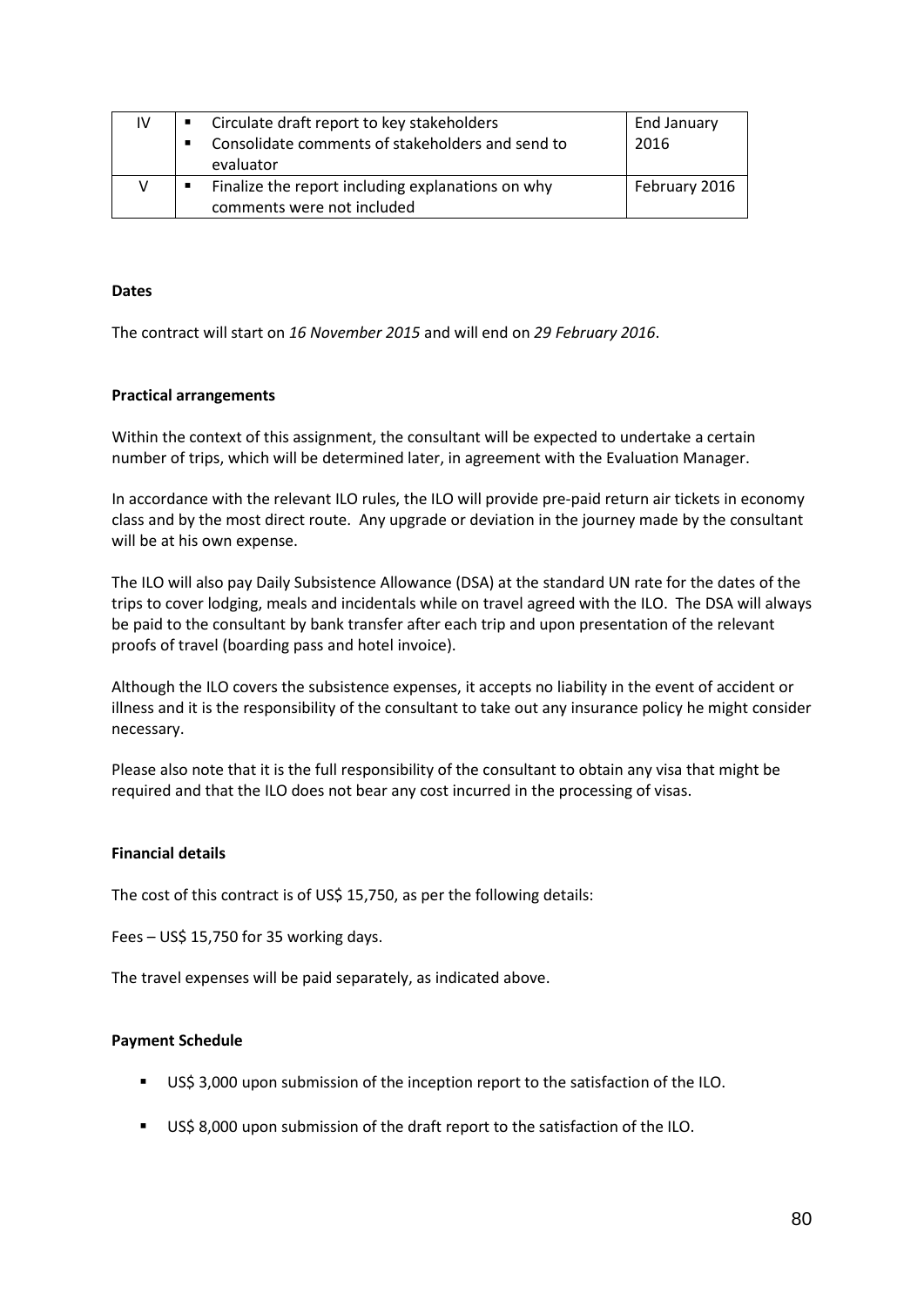| IV | ▪ Circulate draft report to key stakeholders<br>▪ Consolidate comments of stakeholders and send to evaluator | End January 2016 |
|---|---|---|
| V | ▪ Finalize the report including explanations on why comments were not included | February 2016 |

**Dates**

The contract will start on *16 November 2015* and will end on *29 February 2016*.

**Practical arrangements**

Within the context of this assignment, the consultant will be expected to undertake a certain number of trips, which will be determined later, in agreement with the Evaluation Manager.

In accordance with the relevant ILO rules, the ILO will provide pre-paid return air tickets in economy class and by the most direct route. Any upgrade or deviation in the journey made by the consultant will be at his own expense.

The ILO will also pay Daily Subsistence Allowance (DSA) at the standard UN rate for the dates of the trips to cover lodging, meals and incidentals while on travel agreed with the ILO. The DSA will always be paid to the consultant by bank transfer after each trip and upon presentation of the relevant proofs of travel (boarding pass and hotel invoice).

Although the ILO covers the subsistence expenses, it accepts no liability in the event of accident or illness and it is the responsibility of the consultant to take out any insurance policy he might consider necessary.

Please also note that it is the full responsibility of the consultant to obtain any visa that might be required and that the ILO does not bear any cost incurred in the processing of visas.

**Financial details**

The cost of this contract is of US$ 15,750, as per the following details:

Fees – US$ 15,750 for 35 working days.

The travel expenses will be paid separately, as indicated above.

**Payment Schedule**

- US$ 3,000 upon submission of the inception report to the satisfaction of the ILO.
- US$ 8,000 upon submission of the draft report to the satisfaction of the ILO.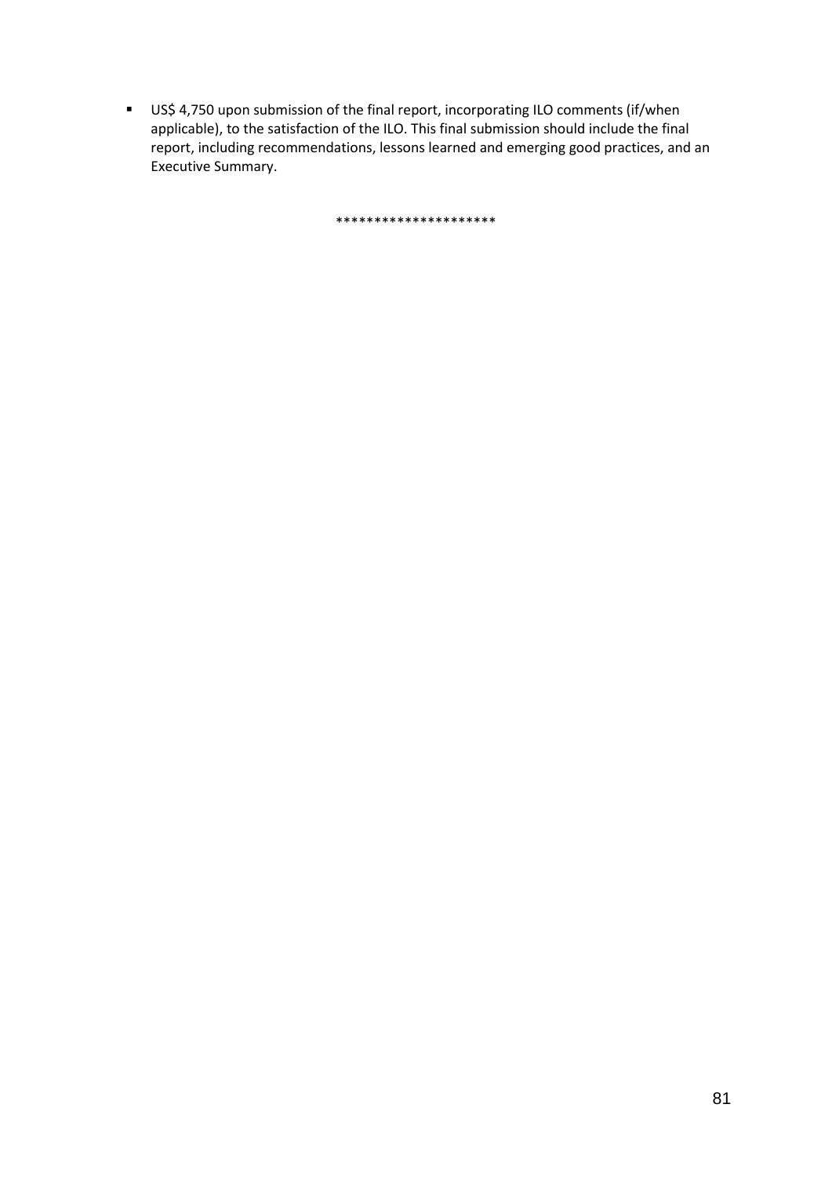- US$ 4,750 upon submission of the final report, incorporating ILO comments (if/when applicable), to the satisfaction of the ILO. This final submission should include the final report, including recommendations, lessons learned and emerging good practices, and an Executive Summary.

********************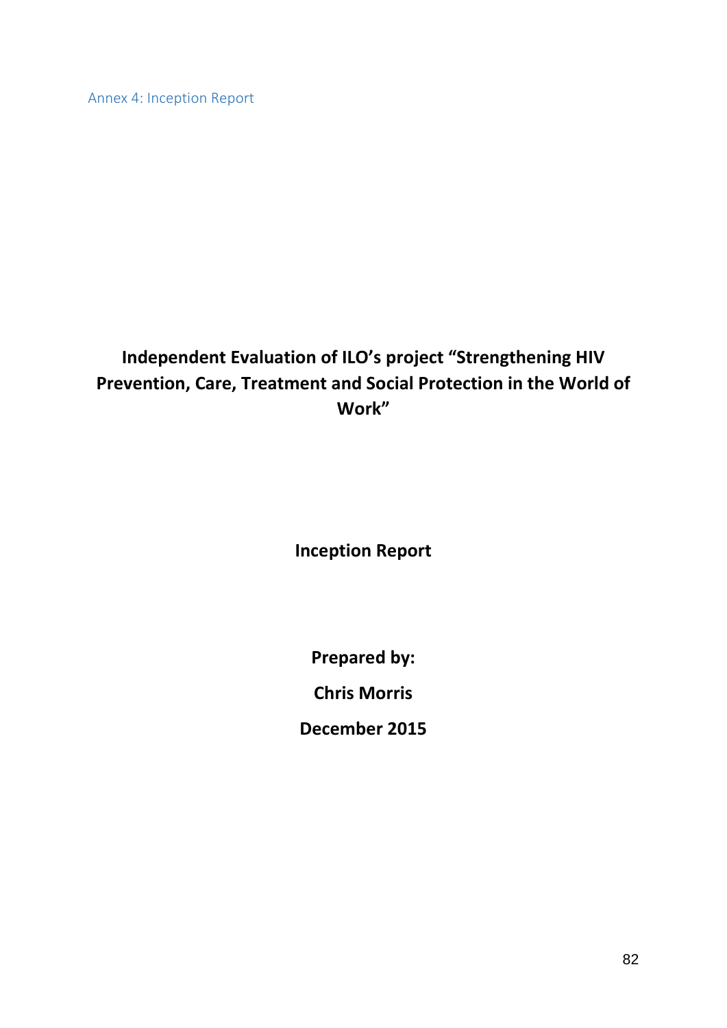Annex 4: Inception Report

# Independent Evaluation of ILO's project "Strengthening HIV Prevention, Care, Treatment and Social Protection in the World of Work"

**Inception Report**

**Prepared by:**

**Chris Morris**

**December 2015**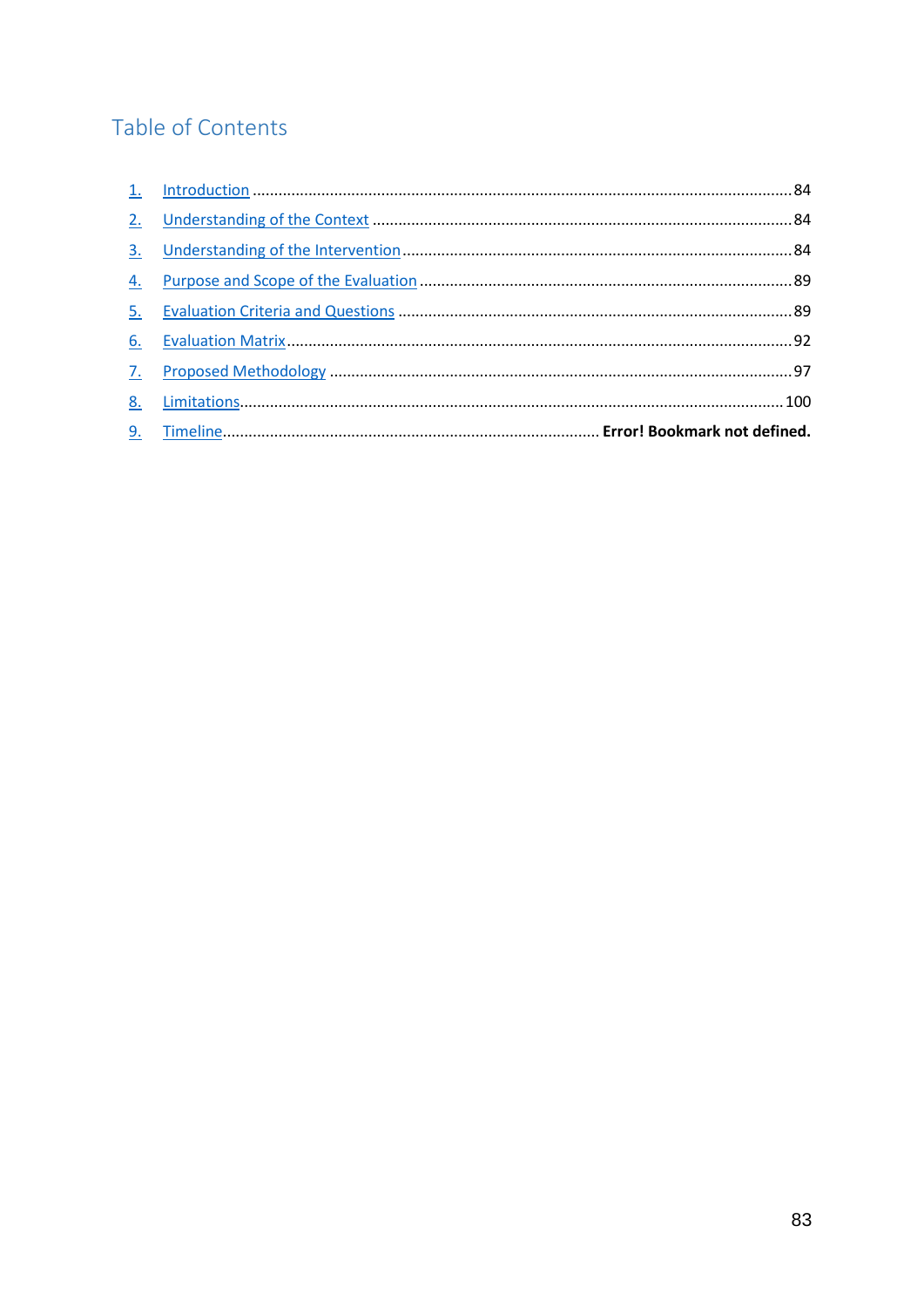## Table of Contents

1. Introduction ........................................................................................................................... 84
2. Understanding of the Context ............................................................................................. 84
3. Understanding of the Intervention ...................................................................................... 84
4. Purpose and Scope of the Evaluation ................................................................................. 89
5. Evaluation Criteria and Questions ...................................................................................... 89
6. Evaluation Matrix ................................................................................................................. 92
7. Proposed Methodology ....................................................................................................... 97
8. Limitations ......................................................................................................................... 100
9. Timeline ........................................................................... **Error! Bookmark not defined.**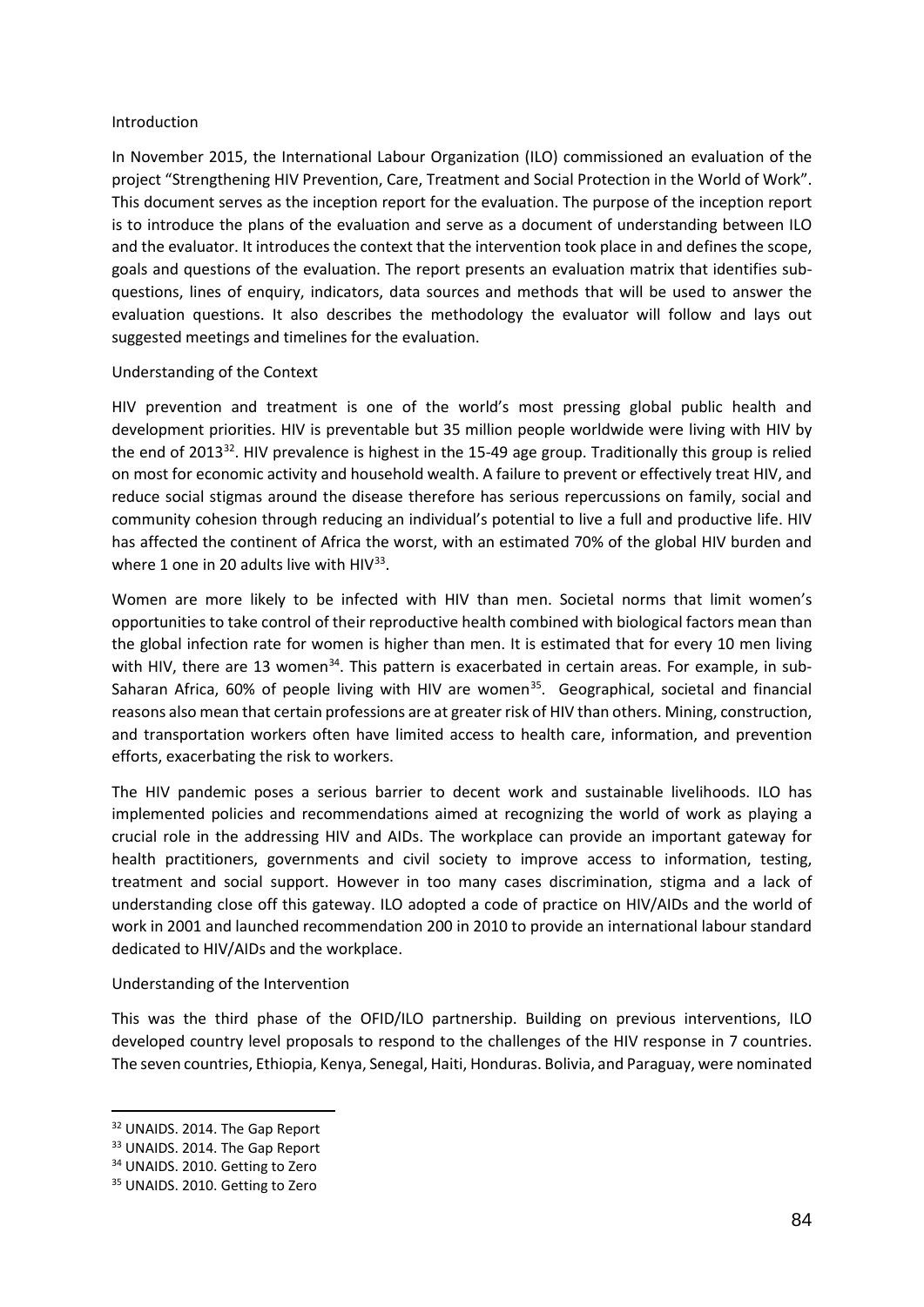Introduction

In November 2015, the International Labour Organization (ILO) commissioned an evaluation of the project "Strengthening HIV Prevention, Care, Treatment and Social Protection in the World of Work". This document serves as the inception report for the evaluation. The purpose of the inception report is to introduce the plans of the evaluation and serve as a document of understanding between ILO and the evaluator. It introduces the context that the intervention took place in and defines the scope, goals and questions of the evaluation. The report presents an evaluation matrix that identifies sub-questions, lines of enquiry, indicators, data sources and methods that will be used to answer the evaluation questions. It also describes the methodology the evaluator will follow and lays out suggested meetings and timelines for the evaluation.

Understanding of the Context

HIV prevention and treatment is one of the world's most pressing global public health and development priorities. HIV is preventable but 35 million people worldwide were living with HIV by the end of 2013[32]. HIV prevalence is highest in the 15-49 age group. Traditionally this group is relied on most for economic activity and household wealth. A failure to prevent or effectively treat HIV, and reduce social stigmas around the disease therefore has serious repercussions on family, social and community cohesion through reducing an individual's potential to live a full and productive life. HIV has affected the continent of Africa the worst, with an estimated 70% of the global HIV burden and where 1 one in 20 adults live with HIV[33].

Women are more likely to be infected with HIV than men. Societal norms that limit women's opportunities to take control of their reproductive health combined with biological factors mean than the global infection rate for women is higher than men. It is estimated that for every 10 men living with HIV, there are 13 women[34]. This pattern is exacerbated in certain areas. For example, in sub-Saharan Africa, 60% of people living with HIV are women[35]. Geographical, societal and financial reasons also mean that certain professions are at greater risk of HIV than others. Mining, construction, and transportation workers often have limited access to health care, information, and prevention efforts, exacerbating the risk to workers.

The HIV pandemic poses a serious barrier to decent work and sustainable livelihoods. ILO has implemented policies and recommendations aimed at recognizing the world of work as playing a crucial role in the addressing HIV and AIDs. The workplace can provide an important gateway for health practitioners, governments and civil society to improve access to information, testing, treatment and social support. However in too many cases discrimination, stigma and a lack of understanding close off this gateway. ILO adopted a code of practice on HIV/AIDs and the world of work in 2001 and launched recommendation 200 in 2010 to provide an international labour standard dedicated to HIV/AIDs and the workplace.

Understanding of the Intervention

This was the third phase of the OFID/ILO partnership. Building on previous interventions, ILO developed country level proposals to respond to the challenges of the HIV response in 7 countries. The seven countries, Ethiopia, Kenya, Senegal, Haiti, Honduras. Bolivia, and Paraguay, were nominated

---

[32] UNAIDS. 2014. The Gap Report

[33] UNAIDS. 2014. The Gap Report

[34] UNAIDS. 2010. Getting to Zero

[35] UNAIDS. 2010. Getting to Zero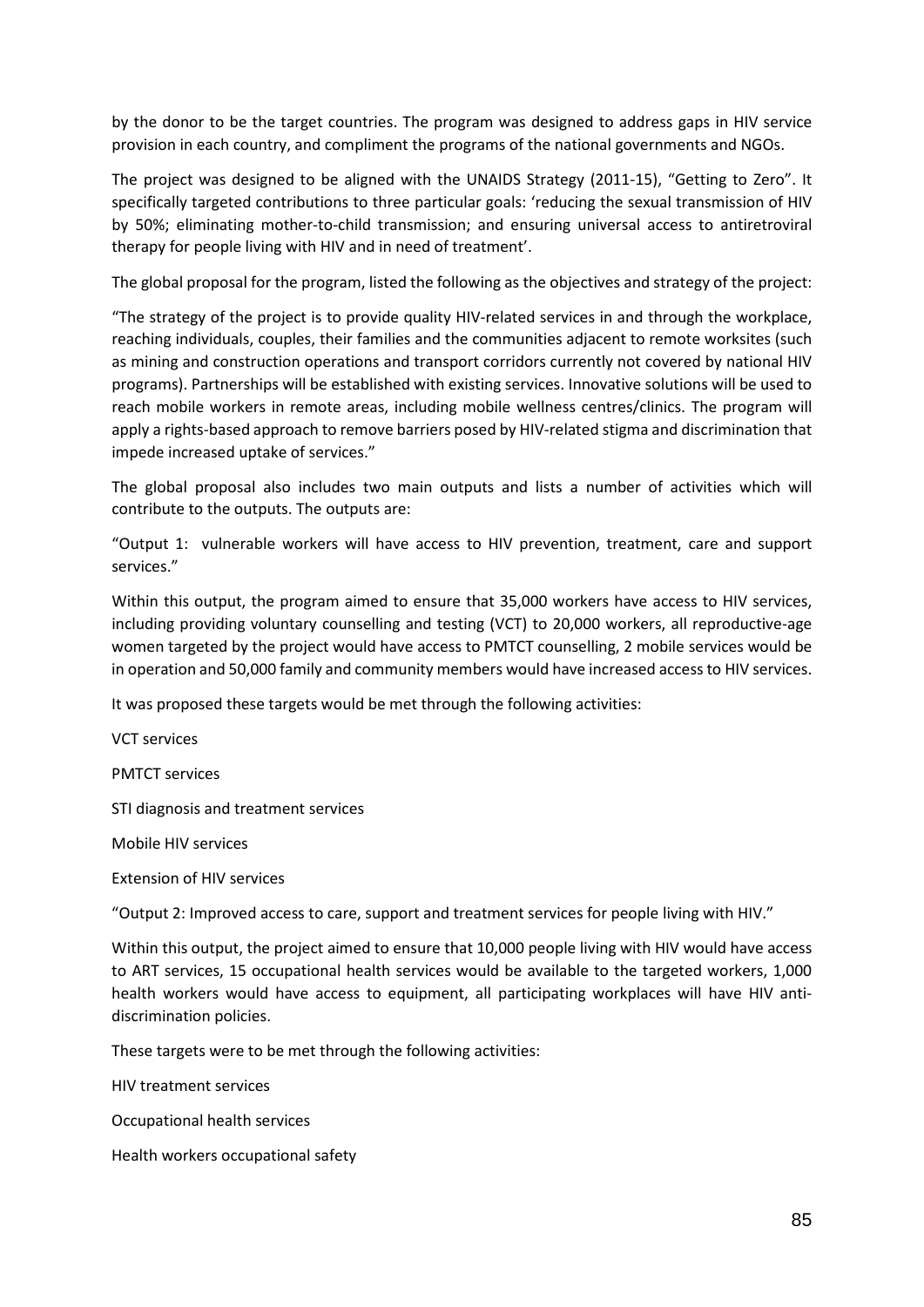by the donor to be the target countries. The program was designed to address gaps in HIV service provision in each country, and compliment the programs of the national governments and NGOs.

The project was designed to be aligned with the UNAIDS Strategy (2011-15), "Getting to Zero". It specifically targeted contributions to three particular goals: 'reducing the sexual transmission of HIV by 50%; eliminating mother-to-child transmission; and ensuring universal access to antiretroviral therapy for people living with HIV and in need of treatment'.

The global proposal for the program, listed the following as the objectives and strategy of the project:

"The strategy of the project is to provide quality HIV-related services in and through the workplace, reaching individuals, couples, their families and the communities adjacent to remote worksites (such as mining and construction operations and transport corridors currently not covered by national HIV programs). Partnerships will be established with existing services. Innovative solutions will be used to reach mobile workers in remote areas, including mobile wellness centres/clinics. The program will apply a rights-based approach to remove barriers posed by HIV-related stigma and discrimination that impede increased uptake of services."

The global proposal also includes two main outputs and lists a number of activities which will contribute to the outputs. The outputs are:

"Output 1: vulnerable workers will have access to HIV prevention, treatment, care and support services."

Within this output, the program aimed to ensure that 35,000 workers have access to HIV services, including providing voluntary counselling and testing (VCT) to 20,000 workers, all reproductive-age women targeted by the project would have access to PMTCT counselling, 2 mobile services would be in operation and 50,000 family and community members would have increased access to HIV services.

It was proposed these targets would be met through the following activities:

VCT services

PMTCT services

STI diagnosis and treatment services

Mobile HIV services

Extension of HIV services

"Output 2: Improved access to care, support and treatment services for people living with HIV."

Within this output, the project aimed to ensure that 10,000 people living with HIV would have access to ART services, 15 occupational health services would be available to the targeted workers, 1,000 health workers would have access to equipment, all participating workplaces will have HIV anti-discrimination policies.

These targets were to be met through the following activities:

HIV treatment services

Occupational health services

Health workers occupational safety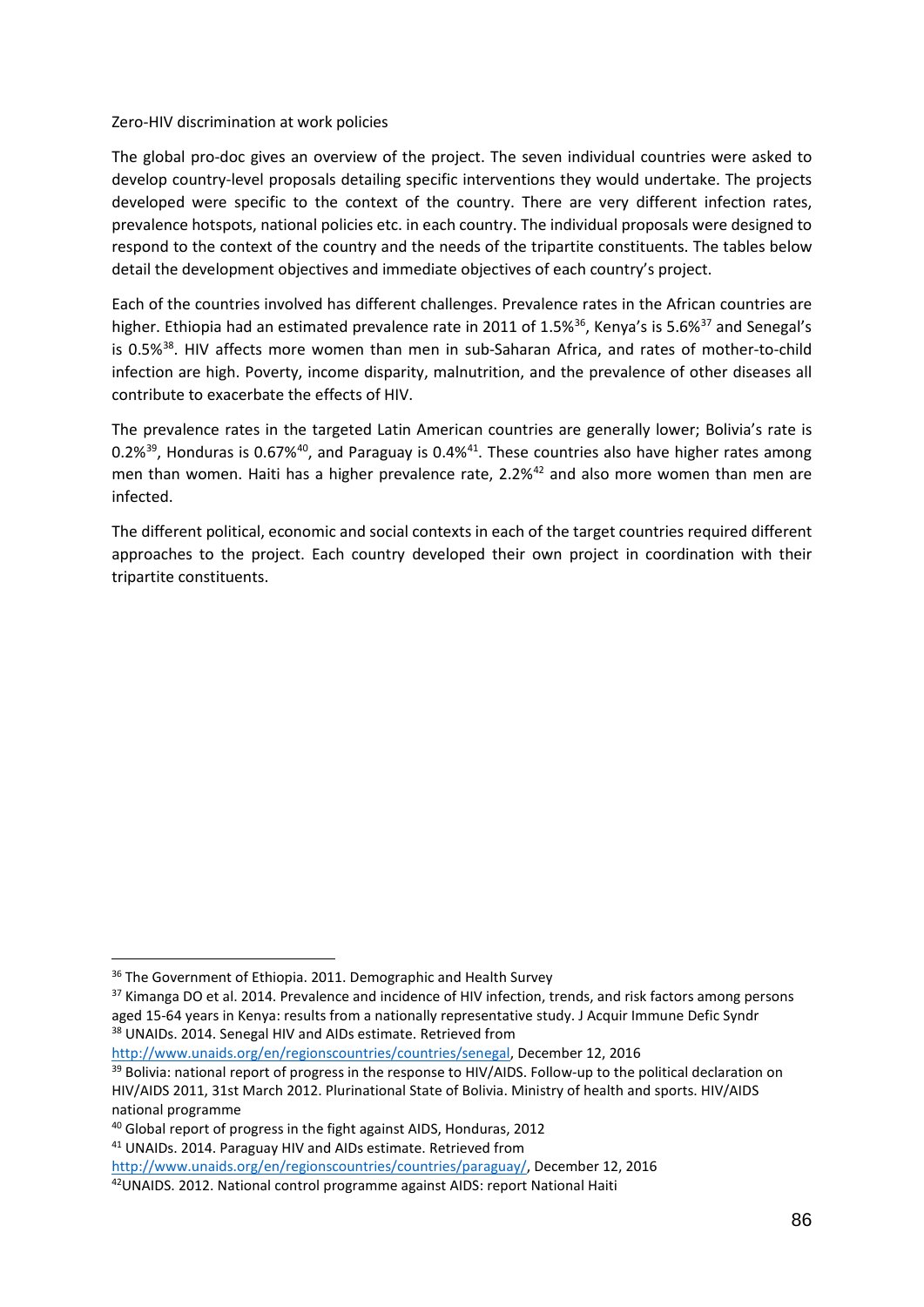Zero-HIV discrimination at work policies

The global pro-doc gives an overview of the project. The seven individual countries were asked to develop country-level proposals detailing specific interventions they would undertake. The projects developed were specific to the context of the country. There are very different infection rates, prevalence hotspots, national policies etc. in each country. The individual proposals were designed to respond to the context of the country and the needs of the tripartite constituents. The tables below detail the development objectives and immediate objectives of each country's project.

Each of the countries involved has different challenges. Prevalence rates in the African countries are higher. Ethiopia had an estimated prevalence rate in 2011 of 1.5%[36], Kenya's is 5.6%[37] and Senegal's is 0.5%[38]. HIV affects more women than men in sub-Saharan Africa, and rates of mother-to-child infection are high. Poverty, income disparity, malnutrition, and the prevalence of other diseases all contribute to exacerbate the effects of HIV.

The prevalence rates in the targeted Latin American countries are generally lower; Bolivia's rate is 0.2%[39], Honduras is 0.67%[40], and Paraguay is 0.4%[41]. These countries also have higher rates among men than women. Haiti has a higher prevalence rate, 2.2%[42] and also more women than men are infected.

The different political, economic and social contexts in each of the target countries required different approaches to the project. Each country developed their own project in coordination with their tripartite constituents.

---

[36] The Government of Ethiopia. 2011. Demographic and Health Survey

[37] Kimanga DO et al. 2014. Prevalence and incidence of HIV infection, trends, and risk factors among persons aged 15-64 years in Kenya: results from a nationally representative study. J Acquir Immune Defic Syndr

[38] UNAIDs. 2014. Senegal HIV and AIDs estimate. Retrieved from http://www.unaids.org/en/regionscountries/countries/senegal, December 12, 2016

[39] Bolivia: national report of progress in the response to HIV/AIDS. Follow-up to the political declaration on HIV/AIDS 2011, 31st March 2012. Plurinational State of Bolivia. Ministry of health and sports. HIV/AIDS national programme

[40] Global report of progress in the fight against AIDS, Honduras, 2012

[41] UNAIDs. 2014. Paraguay HIV and AIDs estimate. Retrieved from http://www.unaids.org/en/regionscountries/countries/paraguay/, December 12, 2016

[42] UNAIDS. 2012. National control programme against AIDS: report National Haiti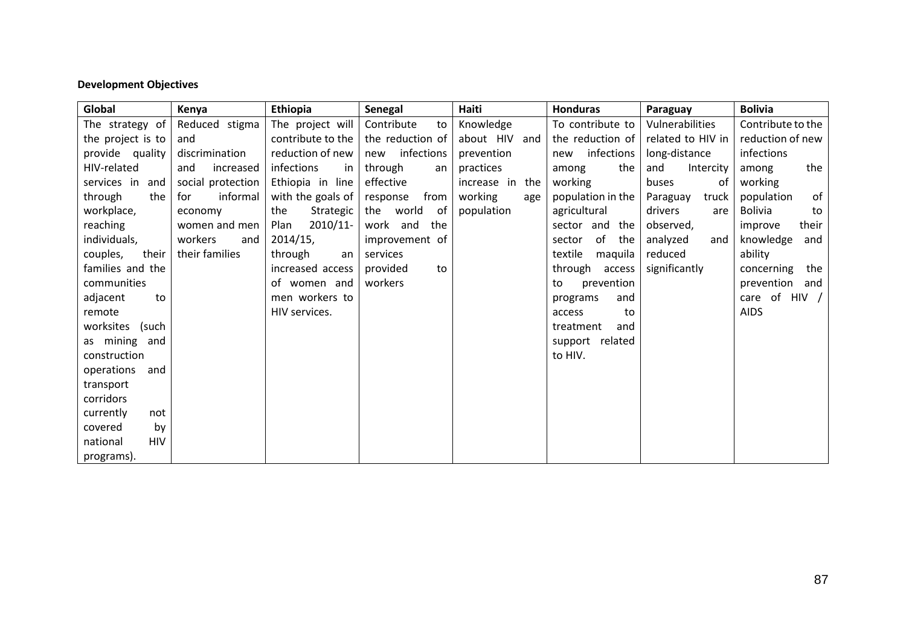**Development Objectives**

| Global | Kenya | Ethiopia | Senegal | Haiti | Honduras | Paraguay | Bolivia |
|---|---|---|---|---|---|---|---|
| The strategy of the project is to provide quality HIV-related services in and through the workplace, reaching individuals, couples, their families and the communities adjacent to remote worksites (such as mining and construction operations and transport corridors currently not covered by national HIV programs). | Reduced stigma and discrimination and increased social protection for informal economy women and men workers and their families | The project will contribute to the reduction of new infections in Ethiopia in line with the goals of the Strategic Plan 2010/11-2014/15, through an increased access of women and men workers to HIV services. | Contribute to the reduction of new infections through an effective response from the world of work and the improvement of services provided to workers | Knowledge about HIV and prevention practices increase in the working age population | To contribute to the reduction of new infections among the working population in the agricultural sector and the sector of the textile maquila through access to prevention programs and access to treatment and support related to HIV. | Vulnerabilities related to HIV in long-distance and Intercity buses of Paraguay truck drivers are observed, analyzed and reduced significantly | Contribute to the reduction of new infections among the working population of Bolivia to improve their knowledge and ability concerning the prevention and care of HIV / AIDS |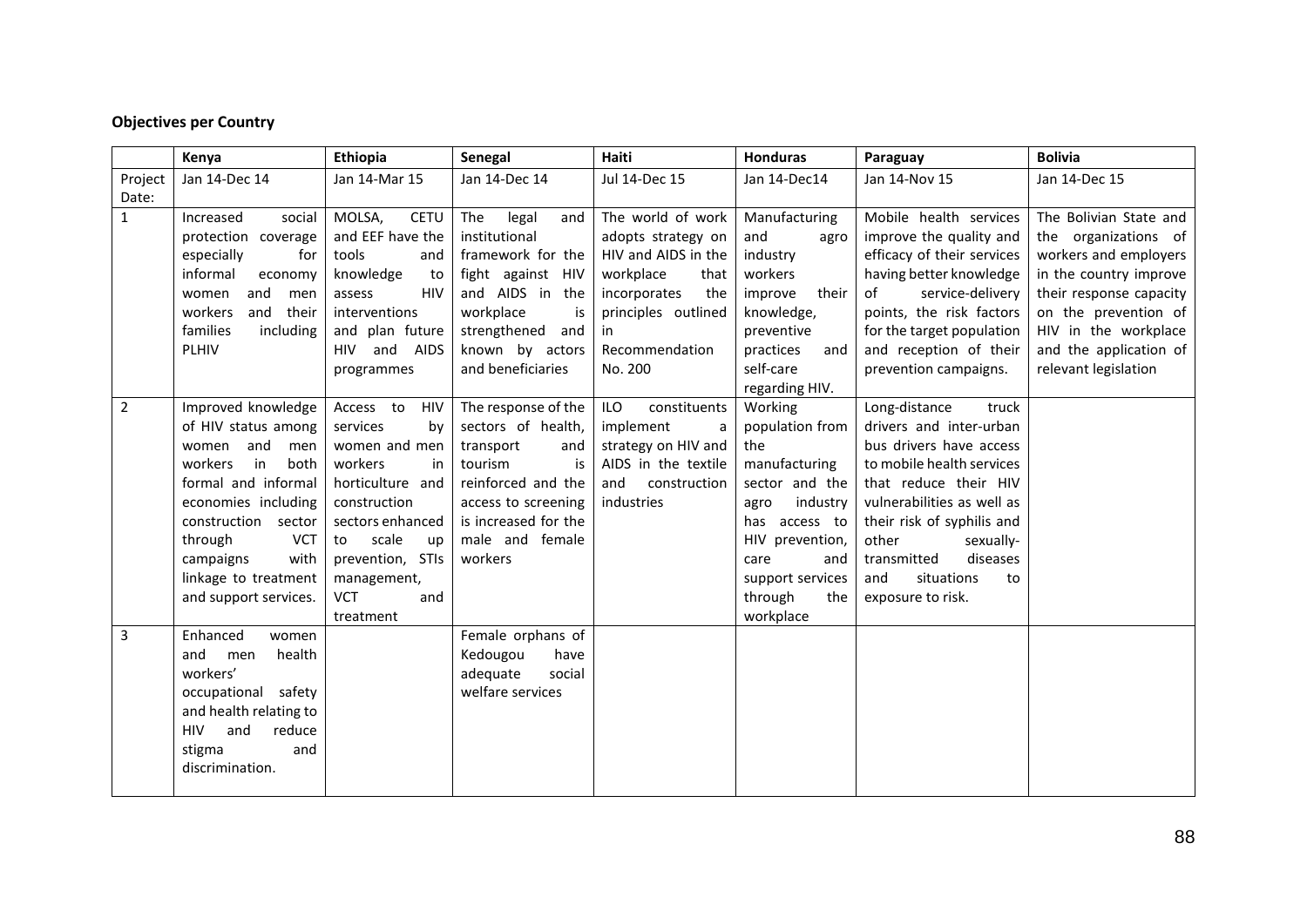**Objectives per Country**

| | Kenya | Ethiopia | Senegal | Haiti | Honduras | Paraguay | Bolivia |
|---|---|---|---|---|---|---|---|
| Project Date: | Jan 14-Dec 14 | Jan 14-Mar 15 | Jan 14-Dec 14 | Jul 14-Dec 15 | Jan 14-Dec14 | Jan 14-Nov 15 | Jan 14-Dec 15 |
| 1 | Increased social protection coverage especially for informal economy women and men workers and their families including PLHIV | MOLSA, CETU and EEF have the tools and knowledge to assess HIV interventions and plan future HIV and AIDS programmes | The legal and institutional framework for the fight against HIV and AIDS in the workplace is strengthened and known by actors and beneficiaries | The world of work adopts strategy on HIV and AIDS in the workplace that incorporates the principles outlined in Recommendation No. 200 | Manufacturing and agro industry workers improve their knowledge, preventive practices and self-care regarding HIV. | Mobile health services improve the quality and efficacy of their services having better knowledge of service-delivery points, the risk factors for the target population and reception of their prevention campaigns. | The Bolivian State and the organizations of workers and employers in the country improve their response capacity on the prevention of HIV in the workplace and the application of relevant legislation |
| 2 | Improved knowledge of HIV status among women and men workers in both formal and informal economies including construction sector through VCT campaigns with linkage to treatment and support services. | Access to HIV services by women and men workers in horticulture and construction sectors enhanced to scale up prevention, STIs management, VCT and treatment | The response of the sectors of health, transport and tourism is reinforced and the access to screening is increased for the male and female workers | ILO constituents implement a strategy on HIV and AIDS in the textile and construction industries | Working population from the manufacturing sector and the agro industry has access to HIV prevention, care and support services through the workplace | Long-distance truck drivers and inter-urban bus drivers have access to mobile health services that reduce their HIV vulnerabilities as well as their risk of syphilis and other sexually-transmitted diseases and situations to exposure to risk. | |
| 3 | Enhanced women and men health workers' occupational safety and health relating to HIV and reduce stigma and discrimination. | | Female orphans of Kedougou have adequate social welfare services | | | | |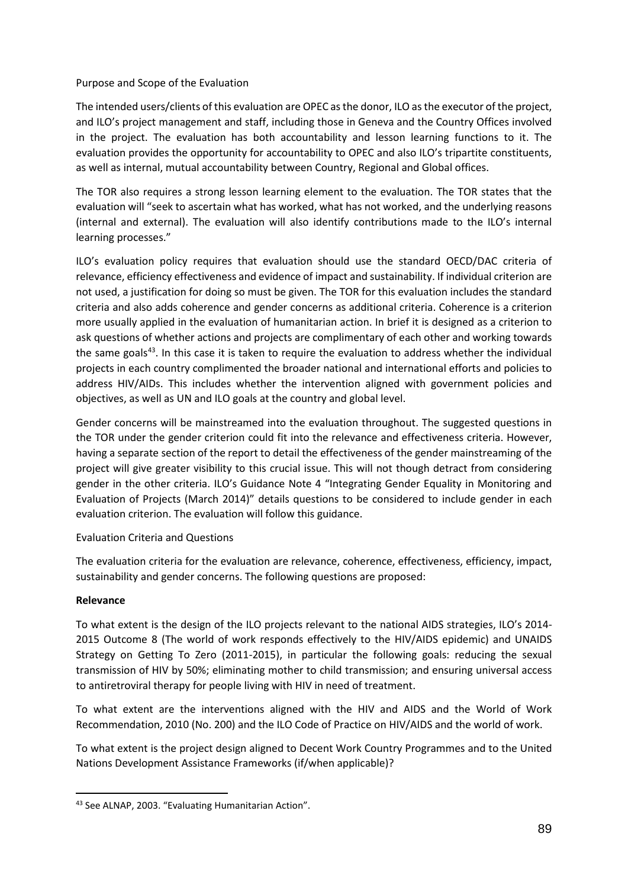Purpose and Scope of the Evaluation

The intended users/clients of this evaluation are OPEC as the donor, ILO as the executor of the project, and ILO's project management and staff, including those in Geneva and the Country Offices involved in the project. The evaluation has both accountability and lesson learning functions to it. The evaluation provides the opportunity for accountability to OPEC and also ILO's tripartite constituents, as well as internal, mutual accountability between Country, Regional and Global offices.

The TOR also requires a strong lesson learning element to the evaluation. The TOR states that the evaluation will "seek to ascertain what has worked, what has not worked, and the underlying reasons (internal and external). The evaluation will also identify contributions made to the ILO's internal learning processes."

ILO's evaluation policy requires that evaluation should use the standard OECD/DAC criteria of relevance, efficiency effectiveness and evidence of impact and sustainability. If individual criterion are not used, a justification for doing so must be given. The TOR for this evaluation includes the standard criteria and also adds coherence and gender concerns as additional criteria. Coherence is a criterion more usually applied in the evaluation of humanitarian action. In brief it is designed as a criterion to ask questions of whether actions and projects are complimentary of each other and working towards the same goals[43]. In this case it is taken to require the evaluation to address whether the individual projects in each country complimented the broader national and international efforts and policies to address HIV/AIDs. This includes whether the intervention aligned with government policies and objectives, as well as UN and ILO goals at the country and global level.

Gender concerns will be mainstreamed into the evaluation throughout. The suggested questions in the TOR under the gender criterion could fit into the relevance and effectiveness criteria. However, having a separate section of the report to detail the effectiveness of the gender mainstreaming of the project will give greater visibility to this crucial issue. This will not though detract from considering gender in the other criteria. ILO's Guidance Note 4 "Integrating Gender Equality in Monitoring and Evaluation of Projects (March 2014)" details questions to be considered to include gender in each evaluation criterion. The evaluation will follow this guidance.

Evaluation Criteria and Questions

The evaluation criteria for the evaluation are relevance, coherence, effectiveness, efficiency, impact, sustainability and gender concerns. The following questions are proposed:

**Relevance**

To what extent is the design of the ILO projects relevant to the national AIDS strategies, ILO's 2014-2015 Outcome 8 (The world of work responds effectively to the HIV/AIDS epidemic) and UNAIDS Strategy on Getting To Zero (2011-2015), in particular the following goals: reducing the sexual transmission of HIV by 50%; eliminating mother to child transmission; and ensuring universal access to antiretroviral therapy for people living with HIV in need of treatment.

To what extent are the interventions aligned with the HIV and AIDS and the World of Work Recommendation, 2010 (No. 200) and the ILO Code of Practice on HIV/AIDS and the world of work.

To what extent is the project design aligned to Decent Work Country Programmes and to the United Nations Development Assistance Frameworks (if/when applicable)?

[43] See ALNAP, 2003. "Evaluating Humanitarian Action".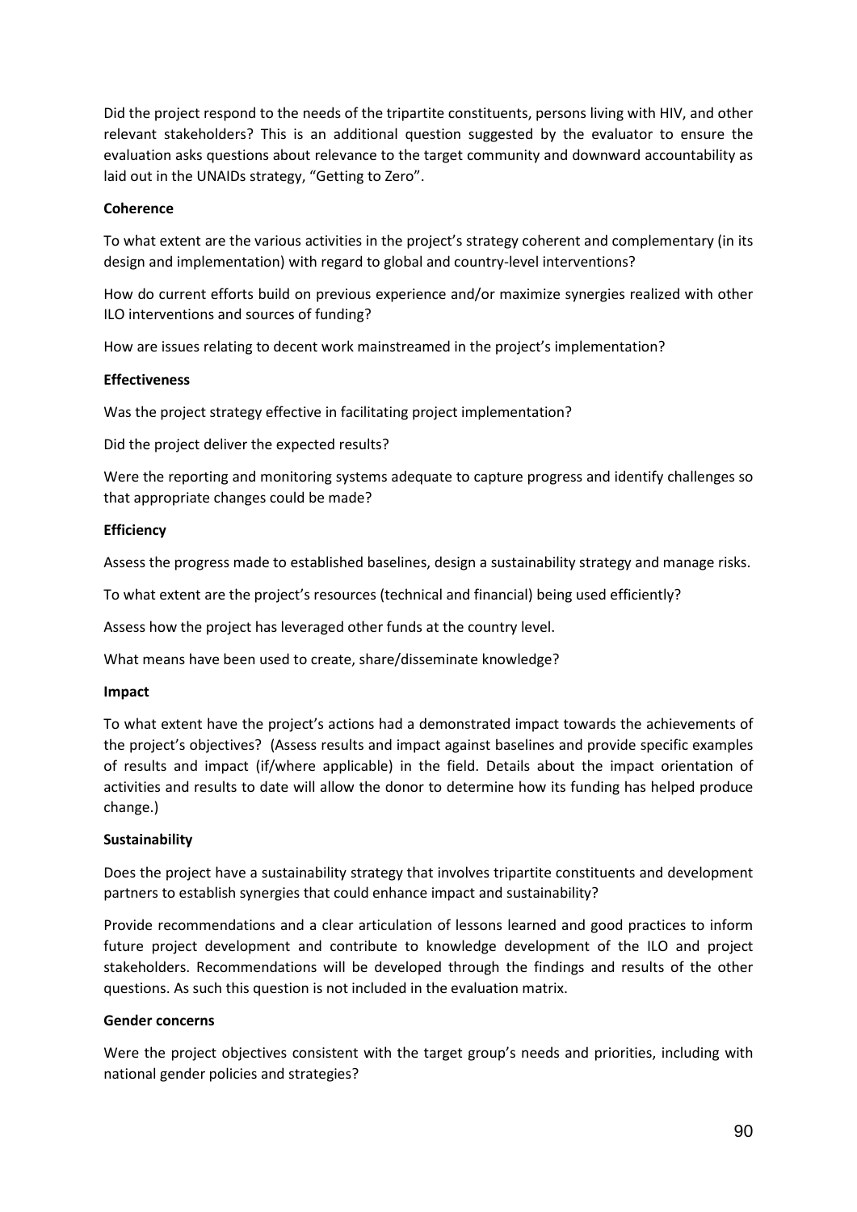Did the project respond to the needs of the tripartite constituents, persons living with HIV, and other relevant stakeholders? This is an additional question suggested by the evaluator to ensure the evaluation asks questions about relevance to the target community and downward accountability as laid out in the UNAIDs strategy, “Getting to Zero”.

**Coherence**

To what extent are the various activities in the project’s strategy coherent and complementary (in its design and implementation) with regard to global and country-level interventions?

How do current efforts build on previous experience and/or maximize synergies realized with other ILO interventions and sources of funding?

How are issues relating to decent work mainstreamed in the project’s implementation?

**Effectiveness**

Was the project strategy effective in facilitating project implementation?

Did the project deliver the expected results?

Were the reporting and monitoring systems adequate to capture progress and identify challenges so that appropriate changes could be made?

**Efficiency**

Assess the progress made to established baselines, design a sustainability strategy and manage risks.

To what extent are the project’s resources (technical and financial) being used efficiently?

Assess how the project has leveraged other funds at the country level.

What means have been used to create, share/disseminate knowledge?

**Impact**

To what extent have the project’s actions had a demonstrated impact towards the achievements of the project’s objectives? (Assess results and impact against baselines and provide specific examples of results and impact (if/where applicable) in the field. Details about the impact orientation of activities and results to date will allow the donor to determine how its funding has helped produce change.)

**Sustainability**

Does the project have a sustainability strategy that involves tripartite constituents and development partners to establish synergies that could enhance impact and sustainability?

Provide recommendations and a clear articulation of lessons learned and good practices to inform future project development and contribute to knowledge development of the ILO and project stakeholders. Recommendations will be developed through the findings and results of the other questions. As such this question is not included in the evaluation matrix.

**Gender concerns**

Were the project objectives consistent with the target group’s needs and priorities, including with national gender policies and strategies?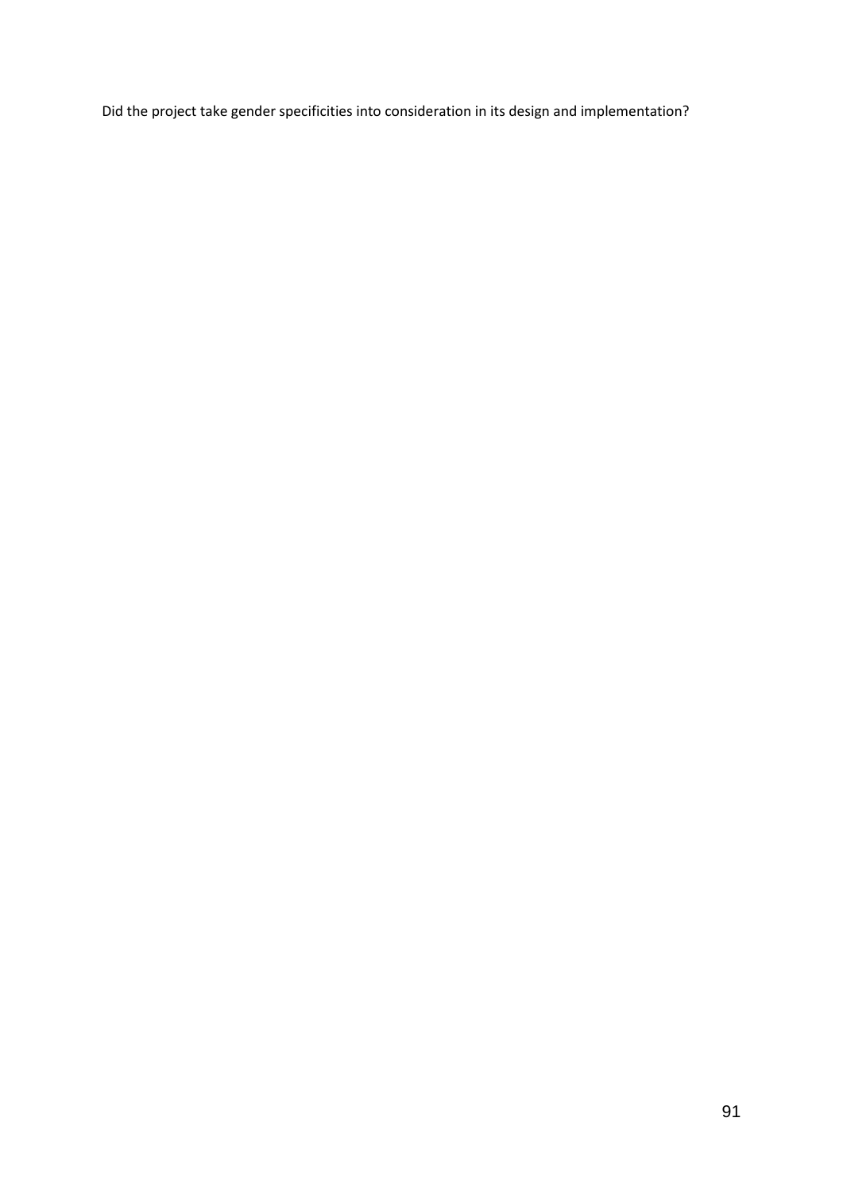Did the project take gender specificities into consideration in its design and implementation?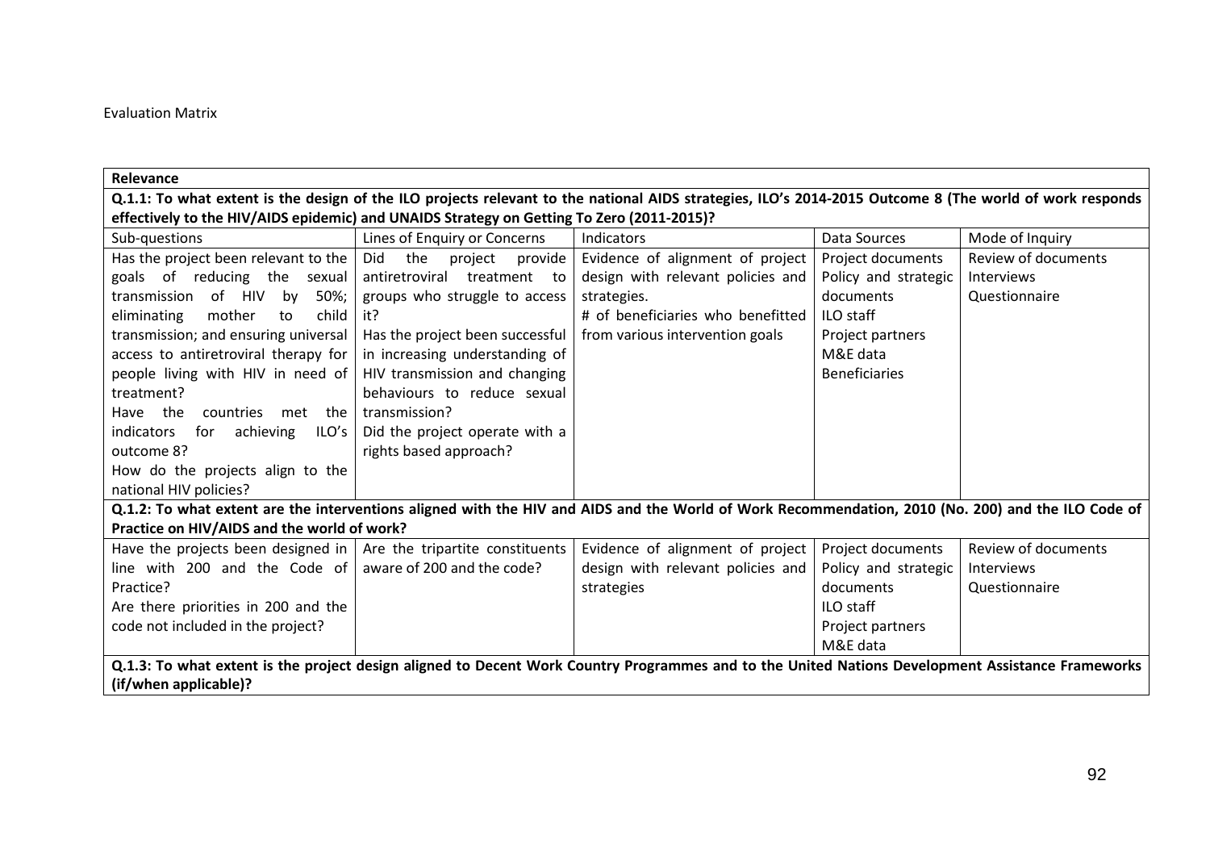Evaluation Matrix

| Relevance | | | | |
|---|---|---|---|---|
| **Q.1.1: To what extent is the design of the ILO projects relevant to the national AIDS strategies, ILO's 2014-2015 Outcome 8 (The world of work responds effectively to the HIV/AIDS epidemic) and UNAIDS Strategy on Getting To Zero (2011-2015)?** | | | | |
| Sub-questions | Lines of Enquiry or Concerns | Indicators | Data Sources | Mode of Inquiry |
| Has the project been relevant to the goals of reducing the sexual transmission of HIV by 50%; eliminating mother to child transmission; and ensuring universal access to antiretroviral therapy for people living with HIV in need of treatment?<br>Have the countries met the indicators for achieving ILO's outcome 8?<br>How do the projects align to the national HIV policies? | Did the project provide antiretroviral treatment to groups who struggle to access it?<br>Has the project been successful in increasing understanding of HIV transmission and changing behaviours to reduce sexual transmission?<br>Did the project operate with a rights based approach? | Evidence of alignment of project design with relevant policies and strategies.<br># of beneficiaries who benefitted from various intervention goals | Project documents<br>Policy and strategic documents<br>ILO staff<br>Project partners<br>M&E data<br>Beneficiaries | Review of documents<br>Interviews<br>Questionnaire |
| **Q.1.2: To what extent are the interventions aligned with the HIV and AIDS and the World of Work Recommendation, 2010 (No. 200) and the ILO Code of Practice on HIV/AIDS and the world of work?** | | | | |
| Have the projects been designed in line with 200 and the Code of Practice?<br>Are there priorities in 200 and the code not included in the project? | Are the tripartite constituents aware of 200 and the code? | Evidence of alignment of project design with relevant policies and strategies | Project documents<br>Policy and strategic documents<br>ILO staff<br>Project partners<br>M&E data | Review of documents<br>Interviews<br>Questionnaire |
| **Q.1.3: To what extent is the project design aligned to Decent Work Country Programmes and to the United Nations Development Assistance Frameworks (if/when applicable)?** | | | | |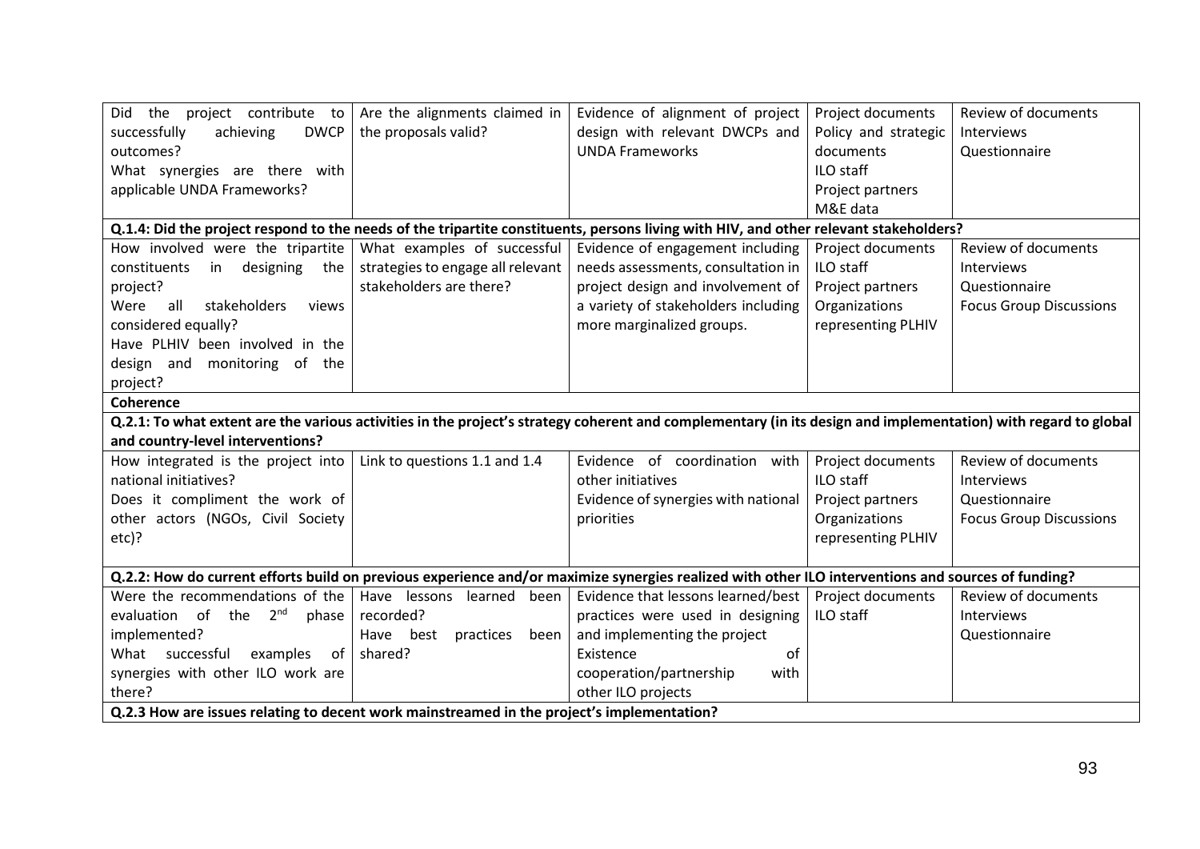| | | | | |
|---|---|---|---|---|
| Did the project contribute to successfully achieving DWCP outcomes?<br>What synergies are there with applicable UNDA Frameworks? | Are the alignments claimed in the proposals valid? | Evidence of alignment of project design with relevant DWCPs and UNDA Frameworks | Project documents<br>Policy and strategic documents<br>ILO staff<br>Project partners<br>M&E data | Review of documents<br>Interviews<br>Questionnaire |
| **Q.1.4: Did the project respond to the needs of the tripartite constituents, persons living with HIV, and other relevant stakeholders?** | | | | |
| How involved were the tripartite constituents in designing the project?<br>Were all stakeholders views considered equally?<br>Have PLHIV been involved in the design and monitoring of the project? | What examples of successful strategies to engage all relevant stakeholders are there? | Evidence of engagement including needs assessments, consultation in project design and involvement of a variety of stakeholders including more marginalized groups. | Project documents<br>ILO staff<br>Project partners<br>Organizations representing PLHIV | Review of documents<br>Interviews<br>Questionnaire<br>Focus Group Discussions |
| **Coherence** | | | | |
| **Q.2.1: To what extent are the various activities in the project's strategy coherent and complementary (in its design and implementation) with regard to global and country-level interventions?** | | | | |
| How integrated is the project into national initiatives?<br>Does it compliment the work of other actors (NGOs, Civil Society etc)? | Link to questions 1.1 and 1.4 | Evidence of coordination with other initiatives<br>Evidence of synergies with national priorities | Project documents<br>ILO staff<br>Project partners<br>Organizations representing PLHIV | Review of documents<br>Interviews<br>Questionnaire<br>Focus Group Discussions |
| **Q.2.2: How do current efforts build on previous experience and/or maximize synergies realized with other ILO interventions and sources of funding?** | | | | |
| Were the recommendations of the evaluation of the 2nd phase implemented?<br>What successful examples of synergies with other ILO work are there? | Have lessons learned been recorded?<br>Have best practices been shared? | Evidence that lessons learned/best practices were used in designing and implementing the project<br>Existence of cooperation/partnership with other ILO projects | Project documents<br>ILO staff | Review of documents<br>Interviews<br>Questionnaire |
| **Q.2.3 How are issues relating to decent work mainstreamed in the project's implementation?** | | | | |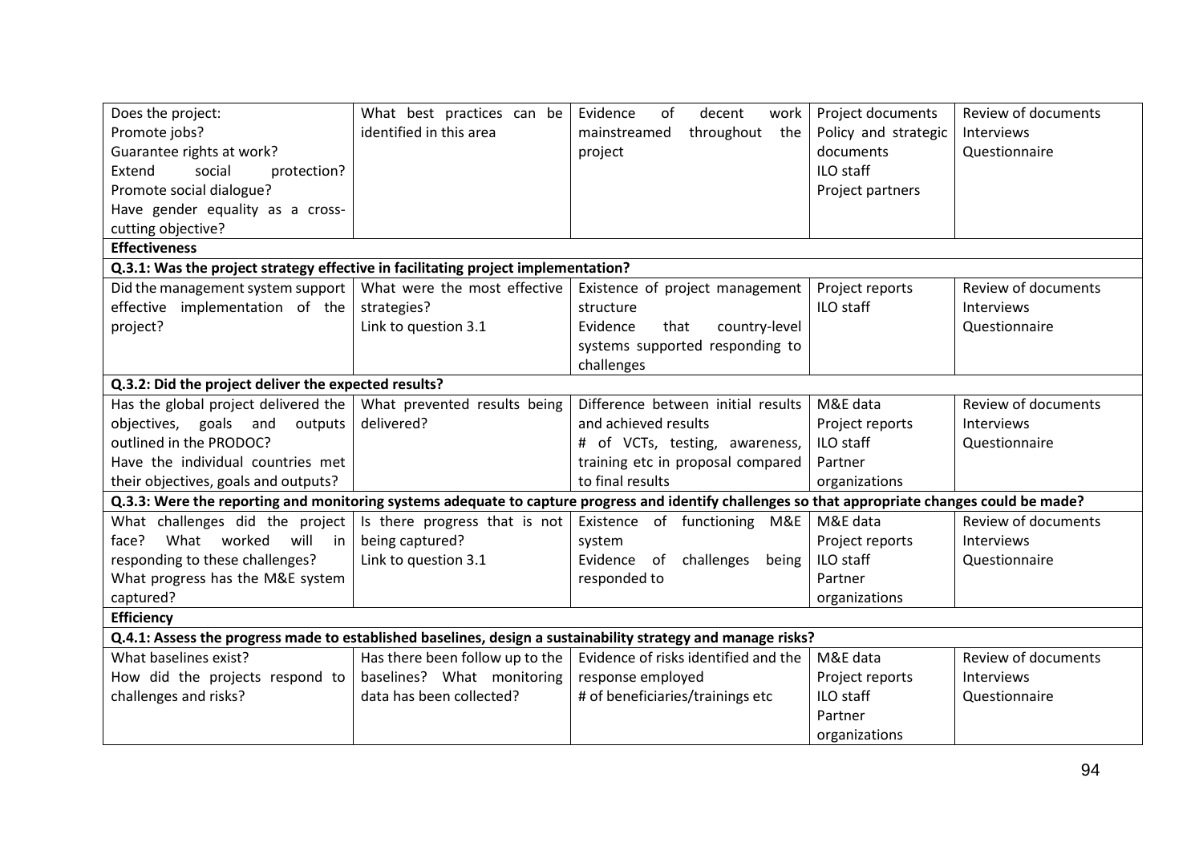| | | | | |
|---|---|---|---|---|
| Does the project:<br>Promote jobs?<br>Guarantee rights at work?<br>Extend social protection?<br>Promote social dialogue?<br>Have gender equality as a cross-cutting objective? | What best practices can be identified in this area | Evidence of decent work mainstreamed throughout the project | Project documents<br>Policy and strategic documents<br>ILO staff<br>Project partners | Review of documents<br>Interviews<br>Questionnaire |
| **Effectiveness** | | | | |
| **Q.3.1: Was the project strategy effective in facilitating project implementation?** | | | | |
| Did the management system support effective implementation of the project? | What were the most effective strategies?<br>Link to question 3.1 | Existence of project management structure<br>Evidence that country-level systems supported responding to challenges | Project reports<br>ILO staff | Review of documents<br>Interviews<br>Questionnaire |
| **Q.3.2: Did the project deliver the expected results?** | | | | |
| Has the global project delivered the objectives, goals and outputs outlined in the PRODOC?<br>Have the individual countries met their objectives, goals and outputs? | What prevented results being delivered? | Difference between initial results and achieved results<br># of VCTs, testing, awareness, training etc in proposal compared to final results | M&E data<br>Project reports<br>ILO staff<br>Partner organizations | Review of documents<br>Interviews<br>Questionnaire |
| **Q.3.3: Were the reporting and monitoring systems adequate to capture progress and identify challenges so that appropriate changes could be made?** | | | | |
| What challenges did the project face? What worked will in responding to these challenges?<br>What progress has the M&E system captured? | Is there progress that is not being captured?<br>Link to question 3.1 | Existence of functioning M&E system<br>Evidence of challenges being responded to | M&E data<br>Project reports<br>ILO staff<br>Partner organizations | Review of documents<br>Interviews<br>Questionnaire |
| **Efficiency** | | | | |
| **Q.4.1: Assess the progress made to established baselines, design a sustainability strategy and manage risks?** | | | | |
| What baselines exist?<br>How did the projects respond to challenges and risks? | Has there been follow up to the baselines? What monitoring data has been collected? | Evidence of risks identified and the response employed<br># of beneficiaries/trainings etc | M&E data<br>Project reports<br>ILO staff<br>Partner organizations | Review of documents<br>Interviews<br>Questionnaire |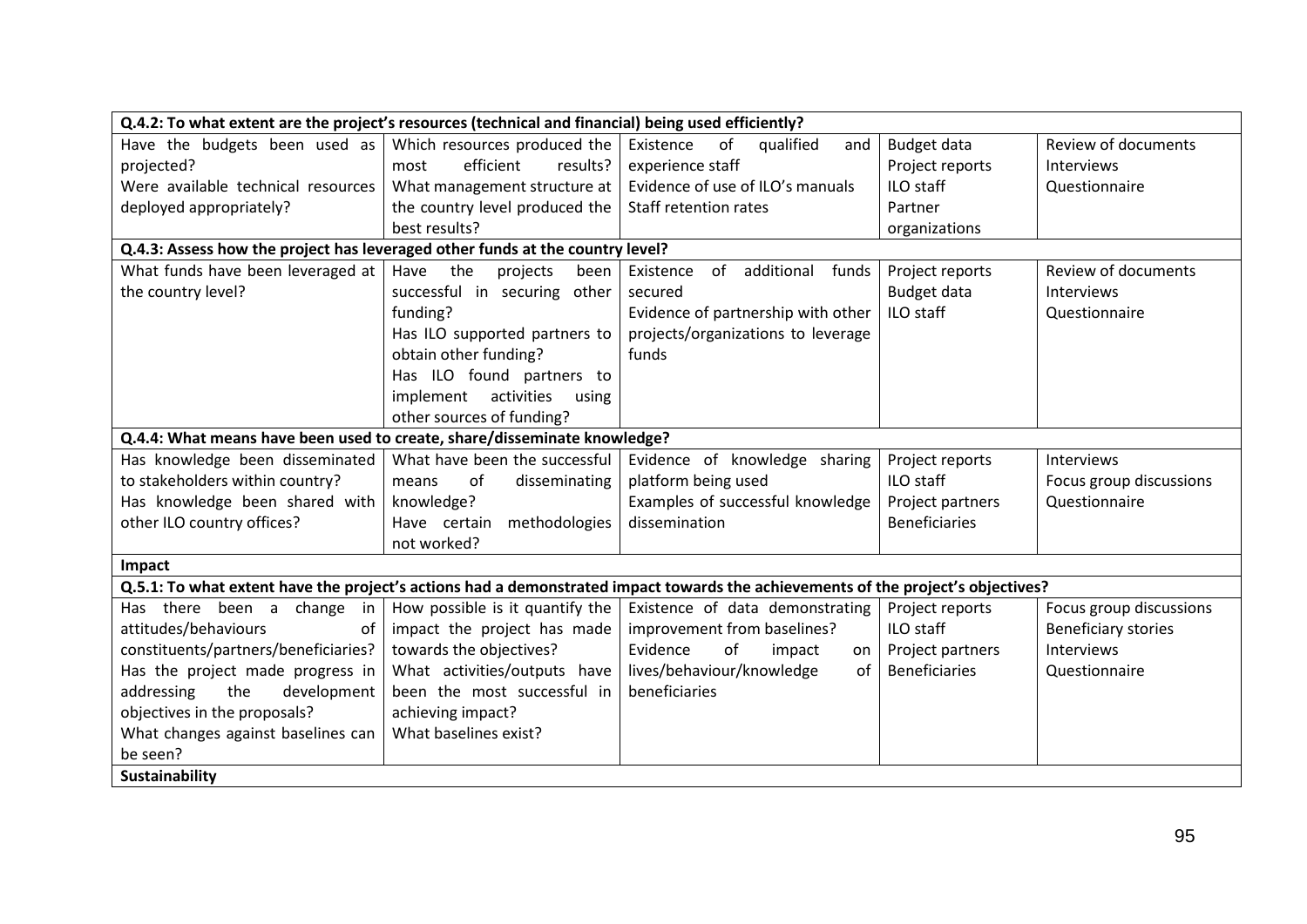| | | | | |
|---|---|---|---|---|
| **Q.4.2: To what extent are the project's resources (technical and financial) being used efficiently?** | | | | |
| Have the budgets been used as projected?<br>Were available technical resources deployed appropriately? | Which resources produced the most efficient results?<br>What management structure at the country level produced the best results? | Existence of qualified and experience staff<br>Evidence of use of ILO's manuals<br>Staff retention rates | Budget data<br>Project reports<br>ILO staff<br>Partner organizations | Review of documents<br>Interviews<br>Questionnaire |
| **Q.4.3: Assess how the project has leveraged other funds at the country level?** | | | | |
| What funds have been leveraged at the country level? | Have the projects been successful in securing other funding?<br>Has ILO supported partners to obtain other funding?<br>Has ILO found partners to implement activities using other sources of funding? | Existence of additional funds secured<br>Evidence of partnership with other projects/organizations to leverage funds | Project reports<br>Budget data<br>ILO staff | Review of documents<br>Interviews<br>Questionnaire |
| **Q.4.4: What means have been used to create, share/disseminate knowledge?** | | | | |
| Has knowledge been disseminated to stakeholders within country?<br>Has knowledge been shared with other ILO country offices? | What have been the successful means of disseminating knowledge?<br>Have certain methodologies not worked? | Evidence of knowledge sharing platform being used<br>Examples of successful knowledge dissemination | Project reports<br>ILO staff<br>Project partners<br>Beneficiaries | Interviews<br>Focus group discussions<br>Questionnaire |
| **Impact** | | | | |
| **Q.5.1: To what extent have the project's actions had a demonstrated impact towards the achievements of the project's objectives?** | | | | |
| Has there been a change in attitudes/behaviours of constituents/partners/beneficiaries?<br>Has the project made progress in addressing the development objectives in the proposals?<br>What changes against baselines can be seen? | How possible is it quantify the impact the project has made towards the objectives?<br>What activities/outputs have been the most successful in achieving impact?<br>What baselines exist? | Existence of data demonstrating improvement from baselines?<br>Evidence of impact on lives/behaviour/knowledge of beneficiaries | Project reports<br>ILO staff<br>Project partners<br>Beneficiaries | Focus group discussions<br>Beneficiary stories<br>Interviews<br>Questionnaire |
| **Sustainability** | | | | |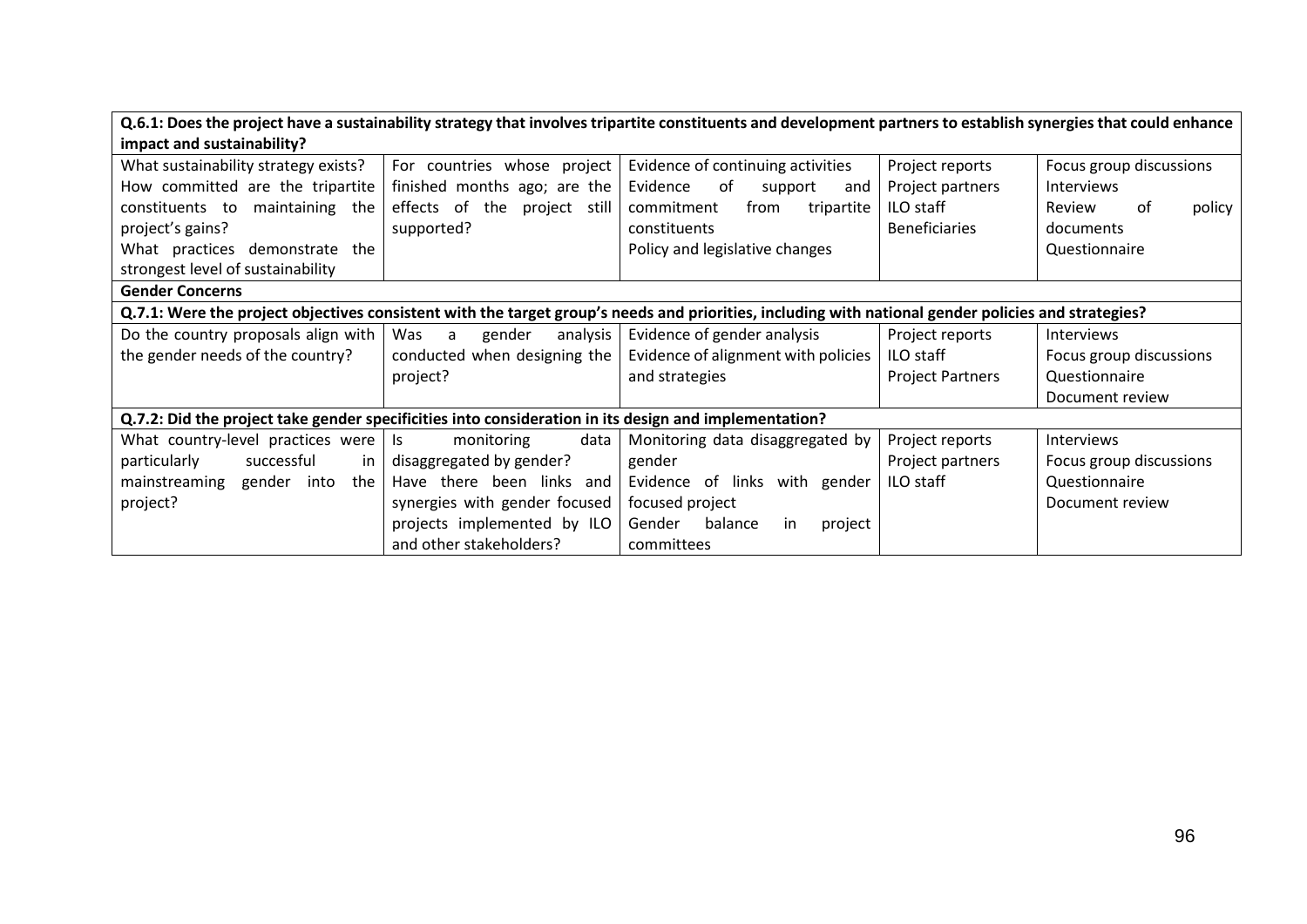| | | | | |
|---|---|---|---|---|
| **Q.6.1: Does the project have a sustainability strategy that involves tripartite constituents and development partners to establish synergies that could enhance impact and sustainability?** | | | | |
| What sustainability strategy exists?<br>How committed are the tripartite constituents to maintaining the project's gains?<br>What practices demonstrate the strongest level of sustainability | For countries whose project finished months ago; are the effects of the project still supported? | Evidence of continuing activities<br>Evidence of support and commitment from tripartite constituents<br>Policy and legislative changes | Project reports<br>Project partners<br>ILO staff<br>Beneficiaries | Focus group discussions<br>Interviews<br>Review of policy documents<br>Questionnaire |
| **Gender Concerns** | | | | |
| **Q.7.1: Were the project objectives consistent with the target group's needs and priorities, including with national gender policies and strategies?** | | | | |
| Do the country proposals align with the gender needs of the country? | Was a gender analysis conducted when designing the project? | Evidence of gender analysis<br>Evidence of alignment with policies and strategies | Project reports<br>ILO staff<br>Project Partners | Interviews<br>Focus group discussions<br>Questionnaire<br>Document review |
| **Q.7.2: Did the project take gender specificities into consideration in its design and implementation?** | | | | |
| What country-level practices were particularly successful in mainstreaming gender into the project? | Is monitoring data disaggregated by gender?<br>Have there been links and synergies with gender focused projects implemented by ILO and other stakeholders? | Monitoring data disaggregated by gender<br>Evidence of links with gender focused project<br>Gender balance in project committees | Project reports<br>Project partners<br>ILO staff | Interviews<br>Focus group discussions<br>Questionnaire<br>Document review |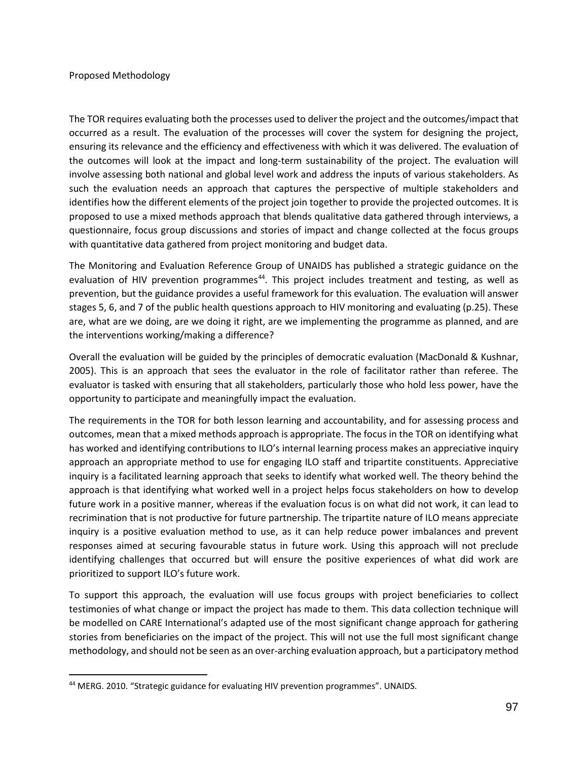Proposed Methodology

The TOR requires evaluating both the processes used to deliver the project and the outcomes/impact that occurred as a result. The evaluation of the processes will cover the system for designing the project, ensuring its relevance and the efficiency and effectiveness with which it was delivered. The evaluation of the outcomes will look at the impact and long-term sustainability of the project. The evaluation will involve assessing both national and global level work and address the inputs of various stakeholders. As such the evaluation needs an approach that captures the perspective of multiple stakeholders and identifies how the different elements of the project join together to provide the projected outcomes. It is proposed to use a mixed methods approach that blends qualitative data gathered through interviews, a questionnaire, focus group discussions and stories of impact and change collected at the focus groups with quantitative data gathered from project monitoring and budget data.

The Monitoring and Evaluation Reference Group of UNAIDS has published a strategic guidance on the evaluation of HIV prevention programmes[44]. This project includes treatment and testing, as well as prevention, but the guidance provides a useful framework for this evaluation. The evaluation will answer stages 5, 6, and 7 of the public health questions approach to HIV monitoring and evaluating (p.25). These are, what are we doing, are we doing it right, are we implementing the programme as planned, and are the interventions working/making a difference?

Overall the evaluation will be guided by the principles of democratic evaluation (MacDonald & Kushnar, 2005). This is an approach that sees the evaluator in the role of facilitator rather than referee. The evaluator is tasked with ensuring that all stakeholders, particularly those who hold less power, have the opportunity to participate and meaningfully impact the evaluation.

The requirements in the TOR for both lesson learning and accountability, and for assessing process and outcomes, mean that a mixed methods approach is appropriate. The focus in the TOR on identifying what has worked and identifying contributions to ILO's internal learning process makes an appreciative inquiry approach an appropriate method to use for engaging ILO staff and tripartite constituents. Appreciative inquiry is a facilitated learning approach that seeks to identify what worked well. The theory behind the approach is that identifying what worked well in a project helps focus stakeholders on how to develop future work in a positive manner, whereas if the evaluation focus is on what did not work, it can lead to recrimination that is not productive for future partnership. The tripartite nature of ILO means appreciate inquiry is a positive evaluation method to use, as it can help reduce power imbalances and prevent responses aimed at securing favourable status in future work. Using this approach will not preclude identifying challenges that occurred but will ensure the positive experiences of what did work are prioritized to support ILO's future work.

To support this approach, the evaluation will use focus groups with project beneficiaries to collect testimonies of what change or impact the project has made to them. This data collection technique will be modelled on CARE International's adapted use of the most significant change approach for gathering stories from beneficiaries on the impact of the project. This will not use the full most significant change methodology, and should not be seen as an over-arching evaluation approach, but a participatory method

[44] MERG. 2010. "Strategic guidance for evaluating HIV prevention programmes". UNAIDS.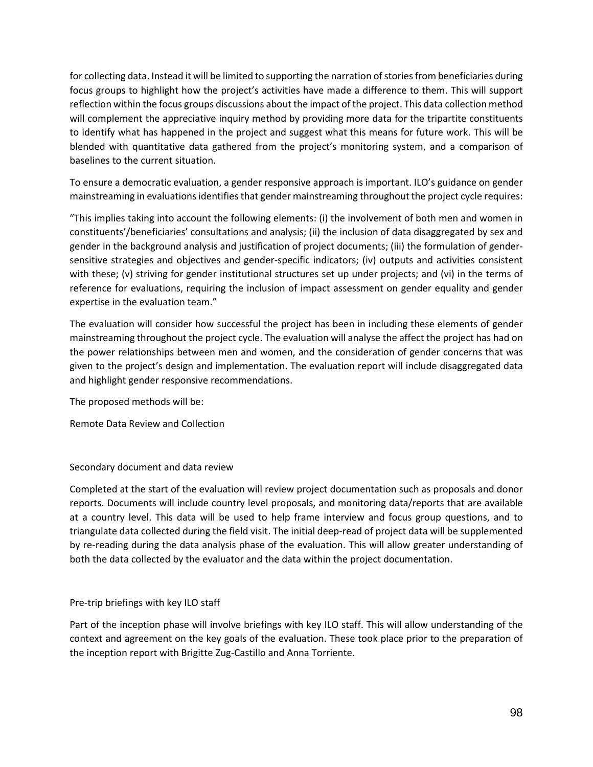for collecting data. Instead it will be limited to supporting the narration of stories from beneficiaries during focus groups to highlight how the project's activities have made a difference to them. This will support reflection within the focus groups discussions about the impact of the project. This data collection method will complement the appreciative inquiry method by providing more data for the tripartite constituents to identify what has happened in the project and suggest what this means for future work. This will be blended with quantitative data gathered from the project's monitoring system, and a comparison of baselines to the current situation.

To ensure a democratic evaluation, a gender responsive approach is important. ILO's guidance on gender mainstreaming in evaluations identifies that gender mainstreaming throughout the project cycle requires:

"This implies taking into account the following elements: (i) the involvement of both men and women in constituents'/beneficiaries' consultations and analysis; (ii) the inclusion of data disaggregated by sex and gender in the background analysis and justification of project documents; (iii) the formulation of gender-sensitive strategies and objectives and gender-specific indicators; (iv) outputs and activities consistent with these; (v) striving for gender institutional structures set up under projects; and (vi) in the terms of reference for evaluations, requiring the inclusion of impact assessment on gender equality and gender expertise in the evaluation team."

The evaluation will consider how successful the project has been in including these elements of gender mainstreaming throughout the project cycle. The evaluation will analyse the affect the project has had on the power relationships between men and women, and the consideration of gender concerns that was given to the project's design and implementation. The evaluation report will include disaggregated data and highlight gender responsive recommendations.

The proposed methods will be:

Remote Data Review and Collection

Secondary document and data review

Completed at the start of the evaluation will review project documentation such as proposals and donor reports. Documents will include country level proposals, and monitoring data/reports that are available at a country level. This data will be used to help frame interview and focus group questions, and to triangulate data collected during the field visit. The initial deep-read of project data will be supplemented by re-reading during the data analysis phase of the evaluation. This will allow greater understanding of both the data collected by the evaluator and the data within the project documentation.

Pre-trip briefings with key ILO staff

Part of the inception phase will involve briefings with key ILO staff. This will allow understanding of the context and agreement on the key goals of the evaluation. These took place prior to the preparation of the inception report with Brigitte Zug-Castillo and Anna Torriente.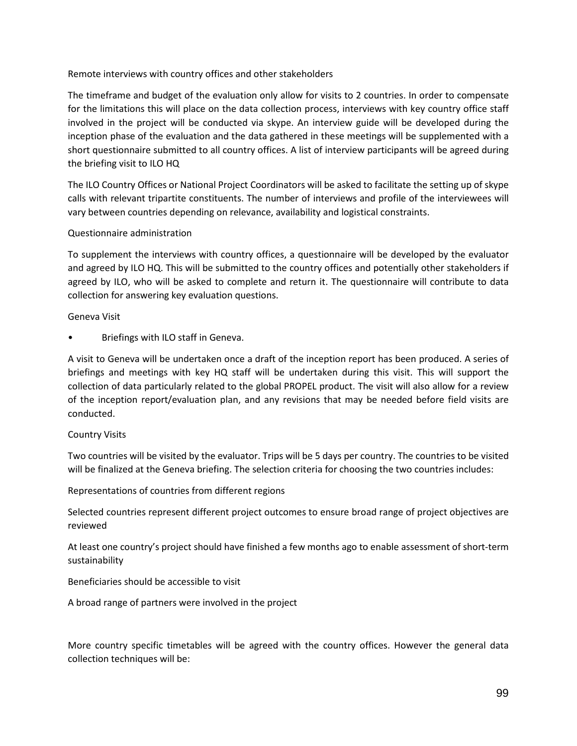Remote interviews with country offices and other stakeholders

The timeframe and budget of the evaluation only allow for visits to 2 countries. In order to compensate for the limitations this will place on the data collection process, interviews with key country office staff involved in the project will be conducted via skype. An interview guide will be developed during the inception phase of the evaluation and the data gathered in these meetings will be supplemented with a short questionnaire submitted to all country offices. A list of interview participants will be agreed during the briefing visit to ILO HQ

The ILO Country Offices or National Project Coordinators will be asked to facilitate the setting up of skype calls with relevant tripartite constituents. The number of interviews and profile of the interviewees will vary between countries depending on relevance, availability and logistical constraints.

Questionnaire administration

To supplement the interviews with country offices, a questionnaire will be developed by the evaluator and agreed by ILO HQ. This will be submitted to the country offices and potentially other stakeholders if agreed by ILO, who will be asked to complete and return it. The questionnaire will contribute to data collection for answering key evaluation questions.

Geneva Visit

- Briefings with ILO staff in Geneva.

A visit to Geneva will be undertaken once a draft of the inception report has been produced. A series of briefings and meetings with key HQ staff will be undertaken during this visit. This will support the collection of data particularly related to the global PROPEL product. The visit will also allow for a review of the inception report/evaluation plan, and any revisions that may be needed before field visits are conducted.

Country Visits

Two countries will be visited by the evaluator. Trips will be 5 days per country. The countries to be visited will be finalized at the Geneva briefing. The selection criteria for choosing the two countries includes:

Representations of countries from different regions

Selected countries represent different project outcomes to ensure broad range of project objectives are reviewed

At least one country's project should have finished a few months ago to enable assessment of short-term sustainability

Beneficiaries should be accessible to visit

A broad range of partners were involved in the project

More country specific timetables will be agreed with the country offices. However the general data collection techniques will be: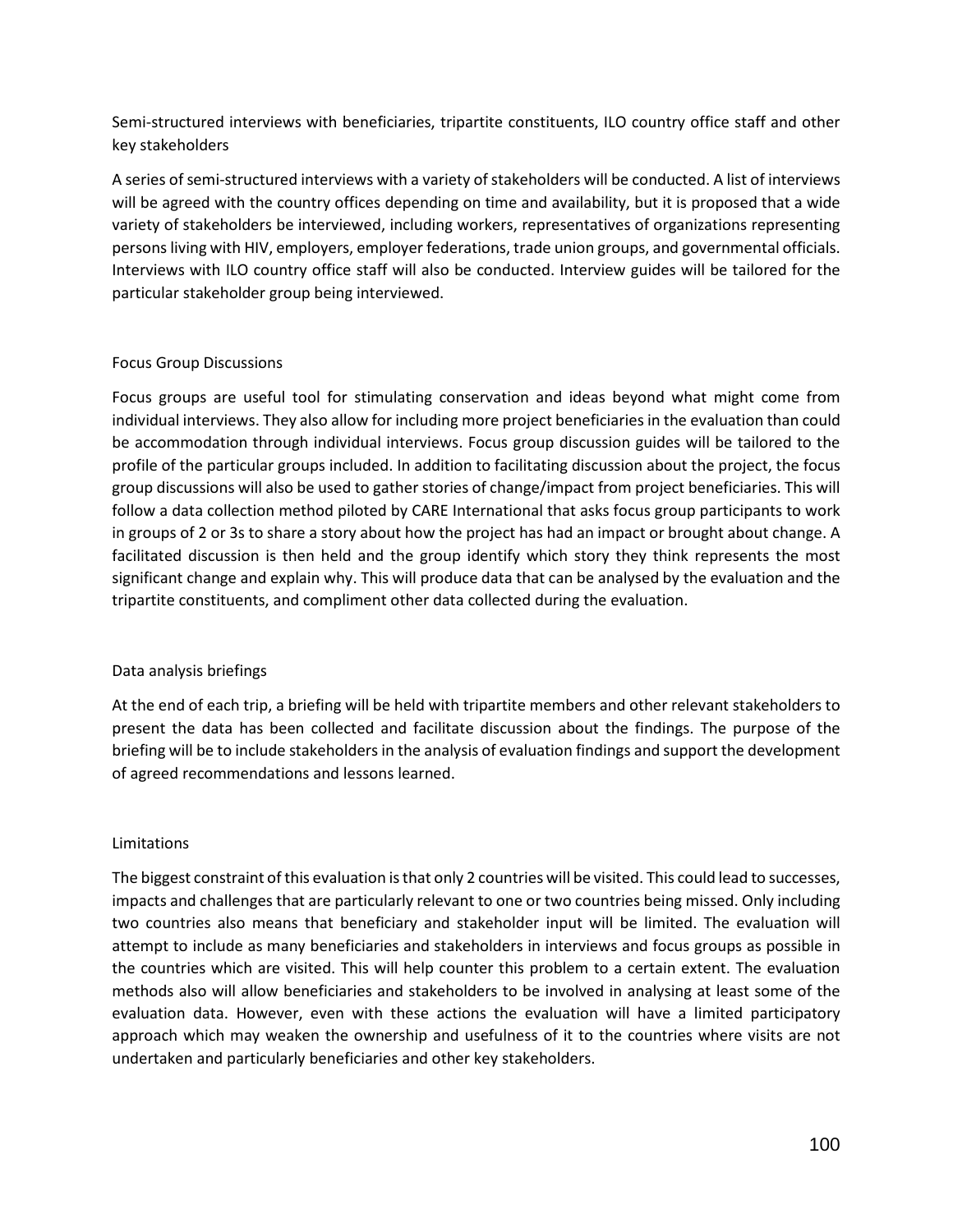Semi-structured interviews with beneficiaries, tripartite constituents, ILO country office staff and other key stakeholders

A series of semi-structured interviews with a variety of stakeholders will be conducted. A list of interviews will be agreed with the country offices depending on time and availability, but it is proposed that a wide variety of stakeholders be interviewed, including workers, representatives of organizations representing persons living with HIV, employers, employer federations, trade union groups, and governmental officials. Interviews with ILO country office staff will also be conducted. Interview guides will be tailored for the particular stakeholder group being interviewed.

Focus Group Discussions

Focus groups are useful tool for stimulating conservation and ideas beyond what might come from individual interviews. They also allow for including more project beneficiaries in the evaluation than could be accommodation through individual interviews. Focus group discussion guides will be tailored to the profile of the particular groups included. In addition to facilitating discussion about the project, the focus group discussions will also be used to gather stories of change/impact from project beneficiaries. This will follow a data collection method piloted by CARE International that asks focus group participants to work in groups of 2 or 3s to share a story about how the project has had an impact or brought about change. A facilitated discussion is then held and the group identify which story they think represents the most significant change and explain why. This will produce data that can be analysed by the evaluation and the tripartite constituents, and compliment other data collected during the evaluation.

Data analysis briefings

At the end of each trip, a briefing will be held with tripartite members and other relevant stakeholders to present the data has been collected and facilitate discussion about the findings. The purpose of the briefing will be to include stakeholders in the analysis of evaluation findings and support the development of agreed recommendations and lessons learned.

Limitations

The biggest constraint of this evaluation is that only 2 countries will be visited. This could lead to successes, impacts and challenges that are particularly relevant to one or two countries being missed. Only including two countries also means that beneficiary and stakeholder input will be limited. The evaluation will attempt to include as many beneficiaries and stakeholders in interviews and focus groups as possible in the countries which are visited. This will help counter this problem to a certain extent. The evaluation methods also will allow beneficiaries and stakeholders to be involved in analysing at least some of the evaluation data. However, even with these actions the evaluation will have a limited participatory approach which may weaken the ownership and usefulness of it to the countries where visits are not undertaken and particularly beneficiaries and other key stakeholders.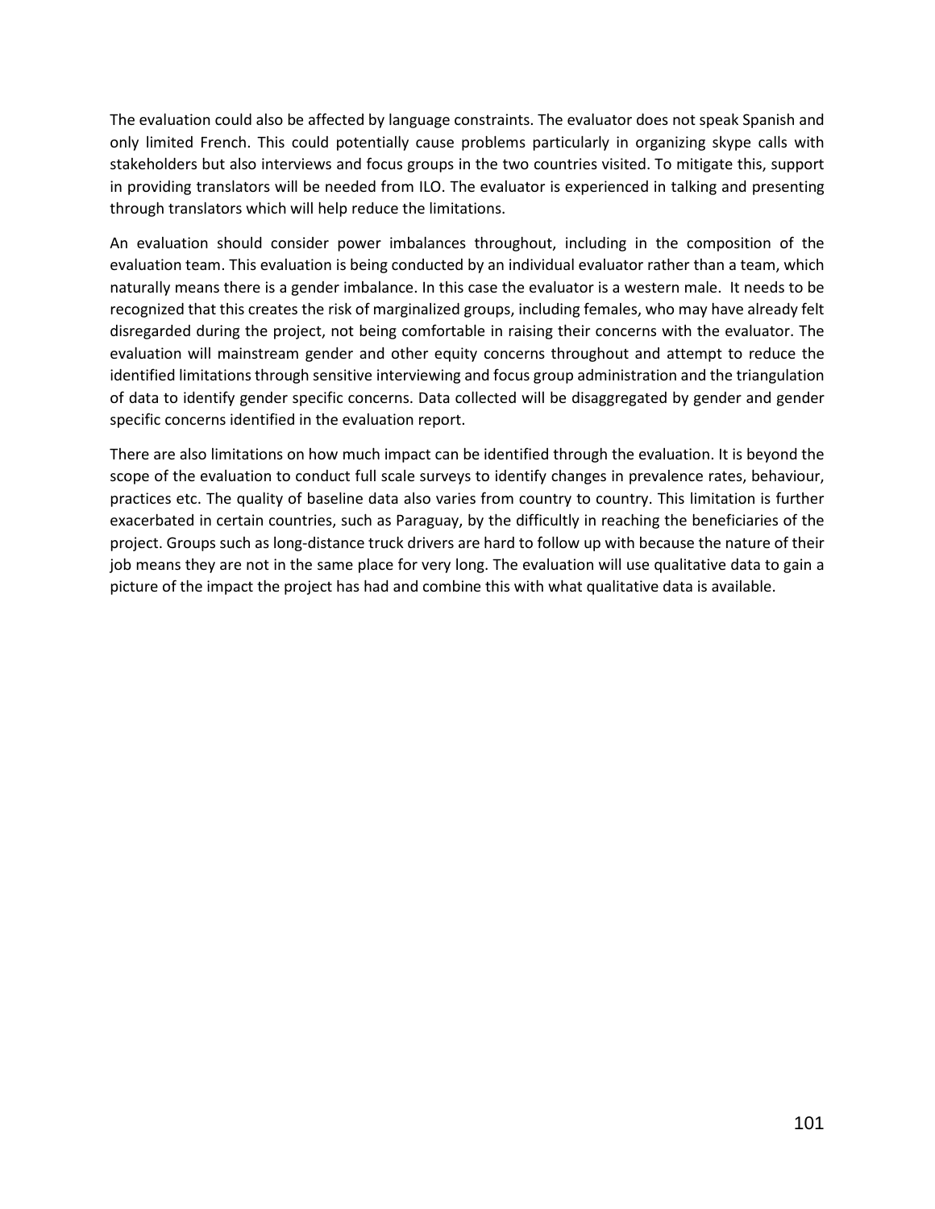The evaluation could also be affected by language constraints. The evaluator does not speak Spanish and only limited French. This could potentially cause problems particularly in organizing skype calls with stakeholders but also interviews and focus groups in the two countries visited. To mitigate this, support in providing translators will be needed from ILO. The evaluator is experienced in talking and presenting through translators which will help reduce the limitations.

An evaluation should consider power imbalances throughout, including in the composition of the evaluation team. This evaluation is being conducted by an individual evaluator rather than a team, which naturally means there is a gender imbalance. In this case the evaluator is a western male. It needs to be recognized that this creates the risk of marginalized groups, including females, who may have already felt disregarded during the project, not being comfortable in raising their concerns with the evaluator. The evaluation will mainstream gender and other equity concerns throughout and attempt to reduce the identified limitations through sensitive interviewing and focus group administration and the triangulation of data to identify gender specific concerns. Data collected will be disaggregated by gender and gender specific concerns identified in the evaluation report.

There are also limitations on how much impact can be identified through the evaluation. It is beyond the scope of the evaluation to conduct full scale surveys to identify changes in prevalence rates, behaviour, practices etc. The quality of baseline data also varies from country to country. This limitation is further exacerbated in certain countries, such as Paraguay, by the difficultly in reaching the beneficiaries of the project. Groups such as long-distance truck drivers are hard to follow up with because the nature of their job means they are not in the same place for very long. The evaluation will use qualitative data to gain a picture of the impact the project has had and combine this with what qualitative data is available.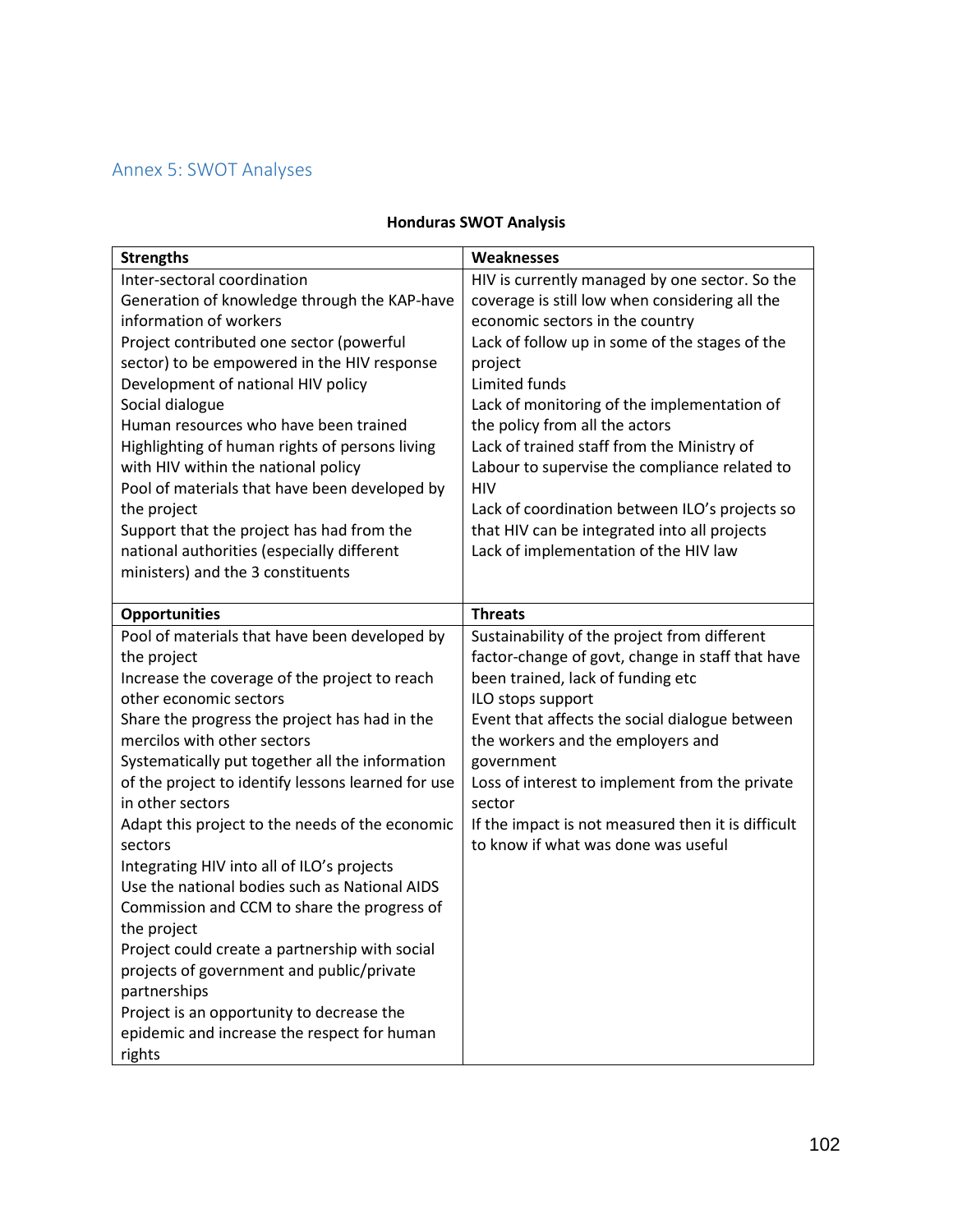## Annex 5: SWOT Analyses

**Honduras SWOT Analysis**

| Strengths | Weaknesses |
|---|---|
| Inter-sectoral coordination<br>Generation of knowledge through the KAP-have information of workers<br>Project contributed one sector (powerful sector) to be empowered in the HIV response<br>Development of national HIV policy<br>Social dialogue<br>Human resources who have been trained<br>Highlighting of human rights of persons living with HIV within the national policy<br>Pool of materials that have been developed by the project<br>Support that the project has had from the national authorities (especially different ministers) and the 3 constituents | HIV is currently managed by one sector. So the coverage is still low when considering all the economic sectors in the country<br>Lack of follow up in some of the stages of the project<br>Limited funds<br>Lack of monitoring of the implementation of the policy from all the actors<br>Lack of trained staff from the Ministry of Labour to supervise the compliance related to HIV<br>Lack of coordination between ILO's projects so that HIV can be integrated into all projects<br>Lack of implementation of the HIV law |
| **Opportunities** | **Threats** |
| Pool of materials that have been developed by the project<br>Increase the coverage of the project to reach other economic sectors<br>Share the progress the project has had in the mercilos with other sectors<br>Systematically put together all the information of the project to identify lessons learned for use in other sectors<br>Adapt this project to the needs of the economic sectors<br>Integrating HIV into all of ILO's projects<br>Use the national bodies such as National AIDS Commission and CCM to share the progress of the project<br>Project could create a partnership with social projects of government and public/private partnerships<br>Project is an opportunity to decrease the epidemic and increase the respect for human rights | Sustainability of the project from different factor-change of govt, change in staff that have been trained, lack of funding etc<br>ILO stops support<br>Event that affects the social dialogue between the workers and the employers and government<br>Loss of interest to implement from the private sector<br>If the impact is not measured then it is difficult to know if what was done was useful |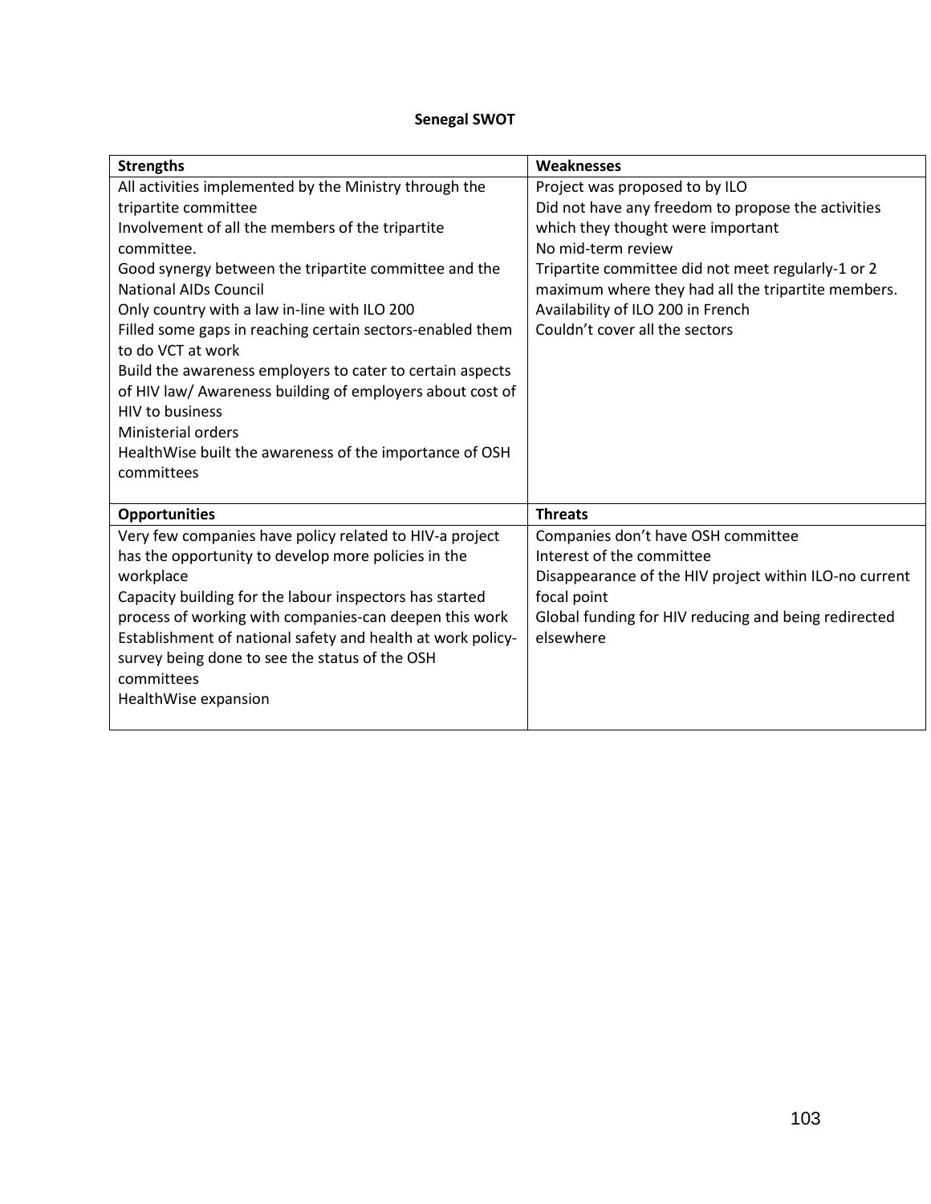**Senegal SWOT**

| Strengths | Weaknesses |
|---|---|
| All activities implemented by the Ministry through the tripartite committee<br>Involvement of all the members of the tripartite committee.<br>Good synergy between the tripartite committee and the National AIDs Council<br>Only country with a law in-line with ILO 200<br>Filled some gaps in reaching certain sectors-enabled them to do VCT at work<br>Build the awareness employers to cater to certain aspects of HIV law/ Awareness building of employers about cost of HIV to business<br>Ministerial orders<br>HealthWise built the awareness of the importance of OSH committees | Project was proposed to by ILO<br>Did not have any freedom to propose the activities which they thought were important<br>No mid-term review<br>Tripartite committee did not meet regularly-1 or 2 maximum where they had all the tripartite members.<br>Availability of ILO 200 in French<br>Couldn't cover all the sectors |
| **Opportunities** | **Threats** |
| Very few companies have policy related to HIV-a project has the opportunity to develop more policies in the workplace<br>Capacity building for the labour inspectors has started process of working with companies-can deepen this work<br>Establishment of national safety and health at work policy-survey being done to see the status of the OSH committees<br>HealthWise expansion | Companies don't have OSH committee<br>Interest of the committee<br>Disappearance of the HIV project within ILO-no current focal point<br>Global funding for HIV reducing and being redirected elsewhere |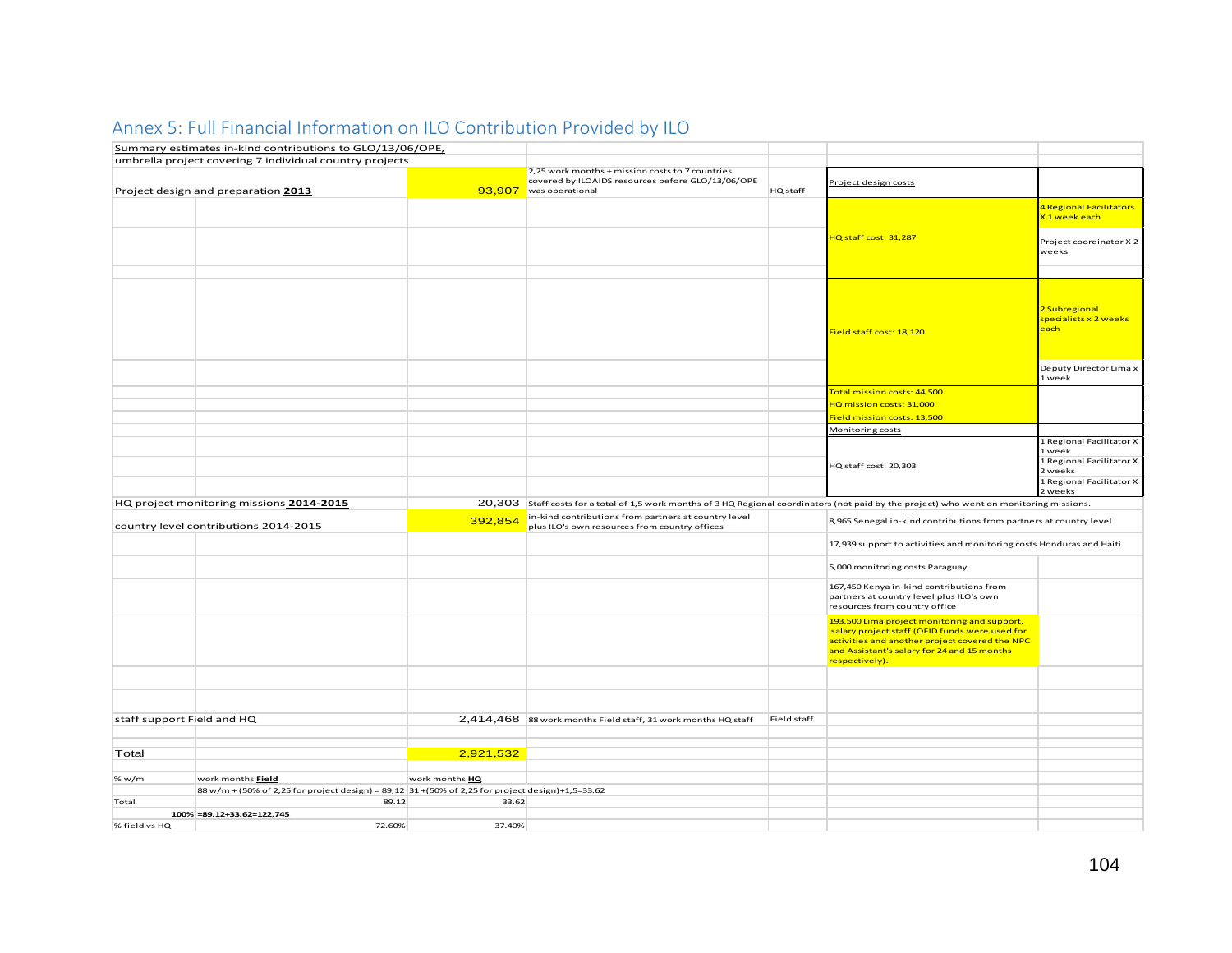## Annex 5: Full Financial Information on ILO Contribution Provided by ILO

| | | | | | | |
|---|---|---|---|---|---|---|
| Summary estimates in-kind contributions to GLO/13/06/OPE, | | | | | | |
| umbrella project covering 7 individual country projects | | | | | | |
| Project design and preparation **2013** | | 93,907 | 2,25 work months + mission costs to 7 countries covered by ILOAIDS resources before GLO/13/06/OPE was operational | HQ staff | Project design costs | |
| | | | | | | 4 Regional Facilitators X 1 week each |
| | | | | | HQ staff cost: 31,287 | Project coordinator X 2 weeks |
| | | | | | | |
| | | | | | Field staff cost: 18,120 | 2 Subregional specialists x 2 weeks each |
| | | | | | | Deputy Director Lima x 1 week |
| | | | | | Total mission costs: 44,500 | |
| | | | | | HQ mission costs: 31,000 | |
| | | | | | Field mission costs: 13,500 | |
| | | | | | Monitoring costs | |
| | | | | | | 1 Regional Facilitator X 1 week |
| | | | | | HQ staff cost: 20,303 | 1 Regional Facilitator X 2 weeks |
| | | | | | | 1 Regional Facilitator X 2 weeks |
| HQ project monitoring missions **2014-2015** | | 20,303 | Staff costs for a total of 1,5 work months of 3 HQ Regional coordinators (not paid by the project) who went on monitoring missions. | | | |
| country level contributions 2014-2015 | | 392,854 | in-kind contributions from partners at country level plus ILO's own resources from country offices | | 8,965 Senegal in-kind contributions from partners at country level | |
| | | | | | 17,939 support to activities and monitoring costs Honduras and Haiti | |
| | | | | | 5,000 monitoring costs Paraguay | |
| | | | | | 167,450 Kenya in-kind contributions from partners at country level plus ILO's own resources from country office | |
| | | | | | 193,500 Lima project monitoring and support, salary project staff (OFID funds were used for activities and another project covered the NPC and Assistant's salary for 24 and 15 months respectively). | |
| | | | | | | |
| staff support Field and HQ | | 2,414,468 | 88 work months Field staff, 31 work months HQ staff | Field staff | | |
| | | | | | | |
| Total | | 2,921,532 | | | | |
| | | | | | | |
| % w/m | work months **Field** | work months **HQ** | | | | |
| | 88 w/m + (50% of 2,25 for project design) = 89,12 | 31 +(50% of 2,25 for project design)+1,5=33.62 | | | | |
| Total | 89.12 | 33.62 | | | | |
| | 100% =89.12+33.62=122,745 | | | | | |
| % field vs HQ | 72.60% | 37.40% | | | | |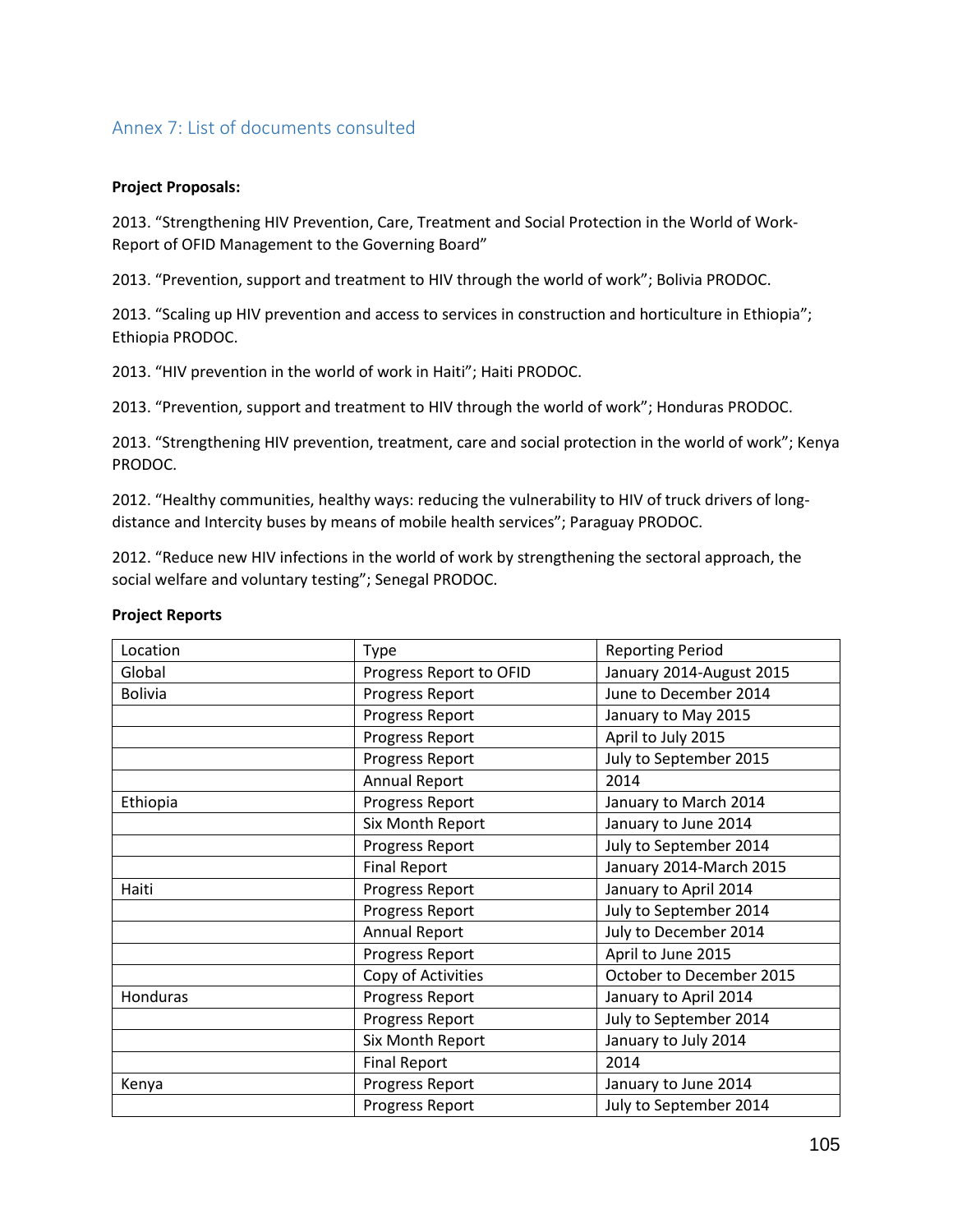## Annex 7: List of documents consulted

**Project Proposals:**

2013. "Strengthening HIV Prevention, Care, Treatment and Social Protection in the World of Work-Report of OFID Management to the Governing Board"

2013. "Prevention, support and treatment to HIV through the world of work"; Bolivia PRODOC.

2013. "Scaling up HIV prevention and access to services in construction and horticulture in Ethiopia"; Ethiopia PRODOC.

2013. "HIV prevention in the world of work in Haiti"; Haiti PRODOC.

2013. "Prevention, support and treatment to HIV through the world of work"; Honduras PRODOC.

2013. "Strengthening HIV prevention, treatment, care and social protection in the world of work"; Kenya PRODOC.

2012. "Healthy communities, healthy ways: reducing the vulnerability to HIV of truck drivers of long-distance and Intercity buses by means of mobile health services"; Paraguay PRODOC.

2012. "Reduce new HIV infections in the world of work by strengthening the sectoral approach, the social welfare and voluntary testing"; Senegal PRODOC.

**Project Reports**

| Location | Type | Reporting Period |
|---|---|---|
| Global | Progress Report to OFID | January 2014-August 2015 |
| Bolivia | Progress Report | June to December 2014 |
| | Progress Report | January to May 2015 |
| | Progress Report | April to July 2015 |
| | Progress Report | July to September 2015 |
| | Annual Report | 2014 |
| Ethiopia | Progress Report | January to March 2014 |
| | Six Month Report | January to June 2014 |
| | Progress Report | July to September 2014 |
| | Final Report | January 2014-March 2015 |
| Haiti | Progress Report | January to April 2014 |
| | Progress Report | July to September 2014 |
| | Annual Report | July to December 2014 |
| | Progress Report | April to June 2015 |
| | Copy of Activities | October to December 2015 |
| Honduras | Progress Report | January to April 2014 |
| | Progress Report | July to September 2014 |
| | Six Month Report | January to July 2014 |
| | Final Report | 2014 |
| Kenya | Progress Report | January to June 2014 |
| | Progress Report | July to September 2014 |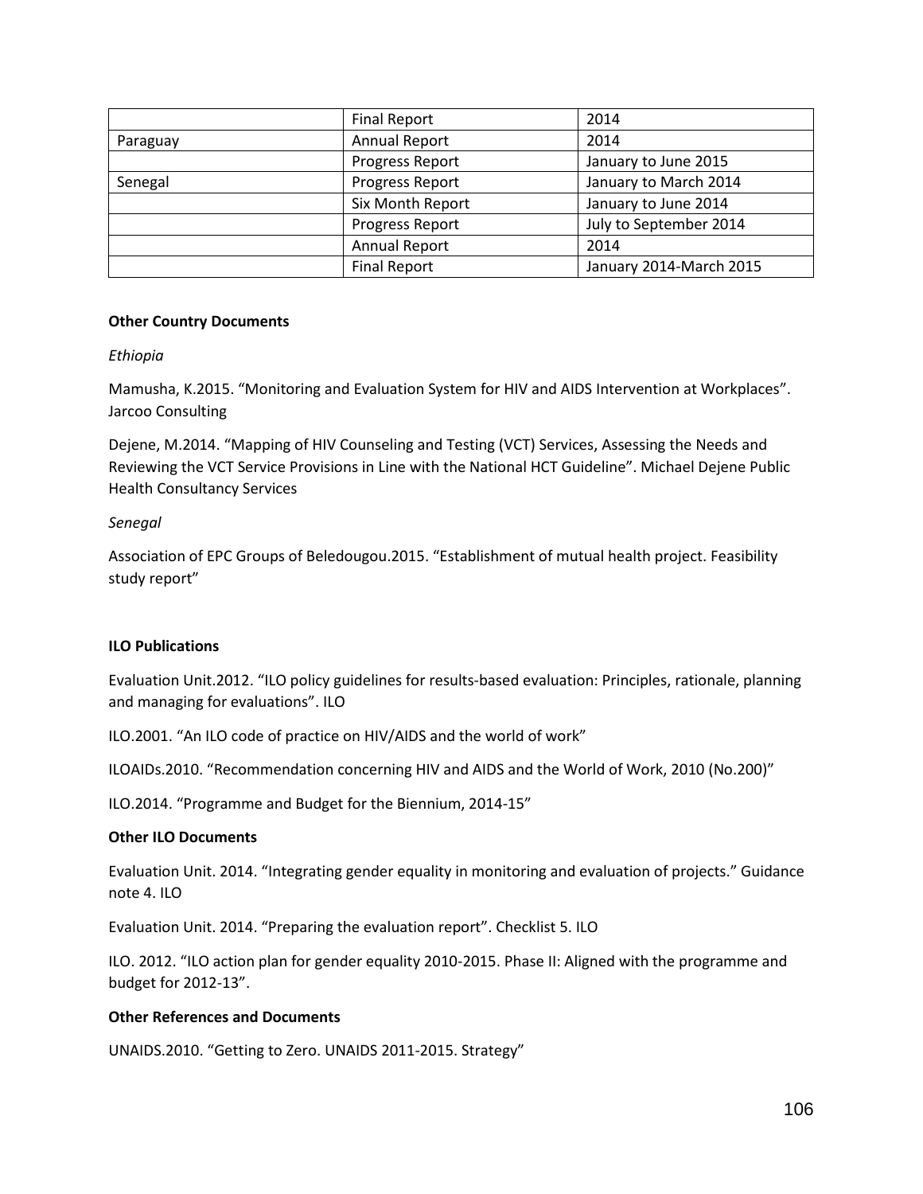| | | |
|---|---|---|
| | Final Report | 2014 |
| Paraguay | Annual Report | 2014 |
| | Progress Report | January to June 2015 |
| Senegal | Progress Report | January to March 2014 |
| | Six Month Report | January to June 2014 |
| | Progress Report | July to September 2014 |
| | Annual Report | 2014 |
| | Final Report | January 2014-March 2015 |

**Other Country Documents**

*Ethiopia*

Mamusha, K.2015. "Monitoring and Evaluation System for HIV and AIDS Intervention at Workplaces". Jarcoo Consulting

Dejene, M.2014. "Mapping of HIV Counseling and Testing (VCT) Services, Assessing the Needs and Reviewing the VCT Service Provisions in Line with the National HCT Guideline". Michael Dejene Public Health Consultancy Services

*Senegal*

Association of EPC Groups of Beledougou.2015. "Establishment of mutual health project. Feasibility study report"

**ILO Publications**

Evaluation Unit.2012. "ILO policy guidelines for results-based evaluation: Principles, rationale, planning and managing for evaluations". ILO

ILO.2001. "An ILO code of practice on HIV/AIDS and the world of work"

ILOAIDs.2010. "Recommendation concerning HIV and AIDS and the World of Work, 2010 (No.200)"

ILO.2014. "Programme and Budget for the Biennium, 2014-15"

**Other ILO Documents**

Evaluation Unit. 2014. "Integrating gender equality in monitoring and evaluation of projects." Guidance note 4. ILO

Evaluation Unit. 2014. "Preparing the evaluation report". Checklist 5. ILO

ILO. 2012. "ILO action plan for gender equality 2010-2015. Phase II: Aligned with the programme and budget for 2012-13".

**Other References and Documents**

UNAIDS.2010. "Getting to Zero. UNAIDS 2011-2015. Strategy"